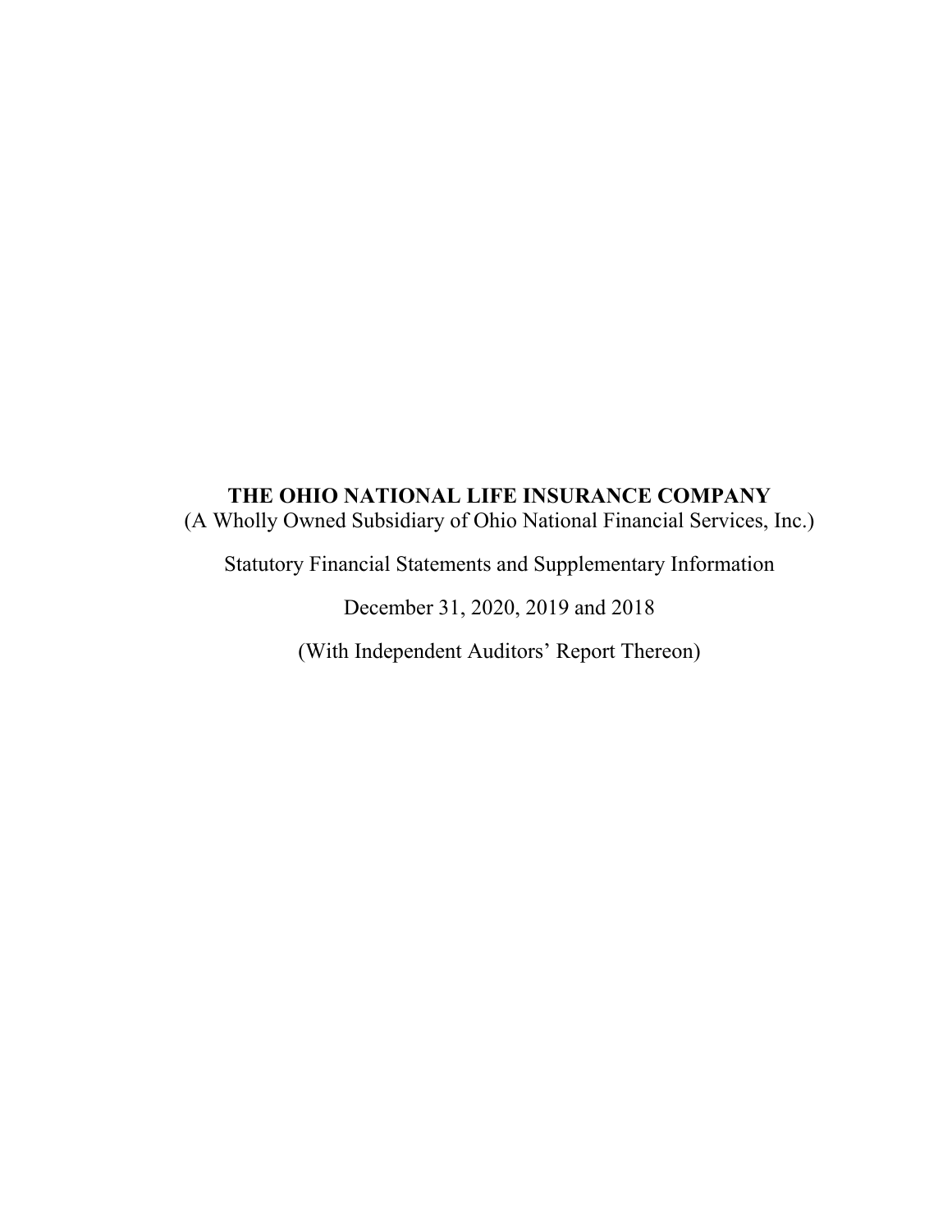# THE OHIO NATIONAL LIFE INSURANCE COMPANY

(A Wholly Owned Subsidiary of Ohio National Financial Services, Inc.)

Statutory Financial Statements and Supplementary Information

December 31, 2020, 2019 and 2018

(With Independent Auditors' Report Thereon)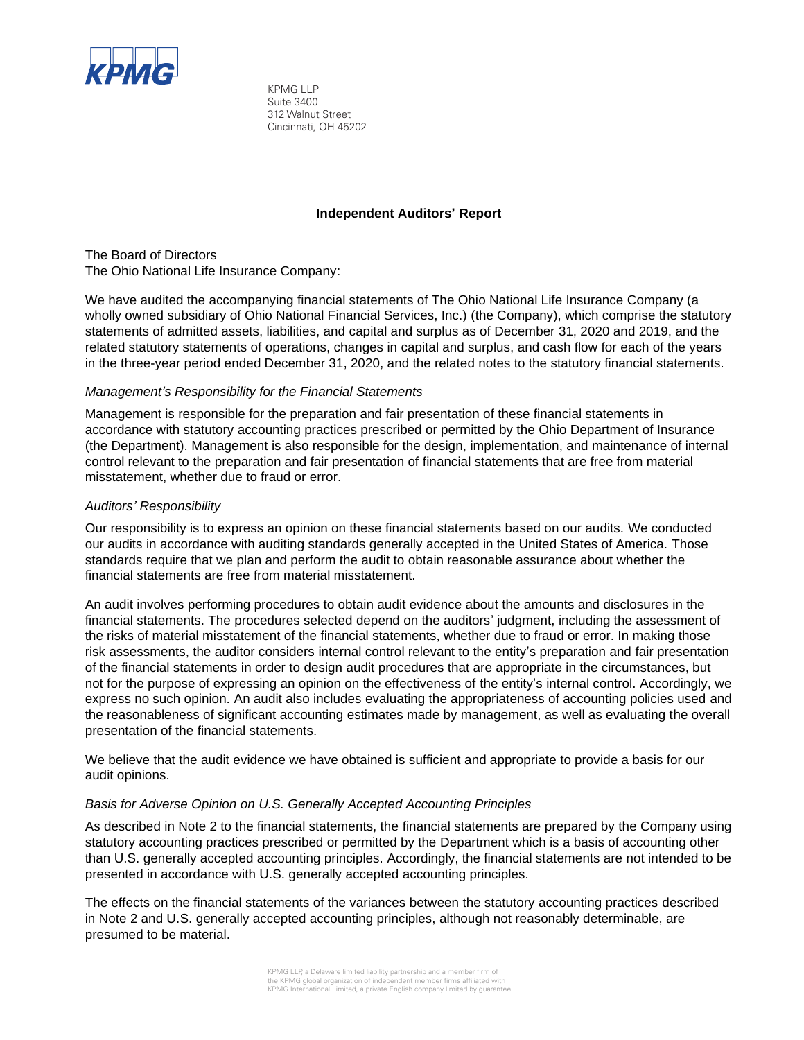KPMG LLP
Suite 3400
312 Walnut Street
Cincinnati, OH 45202

## Independent Auditors' Report

The Board of Directors
The Ohio National Life Insurance Company:

We have audited the accompanying financial statements of The Ohio National Life Insurance Company (a wholly owned subsidiary of Ohio National Financial Services, Inc.) (the Company), which comprise the statutory statements of admitted assets, liabilities, and capital and surplus as of December 31, 2020 and 2019, and the related statutory statements of operations, changes in capital and surplus, and cash flow for each of the years in the three-year period ended December 31, 2020, and the related notes to the statutory financial statements.

*Management's Responsibility for the Financial Statements*

Management is responsible for the preparation and fair presentation of these financial statements in accordance with statutory accounting practices prescribed or permitted by the Ohio Department of Insurance (the Department). Management is also responsible for the design, implementation, and maintenance of internal control relevant to the preparation and fair presentation of financial statements that are free from material misstatement, whether due to fraud or error.

*Auditors' Responsibility*

Our responsibility is to express an opinion on these financial statements based on our audits. We conducted our audits in accordance with auditing standards generally accepted in the United States of America. Those standards require that we plan and perform the audit to obtain reasonable assurance about whether the financial statements are free from material misstatement.

An audit involves performing procedures to obtain audit evidence about the amounts and disclosures in the financial statements. The procedures selected depend on the auditors' judgment, including the assessment of the risks of material misstatement of the financial statements, whether due to fraud or error. In making those risk assessments, the auditor considers internal control relevant to the entity's preparation and fair presentation of the financial statements in order to design audit procedures that are appropriate in the circumstances, but not for the purpose of expressing an opinion on the effectiveness of the entity's internal control. Accordingly, we express no such opinion. An audit also includes evaluating the appropriateness of accounting policies used and the reasonableness of significant accounting estimates made by management, as well as evaluating the overall presentation of the financial statements.

We believe that the audit evidence we have obtained is sufficient and appropriate to provide a basis for our audit opinions.

*Basis for Adverse Opinion on U.S. Generally Accepted Accounting Principles*

As described in Note 2 to the financial statements, the financial statements are prepared by the Company using statutory accounting practices prescribed or permitted by the Department which is a basis of accounting other than U.S. generally accepted accounting principles. Accordingly, the financial statements are not intended to be presented in accordance with U.S. generally accepted accounting principles.

The effects on the financial statements of the variances between the statutory accounting practices described in Note 2 and U.S. generally accepted accounting principles, although not reasonably determinable, are presumed to be material.

KPMG LLP, a Delaware limited liability partnership and a member firm of the KPMG global organization of independent member firms affiliated with KPMG International Limited, a private English company limited by guarantee.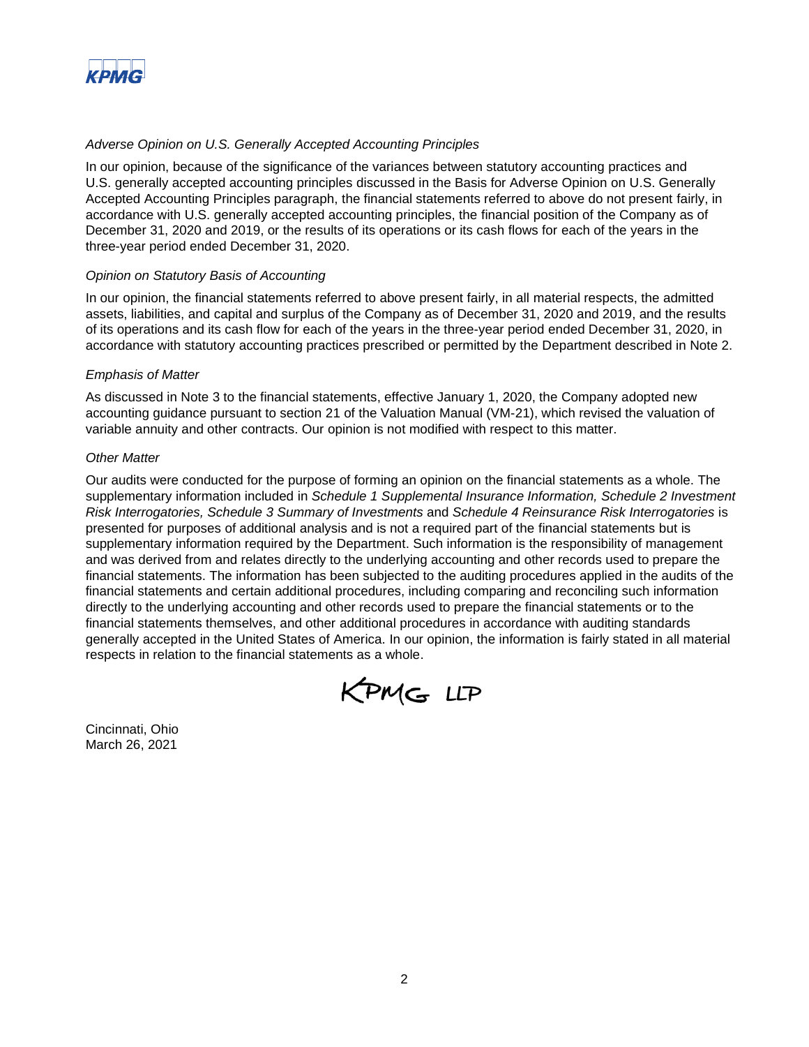*Adverse Opinion on U.S. Generally Accepted Accounting Principles*

In our opinion, because of the significance of the variances between statutory accounting practices and U.S. generally accepted accounting principles discussed in the Basis for Adverse Opinion on U.S. Generally Accepted Accounting Principles paragraph, the financial statements referred to above do not present fairly, in accordance with U.S. generally accepted accounting principles, the financial position of the Company as of December 31, 2020 and 2019, or the results of its operations or its cash flows for each of the years in the three-year period ended December 31, 2020.

*Opinion on Statutory Basis of Accounting*

In our opinion, the financial statements referred to above present fairly, in all material respects, the admitted assets, liabilities, and capital and surplus of the Company as of December 31, 2020 and 2019, and the results of its operations and its cash flow for each of the years in the three-year period ended December 31, 2020, in accordance with statutory accounting practices prescribed or permitted by the Department described in Note 2.

*Emphasis of Matter*

As discussed in Note 3 to the financial statements, effective January 1, 2020, the Company adopted new accounting guidance pursuant to section 21 of the Valuation Manual (VM-21), which revised the valuation of variable annuity and other contracts. Our opinion is not modified with respect to this matter.

*Other Matter*

Our audits were conducted for the purpose of forming an opinion on the financial statements as a whole. The supplementary information included in *Schedule 1 Supplemental Insurance Information, Schedule 2 Investment Risk Interrogatories, Schedule 3 Summary of Investments* and *Schedule 4 Reinsurance Risk Interrogatories* is presented for purposes of additional analysis and is not a required part of the financial statements but is supplementary information required by the Department. Such information is the responsibility of management and was derived from and relates directly to the underlying accounting and other records used to prepare the financial statements. The information has been subjected to the auditing procedures applied in the audits of the financial statements and certain additional procedures, including comparing and reconciling such information directly to the underlying accounting and other records used to prepare the financial statements or to the financial statements themselves, and other additional procedures in accordance with auditing standards generally accepted in the United States of America. In our opinion, the information is fairly stated in all material respects in relation to the financial statements as a whole.

KPMG LLP

Cincinnati, Ohio
March 26, 2021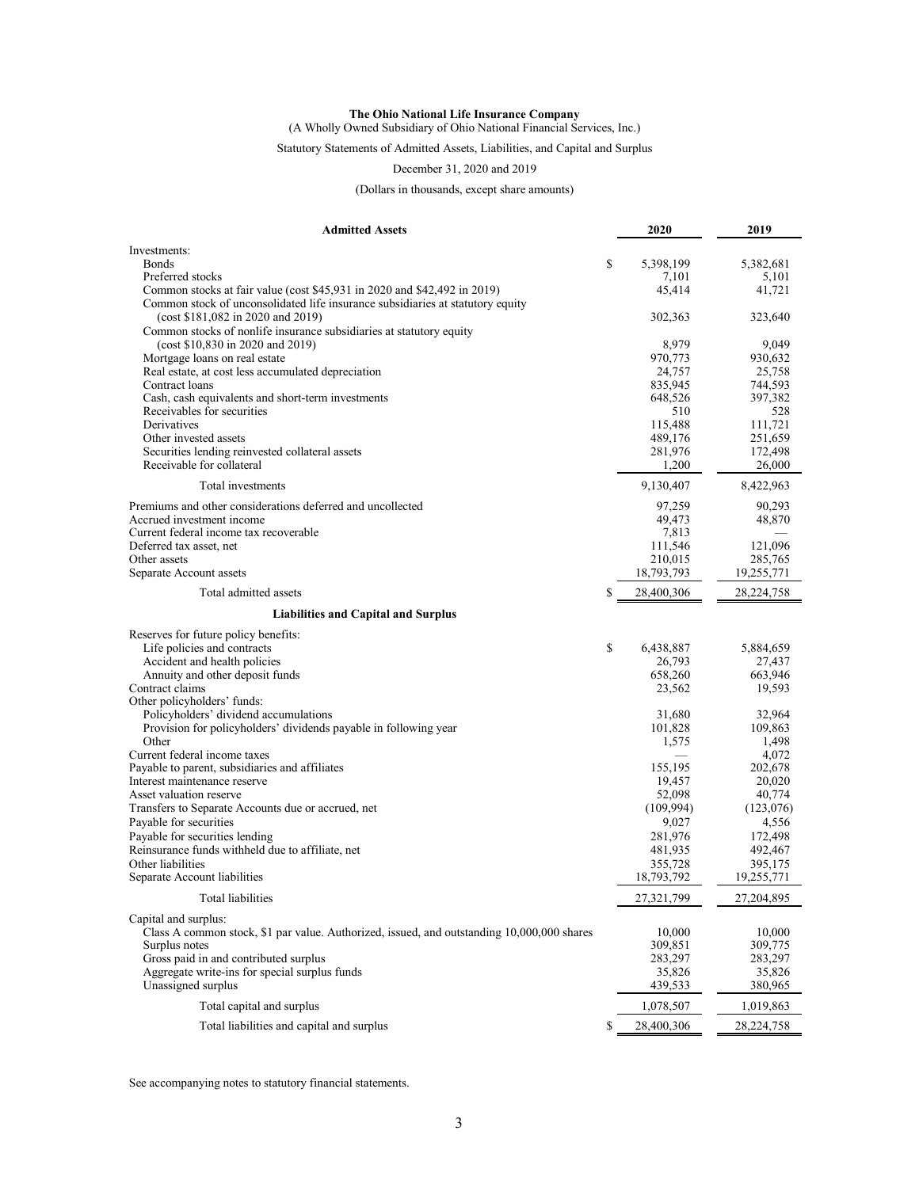**The Ohio National Life Insurance Company**

(A Wholly Owned Subsidiary of Ohio National Financial Services, Inc.)

Statutory Statements of Admitted Assets, Liabilities, and Capital and Surplus

December 31, 2020 and 2019

(Dollars in thousands, except share amounts)

| **Admitted Assets** | **2020** | **2019** |
|---|---|---|
| Investments: | | |
| Bonds | $ 5,398,199 | 5,382,681 |
| Preferred stocks | 7,101 | 5,101 |
| Common stocks at fair value (cost $45,931 in 2020 and $42,492 in 2019) | 45,414 | 41,721 |
| Common stock of unconsolidated life insurance subsidiaries at statutory equity (cost $181,082 in 2020 and 2019) | 302,363 | 323,640 |
| Common stocks of nonlife insurance subsidiaries at statutory equity (cost $10,830 in 2020 and 2019) | 8,979 | 9,049 |
| Mortgage loans on real estate | 970,773 | 930,632 |
| Real estate, at cost less accumulated depreciation | 24,757 | 25,758 |
| Contract loans | 835,945 | 744,593 |
| Cash, cash equivalents and short-term investments | 648,526 | 397,382 |
| Receivables for securities | 510 | 528 |
| Derivatives | 115,488 | 111,721 |
| Other invested assets | 489,176 | 251,659 |
| Securities lending reinvested collateral assets | 281,976 | 172,498 |
| Receivable for collateral | 1,200 | 26,000 |
| Total investments | 9,130,407 | 8,422,963 |
| Premiums and other considerations deferred and uncollected | 97,259 | 90,293 |
| Accrued investment income | 49,473 | 48,870 |
| Current federal income tax recoverable | 7,813 | — |
| Deferred tax asset, net | 111,546 | 121,096 |
| Other assets | 210,015 | 285,765 |
| Separate Account assets | 18,793,793 | 19,255,771 |
| Total admitted assets | $ 28,400,306 | 28,224,758 |
| **Liabilities and Capital and Surplus** | | |
| Reserves for future policy benefits: | | |
| Life policies and contracts | $ 6,438,887 | 5,884,659 |
| Accident and health policies | 26,793 | 27,437 |
| Annuity and other deposit funds | 658,260 | 663,946 |
| Contract claims | 23,562 | 19,593 |
| Other policyholders' funds: | | |
| Policyholders' dividend accumulations | 31,680 | 32,964 |
| Provision for policyholders' dividends payable in following year | 101,828 | 109,863 |
| Other | 1,575 | 1,498 |
| Current federal income taxes | — | 4,072 |
| Payable to parent, subsidiaries and affiliates | 155,195 | 202,678 |
| Interest maintenance reserve | 19,457 | 20,020 |
| Asset valuation reserve | 52,098 | 40,774 |
| Transfers to Separate Accounts due or accrued, net | (109,994) | (123,076) |
| Payable for securities | 9,027 | 4,556 |
| Payable for securities lending | 281,976 | 172,498 |
| Reinsurance funds withheld due to affiliate, net | 481,935 | 492,467 |
| Other liabilities | 355,728 | 395,175 |
| Separate Account liabilities | 18,793,792 | 19,255,771 |
| Total liabilities | 27,321,799 | 27,204,895 |
| Capital and surplus: | | |
| Class A common stock, $1 par value. Authorized, issued, and outstanding 10,000,000 shares | 10,000 | 10,000 |
| Surplus notes | 309,851 | 309,775 |
| Gross paid in and contributed surplus | 283,297 | 283,297 |
| Aggregate write-ins for special surplus funds | 35,826 | 35,826 |
| Unassigned surplus | 439,533 | 380,965 |
| Total capital and surplus | 1,078,507 | 1,019,863 |
| Total liabilities and capital and surplus | $ 28,400,306 | 28,224,758 |

See accompanying notes to statutory financial statements.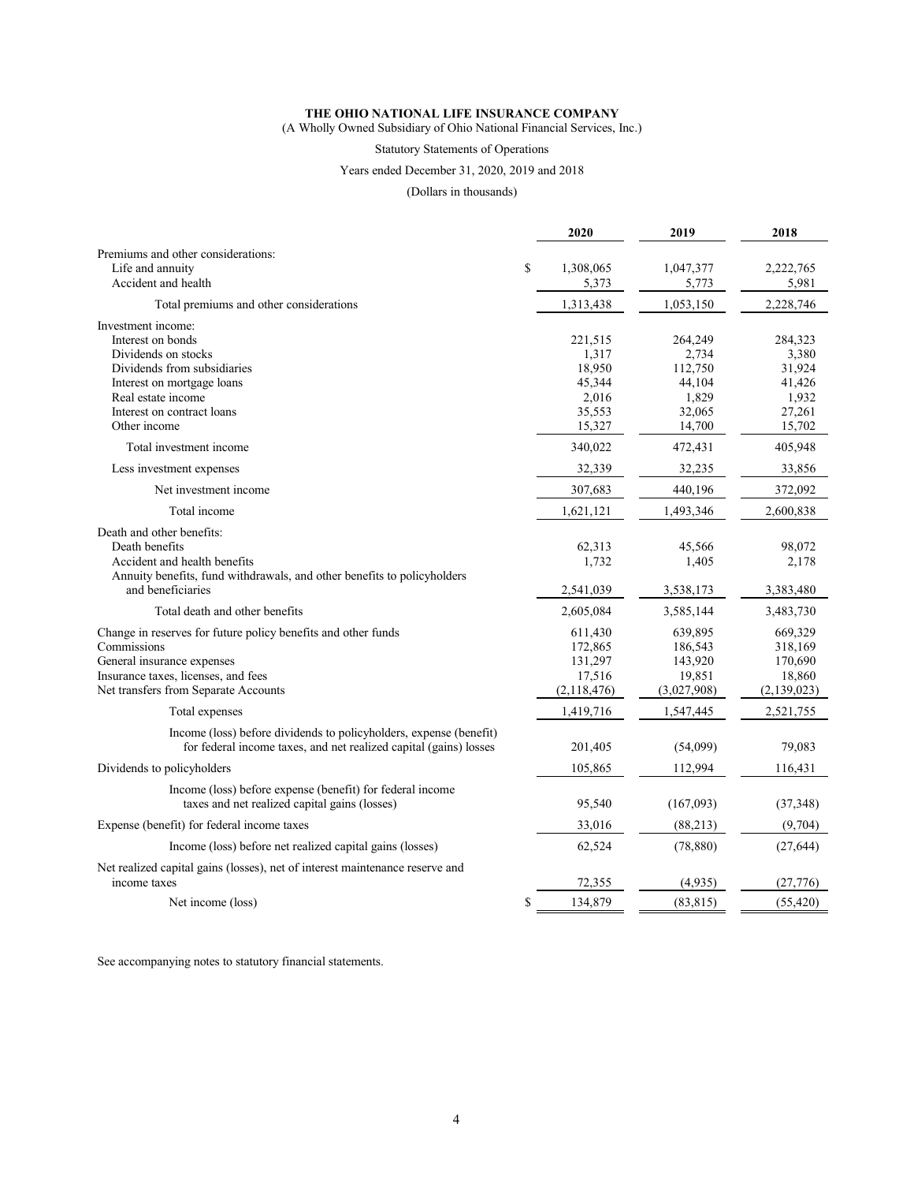**THE OHIO NATIONAL LIFE INSURANCE COMPANY**

(A Wholly Owned Subsidiary of Ohio National Financial Services, Inc.)

Statutory Statements of Operations

Years ended December 31, 2020, 2019 and 2018

(Dollars in thousands)

| | 2020 | 2019 | 2018 |
|---|---|---|---|
| Premiums and other considerations: | | | |
| Life and annuity | $ 1,308,065 | 1,047,377 | 2,222,765 |
| Accident and health | 5,373 | 5,773 | 5,981 |
| Total premiums and other considerations | 1,313,438 | 1,053,150 | 2,228,746 |
| Investment income: | | | |
| Interest on bonds | 221,515 | 264,249 | 284,323 |
| Dividends on stocks | 1,317 | 2,734 | 3,380 |
| Dividends from subsidiaries | 18,950 | 112,750 | 31,924 |
| Interest on mortgage loans | 45,344 | 44,104 | 41,426 |
| Real estate income | 2,016 | 1,829 | 1,932 |
| Interest on contract loans | 35,553 | 32,065 | 27,261 |
| Other income | 15,327 | 14,700 | 15,702 |
| Total investment income | 340,022 | 472,431 | 405,948 |
| Less investment expenses | 32,339 | 32,235 | 33,856 |
| Net investment income | 307,683 | 440,196 | 372,092 |
| Total income | 1,621,121 | 1,493,346 | 2,600,838 |
| Death and other benefits: | | | |
| Death benefits | 62,313 | 45,566 | 98,072 |
| Accident and health benefits | 1,732 | 1,405 | 2,178 |
| Annuity benefits, fund withdrawals, and other benefits to policyholders and beneficiaries | 2,541,039 | 3,538,173 | 3,383,480 |
| Total death and other benefits | 2,605,084 | 3,585,144 | 3,483,730 |
| Change in reserves for future policy benefits and other funds | 611,430 | 639,895 | 669,329 |
| Commissions | 172,865 | 186,543 | 318,169 |
| General insurance expenses | 131,297 | 143,920 | 170,690 |
| Insurance taxes, licenses, and fees | 17,516 | 19,851 | 18,860 |
| Net transfers from Separate Accounts | (2,118,476) | (3,027,908) | (2,139,023) |
| Total expenses | 1,419,716 | 1,547,445 | 2,521,755 |
| Income (loss) before dividends to policyholders, expense (benefit) for federal income taxes, and net realized capital (gains) losses | 201,405 | (54,099) | 79,083 |
| Dividends to policyholders | 105,865 | 112,994 | 116,431 |
| Income (loss) before expense (benefit) for federal income taxes and net realized capital gains (losses) | 95,540 | (167,093) | (37,348) |
| Expense (benefit) for federal income taxes | 33,016 | (88,213) | (9,704) |
| Income (loss) before net realized capital gains (losses) | 62,524 | (78,880) | (27,644) |
| Net realized capital gains (losses), net of interest maintenance reserve and income taxes | 72,355 | (4,935) | (27,776) |
| Net income (loss) | $ 134,879 | (83,815) | (55,420) |

See accompanying notes to statutory financial statements.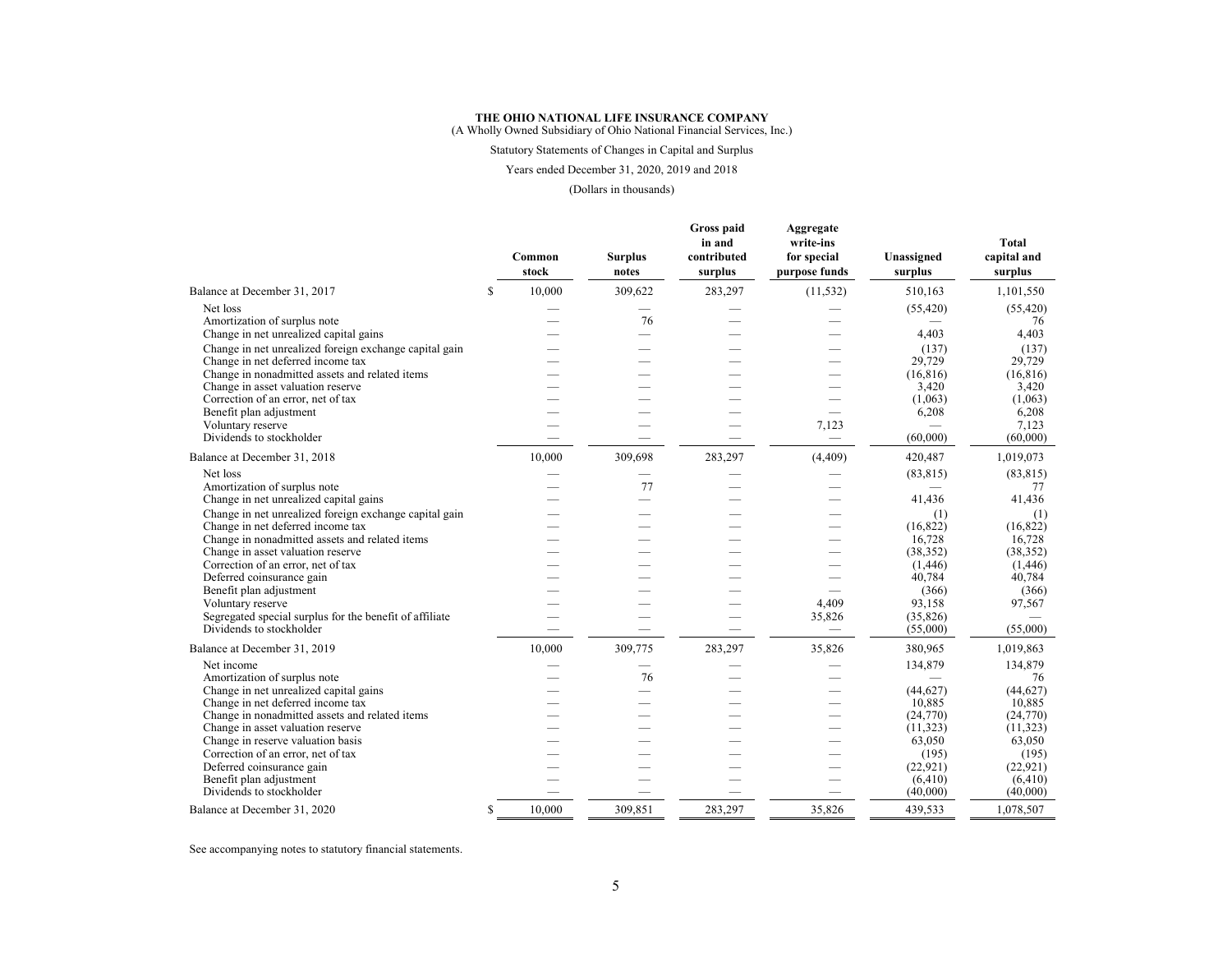**THE OHIO NATIONAL LIFE INSURANCE COMPANY**
(A Wholly Owned Subsidiary of Ohio National Financial Services, Inc.)

Statutory Statements of Changes in Capital and Surplus

Years ended December 31, 2020, 2019 and 2018

(Dollars in thousands)

| | Common stock | Surplus notes | Gross paid in and contributed surplus | Aggregate write-ins for special purpose funds | Unassigned surplus | Total capital and surplus |
|---|---|---|---|---|---|---|
| Balance at December 31, 2017 | $ 10,000 | 309,622 | 283,297 | (11,532) | 510,163 | 1,101,550 |
| Net loss | — | — | — | — | (55,420) | (55,420) |
| Amortization of surplus note | — | 76 | — | — | — | 76 |
| Change in net unrealized capital gains | — | — | — | — | 4,403 | 4,403 |
| Change in net unrealized foreign exchange capital gain | — | — | — | — | (137) | (137) |
| Change in net deferred income tax | — | — | — | — | 29,729 | 29,729 |
| Change in nonadmitted assets and related items | — | — | — | — | (16,816) | (16,816) |
| Change in asset valuation reserve | — | — | — | — | 3,420 | 3,420 |
| Correction of an error, net of tax | — | — | — | — | (1,063) | (1,063) |
| Benefit plan adjustment | — | — | — | — | 6,208 | 6,208 |
| Voluntary reserve | — | — | — | 7,123 | — | 7,123 |
| Dividends to stockholder | — | — | — | — | (60,000) | (60,000) |
| Balance at December 31, 2018 | 10,000 | 309,698 | 283,297 | (4,409) | 420,487 | 1,019,073 |
| Net loss | — | — | — | — | (83,815) | (83,815) |
| Amortization of surplus note | — | 77 | — | — | — | 77 |
| Change in net unrealized capital gains | — | — | — | — | 41,436 | 41,436 |
| Change in net unrealized foreign exchange capital gain | — | — | — | — | (1) | (1) |
| Change in net deferred income tax | — | — | — | — | (16,822) | (16,822) |
| Change in nonadmitted assets and related items | — | — | — | — | 16,728 | 16,728 |
| Change in asset valuation reserve | — | — | — | — | (38,352) | (38,352) |
| Correction of an error, net of tax | — | — | — | — | (1,446) | (1,446) |
| Deferred coinsurance gain | — | — | — | — | 40,784 | 40,784 |
| Benefit plan adjustment | — | — | — | — | (366) | (366) |
| Voluntary reserve | — | — | — | 4,409 | 93,158 | 97,567 |
| Segregated special surplus for the benefit of affiliate | — | — | — | 35,826 | (35,826) | — |
| Dividends to stockholder | — | — | — | — | (55,000) | (55,000) |
| Balance at December 31, 2019 | 10,000 | 309,775 | 283,297 | 35,826 | 380,965 | 1,019,863 |
| Net income | — | — | — | — | 134,879 | 134,879 |
| Amortization of surplus note | — | 76 | — | — | — | 76 |
| Change in net unrealized capital gains | — | — | — | — | (44,627) | (44,627) |
| Change in net deferred income tax | — | — | — | — | 10,885 | 10,885 |
| Change in nonadmitted assets and related items | — | — | — | — | (24,770) | (24,770) |
| Change in asset valuation reserve | — | — | — | — | (11,323) | (11,323) |
| Change in reserve valuation basis | — | — | — | — | 63,050 | 63,050 |
| Correction of an error, net of tax | — | — | — | — | (195) | (195) |
| Deferred coinsurance gain | — | — | — | — | (22,921) | (22,921) |
| Benefit plan adjustment | — | — | — | — | (6,410) | (6,410) |
| Dividends to stockholder | — | — | — | — | (40,000) | (40,000) |
| Balance at December 31, 2020 | $ 10,000 | 309,851 | 283,297 | 35,826 | 439,533 | 1,078,507 |

See accompanying notes to statutory financial statements.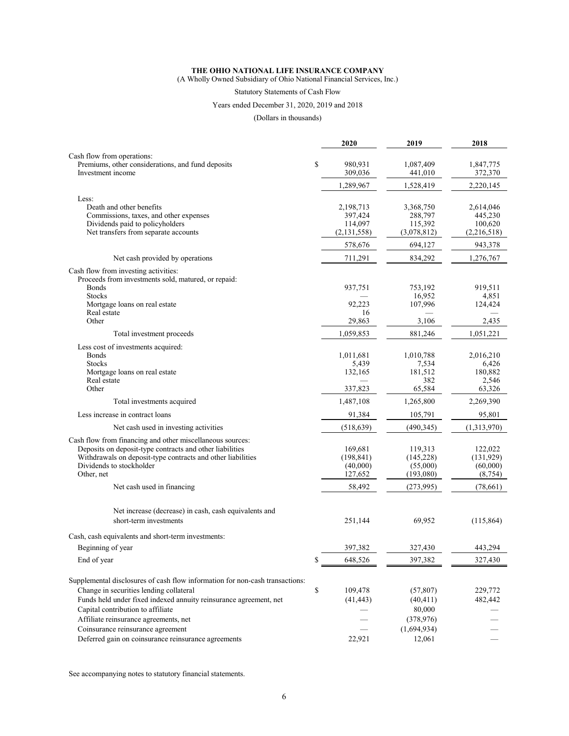**THE OHIO NATIONAL LIFE INSURANCE COMPANY**

(A Wholly Owned Subsidiary of Ohio National Financial Services, Inc.)

Statutory Statements of Cash Flow

Years ended December 31, 2020, 2019 and 2018

(Dollars in thousands)

| | 2020 | 2019 | 2018 |
|---|---|---|---|
| Cash flow from operations: | | | |
| Premiums, other considerations, and fund deposits | $ 980,931 | 1,087,409 | 1,847,775 |
| Investment income | 309,036 | 441,010 | 372,370 |
| | 1,289,967 | 1,528,419 | 2,220,145 |
| Less: | | | |
| Death and other benefits | 2,198,713 | 3,368,750 | 2,614,046 |
| Commissions, taxes, and other expenses | 397,424 | 288,797 | 445,230 |
| Dividends paid to policyholders | 114,097 | 115,392 | 100,620 |
| Net transfers from separate accounts | (2,131,558) | (3,078,812) | (2,216,518) |
| | 578,676 | 694,127 | 943,378 |
| Net cash provided by operations | 711,291 | 834,292 | 1,276,767 |
| Cash flow from investing activities: | | | |
| Proceeds from investments sold, matured, or repaid: | | | |
| Bonds | 937,751 | 753,192 | 919,511 |
| Stocks | — | 16,952 | 4,851 |
| Mortgage loans on real estate | 92,223 | 107,996 | 124,424 |
| Real estate | 16 | — | — |
| Other | 29,863 | 3,106 | 2,435 |
| Total investment proceeds | 1,059,853 | 881,246 | 1,051,221 |
| Less cost of investments acquired: | | | |
| Bonds | 1,011,681 | 1,010,788 | 2,016,210 |
| Stocks | 5,439 | 7,534 | 6,426 |
| Mortgage loans on real estate | 132,165 | 181,512 | 180,882 |
| Real estate | — | 382 | 2,546 |
| Other | 337,823 | 65,584 | 63,326 |
| Total investments acquired | 1,487,108 | 1,265,800 | 2,269,390 |
| Less increase in contract loans | 91,384 | 105,791 | 95,801 |
| Net cash used in investing activities | (518,639) | (490,345) | (1,313,970) |
| Cash flow from financing and other miscellaneous sources: | | | |
| Deposits on deposit-type contracts and other liabilities | 169,681 | 119,313 | 122,022 |
| Withdrawals on deposit-type contracts and other liabilities | (198,841) | (145,228) | (131,929) |
| Dividends to stockholder | (40,000) | (55,000) | (60,000) |
| Other, net | 127,652 | (193,080) | (8,754) |
| Net cash used in financing | 58,492 | (273,995) | (78,661) |
| Net increase (decrease) in cash, cash equivalents and short-term investments | 251,144 | 69,952 | (115,864) |
| Cash, cash equivalents and short-term investments: | | | |
| Beginning of year | 397,382 | 327,430 | 443,294 |
| End of year | $ 648,526 | 397,382 | 327,430 |
| Supplemental disclosures of cash flow information for non-cash transactions: | | | |
| Change in securities lending collateral | $ 109,478 | (57,807) | 229,772 |
| Funds held under fixed indexed annuity reinsurance agreement, net | (41,443) | (40,411) | 482,442 |
| Capital contribution to affiliate | — | 80,000 | — |
| Affiliate reinsurance agreements, net | — | (378,976) | — |
| Coinsurance reinsurance agreement | — | (1,694,934) | — |
| Deferred gain on coinsurance reinsurance agreements | 22,921 | 12,061 | — |

See accompanying notes to statutory financial statements.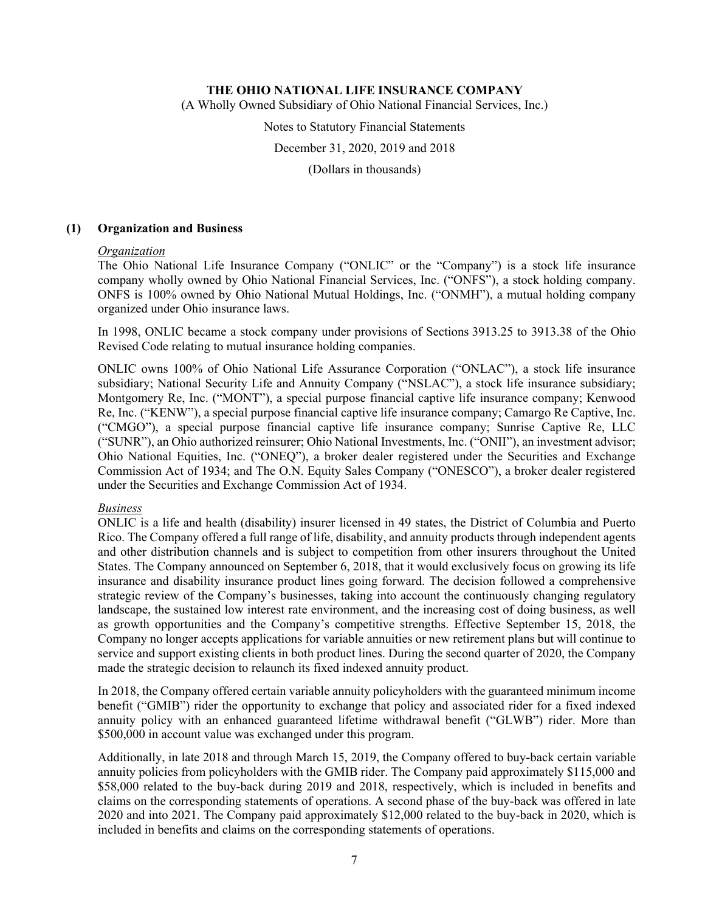**THE OHIO NATIONAL LIFE INSURANCE COMPANY**

(A Wholly Owned Subsidiary of Ohio National Financial Services, Inc.)

Notes to Statutory Financial Statements

December 31, 2020, 2019 and 2018

(Dollars in thousands)

## (1) Organization and Business

*Organization*

The Ohio National Life Insurance Company ("ONLIC" or the "Company") is a stock life insurance company wholly owned by Ohio National Financial Services, Inc. ("ONFS"), a stock holding company. ONFS is 100% owned by Ohio National Mutual Holdings, Inc. ("ONMH"), a mutual holding company organized under Ohio insurance laws.

In 1998, ONLIC became a stock company under provisions of Sections 3913.25 to 3913.38 of the Ohio Revised Code relating to mutual insurance holding companies.

ONLIC owns 100% of Ohio National Life Assurance Corporation ("ONLAC"), a stock life insurance subsidiary; National Security Life and Annuity Company ("NSLAC"), a stock life insurance subsidiary; Montgomery Re, Inc. ("MONT"), a special purpose financial captive life insurance company; Kenwood Re, Inc. ("KENW"), a special purpose financial captive life insurance company; Camargo Re Captive, Inc. ("CMGO"), a special purpose financial captive life insurance company; Sunrise Captive Re, LLC ("SUNR"), an Ohio authorized reinsurer; Ohio National Investments, Inc. ("ONII"), an investment advisor; Ohio National Equities, Inc. ("ONEQ"), a broker dealer registered under the Securities and Exchange Commission Act of 1934; and The O.N. Equity Sales Company ("ONESCO"), a broker dealer registered under the Securities and Exchange Commission Act of 1934.

*Business*

ONLIC is a life and health (disability) insurer licensed in 49 states, the District of Columbia and Puerto Rico. The Company offered a full range of life, disability, and annuity products through independent agents and other distribution channels and is subject to competition from other insurers throughout the United States. The Company announced on September 6, 2018, that it would exclusively focus on growing its life insurance and disability insurance product lines going forward. The decision followed a comprehensive strategic review of the Company's businesses, taking into account the continuously changing regulatory landscape, the sustained low interest rate environment, and the increasing cost of doing business, as well as growth opportunities and the Company's competitive strengths. Effective September 15, 2018, the Company no longer accepts applications for variable annuities or new retirement plans but will continue to service and support existing clients in both product lines. During the second quarter of 2020, the Company made the strategic decision to relaunch its fixed indexed annuity product.

In 2018, the Company offered certain variable annuity policyholders with the guaranteed minimum income benefit ("GMIB") rider the opportunity to exchange that policy and associated rider for a fixed indexed annuity policy with an enhanced guaranteed lifetime withdrawal benefit ("GLWB") rider. More than $500,000 in account value was exchanged under this program.

Additionally, in late 2018 and through March 15, 2019, the Company offered to buy-back certain variable annuity policies from policyholders with the GMIB rider. The Company paid approximately $115,000 and $58,000 related to the buy-back during 2019 and 2018, respectively, which is included in benefits and claims on the corresponding statements of operations. A second phase of the buy-back was offered in late 2020 and into 2021. The Company paid approximately $12,000 related to the buy-back in 2020, which is included in benefits and claims on the corresponding statements of operations.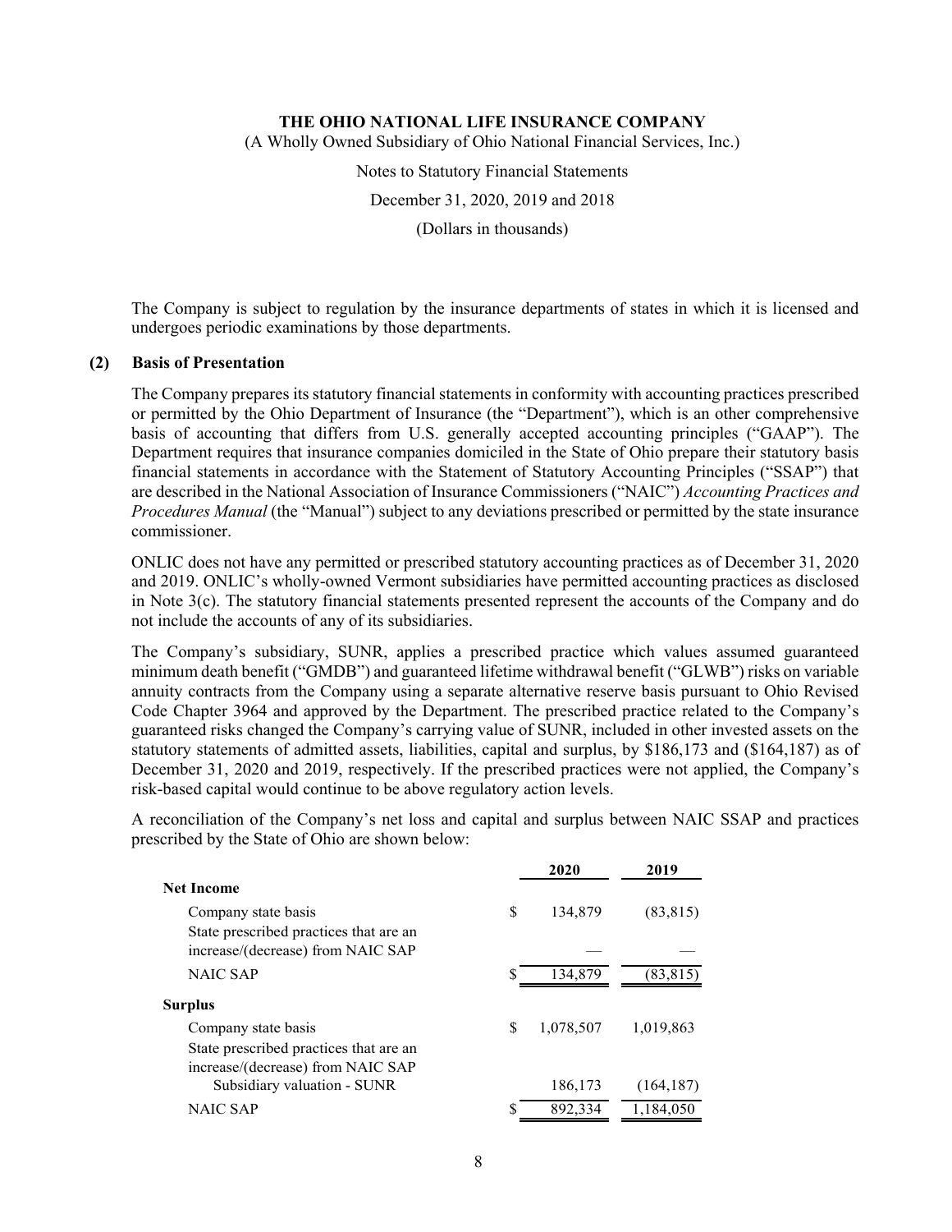The Company is subject to regulation by the insurance departments of states in which it is licensed and undergoes periodic examinations by those departments.

## (2) Basis of Presentation

The Company prepares its statutory financial statements in conformity with accounting practices prescribed or permitted by the Ohio Department of Insurance (the "Department"), which is an other comprehensive basis of accounting that differs from U.S. generally accepted accounting principles ("GAAP"). The Department requires that insurance companies domiciled in the State of Ohio prepare their statutory basis financial statements in accordance with the Statement of Statutory Accounting Principles ("SSAP") that are described in the National Association of Insurance Commissioners ("NAIC") *Accounting Practices and Procedures Manual* (the "Manual") subject to any deviations prescribed or permitted by the state insurance commissioner.

ONLIC does not have any permitted or prescribed statutory accounting practices as of December 31, 2020 and 2019. ONLIC's wholly-owned Vermont subsidiaries have permitted accounting practices as disclosed in Note 3(c). The statutory financial statements presented represent the accounts of the Company and do not include the accounts of any of its subsidiaries.

The Company's subsidiary, SUNR, applies a prescribed practice which values assumed guaranteed minimum death benefit ("GMDB") and guaranteed lifetime withdrawal benefit ("GLWB") risks on variable annuity contracts from the Company using a separate alternative reserve basis pursuant to Ohio Revised Code Chapter 3964 and approved by the Department. The prescribed practice related to the Company's guaranteed risks changed the Company's carrying value of SUNR, included in other invested assets on the statutory statements of admitted assets, liabilities, capital and surplus, by $186,173 and ($164,187) as of December 31, 2020 and 2019, respectively. If the prescribed practices were not applied, the Company's risk-based capital would continue to be above regulatory action levels.

A reconciliation of the Company's net loss and capital and surplus between NAIC SSAP and practices prescribed by the State of Ohio are shown below:

| | 2020 | 2019 |
|---|---|---|
| **Net Income** | | |
| Company state basis | $ 134,879 | (83,815) |
| State prescribed practices that are an increase/(decrease) from NAIC SAP | — | — |
| NAIC SAP | $ 134,879 | (83,815) |
| **Surplus** | | |
| Company state basis | $ 1,078,507 | 1,019,863 |
| State prescribed practices that are an increase/(decrease) from NAIC SAP | | |
| Subsidiary valuation - SUNR | 186,173 | (164,187) |
| NAIC SAP | $ 892,334 | 1,184,050 |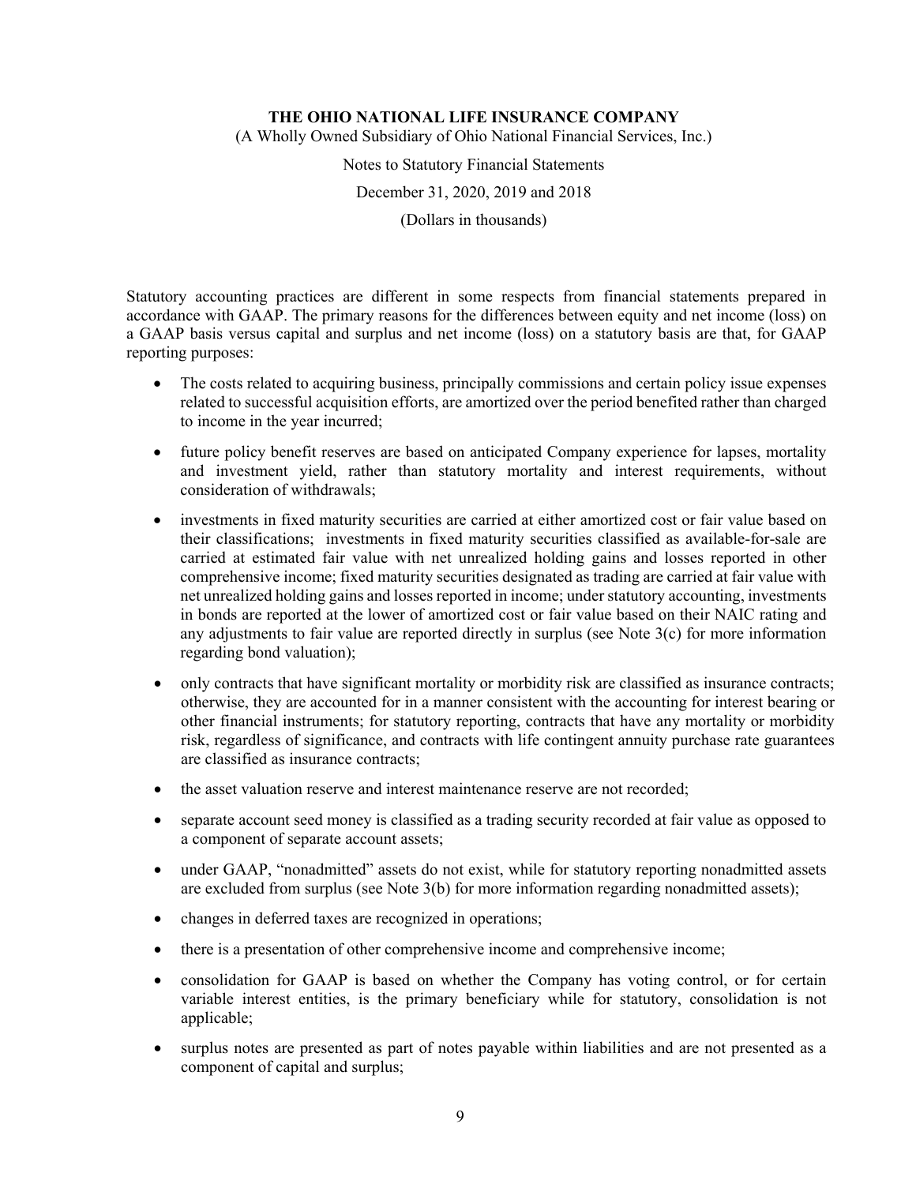Statutory accounting practices are different in some respects from financial statements prepared in accordance with GAAP. The primary reasons for the differences between equity and net income (loss) on a GAAP basis versus capital and surplus and net income (loss) on a statutory basis are that, for GAAP reporting purposes:

- The costs related to acquiring business, principally commissions and certain policy issue expenses related to successful acquisition efforts, are amortized over the period benefited rather than charged to income in the year incurred;
- future policy benefit reserves are based on anticipated Company experience for lapses, mortality and investment yield, rather than statutory mortality and interest requirements, without consideration of withdrawals;
- investments in fixed maturity securities are carried at either amortized cost or fair value based on their classifications; investments in fixed maturity securities classified as available-for-sale are carried at estimated fair value with net unrealized holding gains and losses reported in other comprehensive income; fixed maturity securities designated as trading are carried at fair value with net unrealized holding gains and losses reported in income; under statutory accounting, investments in bonds are reported at the lower of amortized cost or fair value based on their NAIC rating and any adjustments to fair value are reported directly in surplus (see Note 3(c) for more information regarding bond valuation);
- only contracts that have significant mortality or morbidity risk are classified as insurance contracts; otherwise, they are accounted for in a manner consistent with the accounting for interest bearing or other financial instruments; for statutory reporting, contracts that have any mortality or morbidity risk, regardless of significance, and contracts with life contingent annuity purchase rate guarantees are classified as insurance contracts;
- the asset valuation reserve and interest maintenance reserve are not recorded;
- separate account seed money is classified as a trading security recorded at fair value as opposed to a component of separate account assets;
- under GAAP, "nonadmitted" assets do not exist, while for statutory reporting nonadmitted assets are excluded from surplus (see Note 3(b) for more information regarding nonadmitted assets);
- changes in deferred taxes are recognized in operations;
- there is a presentation of other comprehensive income and comprehensive income;
- consolidation for GAAP is based on whether the Company has voting control, or for certain variable interest entities, is the primary beneficiary while for statutory, consolidation is not applicable;
- surplus notes are presented as part of notes payable within liabilities and are not presented as a component of capital and surplus;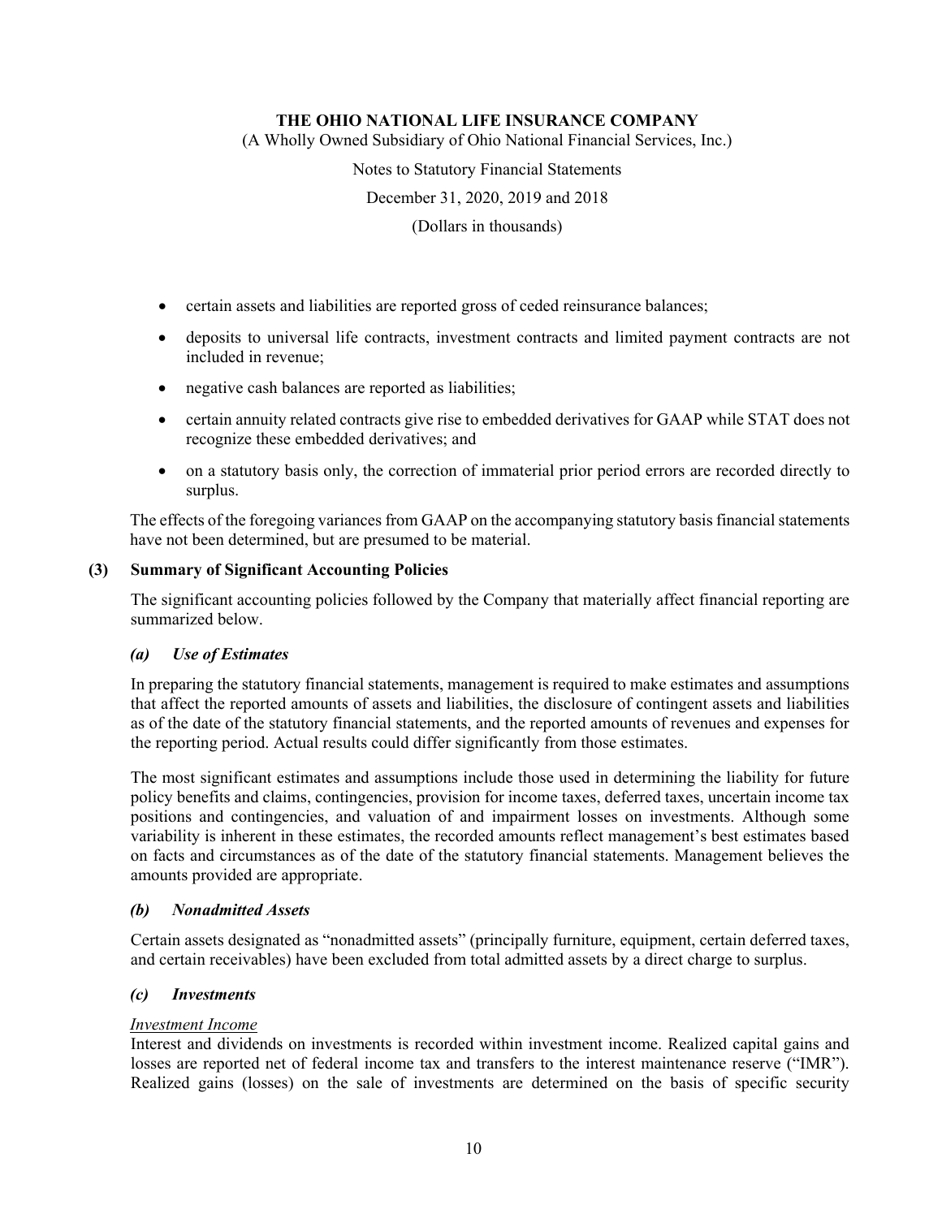- certain assets and liabilities are reported gross of ceded reinsurance balances;
- deposits to universal life contracts, investment contracts and limited payment contracts are not included in revenue;
- negative cash balances are reported as liabilities;
- certain annuity related contracts give rise to embedded derivatives for GAAP while STAT does not recognize these embedded derivatives; and
- on a statutory basis only, the correction of immaterial prior period errors are recorded directly to surplus.

The effects of the foregoing variances from GAAP on the accompanying statutory basis financial statements have not been determined, but are presumed to be material.

## (3) Summary of Significant Accounting Policies

The significant accounting policies followed by the Company that materially affect financial reporting are summarized below.

### *(a) Use of Estimates*

In preparing the statutory financial statements, management is required to make estimates and assumptions that affect the reported amounts of assets and liabilities, the disclosure of contingent assets and liabilities as of the date of the statutory financial statements, and the reported amounts of revenues and expenses for the reporting period. Actual results could differ significantly from those estimates.

The most significant estimates and assumptions include those used in determining the liability for future policy benefits and claims, contingencies, provision for income taxes, deferred taxes, uncertain income tax positions and contingencies, and valuation of and impairment losses on investments. Although some variability is inherent in these estimates, the recorded amounts reflect management's best estimates based on facts and circumstances as of the date of the statutory financial statements. Management believes the amounts provided are appropriate.

### *(b) Nonadmitted Assets*

Certain assets designated as "nonadmitted assets" (principally furniture, equipment, certain deferred taxes, and certain receivables) have been excluded from total admitted assets by a direct charge to surplus.

### *(c) Investments*

*Investment Income*

Interest and dividends on investments is recorded within investment income. Realized capital gains and losses are reported net of federal income tax and transfers to the interest maintenance reserve ("IMR"). Realized gains (losses) on the sale of investments are determined on the basis of specific security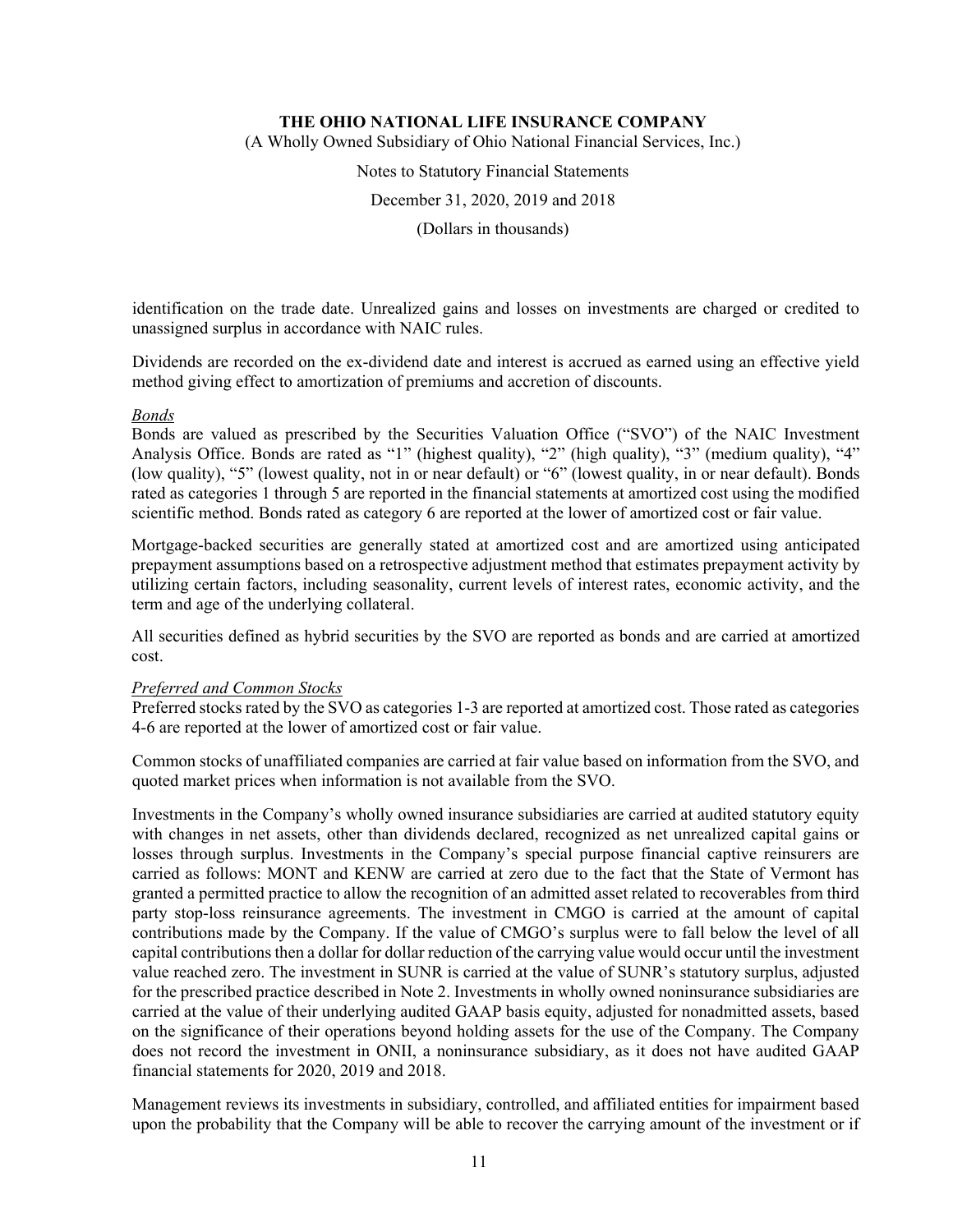identification on the trade date. Unrealized gains and losses on investments are charged or credited to unassigned surplus in accordance with NAIC rules.

Dividends are recorded on the ex-dividend date and interest is accrued as earned using an effective yield method giving effect to amortization of premiums and accretion of discounts.

*Bonds*

Bonds are valued as prescribed by the Securities Valuation Office ("SVO") of the NAIC Investment Analysis Office. Bonds are rated as "1" (highest quality), "2" (high quality), "3" (medium quality), "4" (low quality), "5" (lowest quality, not in or near default) or "6" (lowest quality, in or near default). Bonds rated as categories 1 through 5 are reported in the financial statements at amortized cost using the modified scientific method. Bonds rated as category 6 are reported at the lower of amortized cost or fair value.

Mortgage-backed securities are generally stated at amortized cost and are amortized using anticipated prepayment assumptions based on a retrospective adjustment method that estimates prepayment activity by utilizing certain factors, including seasonality, current levels of interest rates, economic activity, and the term and age of the underlying collateral.

All securities defined as hybrid securities by the SVO are reported as bonds and are carried at amortized cost.

*Preferred and Common Stocks*

Preferred stocks rated by the SVO as categories 1-3 are reported at amortized cost. Those rated as categories 4-6 are reported at the lower of amortized cost or fair value.

Common stocks of unaffiliated companies are carried at fair value based on information from the SVO, and quoted market prices when information is not available from the SVO.

Investments in the Company's wholly owned insurance subsidiaries are carried at audited statutory equity with changes in net assets, other than dividends declared, recognized as net unrealized capital gains or losses through surplus. Investments in the Company's special purpose financial captive reinsurers are carried as follows: MONT and KENW are carried at zero due to the fact that the State of Vermont has granted a permitted practice to allow the recognition of an admitted asset related to recoverables from third party stop-loss reinsurance agreements. The investment in CMGO is carried at the amount of capital contributions made by the Company. If the value of CMGO's surplus were to fall below the level of all capital contributions then a dollar for dollar reduction of the carrying value would occur until the investment value reached zero. The investment in SUNR is carried at the value of SUNR's statutory surplus, adjusted for the prescribed practice described in Note 2. Investments in wholly owned noninsurance subsidiaries are carried at the value of their underlying audited GAAP basis equity, adjusted for nonadmitted assets, based on the significance of their operations beyond holding assets for the use of the Company. The Company does not record the investment in ONII, a noninsurance subsidiary, as it does not have audited GAAP financial statements for 2020, 2019 and 2018.

Management reviews its investments in subsidiary, controlled, and affiliated entities for impairment based upon the probability that the Company will be able to recover the carrying amount of the investment or if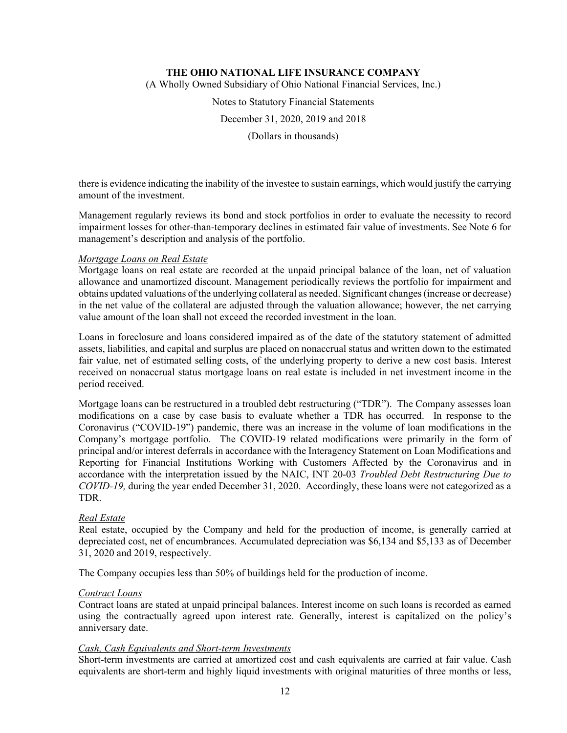there is evidence indicating the inability of the investee to sustain earnings, which would justify the carrying amount of the investment.

Management regularly reviews its bond and stock portfolios in order to evaluate the necessity to record impairment losses for other-than-temporary declines in estimated fair value of investments. See Note 6 for management's description and analysis of the portfolio.

*Mortgage Loans on Real Estate*

Mortgage loans on real estate are recorded at the unpaid principal balance of the loan, net of valuation allowance and unamortized discount. Management periodically reviews the portfolio for impairment and obtains updated valuations of the underlying collateral as needed. Significant changes (increase or decrease) in the net value of the collateral are adjusted through the valuation allowance; however, the net carrying value amount of the loan shall not exceed the recorded investment in the loan.

Loans in foreclosure and loans considered impaired as of the date of the statutory statement of admitted assets, liabilities, and capital and surplus are placed on nonaccrual status and written down to the estimated fair value, net of estimated selling costs, of the underlying property to derive a new cost basis. Interest received on nonaccrual status mortgage loans on real estate is included in net investment income in the period received.

Mortgage loans can be restructured in a troubled debt restructuring ("TDR"). The Company assesses loan modifications on a case by case basis to evaluate whether a TDR has occurred. In response to the Coronavirus ("COVID-19") pandemic, there was an increase in the volume of loan modifications in the Company's mortgage portfolio. The COVID-19 related modifications were primarily in the form of principal and/or interest deferrals in accordance with the Interagency Statement on Loan Modifications and Reporting for Financial Institutions Working with Customers Affected by the Coronavirus and in accordance with the interpretation issued by the NAIC, INT 20-03 *Troubled Debt Restructuring Due to COVID-19,* during the year ended December 31, 2020. Accordingly, these loans were not categorized as a TDR.

*Real Estate*

Real estate, occupied by the Company and held for the production of income, is generally carried at depreciated cost, net of encumbrances. Accumulated depreciation was $6,134 and $5,133 as of December 31, 2020 and 2019, respectively.

The Company occupies less than 50% of buildings held for the production of income.

*Contract Loans*

Contract loans are stated at unpaid principal balances. Interest income on such loans is recorded as earned using the contractually agreed upon interest rate. Generally, interest is capitalized on the policy's anniversary date.

*Cash, Cash Equivalents and Short-term Investments*

Short-term investments are carried at amortized cost and cash equivalents are carried at fair value. Cash equivalents are short-term and highly liquid investments with original maturities of three months or less,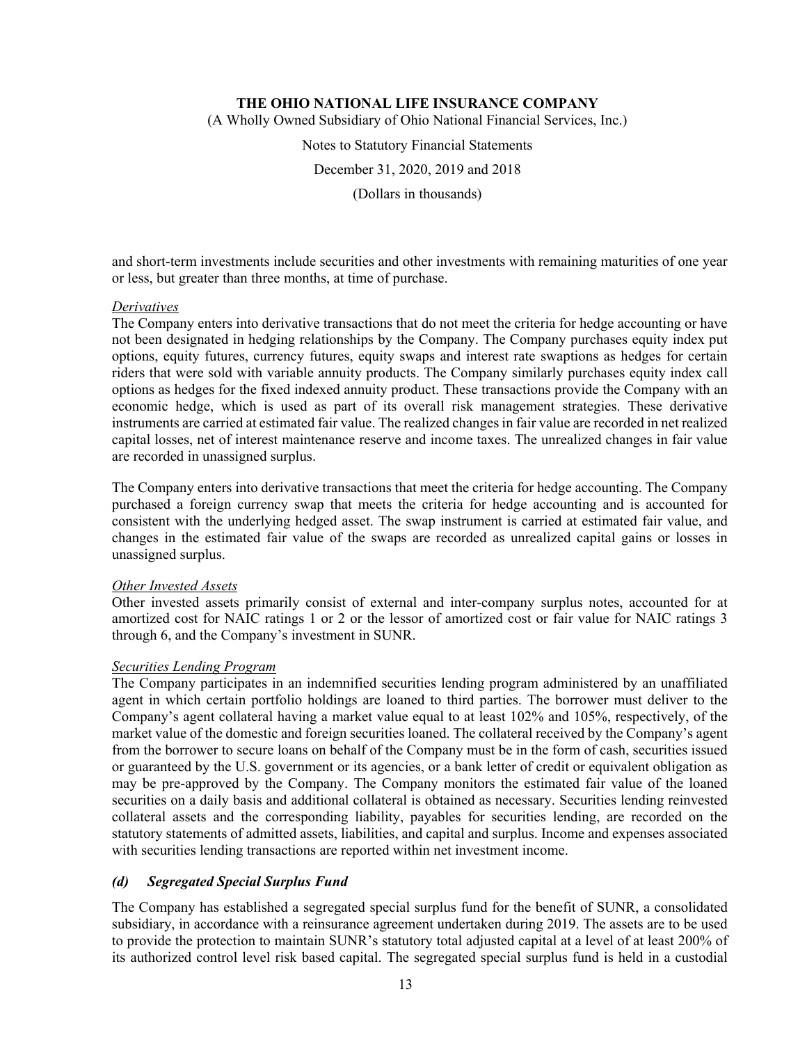and short-term investments include securities and other investments with remaining maturities of one year or less, but greater than three months, at time of purchase.

*Derivatives*

The Company enters into derivative transactions that do not meet the criteria for hedge accounting or have not been designated in hedging relationships by the Company. The Company purchases equity index put options, equity futures, currency futures, equity swaps and interest rate swaptions as hedges for certain riders that were sold with variable annuity products. The Company similarly purchases equity index call options as hedges for the fixed indexed annuity product. These transactions provide the Company with an economic hedge, which is used as part of its overall risk management strategies. These derivative instruments are carried at estimated fair value. The realized changes in fair value are recorded in net realized capital losses, net of interest maintenance reserve and income taxes. The unrealized changes in fair value are recorded in unassigned surplus.

The Company enters into derivative transactions that meet the criteria for hedge accounting. The Company purchased a foreign currency swap that meets the criteria for hedge accounting and is accounted for consistent with the underlying hedged asset. The swap instrument is carried at estimated fair value, and changes in the estimated fair value of the swaps are recorded as unrealized capital gains or losses in unassigned surplus.

*Other Invested Assets*

Other invested assets primarily consist of external and inter-company surplus notes, accounted for at amortized cost for NAIC ratings 1 or 2 or the lessor of amortized cost or fair value for NAIC ratings 3 through 6, and the Company's investment in SUNR.

*Securities Lending Program*

The Company participates in an indemnified securities lending program administered by an unaffiliated agent in which certain portfolio holdings are loaned to third parties. The borrower must deliver to the Company's agent collateral having a market value equal to at least 102% and 105%, respectively, of the market value of the domestic and foreign securities loaned. The collateral received by the Company's agent from the borrower to secure loans on behalf of the Company must be in the form of cash, securities issued or guaranteed by the U.S. government or its agencies, or a bank letter of credit or equivalent obligation as may be pre-approved by the Company. The Company monitors the estimated fair value of the loaned securities on a daily basis and additional collateral is obtained as necessary. Securities lending reinvested collateral assets and the corresponding liability, payables for securities lending, are recorded on the statutory statements of admitted assets, liabilities, and capital and surplus. Income and expenses associated with securities lending transactions are reported within net investment income.

### *(d) Segregated Special Surplus Fund*

The Company has established a segregated special surplus fund for the benefit of SUNR, a consolidated subsidiary, in accordance with a reinsurance agreement undertaken during 2019. The assets are to be used to provide the protection to maintain SUNR's statutory total adjusted capital at a level of at least 200% of its authorized control level risk based capital. The segregated special surplus fund is held in a custodial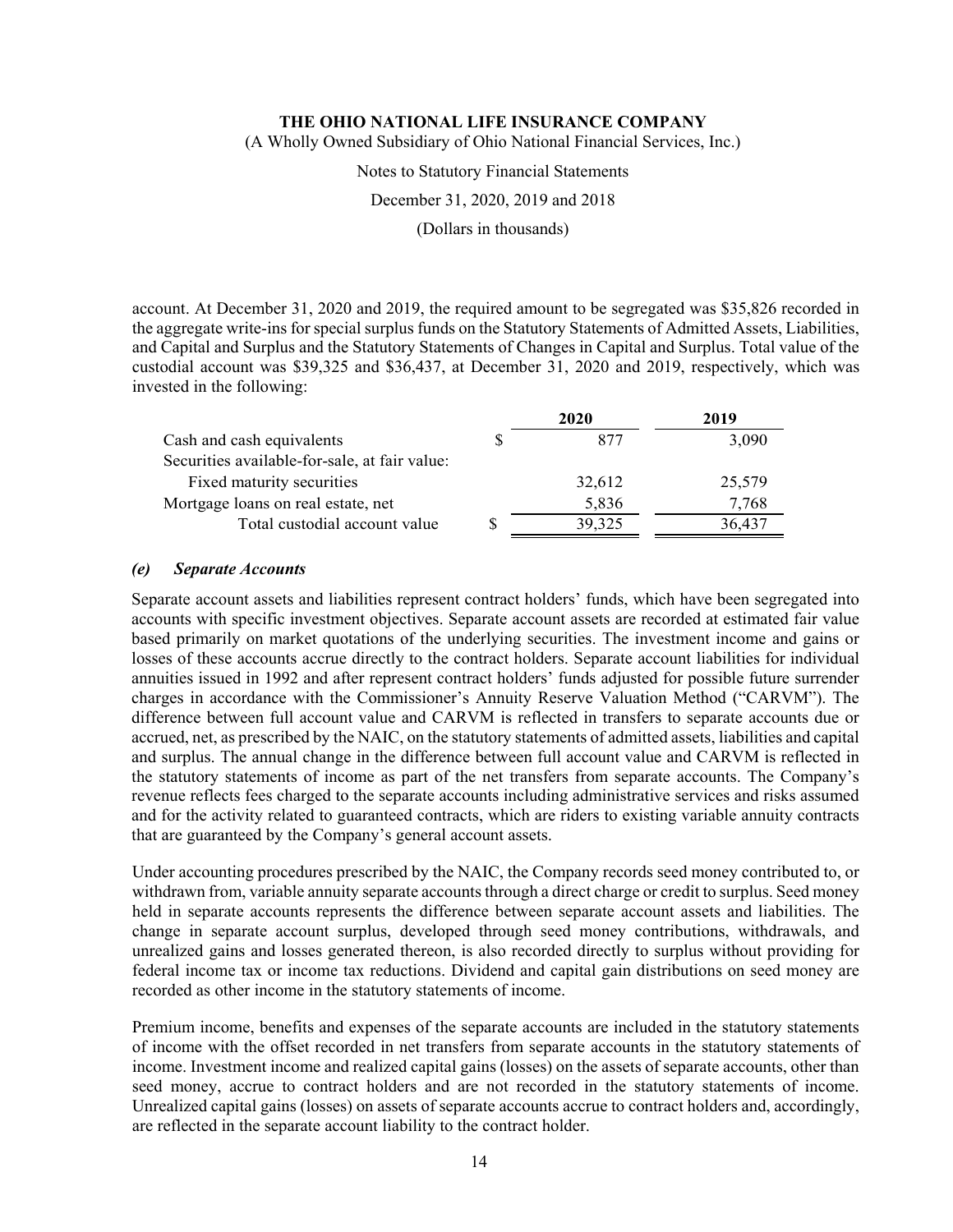account. At December 31, 2020 and 2019, the required amount to be segregated was $35,826 recorded in the aggregate write-ins for special surplus funds on the Statutory Statements of Admitted Assets, Liabilities, and Capital and Surplus and the Statutory Statements of Changes in Capital and Surplus. Total value of the custodial account was $39,325 and $36,437, at December 31, 2020 and 2019, respectively, which was invested in the following:

| | 2020 | 2019 |
|---|---|---|
| Cash and cash equivalents | $ 877 | 3,090 |
| Securities available-for-sale, at fair value: | | |
| Fixed maturity securities | 32,612 | 25,579 |
| Mortgage loans on real estate, net | 5,836 | 7,768 |
| Total custodial account value | $ 39,325 | 36,437 |

### *(e) Separate Accounts*

Separate account assets and liabilities represent contract holders' funds, which have been segregated into accounts with specific investment objectives. Separate account assets are recorded at estimated fair value based primarily on market quotations of the underlying securities. The investment income and gains or losses of these accounts accrue directly to the contract holders. Separate account liabilities for individual annuities issued in 1992 and after represent contract holders' funds adjusted for possible future surrender charges in accordance with the Commissioner's Annuity Reserve Valuation Method ("CARVM"). The difference between full account value and CARVM is reflected in transfers to separate accounts due or accrued, net, as prescribed by the NAIC, on the statutory statements of admitted assets, liabilities and capital and surplus. The annual change in the difference between full account value and CARVM is reflected in the statutory statements of income as part of the net transfers from separate accounts. The Company's revenue reflects fees charged to the separate accounts including administrative services and risks assumed and for the activity related to guaranteed contracts, which are riders to existing variable annuity contracts that are guaranteed by the Company's general account assets.

Under accounting procedures prescribed by the NAIC, the Company records seed money contributed to, or withdrawn from, variable annuity separate accounts through a direct charge or credit to surplus. Seed money held in separate accounts represents the difference between separate account assets and liabilities. The change in separate account surplus, developed through seed money contributions, withdrawals, and unrealized gains and losses generated thereon, is also recorded directly to surplus without providing for federal income tax or income tax reductions. Dividend and capital gain distributions on seed money are recorded as other income in the statutory statements of income.

Premium income, benefits and expenses of the separate accounts are included in the statutory statements of income with the offset recorded in net transfers from separate accounts in the statutory statements of income. Investment income and realized capital gains (losses) on the assets of separate accounts, other than seed money, accrue to contract holders and are not recorded in the statutory statements of income. Unrealized capital gains (losses) on assets of separate accounts accrue to contract holders and, accordingly, are reflected in the separate account liability to the contract holder.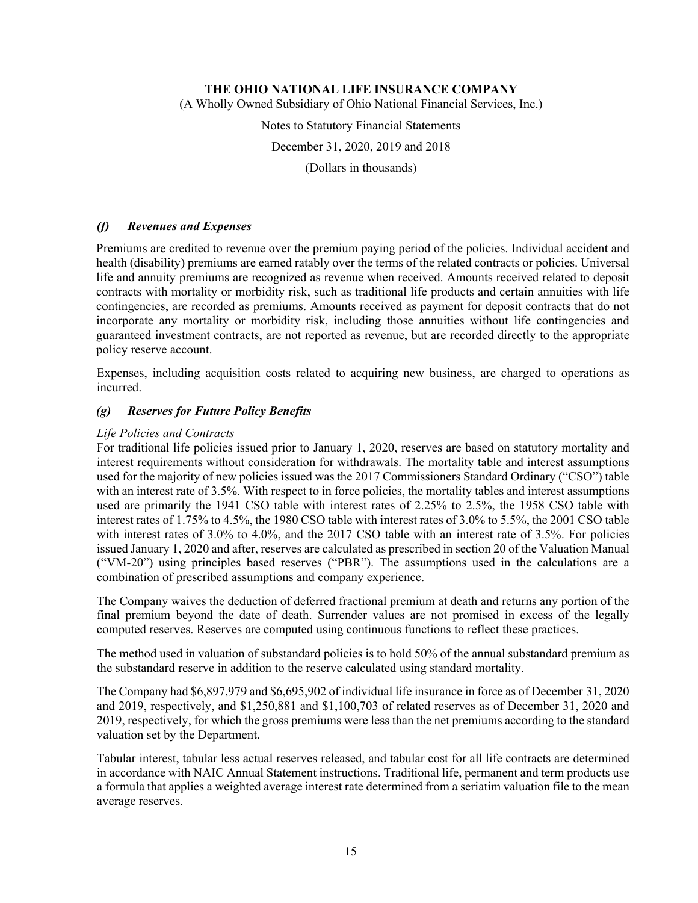### *(f) Revenues and Expenses*

Premiums are credited to revenue over the premium paying period of the policies. Individual accident and health (disability) premiums are earned ratably over the terms of the related contracts or policies. Universal life and annuity premiums are recognized as revenue when received. Amounts received related to deposit contracts with mortality or morbidity risk, such as traditional life products and certain annuities with life contingencies, are recorded as premiums. Amounts received as payment for deposit contracts that do not incorporate any mortality or morbidity risk, including those annuities without life contingencies and guaranteed investment contracts, are not reported as revenue, but are recorded directly to the appropriate policy reserve account.

Expenses, including acquisition costs related to acquiring new business, are charged to operations as incurred.

### *(g) Reserves for Future Policy Benefits*

*Life Policies and Contracts*

For traditional life policies issued prior to January 1, 2020, reserves are based on statutory mortality and interest requirements without consideration for withdrawals. The mortality table and interest assumptions used for the majority of new policies issued was the 2017 Commissioners Standard Ordinary ("CSO") table with an interest rate of 3.5%. With respect to in force policies, the mortality tables and interest assumptions used are primarily the 1941 CSO table with interest rates of 2.25% to 2.5%, the 1958 CSO table with interest rates of 1.75% to 4.5%, the 1980 CSO table with interest rates of 3.0% to 5.5%, the 2001 CSO table with interest rates of 3.0% to 4.0%, and the 2017 CSO table with an interest rate of 3.5%. For policies issued January 1, 2020 and after, reserves are calculated as prescribed in section 20 of the Valuation Manual ("VM-20") using principles based reserves ("PBR"). The assumptions used in the calculations are a combination of prescribed assumptions and company experience.

The Company waives the deduction of deferred fractional premium at death and returns any portion of the final premium beyond the date of death. Surrender values are not promised in excess of the legally computed reserves. Reserves are computed using continuous functions to reflect these practices.

The method used in valuation of substandard policies is to hold 50% of the annual substandard premium as the substandard reserve in addition to the reserve calculated using standard mortality.

The Company had $6,897,979 and $6,695,902 of individual life insurance in force as of December 31, 2020 and 2019, respectively, and $1,250,881 and $1,100,703 of related reserves as of December 31, 2020 and 2019, respectively, for which the gross premiums were less than the net premiums according to the standard valuation set by the Department.

Tabular interest, tabular less actual reserves released, and tabular cost for all life contracts are determined in accordance with NAIC Annual Statement instructions. Traditional life, permanent and term products use a formula that applies a weighted average interest rate determined from a seriatim valuation file to the mean average reserves.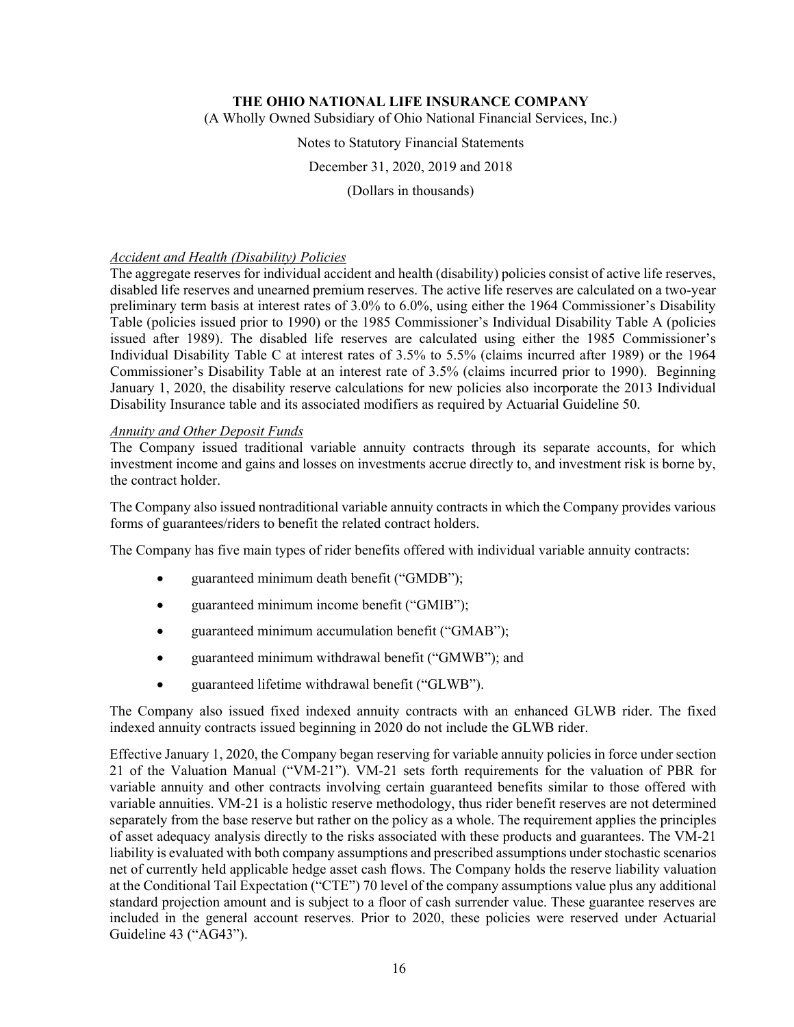*Accident and Health (Disability) Policies*

The aggregate reserves for individual accident and health (disability) policies consist of active life reserves, disabled life reserves and unearned premium reserves. The active life reserves are calculated on a two-year preliminary term basis at interest rates of 3.0% to 6.0%, using either the 1964 Commissioner's Disability Table (policies issued prior to 1990) or the 1985 Commissioner's Individual Disability Table A (policies issued after 1989). The disabled life reserves are calculated using either the 1985 Commissioner's Individual Disability Table C at interest rates of 3.5% to 5.5% (claims incurred after 1989) or the 1964 Commissioner's Disability Table at an interest rate of 3.5% (claims incurred prior to 1990). Beginning January 1, 2020, the disability reserve calculations for new policies also incorporate the 2013 Individual Disability Insurance table and its associated modifiers as required by Actuarial Guideline 50.

*Annuity and Other Deposit Funds*

The Company issued traditional variable annuity contracts through its separate accounts, for which investment income and gains and losses on investments accrue directly to, and investment risk is borne by, the contract holder.

The Company also issued nontraditional variable annuity contracts in which the Company provides various forms of guarantees/riders to benefit the related contract holders.

The Company has five main types of rider benefits offered with individual variable annuity contracts:

- guaranteed minimum death benefit ("GMDB");
- guaranteed minimum income benefit ("GMIB");
- guaranteed minimum accumulation benefit ("GMAB");
- guaranteed minimum withdrawal benefit ("GMWB"); and
- guaranteed lifetime withdrawal benefit ("GLWB").

The Company also issued fixed indexed annuity contracts with an enhanced GLWB rider. The fixed indexed annuity contracts issued beginning in 2020 do not include the GLWB rider.

Effective January 1, 2020, the Company began reserving for variable annuity policies in force under section 21 of the Valuation Manual ("VM-21"). VM-21 sets forth requirements for the valuation of PBR for variable annuity and other contracts involving certain guaranteed benefits similar to those offered with variable annuities. VM-21 is a holistic reserve methodology, thus rider benefit reserves are not determined separately from the base reserve but rather on the policy as a whole. The requirement applies the principles of asset adequacy analysis directly to the risks associated with these products and guarantees. The VM-21 liability is evaluated with both company assumptions and prescribed assumptions under stochastic scenarios net of currently held applicable hedge asset cash flows. The Company holds the reserve liability valuation at the Conditional Tail Expectation ("CTE") 70 level of the company assumptions value plus any additional standard projection amount and is subject to a floor of cash surrender value. These guarantee reserves are included in the general account reserves. Prior to 2020, these policies were reserved under Actuarial Guideline 43 ("AG43").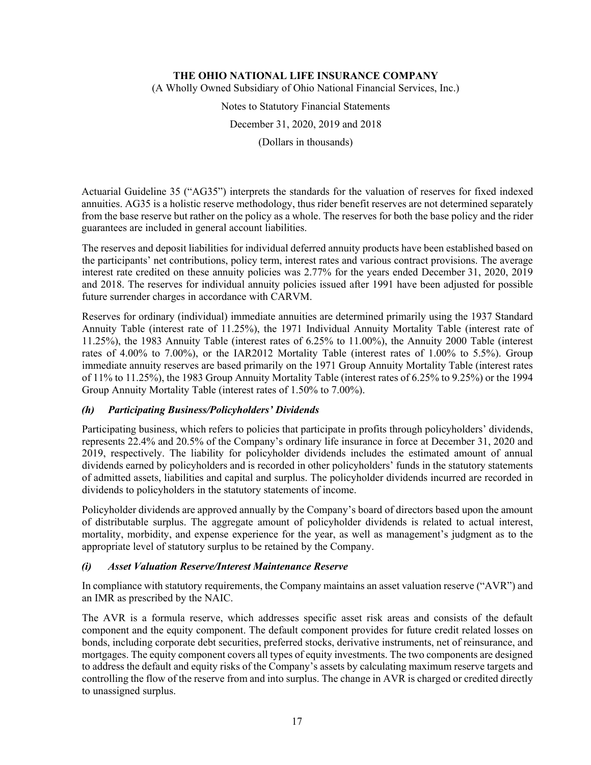Actuarial Guideline 35 ("AG35") interprets the standards for the valuation of reserves for fixed indexed annuities. AG35 is a holistic reserve methodology, thus rider benefit reserves are not determined separately from the base reserve but rather on the policy as a whole. The reserves for both the base policy and the rider guarantees are included in general account liabilities.

The reserves and deposit liabilities for individual deferred annuity products have been established based on the participants' net contributions, policy term, interest rates and various contract provisions. The average interest rate credited on these annuity policies was 2.77% for the years ended December 31, 2020, 2019 and 2018. The reserves for individual annuity policies issued after 1991 have been adjusted for possible future surrender charges in accordance with CARVM.

Reserves for ordinary (individual) immediate annuities are determined primarily using the 1937 Standard Annuity Table (interest rate of 11.25%), the 1971 Individual Annuity Mortality Table (interest rate of 11.25%), the 1983 Annuity Table (interest rates of 6.25% to 11.00%), the Annuity 2000 Table (interest rates of 4.00% to 7.00%), or the IAR2012 Mortality Table (interest rates of 1.00% to 5.5%). Group immediate annuity reserves are based primarily on the 1971 Group Annuity Mortality Table (interest rates of 11% to 11.25%), the 1983 Group Annuity Mortality Table (interest rates of 6.25% to 9.25%) or the 1994 Group Annuity Mortality Table (interest rates of 1.50% to 7.00%).

### *(h) Participating Business/Policyholders' Dividends*

Participating business, which refers to policies that participate in profits through policyholders' dividends, represents 22.4% and 20.5% of the Company's ordinary life insurance in force at December 31, 2020 and 2019, respectively. The liability for policyholder dividends includes the estimated amount of annual dividends earned by policyholders and is recorded in other policyholders' funds in the statutory statements of admitted assets, liabilities and capital and surplus. The policyholder dividends incurred are recorded in dividends to policyholders in the statutory statements of income.

Policyholder dividends are approved annually by the Company's board of directors based upon the amount of distributable surplus. The aggregate amount of policyholder dividends is related to actual interest, mortality, morbidity, and expense experience for the year, as well as management's judgment as to the appropriate level of statutory surplus to be retained by the Company.

### *(i) Asset Valuation Reserve/Interest Maintenance Reserve*

In compliance with statutory requirements, the Company maintains an asset valuation reserve ("AVR") and an IMR as prescribed by the NAIC.

The AVR is a formula reserve, which addresses specific asset risk areas and consists of the default component and the equity component. The default component provides for future credit related losses on bonds, including corporate debt securities, preferred stocks, derivative instruments, net of reinsurance, and mortgages. The equity component covers all types of equity investments. The two components are designed to address the default and equity risks of the Company's assets by calculating maximum reserve targets and controlling the flow of the reserve from and into surplus. The change in AVR is charged or credited directly to unassigned surplus.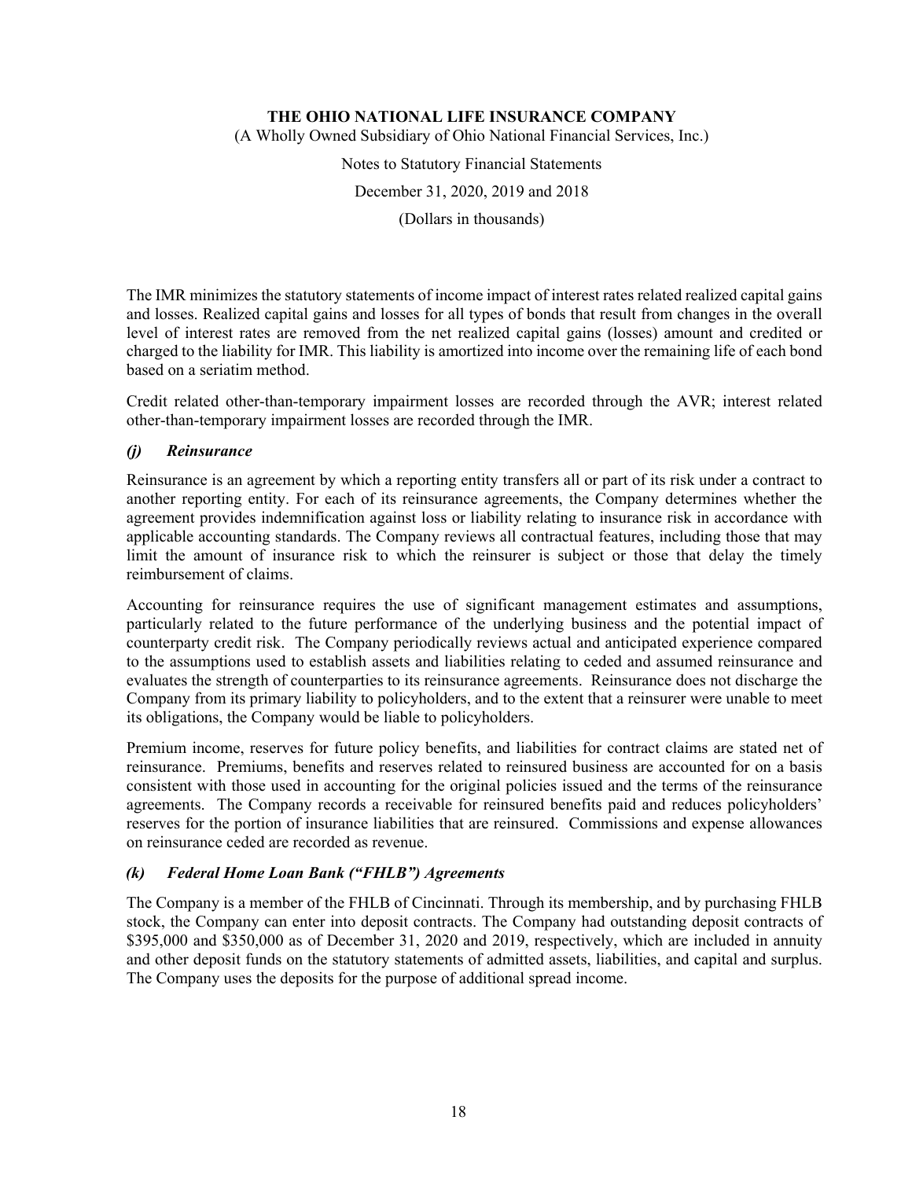The IMR minimizes the statutory statements of income impact of interest rates related realized capital gains and losses. Realized capital gains and losses for all types of bonds that result from changes in the overall level of interest rates are removed from the net realized capital gains (losses) amount and credited or charged to the liability for IMR. This liability is amortized into income over the remaining life of each bond based on a seriatim method.

Credit related other-than-temporary impairment losses are recorded through the AVR; interest related other-than-temporary impairment losses are recorded through the IMR.

### *(j) Reinsurance*

Reinsurance is an agreement by which a reporting entity transfers all or part of its risk under a contract to another reporting entity. For each of its reinsurance agreements, the Company determines whether the agreement provides indemnification against loss or liability relating to insurance risk in accordance with applicable accounting standards. The Company reviews all contractual features, including those that may limit the amount of insurance risk to which the reinsurer is subject or those that delay the timely reimbursement of claims.

Accounting for reinsurance requires the use of significant management estimates and assumptions, particularly related to the future performance of the underlying business and the potential impact of counterparty credit risk. The Company periodically reviews actual and anticipated experience compared to the assumptions used to establish assets and liabilities relating to ceded and assumed reinsurance and evaluates the strength of counterparties to its reinsurance agreements. Reinsurance does not discharge the Company from its primary liability to policyholders, and to the extent that a reinsurer were unable to meet its obligations, the Company would be liable to policyholders.

Premium income, reserves for future policy benefits, and liabilities for contract claims are stated net of reinsurance. Premiums, benefits and reserves related to reinsured business are accounted for on a basis consistent with those used in accounting for the original policies issued and the terms of the reinsurance agreements. The Company records a receivable for reinsured benefits paid and reduces policyholders' reserves for the portion of insurance liabilities that are reinsured. Commissions and expense allowances on reinsurance ceded are recorded as revenue.

### *(k) Federal Home Loan Bank ("FHLB") Agreements*

The Company is a member of the FHLB of Cincinnati. Through its membership, and by purchasing FHLB stock, the Company can enter into deposit contracts. The Company had outstanding deposit contracts of $395,000 and $350,000 as of December 31, 2020 and 2019, respectively, which are included in annuity and other deposit funds on the statutory statements of admitted assets, liabilities, and capital and surplus. The Company uses the deposits for the purpose of additional spread income.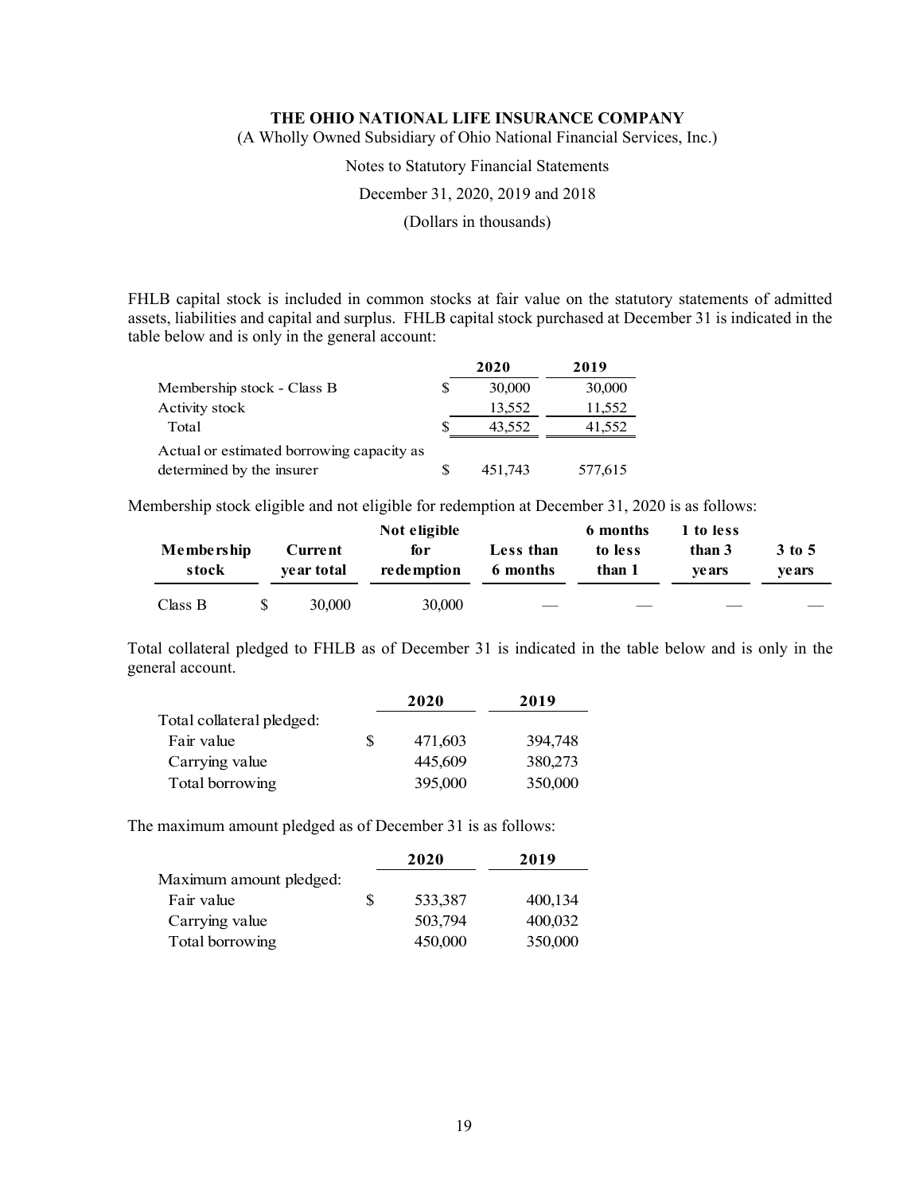FHLB capital stock is included in common stocks at fair value on the statutory statements of admitted assets, liabilities and capital and surplus. FHLB capital stock purchased at December 31 is indicated in the table below and is only in the general account:

| | 2020 | 2019 |
|---|---|---|
| Membership stock - Class B | $ 30,000 | 30,000 |
| Activity stock | 13,552 | 11,552 |
| Total | $ 43,552 | 41,552 |
| Actual or estimated borrowing capacity as determined by the insurer | $ 451,743 | 577,615 |

Membership stock eligible and not eligible for redemption at December 31, 2020 is as follows:

| Membership stock | Current year total | Not eligible for redemption | Less than 6 months | 6 months to less than 1 | 1 to less than 3 years | 3 to 5 years |
|---|---|---|---|---|---|---|
| Class B | $ 30,000 | 30,000 | — | — | — | — |

Total collateral pledged to FHLB as of December 31 is indicated in the table below and is only in the general account.

| | 2020 | 2019 |
|---|---|---|
| Total collateral pledged: | | |
| Fair value | $ 471,603 | 394,748 |
| Carrying value | 445,609 | 380,273 |
| Total borrowing | 395,000 | 350,000 |

The maximum amount pledged as of December 31 is as follows:

| | 2020 | 2019 |
|---|---|---|
| Maximum amount pledged: | | |
| Fair value | $ 533,387 | 400,134 |
| Carrying value | 503,794 | 400,032 |
| Total borrowing | 450,000 | 350,000 |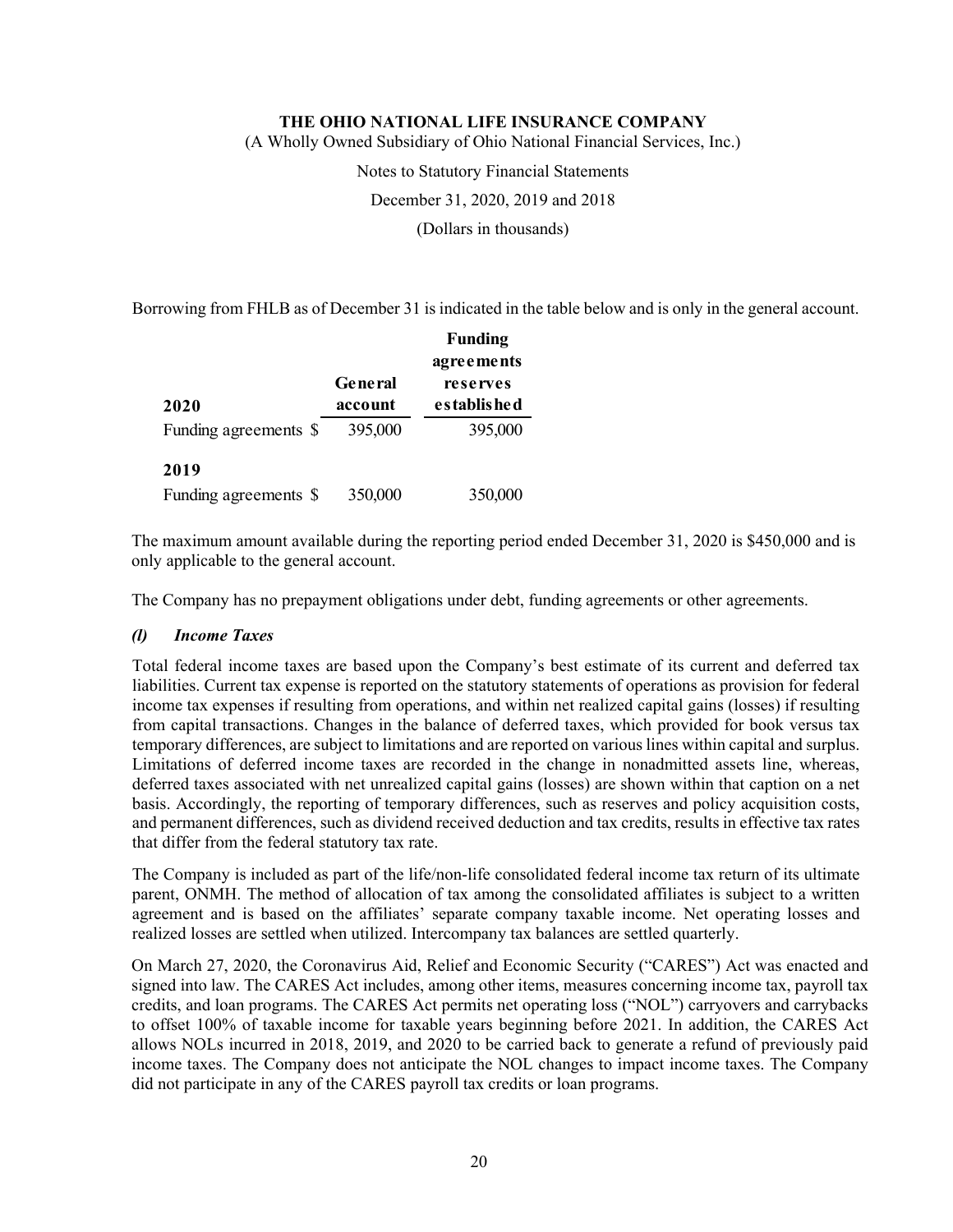Borrowing from FHLB as of December 31 is indicated in the table below and is only in the general account.

| 2020 | General account | Funding agreements reserves established |
|---|---|---|
| Funding agreements | $ 395,000 | 395,000 |
| **2019** | | |
| Funding agreements | $ 350,000 | 350,000 |

The maximum amount available during the reporting period ended December 31, 2020 is $450,000 and is only applicable to the general account.

The Company has no prepayment obligations under debt, funding agreements or other agreements.

### *(l) Income Taxes*

Total federal income taxes are based upon the Company's best estimate of its current and deferred tax liabilities. Current tax expense is reported on the statutory statements of operations as provision for federal income tax expenses if resulting from operations, and within net realized capital gains (losses) if resulting from capital transactions. Changes in the balance of deferred taxes, which provided for book versus tax temporary differences, are subject to limitations and are reported on various lines within capital and surplus. Limitations of deferred income taxes are recorded in the change in nonadmitted assets line, whereas, deferred taxes associated with net unrealized capital gains (losses) are shown within that caption on a net basis. Accordingly, the reporting of temporary differences, such as reserves and policy acquisition costs, and permanent differences, such as dividend received deduction and tax credits, results in effective tax rates that differ from the federal statutory tax rate.

The Company is included as part of the life/non-life consolidated federal income tax return of its ultimate parent, ONMH. The method of allocation of tax among the consolidated affiliates is subject to a written agreement and is based on the affiliates' separate company taxable income. Net operating losses and realized losses are settled when utilized. Intercompany tax balances are settled quarterly.

On March 27, 2020, the Coronavirus Aid, Relief and Economic Security ("CARES") Act was enacted and signed into law. The CARES Act includes, among other items, measures concerning income tax, payroll tax credits, and loan programs. The CARES Act permits net operating loss ("NOL") carryovers and carrybacks to offset 100% of taxable income for taxable years beginning before 2021. In addition, the CARES Act allows NOLs incurred in 2018, 2019, and 2020 to be carried back to generate a refund of previously paid income taxes. The Company does not anticipate the NOL changes to impact income taxes. The Company did not participate in any of the CARES payroll tax credits or loan programs.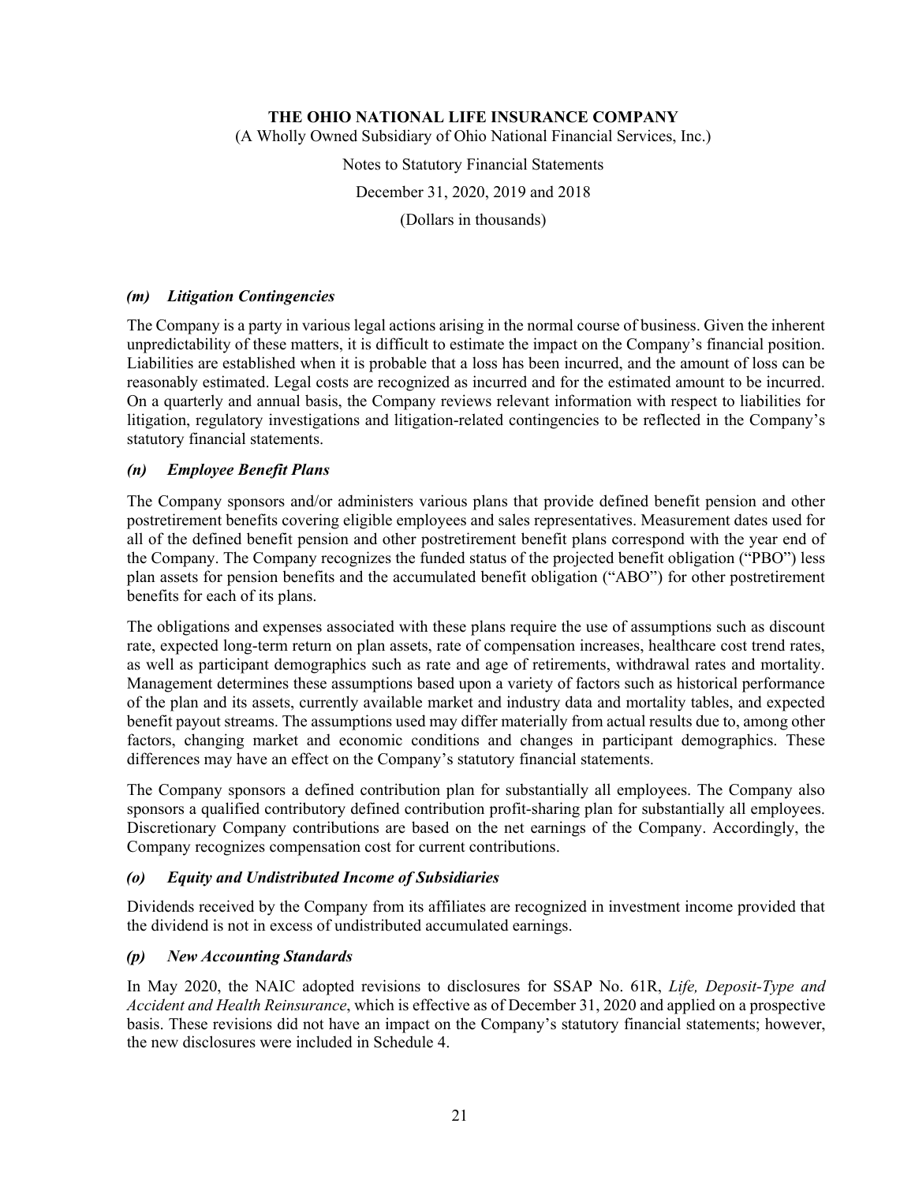#### *(m) Litigation Contingencies*

The Company is a party in various legal actions arising in the normal course of business. Given the inherent unpredictability of these matters, it is difficult to estimate the impact on the Company's financial position. Liabilities are established when it is probable that a loss has been incurred, and the amount of loss can be reasonably estimated. Legal costs are recognized as incurred and for the estimated amount to be incurred. On a quarterly and annual basis, the Company reviews relevant information with respect to liabilities for litigation, regulatory investigations and litigation-related contingencies to be reflected in the Company's statutory financial statements.

#### *(n) Employee Benefit Plans*

The Company sponsors and/or administers various plans that provide defined benefit pension and other postretirement benefits covering eligible employees and sales representatives. Measurement dates used for all of the defined benefit pension and other postretirement benefit plans correspond with the year end of the Company. The Company recognizes the funded status of the projected benefit obligation ("PBO") less plan assets for pension benefits and the accumulated benefit obligation ("ABO") for other postretirement benefits for each of its plans.

The obligations and expenses associated with these plans require the use of assumptions such as discount rate, expected long-term return on plan assets, rate of compensation increases, healthcare cost trend rates, as well as participant demographics such as rate and age of retirements, withdrawal rates and mortality. Management determines these assumptions based upon a variety of factors such as historical performance of the plan and its assets, currently available market and industry data and mortality tables, and expected benefit payout streams. The assumptions used may differ materially from actual results due to, among other factors, changing market and economic conditions and changes in participant demographics. These differences may have an effect on the Company's statutory financial statements.

The Company sponsors a defined contribution plan for substantially all employees. The Company also sponsors a qualified contributory defined contribution profit-sharing plan for substantially all employees. Discretionary Company contributions are based on the net earnings of the Company. Accordingly, the Company recognizes compensation cost for current contributions.

#### *(o) Equity and Undistributed Income of Subsidiaries*

Dividends received by the Company from its affiliates are recognized in investment income provided that the dividend is not in excess of undistributed accumulated earnings.

#### *(p) New Accounting Standards*

In May 2020, the NAIC adopted revisions to disclosures for SSAP No. 61R, *Life, Deposit-Type and Accident and Health Reinsurance*, which is effective as of December 31, 2020 and applied on a prospective basis. These revisions did not have an impact on the Company's statutory financial statements; however, the new disclosures were included in Schedule 4.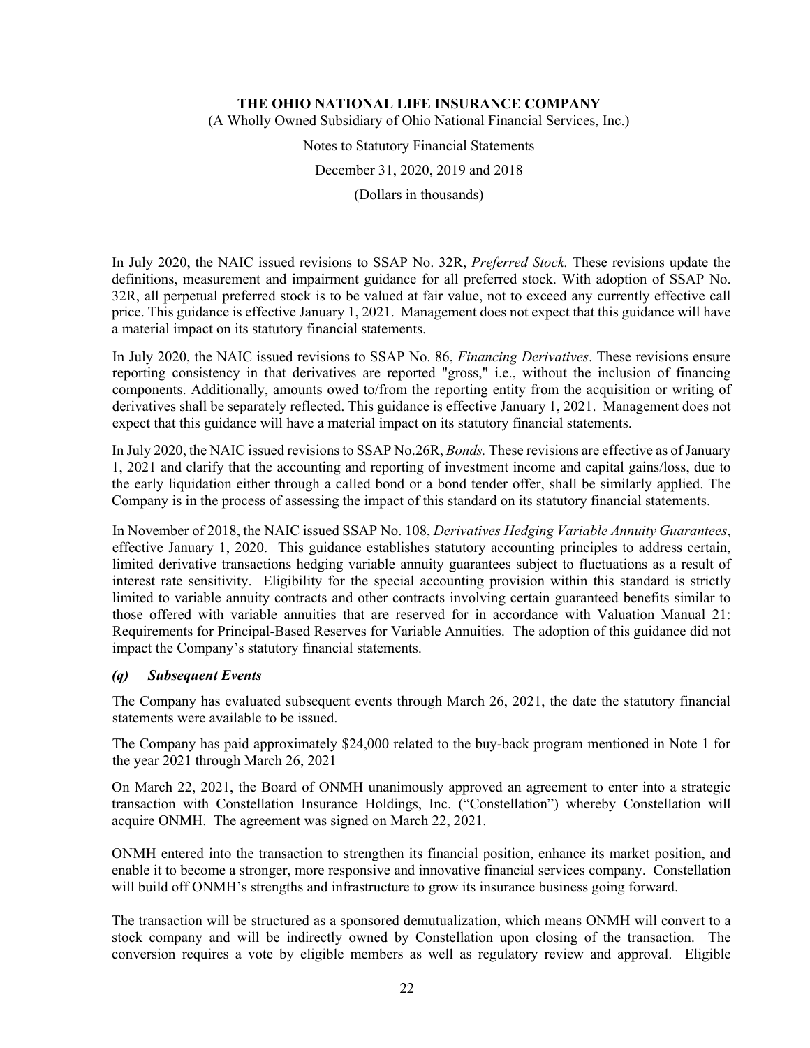In July 2020, the NAIC issued revisions to SSAP No. 32R, *Preferred Stock.* These revisions update the definitions, measurement and impairment guidance for all preferred stock. With adoption of SSAP No. 32R, all perpetual preferred stock is to be valued at fair value, not to exceed any currently effective call price. This guidance is effective January 1, 2021. Management does not expect that this guidance will have a material impact on its statutory financial statements.

In July 2020, the NAIC issued revisions to SSAP No. 86, *Financing Derivatives*. These revisions ensure reporting consistency in that derivatives are reported "gross," i.e., without the inclusion of financing components. Additionally, amounts owed to/from the reporting entity from the acquisition or writing of derivatives shall be separately reflected. This guidance is effective January 1, 2021. Management does not expect that this guidance will have a material impact on its statutory financial statements.

In July 2020, the NAIC issued revisions to SSAP No.26R, *Bonds.* These revisions are effective as of January 1, 2021 and clarify that the accounting and reporting of investment income and capital gains/loss, due to the early liquidation either through a called bond or a bond tender offer, shall be similarly applied. The Company is in the process of assessing the impact of this standard on its statutory financial statements.

In November of 2018, the NAIC issued SSAP No. 108, *Derivatives Hedging Variable Annuity Guarantees*, effective January 1, 2020. This guidance establishes statutory accounting principles to address certain, limited derivative transactions hedging variable annuity guarantees subject to fluctuations as a result of interest rate sensitivity. Eligibility for the special accounting provision within this standard is strictly limited to variable annuity contracts and other contracts involving certain guaranteed benefits similar to those offered with variable annuities that are reserved for in accordance with Valuation Manual 21: Requirements for Principal-Based Reserves for Variable Annuities. The adoption of this guidance did not impact the Company's statutory financial statements.

### *(q) Subsequent Events*

The Company has evaluated subsequent events through March 26, 2021, the date the statutory financial statements were available to be issued.

The Company has paid approximately $24,000 related to the buy-back program mentioned in Note 1 for the year 2021 through March 26, 2021

On March 22, 2021, the Board of ONMH unanimously approved an agreement to enter into a strategic transaction with Constellation Insurance Holdings, Inc. ("Constellation") whereby Constellation will acquire ONMH. The agreement was signed on March 22, 2021.

ONMH entered into the transaction to strengthen its financial position, enhance its market position, and enable it to become a stronger, more responsive and innovative financial services company. Constellation will build off ONMH's strengths and infrastructure to grow its insurance business going forward.

The transaction will be structured as a sponsored demutualization, which means ONMH will convert to a stock company and will be indirectly owned by Constellation upon closing of the transaction. The conversion requires a vote by eligible members as well as regulatory review and approval. Eligible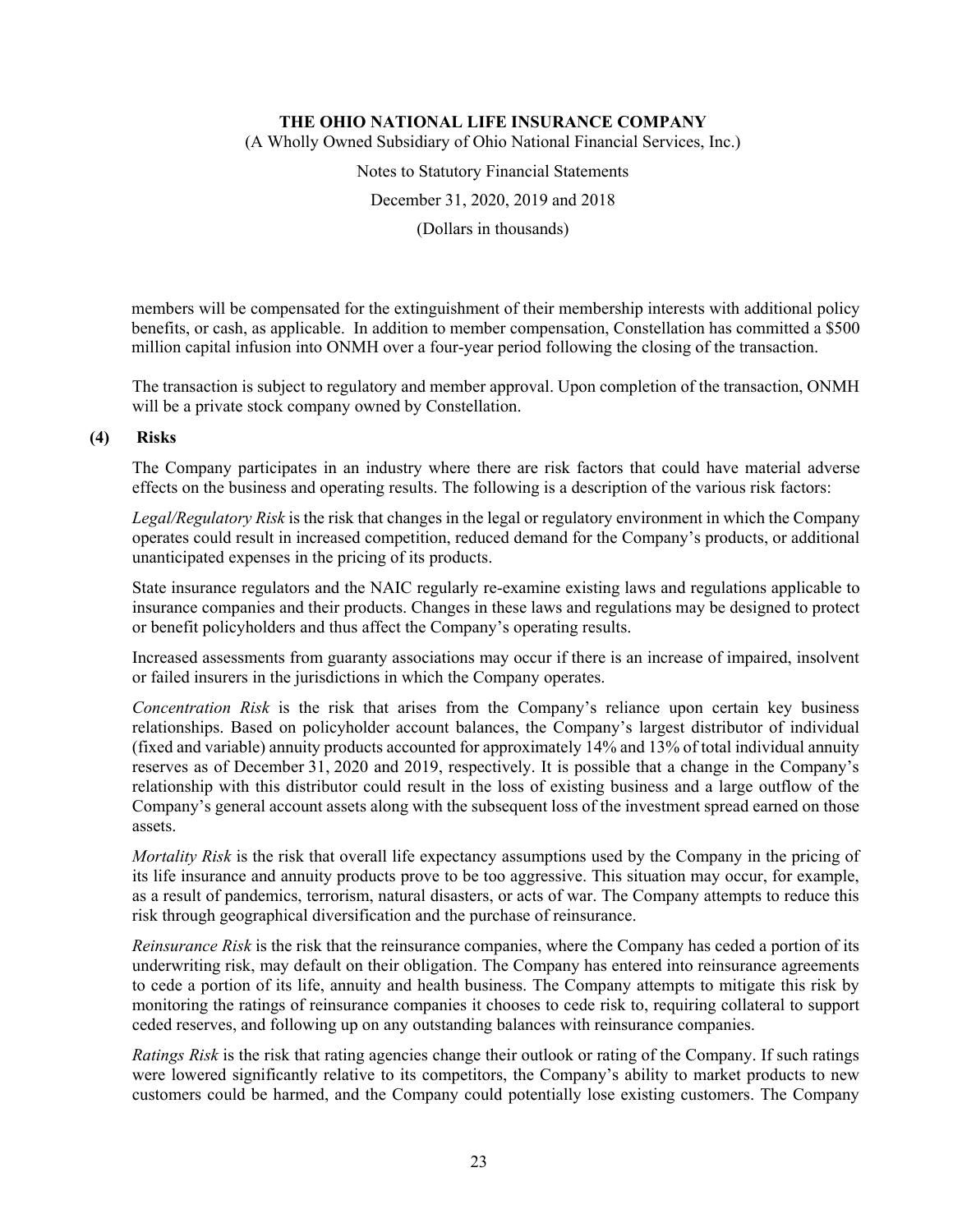members will be compensated for the extinguishment of their membership interests with additional policy benefits, or cash, as applicable. In addition to member compensation, Constellation has committed a $500 million capital infusion into ONMH over a four-year period following the closing of the transaction.

The transaction is subject to regulatory and member approval. Upon completion of the transaction, ONMH will be a private stock company owned by Constellation.

## (4) Risks

The Company participates in an industry where there are risk factors that could have material adverse effects on the business and operating results. The following is a description of the various risk factors:

*Legal/Regulatory Risk* is the risk that changes in the legal or regulatory environment in which the Company operates could result in increased competition, reduced demand for the Company's products, or additional unanticipated expenses in the pricing of its products.

State insurance regulators and the NAIC regularly re-examine existing laws and regulations applicable to insurance companies and their products. Changes in these laws and regulations may be designed to protect or benefit policyholders and thus affect the Company's operating results.

Increased assessments from guaranty associations may occur if there is an increase of impaired, insolvent or failed insurers in the jurisdictions in which the Company operates.

*Concentration Risk* is the risk that arises from the Company's reliance upon certain key business relationships. Based on policyholder account balances, the Company's largest distributor of individual (fixed and variable) annuity products accounted for approximately 14% and 13% of total individual annuity reserves as of December 31, 2020 and 2019, respectively. It is possible that a change in the Company's relationship with this distributor could result in the loss of existing business and a large outflow of the Company's general account assets along with the subsequent loss of the investment spread earned on those assets.

*Mortality Risk* is the risk that overall life expectancy assumptions used by the Company in the pricing of its life insurance and annuity products prove to be too aggressive. This situation may occur, for example, as a result of pandemics, terrorism, natural disasters, or acts of war. The Company attempts to reduce this risk through geographical diversification and the purchase of reinsurance.

*Reinsurance Risk* is the risk that the reinsurance companies, where the Company has ceded a portion of its underwriting risk, may default on their obligation. The Company has entered into reinsurance agreements to cede a portion of its life, annuity and health business. The Company attempts to mitigate this risk by monitoring the ratings of reinsurance companies it chooses to cede risk to, requiring collateral to support ceded reserves, and following up on any outstanding balances with reinsurance companies.

*Ratings Risk* is the risk that rating agencies change their outlook or rating of the Company. If such ratings were lowered significantly relative to its competitors, the Company's ability to market products to new customers could be harmed, and the Company could potentially lose existing customers. The Company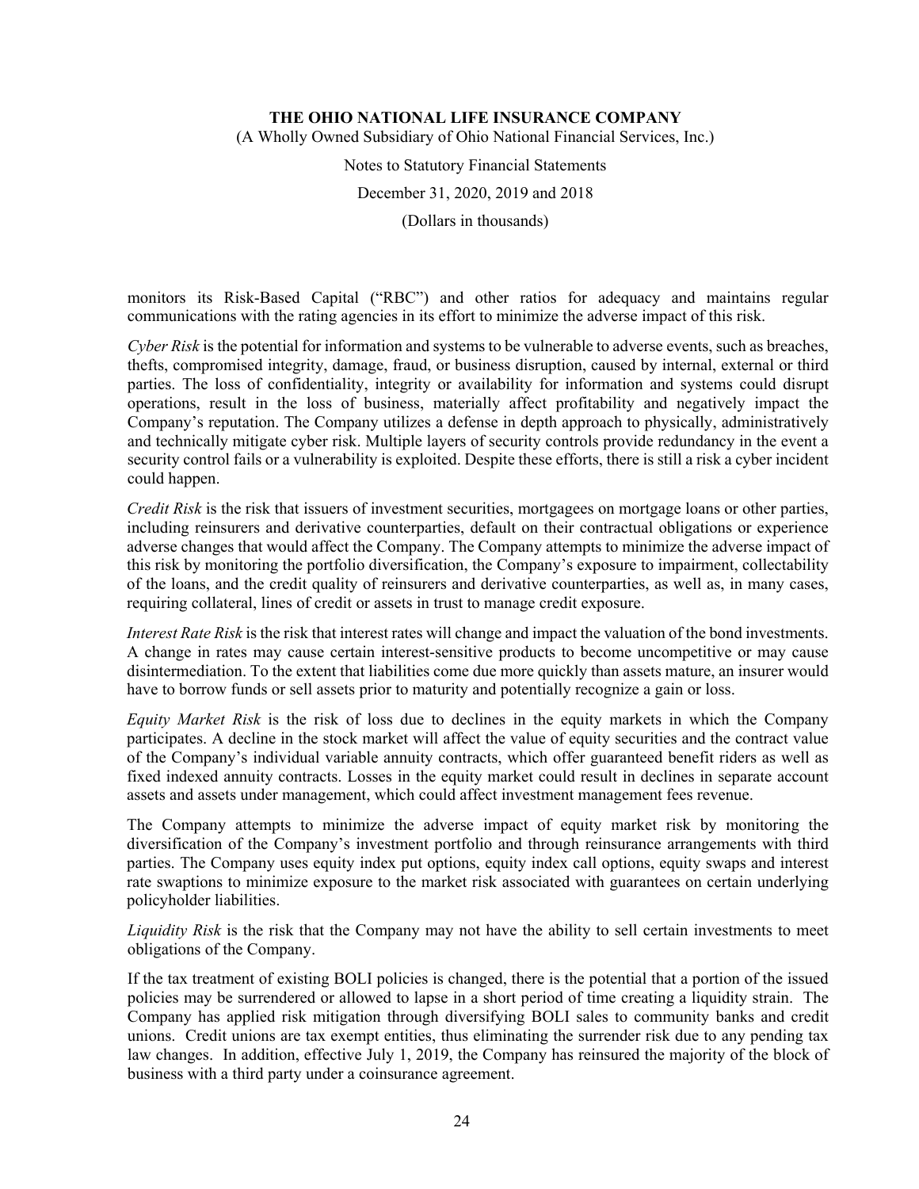monitors its Risk-Based Capital ("RBC") and other ratios for adequacy and maintains regular communications with the rating agencies in its effort to minimize the adverse impact of this risk.

*Cyber Risk* is the potential for information and systems to be vulnerable to adverse events, such as breaches, thefts, compromised integrity, damage, fraud, or business disruption, caused by internal, external or third parties. The loss of confidentiality, integrity or availability for information and systems could disrupt operations, result in the loss of business, materially affect profitability and negatively impact the Company's reputation. The Company utilizes a defense in depth approach to physically, administratively and technically mitigate cyber risk. Multiple layers of security controls provide redundancy in the event a security control fails or a vulnerability is exploited. Despite these efforts, there is still a risk a cyber incident could happen.

*Credit Risk* is the risk that issuers of investment securities, mortgagees on mortgage loans or other parties, including reinsurers and derivative counterparties, default on their contractual obligations or experience adverse changes that would affect the Company. The Company attempts to minimize the adverse impact of this risk by monitoring the portfolio diversification, the Company's exposure to impairment, collectability of the loans, and the credit quality of reinsurers and derivative counterparties, as well as, in many cases, requiring collateral, lines of credit or assets in trust to manage credit exposure.

*Interest Rate Risk* is the risk that interest rates will change and impact the valuation of the bond investments. A change in rates may cause certain interest-sensitive products to become uncompetitive or may cause disintermediation. To the extent that liabilities come due more quickly than assets mature, an insurer would have to borrow funds or sell assets prior to maturity and potentially recognize a gain or loss.

*Equity Market Risk* is the risk of loss due to declines in the equity markets in which the Company participates. A decline in the stock market will affect the value of equity securities and the contract value of the Company's individual variable annuity contracts, which offer guaranteed benefit riders as well as fixed indexed annuity contracts. Losses in the equity market could result in declines in separate account assets and assets under management, which could affect investment management fees revenue.

The Company attempts to minimize the adverse impact of equity market risk by monitoring the diversification of the Company's investment portfolio and through reinsurance arrangements with third parties. The Company uses equity index put options, equity index call options, equity swaps and interest rate swaptions to minimize exposure to the market risk associated with guarantees on certain underlying policyholder liabilities.

*Liquidity Risk* is the risk that the Company may not have the ability to sell certain investments to meet obligations of the Company.

If the tax treatment of existing BOLI policies is changed, there is the potential that a portion of the issued policies may be surrendered or allowed to lapse in a short period of time creating a liquidity strain. The Company has applied risk mitigation through diversifying BOLI sales to community banks and credit unions. Credit unions are tax exempt entities, thus eliminating the surrender risk due to any pending tax law changes. In addition, effective July 1, 2019, the Company has reinsured the majority of the block of business with a third party under a coinsurance agreement.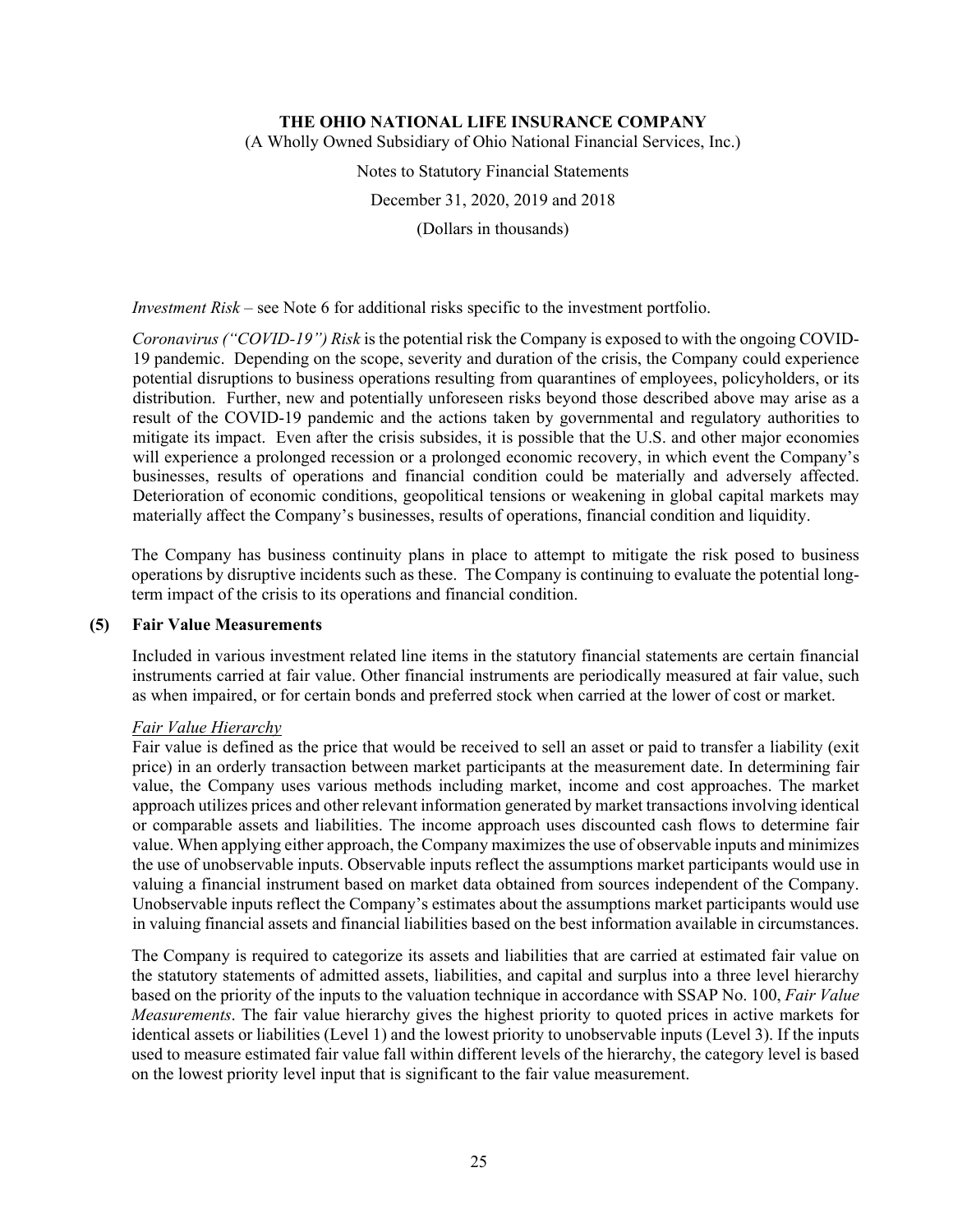*Investment Risk* – see Note 6 for additional risks specific to the investment portfolio.

*Coronavirus ("COVID-19") Risk* is the potential risk the Company is exposed to with the ongoing COVID-19 pandemic. Depending on the scope, severity and duration of the crisis, the Company could experience potential disruptions to business operations resulting from quarantines of employees, policyholders, or its distribution. Further, new and potentially unforeseen risks beyond those described above may arise as a result of the COVID-19 pandemic and the actions taken by governmental and regulatory authorities to mitigate its impact. Even after the crisis subsides, it is possible that the U.S. and other major economies will experience a prolonged recession or a prolonged economic recovery, in which event the Company's businesses, results of operations and financial condition could be materially and adversely affected. Deterioration of economic conditions, geopolitical tensions or weakening in global capital markets may materially affect the Company's businesses, results of operations, financial condition and liquidity.

The Company has business continuity plans in place to attempt to mitigate the risk posed to business operations by disruptive incidents such as these. The Company is continuing to evaluate the potential long-term impact of the crisis to its operations and financial condition.

## (5) Fair Value Measurements

Included in various investment related line items in the statutory financial statements are certain financial instruments carried at fair value. Other financial instruments are periodically measured at fair value, such as when impaired, or for certain bonds and preferred stock when carried at the lower of cost or market.

### Fair Value Hierarchy

Fair value is defined as the price that would be received to sell an asset or paid to transfer a liability (exit price) in an orderly transaction between market participants at the measurement date. In determining fair value, the Company uses various methods including market, income and cost approaches. The market approach utilizes prices and other relevant information generated by market transactions involving identical or comparable assets and liabilities. The income approach uses discounted cash flows to determine fair value. When applying either approach, the Company maximizes the use of observable inputs and minimizes the use of unobservable inputs. Observable inputs reflect the assumptions market participants would use in valuing a financial instrument based on market data obtained from sources independent of the Company. Unobservable inputs reflect the Company's estimates about the assumptions market participants would use in valuing financial assets and financial liabilities based on the best information available in circumstances.

The Company is required to categorize its assets and liabilities that are carried at estimated fair value on the statutory statements of admitted assets, liabilities, and capital and surplus into a three level hierarchy based on the priority of the inputs to the valuation technique in accordance with SSAP No. 100, *Fair Value Measurements*. The fair value hierarchy gives the highest priority to quoted prices in active markets for identical assets or liabilities (Level 1) and the lowest priority to unobservable inputs (Level 3). If the inputs used to measure estimated fair value fall within different levels of the hierarchy, the category level is based on the lowest priority level input that is significant to the fair value measurement.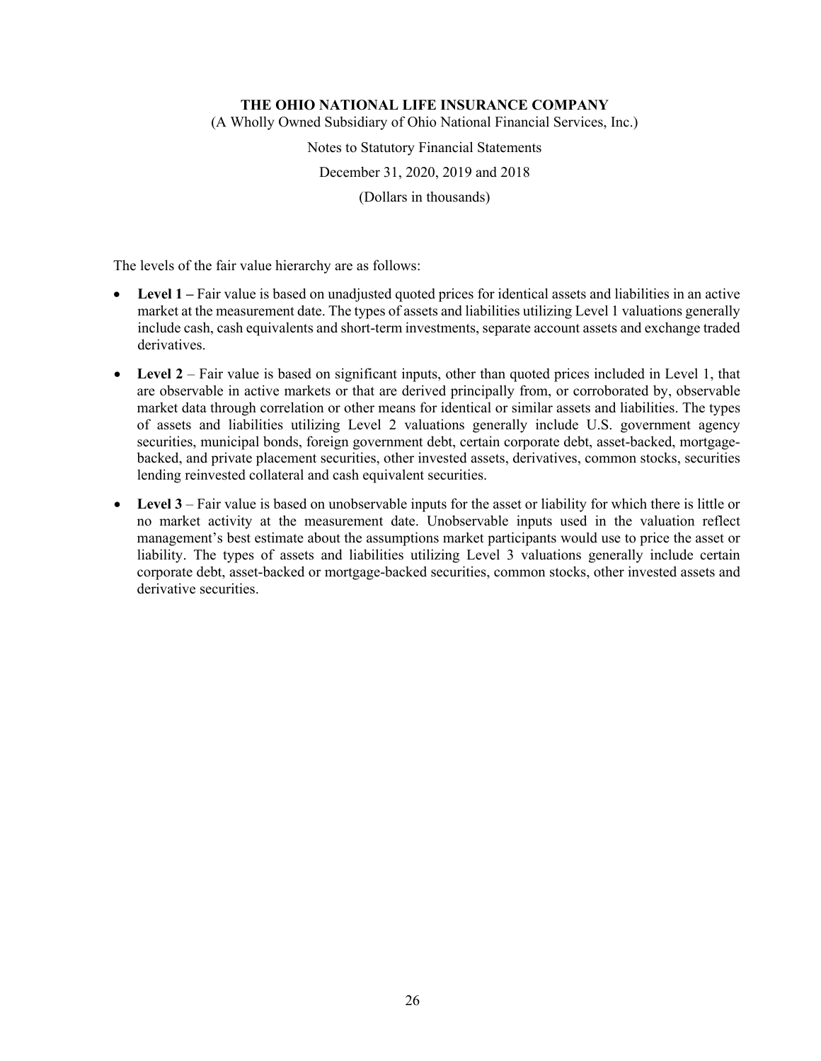The levels of the fair value hierarchy are as follows:

- **Level 1 –** Fair value is based on unadjusted quoted prices for identical assets and liabilities in an active market at the measurement date. The types of assets and liabilities utilizing Level 1 valuations generally include cash, cash equivalents and short-term investments, separate account assets and exchange traded derivatives.

- **Level 2** – Fair value is based on significant inputs, other than quoted prices included in Level 1, that are observable in active markets or that are derived principally from, or corroborated by, observable market data through correlation or other means for identical or similar assets and liabilities. The types of assets and liabilities utilizing Level 2 valuations generally include U.S. government agency securities, municipal bonds, foreign government debt, certain corporate debt, asset-backed, mortgage-backed, and private placement securities, other invested assets, derivatives, common stocks, securities lending reinvested collateral and cash equivalent securities.

- **Level 3** – Fair value is based on unobservable inputs for the asset or liability for which there is little or no market activity at the measurement date. Unobservable inputs used in the valuation reflect management's best estimate about the assumptions market participants would use to price the asset or liability. The types of assets and liabilities utilizing Level 3 valuations generally include certain corporate debt, asset-backed or mortgage-backed securities, common stocks, other invested assets and derivative securities.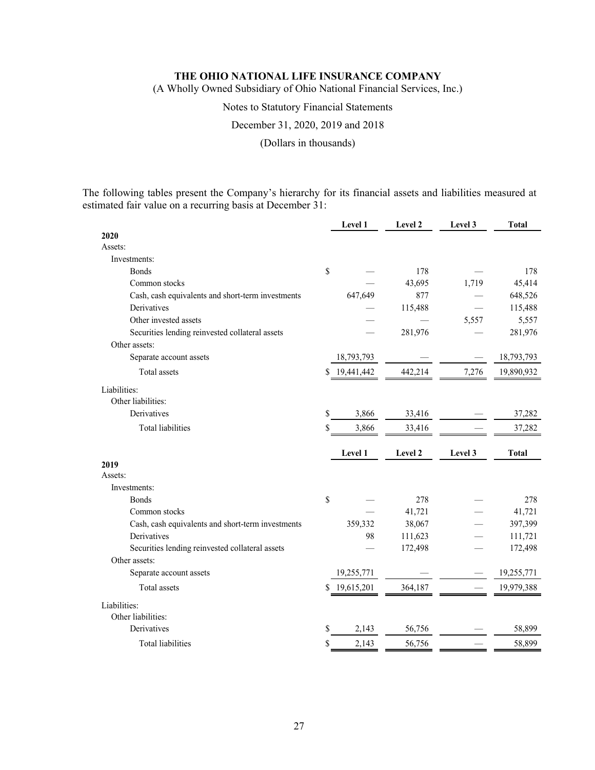The following tables present the Company's hierarchy for its financial assets and liabilities measured at estimated fair value on a recurring basis at December 31:

| | Level 1 | Level 2 | Level 3 | Total |
|---|---|---|---|---|
| **2020** | | | | |
| Assets: | | | | |
| Investments: | | | | |
| Bonds | $ — | 178 | — | 178 |
| Common stocks | — | 43,695 | 1,719 | 45,414 |
| Cash, cash equivalents and short-term investments | 647,649 | 877 | — | 648,526 |
| Derivatives | — | 115,488 | — | 115,488 |
| Other invested assets | — | — | 5,557 | 5,557 |
| Securities lending reinvested collateral assets | — | 281,976 | — | 281,976 |
| Other assets: | | | | |
| Separate account assets | 18,793,793 | — | — | 18,793,793 |
| Total assets | $ 19,441,442 | 442,214 | 7,276 | 19,890,932 |
| Liabilities: | | | | |
| Other liabilities: | | | | |
| Derivatives | $ 3,866 | 33,416 | — | 37,282 |
| Total liabilities | $ 3,866 | 33,416 | — | 37,282 |

| | Level 1 | Level 2 | Level 3 | Total |
|---|---|---|---|---|
| **2019** | | | | |
| Assets: | | | | |
| Investments: | | | | |
| Bonds | $ — | 278 | — | 278 |
| Common stocks | — | 41,721 | — | 41,721 |
| Cash, cash equivalents and short-term investments | 359,332 | 38,067 | — | 397,399 |
| Derivatives | 98 | 111,623 | — | 111,721 |
| Securities lending reinvested collateral assets | — | 172,498 | — | 172,498 |
| Other assets: | | | | |
| Separate account assets | 19,255,771 | — | — | 19,255,771 |
| Total assets | $ 19,615,201 | 364,187 | — | 19,979,388 |
| Liabilities: | | | | |
| Other liabilities: | | | | |
| Derivatives | $ 2,143 | 56,756 | — | 58,899 |
| Total liabilities | $ 2,143 | 56,756 | — | 58,899 |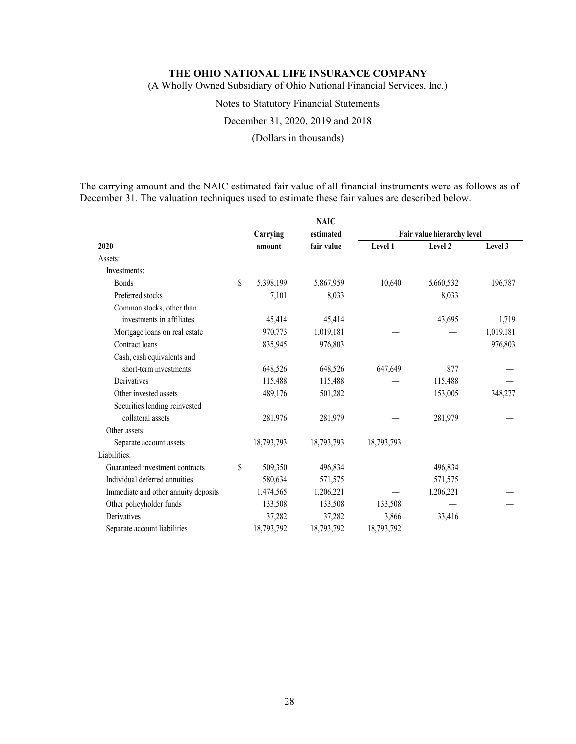The carrying amount and the NAIC estimated fair value of all financial instruments were as follows as of December 31. The valuation techniques used to estimate these fair values are described below.

| 2020 | Carrying amount | NAIC estimated fair value | Fair value hierarchy level Level 1 | Level 2 | Level 3 |
|---|---|---|---|---|---|
| Assets: | | | | | |
| Investments: | | | | | |
| Bonds | $ 5,398,199 | 5,867,959 | 10,640 | 5,660,532 | 196,787 |
| Preferred stocks | 7,101 | 8,033 | — | 8,033 | — |
| Common stocks, other than investments in affiliates | 45,414 | 45,414 | — | 43,695 | 1,719 |
| Mortgage loans on real estate | 970,773 | 1,019,181 | — | — | 1,019,181 |
| Contract loans | 835,945 | 976,803 | — | — | 976,803 |
| Cash, cash equivalents and short-term investments | 648,526 | 648,526 | 647,649 | 877 | — |
| Derivatives | 115,488 | 115,488 | — | 115,488 | — |
| Other invested assets | 489,176 | 501,282 | — | 153,005 | 348,277 |
| Securities lending reinvested collateral assets | 281,976 | 281,979 | — | 281,979 | — |
| Other assets: | | | | | |
| Separate account assets | 18,793,793 | 18,793,793 | 18,793,793 | — | — |
| Liabilities: | | | | | |
| Guaranteed investment contracts | $ 509,350 | 496,834 | — | 496,834 | — |
| Individual deferred annuities | 580,634 | 571,575 | — | 571,575 | — |
| Immediate and other annuity deposits | 1,474,565 | 1,206,221 | — | 1,206,221 | — |
| Other policyholder funds | 133,508 | 133,508 | 133,508 | — | — |
| Derivatives | 37,282 | 37,282 | 3,866 | 33,416 | — |
| Separate account liabilities | 18,793,792 | 18,793,792 | 18,793,792 | — | — |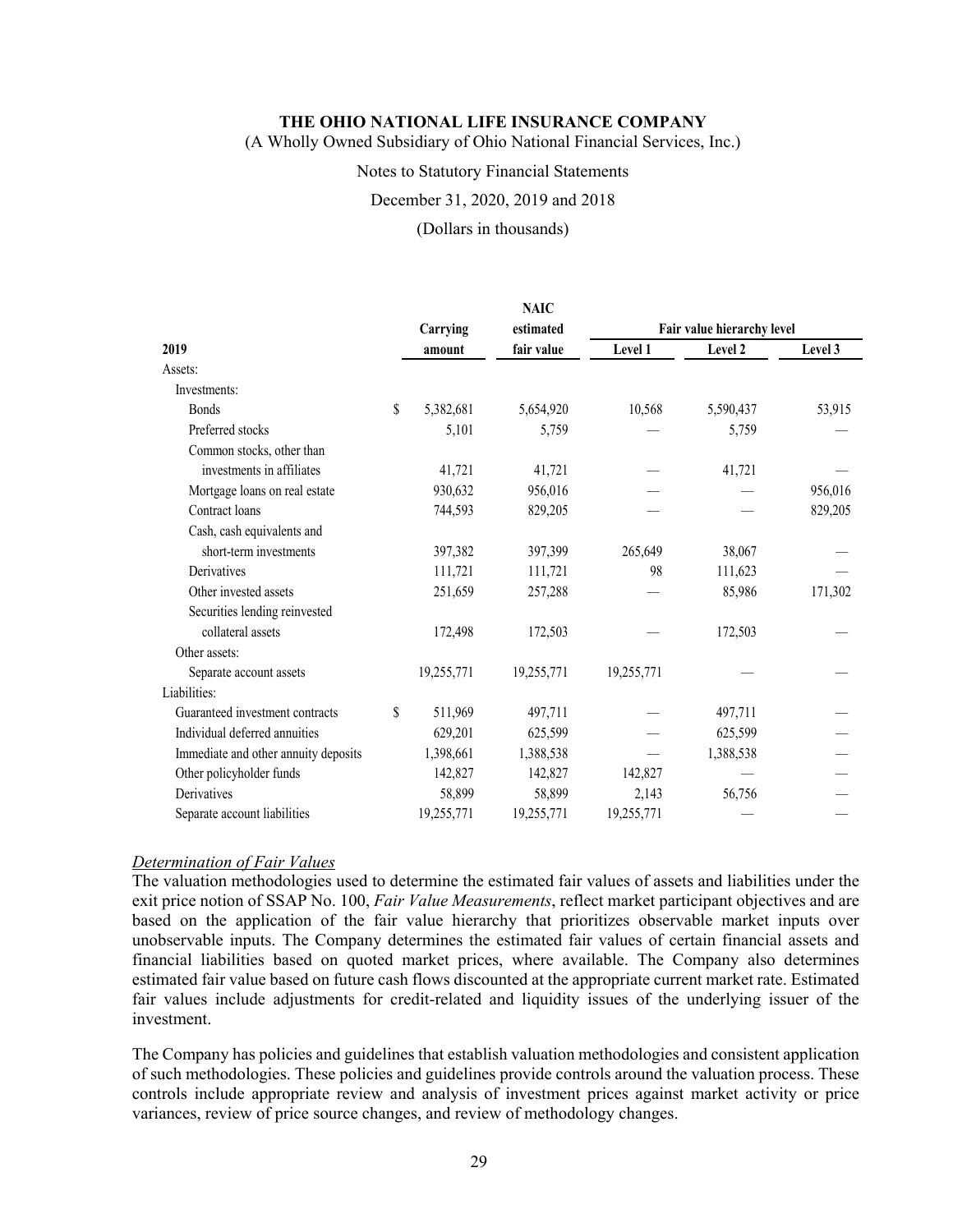| 2019 | Carrying amount | NAIC estimated fair value | Fair value hierarchy level | | |
|---|---|---|---|---|---|
| | | | Level 1 | Level 2 | Level 3 |
| Assets: | | | | | |
| Investments: | | | | | |
| Bonds | $ 5,382,681 | 5,654,920 | 10,568 | 5,590,437 | 53,915 |
| Preferred stocks | 5,101 | 5,759 | — | 5,759 | — |
| Common stocks, other than investments in affiliates | 41,721 | 41,721 | — | 41,721 | — |
| Mortgage loans on real estate | 930,632 | 956,016 | — | — | 956,016 |
| Contract loans | 744,593 | 829,205 | — | — | 829,205 |
| Cash, cash equivalents and short-term investments | 397,382 | 397,399 | 265,649 | 38,067 | — |
| Derivatives | 111,721 | 111,721 | 98 | 111,623 | — |
| Other invested assets | 251,659 | 257,288 | — | 85,986 | 171,302 |
| Securities lending reinvested collateral assets | 172,498 | 172,503 | — | 172,503 | — |
| Other assets: | | | | | |
| Separate account assets | 19,255,771 | 19,255,771 | 19,255,771 | — | — |
| Liabilities: | | | | | |
| Guaranteed investment contracts | $ 511,969 | 497,711 | — | 497,711 | — |
| Individual deferred annuities | 629,201 | 625,599 | — | 625,599 | — |
| Immediate and other annuity deposits | 1,398,661 | 1,388,538 | — | 1,388,538 | — |
| Other policyholder funds | 142,827 | 142,827 | 142,827 | — | — |
| Derivatives | 58,899 | 58,899 | 2,143 | 56,756 | — |
| Separate account liabilities | 19,255,771 | 19,255,771 | 19,255,771 | — | — |

*Determination of Fair Values*

The valuation methodologies used to determine the estimated fair values of assets and liabilities under the exit price notion of SSAP No. 100, *Fair Value Measurements*, reflect market participant objectives and are based on the application of the fair value hierarchy that prioritizes observable market inputs over unobservable inputs. The Company determines the estimated fair values of certain financial assets and financial liabilities based on quoted market prices, where available. The Company also determines estimated fair value based on future cash flows discounted at the appropriate current market rate. Estimated fair values include adjustments for credit-related and liquidity issues of the underlying issuer of the investment.

The Company has policies and guidelines that establish valuation methodologies and consistent application of such methodologies. These policies and guidelines provide controls around the valuation process. These controls include appropriate review and analysis of investment prices against market activity or price variances, review of price source changes, and review of methodology changes.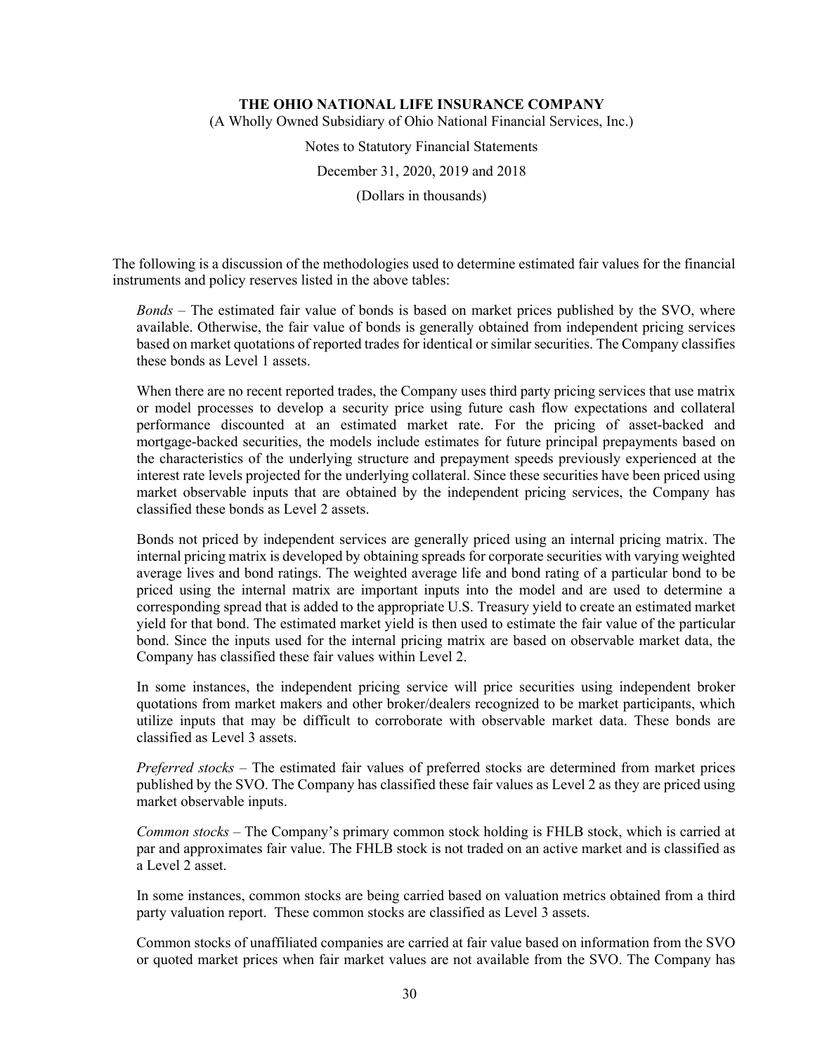The following is a discussion of the methodologies used to determine estimated fair values for the financial instruments and policy reserves listed in the above tables:

*Bonds* – The estimated fair value of bonds is based on market prices published by the SVO, where available. Otherwise, the fair value of bonds is generally obtained from independent pricing services based on market quotations of reported trades for identical or similar securities. The Company classifies these bonds as Level 1 assets.

When there are no recent reported trades, the Company uses third party pricing services that use matrix or model processes to develop a security price using future cash flow expectations and collateral performance discounted at an estimated market rate. For the pricing of asset-backed and mortgage-backed securities, the models include estimates for future principal prepayments based on the characteristics of the underlying structure and prepayment speeds previously experienced at the interest rate levels projected for the underlying collateral. Since these securities have been priced using market observable inputs that are obtained by the independent pricing services, the Company has classified these bonds as Level 2 assets.

Bonds not priced by independent services are generally priced using an internal pricing matrix. The internal pricing matrix is developed by obtaining spreads for corporate securities with varying weighted average lives and bond ratings. The weighted average life and bond rating of a particular bond to be priced using the internal matrix are important inputs into the model and are used to determine a corresponding spread that is added to the appropriate U.S. Treasury yield to create an estimated market yield for that bond. The estimated market yield is then used to estimate the fair value of the particular bond. Since the inputs used for the internal pricing matrix are based on observable market data, the Company has classified these fair values within Level 2.

In some instances, the independent pricing service will price securities using independent broker quotations from market makers and other broker/dealers recognized to be market participants, which utilize inputs that may be difficult to corroborate with observable market data. These bonds are classified as Level 3 assets.

*Preferred stocks* – The estimated fair values of preferred stocks are determined from market prices published by the SVO. The Company has classified these fair values as Level 2 as they are priced using market observable inputs.

*Common stocks* – The Company's primary common stock holding is FHLB stock, which is carried at par and approximates fair value. The FHLB stock is not traded on an active market and is classified as a Level 2 asset.

In some instances, common stocks are being carried based on valuation metrics obtained from a third party valuation report. These common stocks are classified as Level 3 assets.

Common stocks of unaffiliated companies are carried at fair value based on information from the SVO or quoted market prices when fair market values are not available from the SVO. The Company has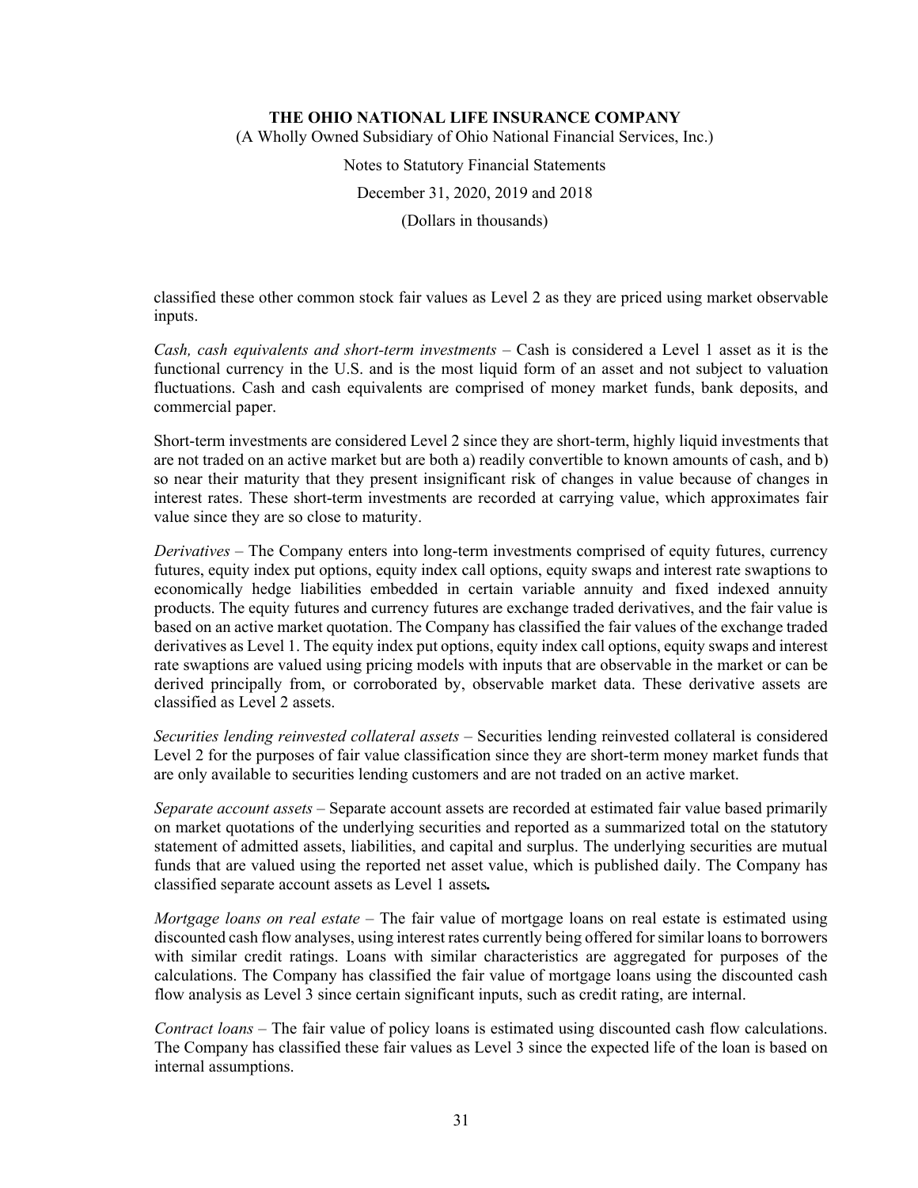classified these other common stock fair values as Level 2 as they are priced using market observable inputs.

*Cash, cash equivalents and short-term investments* – Cash is considered a Level 1 asset as it is the functional currency in the U.S. and is the most liquid form of an asset and not subject to valuation fluctuations. Cash and cash equivalents are comprised of money market funds, bank deposits, and commercial paper.

Short-term investments are considered Level 2 since they are short-term, highly liquid investments that are not traded on an active market but are both a) readily convertible to known amounts of cash, and b) so near their maturity that they present insignificant risk of changes in value because of changes in interest rates. These short-term investments are recorded at carrying value, which approximates fair value since they are so close to maturity.

*Derivatives* – The Company enters into long-term investments comprised of equity futures, currency futures, equity index put options, equity index call options, equity swaps and interest rate swaptions to economically hedge liabilities embedded in certain variable annuity and fixed indexed annuity products. The equity futures and currency futures are exchange traded derivatives, and the fair value is based on an active market quotation. The Company has classified the fair values of the exchange traded derivatives as Level 1. The equity index put options, equity index call options, equity swaps and interest rate swaptions are valued using pricing models with inputs that are observable in the market or can be derived principally from, or corroborated by, observable market data. These derivative assets are classified as Level 2 assets.

*Securities lending reinvested collateral assets* – Securities lending reinvested collateral is considered Level 2 for the purposes of fair value classification since they are short-term money market funds that are only available to securities lending customers and are not traded on an active market.

*Separate account assets* – Separate account assets are recorded at estimated fair value based primarily on market quotations of the underlying securities and reported as a summarized total on the statutory statement of admitted assets, liabilities, and capital and surplus. The underlying securities are mutual funds that are valued using the reported net asset value, which is published daily. The Company has classified separate account assets as Level 1 assets**.**

*Mortgage loans on real estate* – The fair value of mortgage loans on real estate is estimated using discounted cash flow analyses, using interest rates currently being offered for similar loans to borrowers with similar credit ratings. Loans with similar characteristics are aggregated for purposes of the calculations. The Company has classified the fair value of mortgage loans using the discounted cash flow analysis as Level 3 since certain significant inputs, such as credit rating, are internal.

*Contract loans* – The fair value of policy loans is estimated using discounted cash flow calculations. The Company has classified these fair values as Level 3 since the expected life of the loan is based on internal assumptions.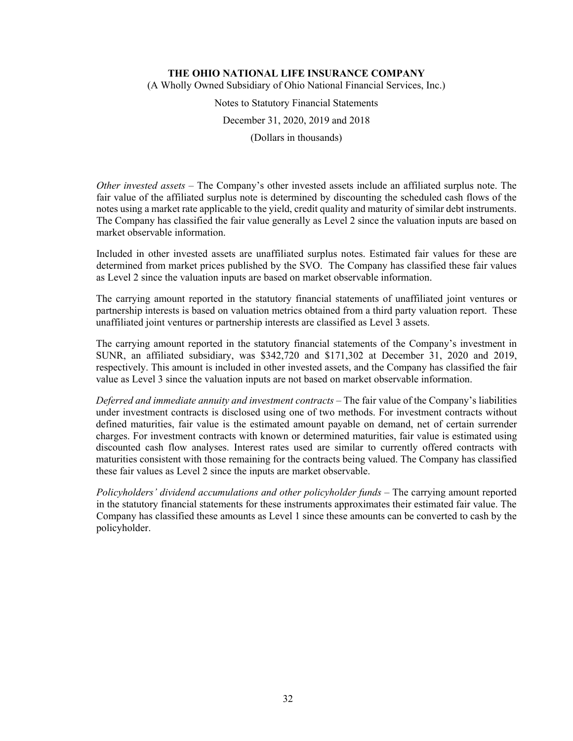*Other invested assets* – The Company's other invested assets include an affiliated surplus note. The fair value of the affiliated surplus note is determined by discounting the scheduled cash flows of the notes using a market rate applicable to the yield, credit quality and maturity of similar debt instruments. The Company has classified the fair value generally as Level 2 since the valuation inputs are based on market observable information.

Included in other invested assets are unaffiliated surplus notes. Estimated fair values for these are determined from market prices published by the SVO. The Company has classified these fair values as Level 2 since the valuation inputs are based on market observable information.

The carrying amount reported in the statutory financial statements of unaffiliated joint ventures or partnership interests is based on valuation metrics obtained from a third party valuation report. These unaffiliated joint ventures or partnership interests are classified as Level 3 assets.

The carrying amount reported in the statutory financial statements of the Company's investment in SUNR, an affiliated subsidiary, was $342,720 and $171,302 at December 31, 2020 and 2019, respectively. This amount is included in other invested assets, and the Company has classified the fair value as Level 3 since the valuation inputs are not based on market observable information.

*Deferred and immediate annuity and investment contracts* – The fair value of the Company's liabilities under investment contracts is disclosed using one of two methods. For investment contracts without defined maturities, fair value is the estimated amount payable on demand, net of certain surrender charges. For investment contracts with known or determined maturities, fair value is estimated using discounted cash flow analyses. Interest rates used are similar to currently offered contracts with maturities consistent with those remaining for the contracts being valued. The Company has classified these fair values as Level 2 since the inputs are market observable.

*Policyholders' dividend accumulations and other policyholder funds* – The carrying amount reported in the statutory financial statements for these instruments approximates their estimated fair value. The Company has classified these amounts as Level 1 since these amounts can be converted to cash by the policyholder.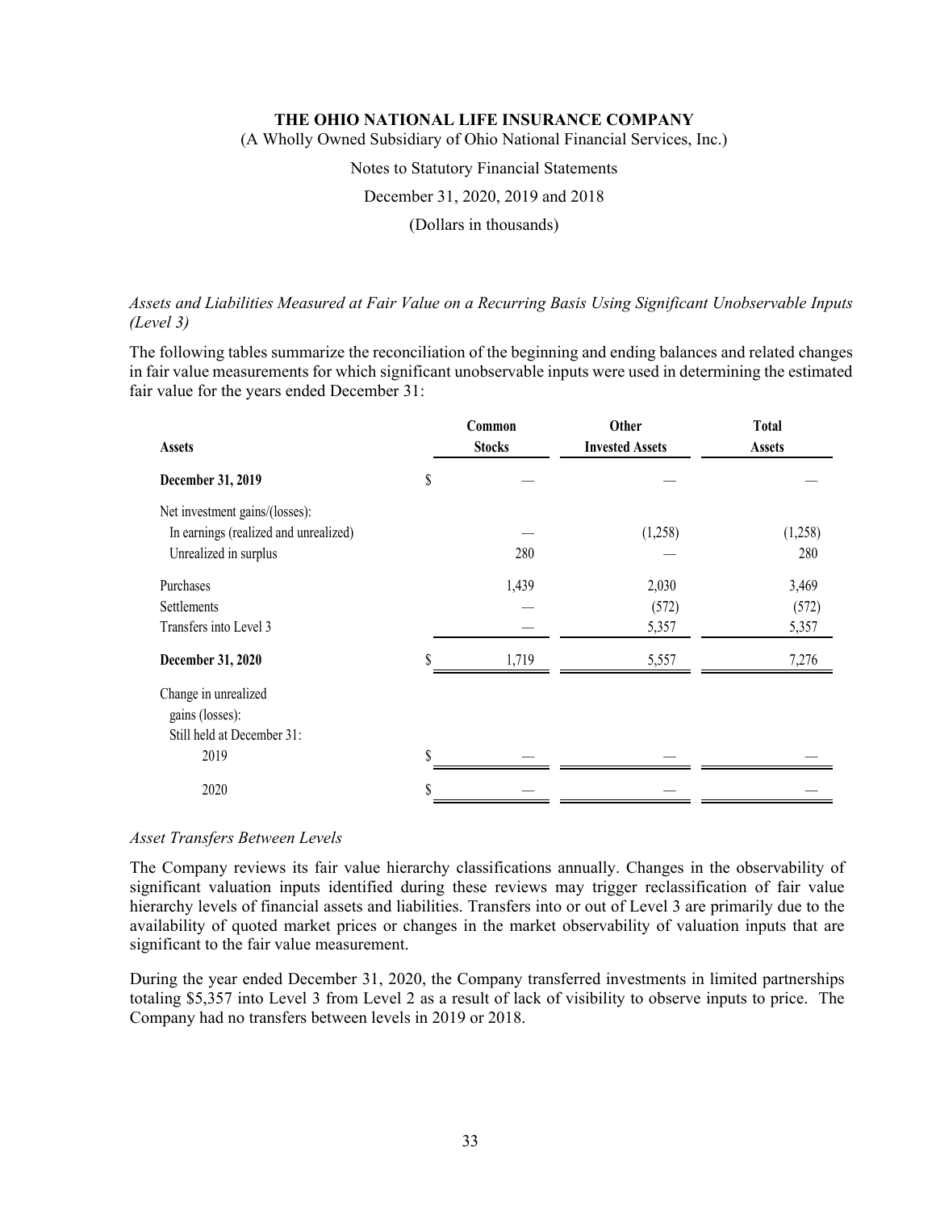*Assets and Liabilities Measured at Fair Value on a Recurring Basis Using Significant Unobservable Inputs (Level 3)*

The following tables summarize the reconciliation of the beginning and ending balances and related changes in fair value measurements for which significant unobservable inputs were used in determining the estimated fair value for the years ended December 31:

| Assets | Common Stocks | Other Invested Assets | Total Assets |
|---|---|---|---|
| **December 31, 2019** | $ — | — | — |
| Net investment gains/(losses): | | | |
| In earnings (realized and unrealized) | — | (1,258) | (1,258) |
| Unrealized in surplus | 280 | — | 280 |
| Purchases | 1,439 | 2,030 | 3,469 |
| Settlements | — | (572) | (572) |
| Transfers into Level 3 | — | 5,357 | 5,357 |
| **December 31, 2020** | $ 1,719 | 5,557 | 7,276 |
| Change in unrealized gains (losses): Still held at December 31: | | | |
| 2019 | $ — | — | — |
| 2020 | $ — | — | — |

*Asset Transfers Between Levels*

The Company reviews its fair value hierarchy classifications annually. Changes in the observability of significant valuation inputs identified during these reviews may trigger reclassification of fair value hierarchy levels of financial assets and liabilities. Transfers into or out of Level 3 are primarily due to the availability of quoted market prices or changes in the market observability of valuation inputs that are significant to the fair value measurement.

During the year ended December 31, 2020, the Company transferred investments in limited partnerships totaling $5,357 into Level 3 from Level 2 as a result of lack of visibility to observe inputs to price. The Company had no transfers between levels in 2019 or 2018.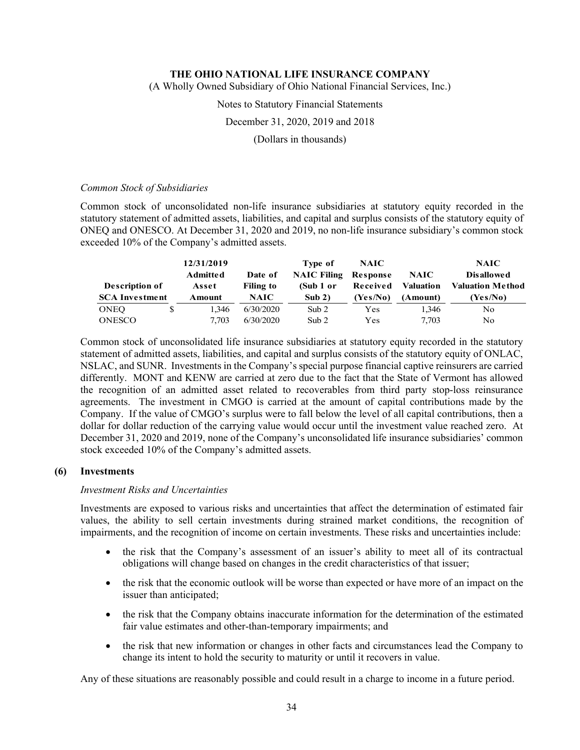*Common Stock of Subsidiaries*

Common stock of unconsolidated non-life insurance subsidiaries at statutory equity recorded in the statutory statement of admitted assets, liabilities, and capital and surplus consists of the statutory equity of ONEQ and ONESCO. At December 31, 2020 and 2019, no non-life insurance subsidiary's common stock exceeded 10% of the Company's admitted assets.

| Description of SCA Investment | 12/31/2019 Admitted Asset Amount | Date of Filing to NAIC | Type of NAIC Filing (Sub 1 or Sub 2) | NAIC Response Received (Yes/No) | NAIC Valuation (Amount) | NAIC Disallowed Valuation Method (Yes/No) |
|---|---|---|---|---|---|---|
| ONEQ | $ 1,346 | 6/30/2020 | Sub 2 | Yes | 1,346 | No |
| ONESCO | 7,703 | 6/30/2020 | Sub 2 | Yes | 7,703 | No |

Common stock of unconsolidated life insurance subsidiaries at statutory equity recorded in the statutory statement of admitted assets, liabilities, and capital and surplus consists of the statutory equity of ONLAC, NSLAC, and SUNR. Investments in the Company's special purpose financial captive reinsurers are carried differently. MONT and KENW are carried at zero due to the fact that the State of Vermont has allowed the recognition of an admitted asset related to recoverables from third party stop-loss reinsurance agreements. The investment in CMGO is carried at the amount of capital contributions made by the Company. If the value of CMGO's surplus were to fall below the level of all capital contributions, then a dollar for dollar reduction of the carrying value would occur until the investment value reached zero. At December 31, 2020 and 2019, none of the Company's unconsolidated life insurance subsidiaries' common stock exceeded 10% of the Company's admitted assets.

## (6) Investments

*Investment Risks and Uncertainties*

Investments are exposed to various risks and uncertainties that affect the determination of estimated fair values, the ability to sell certain investments during strained market conditions, the recognition of impairments, and the recognition of income on certain investments. These risks and uncertainties include:

- the risk that the Company's assessment of an issuer's ability to meet all of its contractual obligations will change based on changes in the credit characteristics of that issuer;
- the risk that the economic outlook will be worse than expected or have more of an impact on the issuer than anticipated;
- the risk that the Company obtains inaccurate information for the determination of the estimated fair value estimates and other-than-temporary impairments; and
- the risk that new information or changes in other facts and circumstances lead the Company to change its intent to hold the security to maturity or until it recovers in value.

Any of these situations are reasonably possible and could result in a charge to income in a future period.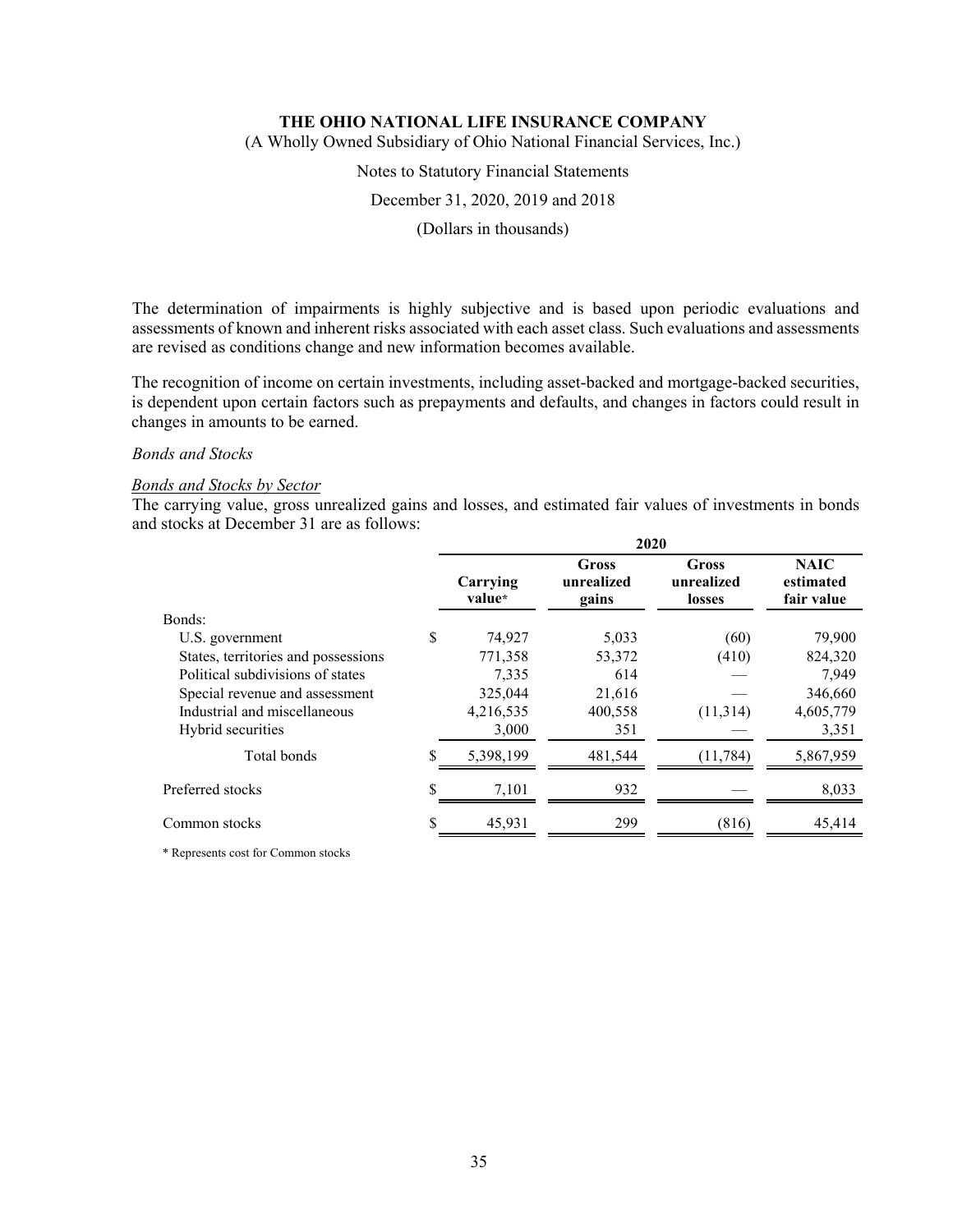The determination of impairments is highly subjective and is based upon periodic evaluations and assessments of known and inherent risks associated with each asset class. Such evaluations and assessments are revised as conditions change and new information becomes available.

The recognition of income on certain investments, including asset-backed and mortgage-backed securities, is dependent upon certain factors such as prepayments and defaults, and changes in factors could result in changes in amounts to be earned.

*Bonds and Stocks*

*Bonds and Stocks by Sector*

The carrying value, gross unrealized gains and losses, and estimated fair values of investments in bonds and stocks at December 31 are as follows:

| | 2020 | | | |
|---|---|---|---|---|
| | Carrying value* | Gross unrealized gains | Gross unrealized losses | NAIC estimated fair value |
| Bonds: | | | | |
| U.S. government | $ 74,927 | 5,033 | (60) | 79,900 |
| States, territories and possessions | 771,358 | 53,372 | (410) | 824,320 |
| Political subdivisions of states | 7,335 | 614 | — | 7,949 |
| Special revenue and assessment | 325,044 | 21,616 | — | 346,660 |
| Industrial and miscellaneous | 4,216,535 | 400,558 | (11,314) | 4,605,779 |
| Hybrid securities | 3,000 | 351 | — | 3,351 |
| Total bonds | $ 5,398,199 | 481,544 | (11,784) | 5,867,959 |
| Preferred stocks | $ 7,101 | 932 | — | 8,033 |
| Common stocks | $ 45,931 | 299 | (816) | 45,414 |

* Represents cost for Common stocks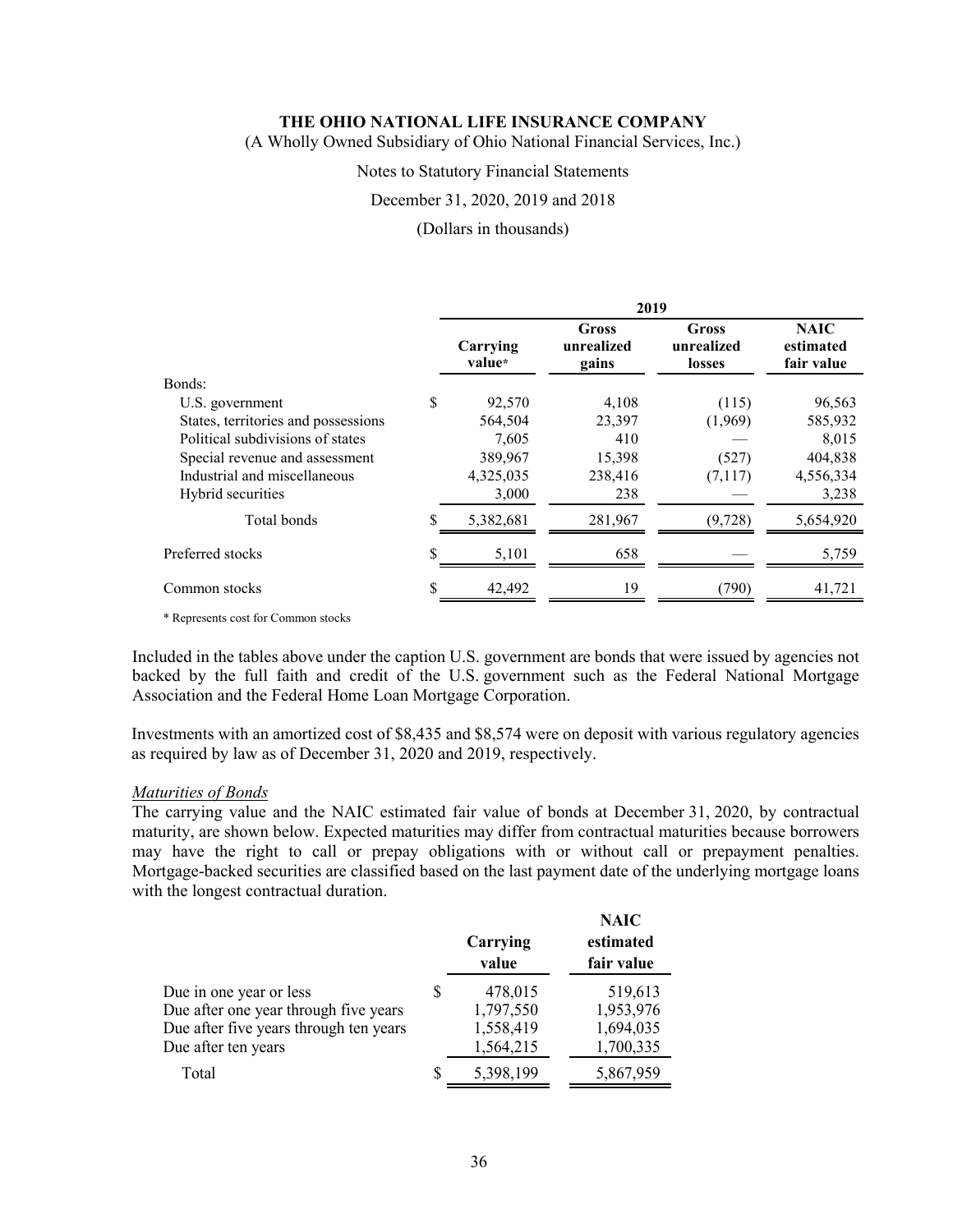|  | 2019 | | | |
|---|---|---|---|---|
|  | Carrying value* | Gross unrealized gains | Gross unrealized losses | NAIC estimated fair value |
| Bonds: | | | | |
| U.S. government | $ 92,570 | 4,108 | (115) | 96,563 |
| States, territories and possessions | 564,504 | 23,397 | (1,969) | 585,932 |
| Political subdivisions of states | 7,605 | 410 | — | 8,015 |
| Special revenue and assessment | 389,967 | 15,398 | (527) | 404,838 |
| Industrial and miscellaneous | 4,325,035 | 238,416 | (7,117) | 4,556,334 |
| Hybrid securities | 3,000 | 238 | — | 3,238 |
| Total bonds | $ 5,382,681 | 281,967 | (9,728) | 5,654,920 |
| Preferred stocks | $ 5,101 | 658 | — | 5,759 |
| Common stocks | $ 42,492 | 19 | (790) | 41,721 |

\* Represents cost for Common stocks

Included in the tables above under the caption U.S. government are bonds that were issued by agencies not backed by the full faith and credit of the U.S. government such as the Federal National Mortgage Association and the Federal Home Loan Mortgage Corporation.

Investments with an amortized cost of $8,435 and $8,574 were on deposit with various regulatory agencies as required by law as of December 31, 2020 and 2019, respectively.

*Maturities of Bonds*

The carrying value and the NAIC estimated fair value of bonds at December 31, 2020, by contractual maturity, are shown below. Expected maturities may differ from contractual maturities because borrowers may have the right to call or prepay obligations with or without call or prepayment penalties. Mortgage-backed securities are classified based on the last payment date of the underlying mortgage loans with the longest contractual duration.

|  | Carrying value | NAIC estimated fair value |
|---|---|---|
| Due in one year or less | $ 478,015 | 519,613 |
| Due after one year through five years | 1,797,550 | 1,953,976 |
| Due after five years through ten years | 1,558,419 | 1,694,035 |
| Due after ten years | 1,564,215 | 1,700,335 |
| Total | $ 5,398,199 | 5,867,959 |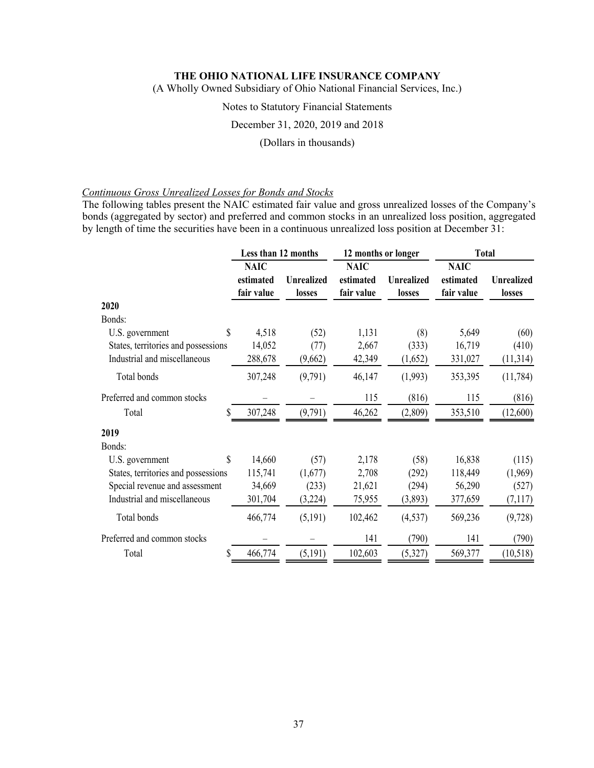*Continuous Gross Unrealized Losses for Bonds and Stocks*

The following tables present the NAIC estimated fair value and gross unrealized losses of the Company's bonds (aggregated by sector) and preferred and common stocks in an unrealized loss position, aggregated by length of time the securities have been in a continuous unrealized loss position at December 31:

| | Less than 12 months | | 12 months or longer | | Total | |
|---|---|---|---|---|---|---|
| | NAIC estimated fair value | Unrealized losses | NAIC estimated fair value | Unrealized losses | NAIC estimated fair value | Unrealized losses |
| **2020** | | | | | | |
| Bonds: | | | | | | |
| U.S. government | $ 4,518 | (52) | 1,131 | (8) | 5,649 | (60) |
| States, territories and possessions | 14,052 | (77) | 2,667 | (333) | 16,719 | (410) |
| Industrial and miscellaneous | 288,678 | (9,662) | 42,349 | (1,652) | 331,027 | (11,314) |
| Total bonds | 307,248 | (9,791) | 46,147 | (1,993) | 353,395 | (11,784) |
| Preferred and common stocks | – | – | 115 | (816) | 115 | (816) |
| Total | $ 307,248 | (9,791) | 46,262 | (2,809) | 353,510 | (12,600) |
| **2019** | | | | | | |
| Bonds: | | | | | | |
| U.S. government | $ 14,660 | (57) | 2,178 | (58) | 16,838 | (115) |
| States, territories and possessions | 115,741 | (1,677) | 2,708 | (292) | 118,449 | (1,969) |
| Special revenue and assessment | 34,669 | (233) | 21,621 | (294) | 56,290 | (527) |
| Industrial and miscellaneous | 301,704 | (3,224) | 75,955 | (3,893) | 377,659 | (7,117) |
| Total bonds | 466,774 | (5,191) | 102,462 | (4,537) | 569,236 | (9,728) |
| Preferred and common stocks | – | – | 141 | (790) | 141 | (790) |
| Total | $ 466,774 | (5,191) | 102,603 | (5,327) | 569,377 | (10,518) |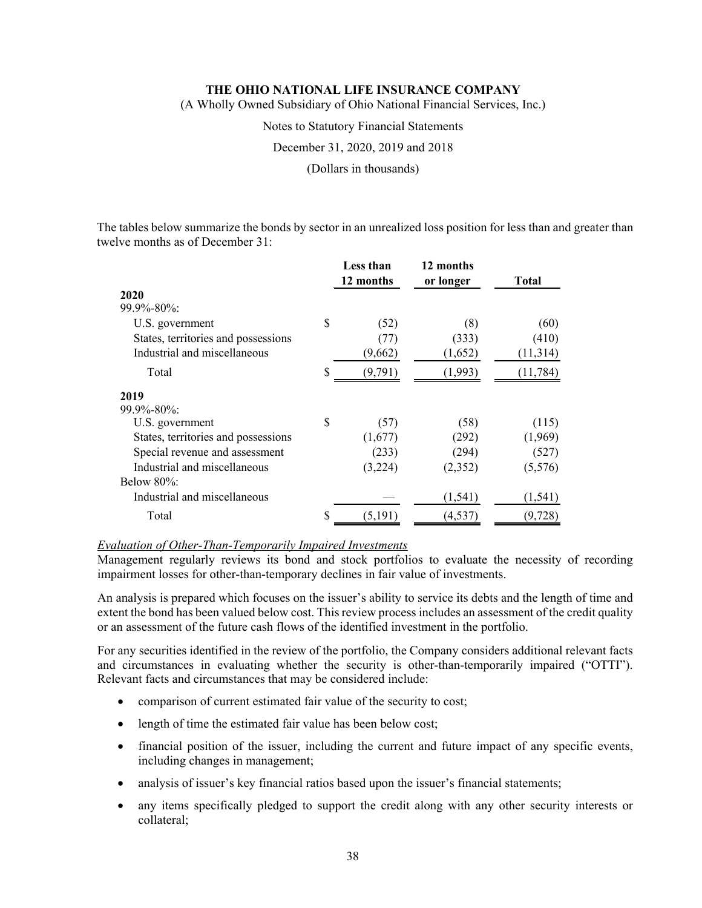The tables below summarize the bonds by sector in an unrealized loss position for less than and greater than twelve months as of December 31:

| | Less than 12 months | 12 months or longer | Total |
|---|---|---|---|
| **2020** | | | |
| 99.9%-80%: | | | |
| U.S. government | $ (52) | (8) | (60) |
| States, territories and possessions | (77) | (333) | (410) |
| Industrial and miscellaneous | (9,662) | (1,652) | (11,314) |
| Total | $ (9,791) | (1,993) | (11,784) |
| **2019** | | | |
| 99.9%-80%: | | | |
| U.S. government | $ (57) | (58) | (115) |
| States, territories and possessions | (1,677) | (292) | (1,969) |
| Special revenue and assessment | (233) | (294) | (527) |
| Industrial and miscellaneous | (3,224) | (2,352) | (5,576) |
| Below 80%: | | | |
| Industrial and miscellaneous | — | (1,541) | (1,541) |
| Total | $ (5,191) | (4,537) | (9,728) |

*Evaluation of Other-Than-Temporarily Impaired Investments*

Management regularly reviews its bond and stock portfolios to evaluate the necessity of recording impairment losses for other-than-temporary declines in fair value of investments.

An analysis is prepared which focuses on the issuer's ability to service its debts and the length of time and extent the bond has been valued below cost. This review process includes an assessment of the credit quality or an assessment of the future cash flows of the identified investment in the portfolio.

For any securities identified in the review of the portfolio, the Company considers additional relevant facts and circumstances in evaluating whether the security is other-than-temporarily impaired ("OTTI"). Relevant facts and circumstances that may be considered include:

- comparison of current estimated fair value of the security to cost;
- length of time the estimated fair value has been below cost;
- financial position of the issuer, including the current and future impact of any specific events, including changes in management;
- analysis of issuer's key financial ratios based upon the issuer's financial statements;
- any items specifically pledged to support the credit along with any other security interests or collateral;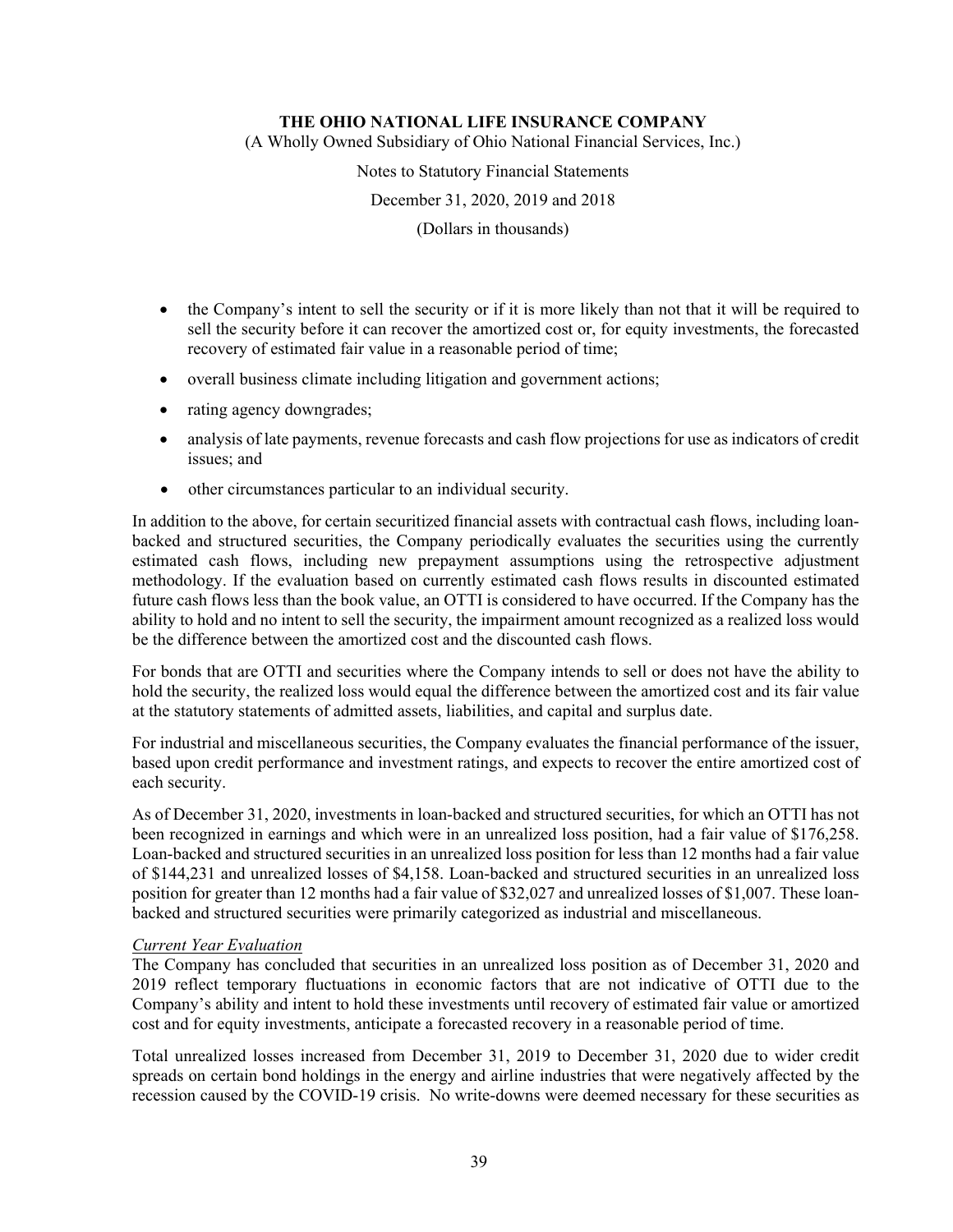- the Company's intent to sell the security or if it is more likely than not that it will be required to sell the security before it can recover the amortized cost or, for equity investments, the forecasted recovery of estimated fair value in a reasonable period of time;
- overall business climate including litigation and government actions;
- rating agency downgrades;
- analysis of late payments, revenue forecasts and cash flow projections for use as indicators of credit issues; and
- other circumstances particular to an individual security.

In addition to the above, for certain securitized financial assets with contractual cash flows, including loan-backed and structured securities, the Company periodically evaluates the securities using the currently estimated cash flows, including new prepayment assumptions using the retrospective adjustment methodology. If the evaluation based on currently estimated cash flows results in discounted estimated future cash flows less than the book value, an OTTI is considered to have occurred. If the Company has the ability to hold and no intent to sell the security, the impairment amount recognized as a realized loss would be the difference between the amortized cost and the discounted cash flows.

For bonds that are OTTI and securities where the Company intends to sell or does not have the ability to hold the security, the realized loss would equal the difference between the amortized cost and its fair value at the statutory statements of admitted assets, liabilities, and capital and surplus date.

For industrial and miscellaneous securities, the Company evaluates the financial performance of the issuer, based upon credit performance and investment ratings, and expects to recover the entire amortized cost of each security.

As of December 31, 2020, investments in loan-backed and structured securities, for which an OTTI has not been recognized in earnings and which were in an unrealized loss position, had a fair value of $176,258. Loan-backed and structured securities in an unrealized loss position for less than 12 months had a fair value of $144,231 and unrealized losses of $4,158. Loan-backed and structured securities in an unrealized loss position for greater than 12 months had a fair value of $32,027 and unrealized losses of $1,007. These loan-backed and structured securities were primarily categorized as industrial and miscellaneous.

*Current Year Evaluation*

The Company has concluded that securities in an unrealized loss position as of December 31, 2020 and 2019 reflect temporary fluctuations in economic factors that are not indicative of OTTI due to the Company's ability and intent to hold these investments until recovery of estimated fair value or amortized cost and for equity investments, anticipate a forecasted recovery in a reasonable period of time.

Total unrealized losses increased from December 31, 2019 to December 31, 2020 due to wider credit spreads on certain bond holdings in the energy and airline industries that were negatively affected by the recession caused by the COVID-19 crisis. No write-downs were deemed necessary for these securities as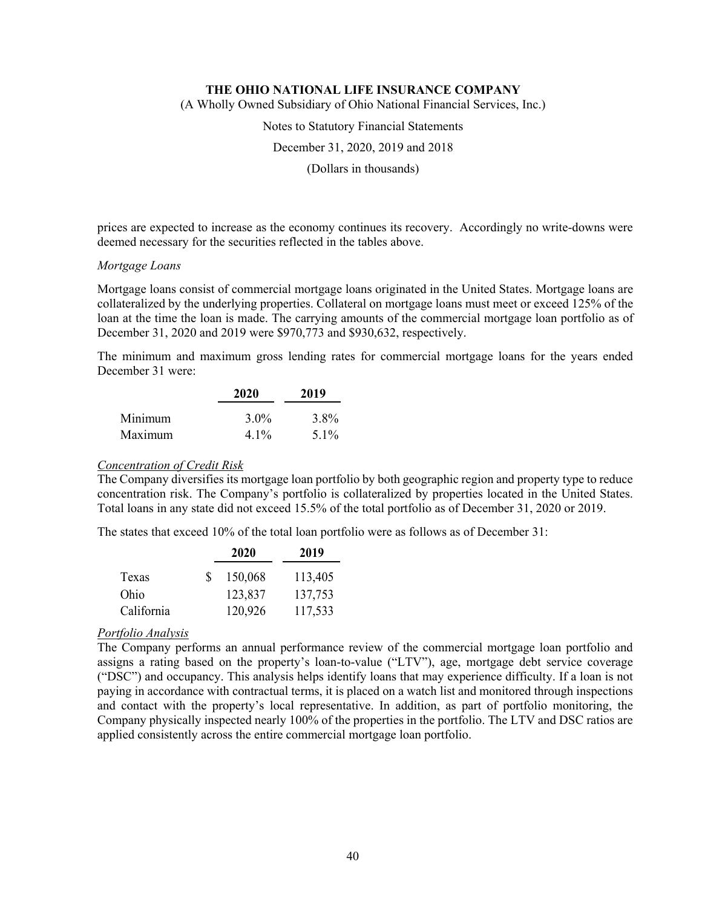prices are expected to increase as the economy continues its recovery. Accordingly no write-downs were deemed necessary for the securities reflected in the tables above.

*Mortgage Loans*

Mortgage loans consist of commercial mortgage loans originated in the United States. Mortgage loans are collateralized by the underlying properties. Collateral on mortgage loans must meet or exceed 125% of the loan at the time the loan is made. The carrying amounts of the commercial mortgage loan portfolio as of December 31, 2020 and 2019 were $970,773 and $930,632, respectively.

The minimum and maximum gross lending rates for commercial mortgage loans for the years ended December 31 were:

| | 2020 | 2019 |
|---|---|---|
| Minimum | 3.0% | 3.8% |
| Maximum | 4.1% | 5.1% |

*Concentration of Credit Risk*

The Company diversifies its mortgage loan portfolio by both geographic region and property type to reduce concentration risk. The Company's portfolio is collateralized by properties located in the United States. Total loans in any state did not exceed 15.5% of the total portfolio as of December 31, 2020 or 2019.

The states that exceed 10% of the total loan portfolio were as follows as of December 31:

| | 2020 | 2019 |
|---|---|---|
| Texas | $ 150,068 | 113,405 |
| Ohio | 123,837 | 137,753 |
| California | 120,926 | 117,533 |

*Portfolio Analysis*

The Company performs an annual performance review of the commercial mortgage loan portfolio and assigns a rating based on the property's loan-to-value ("LTV"), age, mortgage debt service coverage ("DSC") and occupancy. This analysis helps identify loans that may experience difficulty. If a loan is not paying in accordance with contractual terms, it is placed on a watch list and monitored through inspections and contact with the property's local representative. In addition, as part of portfolio monitoring, the Company physically inspected nearly 100% of the properties in the portfolio. The LTV and DSC ratios are applied consistently across the entire commercial mortgage loan portfolio.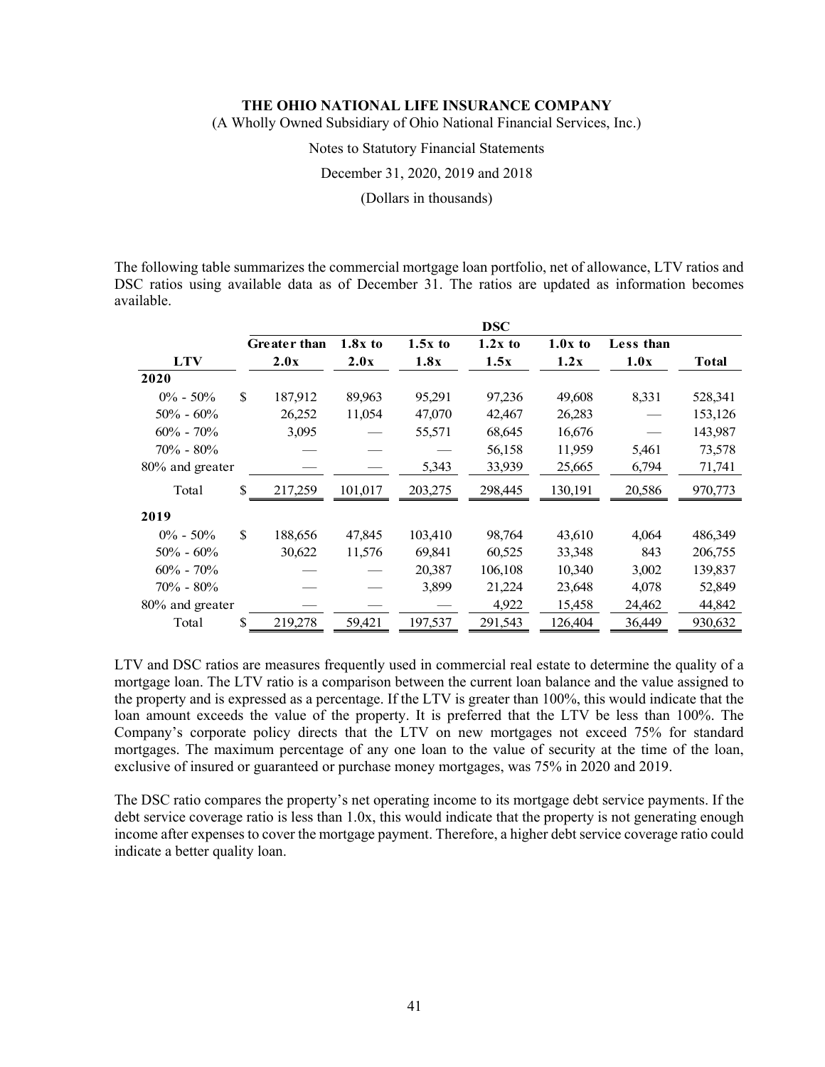THE OHIO NATIONAL LIFE INSURANCE COMPANY

(A Wholly Owned Subsidiary of Ohio National Financial Services, Inc.)

Notes to Statutory Financial Statements

December 31, 2020, 2019 and 2018

(Dollars in thousands)

The following table summarizes the commercial mortgage loan portfolio, net of allowance, LTV ratios and DSC ratios using available data as of December 31. The ratios are updated as information becomes available.

| | DSC | | | | | | |
|---|---|---|---|---|---|---|---|
| **LTV** | **Greater than 2.0x** | **1.8x to 2.0x** | **1.5x to 1.8x** | **1.2x to 1.5x** | **1.0x to 1.2x** | **Less than 1.0x** | **Total** |
| **2020** | | | | | | | |
| 0% - 50% | $ 187,912 | 89,963 | 95,291 | 97,236 | 49,608 | 8,331 | 528,341 |
| 50% - 60% | 26,252 | 11,054 | 47,070 | 42,467 | 26,283 | — | 153,126 |
| 60% - 70% | 3,095 | — | 55,571 | 68,645 | 16,676 | — | 143,987 |
| 70% - 80% | — | — | — | 56,158 | 11,959 | 5,461 | 73,578 |
| 80% and greater | — | — | 5,343 | 33,939 | 25,665 | 6,794 | 71,741 |
| Total | $ 217,259 | 101,017 | 203,275 | 298,445 | 130,191 | 20,586 | 970,773 |
| **2019** | | | | | | | |
| 0% - 50% | $ 188,656 | 47,845 | 103,410 | 98,764 | 43,610 | 4,064 | 486,349 |
| 50% - 60% | 30,622 | 11,576 | 69,841 | 60,525 | 33,348 | 843 | 206,755 |
| 60% - 70% | — | — | 20,387 | 106,108 | 10,340 | 3,002 | 139,837 |
| 70% - 80% | — | — | 3,899 | 21,224 | 23,648 | 4,078 | 52,849 |
| 80% and greater | — | — | — | 4,922 | 15,458 | 24,462 | 44,842 |
| Total | $ 219,278 | 59,421 | 197,537 | 291,543 | 126,404 | 36,449 | 930,632 |

LTV and DSC ratios are measures frequently used in commercial real estate to determine the quality of a mortgage loan. The LTV ratio is a comparison between the current loan balance and the value assigned to the property and is expressed as a percentage. If the LTV is greater than 100%, this would indicate that the loan amount exceeds the value of the property. It is preferred that the LTV be less than 100%. The Company's corporate policy directs that the LTV on new mortgages not exceed 75% for standard mortgages. The maximum percentage of any one loan to the value of security at the time of the loan, exclusive of insured or guaranteed or purchase money mortgages, was 75% in 2020 and 2019.

The DSC ratio compares the property's net operating income to its mortgage debt service payments. If the debt service coverage ratio is less than 1.0x, this would indicate that the property is not generating enough income after expenses to cover the mortgage payment. Therefore, a higher debt service coverage ratio could indicate a better quality loan.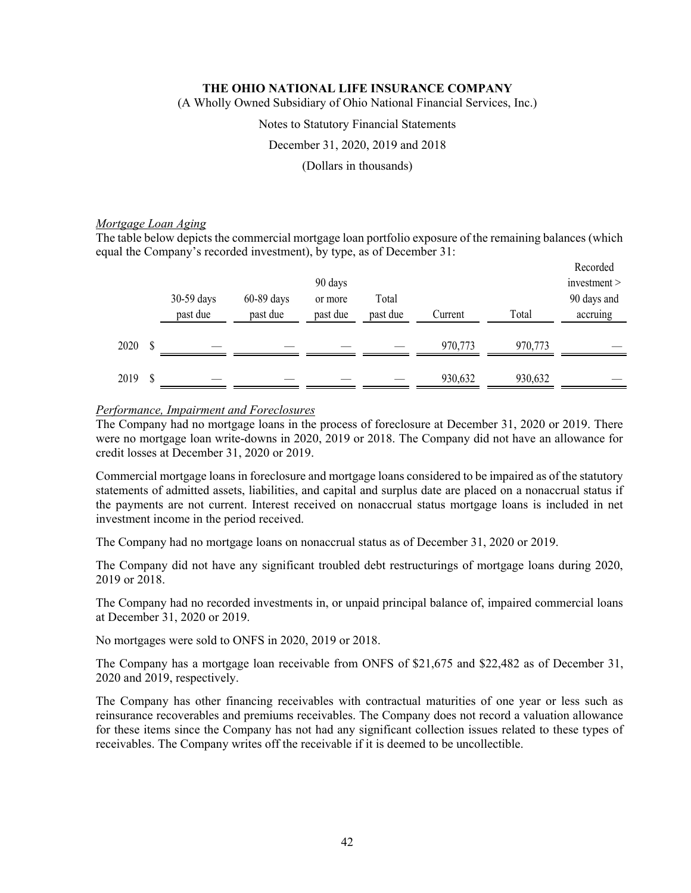*Mortgage Loan Aging*

The table below depicts the commercial mortgage loan portfolio exposure of the remaining balances (which equal the Company's recorded investment), by type, as of December 31:

| | | 30-59 days past due | 60-89 days past due | 90 days or more past due | Total past due | Current | Total | Recorded investment > 90 days and accruing |
|---|---|---|---|---|---|---|---|---|
| 2020 | $ | — | — | — | — | 970,773 | 970,773 | — |
| 2019 | $ | — | — | — | — | 930,632 | 930,632 | — |

*Performance, Impairment and Foreclosures*

The Company had no mortgage loans in the process of foreclosure at December 31, 2020 or 2019. There were no mortgage loan write-downs in 2020, 2019 or 2018. The Company did not have an allowance for credit losses at December 31, 2020 or 2019.

Commercial mortgage loans in foreclosure and mortgage loans considered to be impaired as of the statutory statements of admitted assets, liabilities, and capital and surplus date are placed on a nonaccrual status if the payments are not current. Interest received on nonaccrual status mortgage loans is included in net investment income in the period received.

The Company had no mortgage loans on nonaccrual status as of December 31, 2020 or 2019.

The Company did not have any significant troubled debt restructurings of mortgage loans during 2020, 2019 or 2018.

The Company had no recorded investments in, or unpaid principal balance of, impaired commercial loans at December 31, 2020 or 2019.

No mortgages were sold to ONFS in 2020, 2019 or 2018.

The Company has a mortgage loan receivable from ONFS of $21,675 and $22,482 as of December 31, 2020 and 2019, respectively.

The Company has other financing receivables with contractual maturities of one year or less such as reinsurance recoverables and premiums receivables. The Company does not record a valuation allowance for these items since the Company has not had any significant collection issues related to these types of receivables. The Company writes off the receivable if it is deemed to be uncollectible.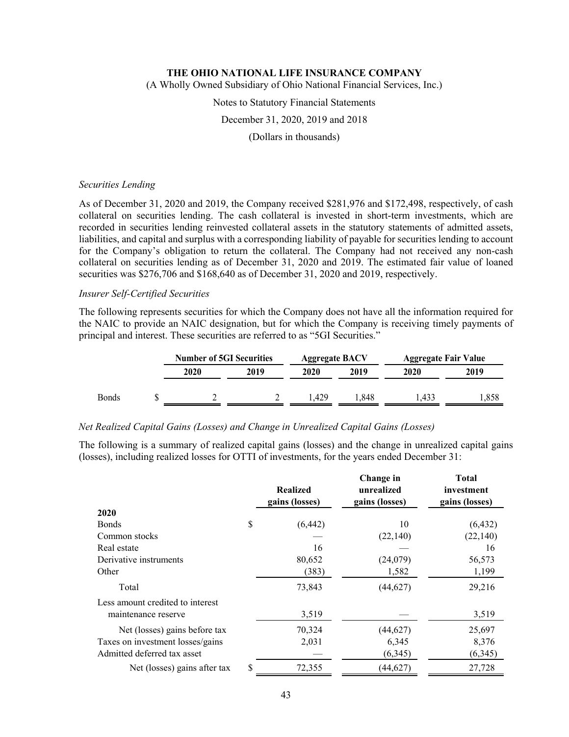*Securities Lending*

As of December 31, 2020 and 2019, the Company received $281,976 and $172,498, respectively, of cash collateral on securities lending. The cash collateral is invested in short-term investments, which are recorded in securities lending reinvested collateral assets in the statutory statements of admitted assets, liabilities, and capital and surplus with a corresponding liability of payable for securities lending to account for the Company's obligation to return the collateral. The Company had not received any non-cash collateral on securities lending as of December 31, 2020 and 2019. The estimated fair value of loaned securities was $276,706 and $168,640 as of December 31, 2020 and 2019, respectively.

*Insurer Self-Certified Securities*

The following represents securities for which the Company does not have all the information required for the NAIC to provide an NAIC designation, but for which the Company is receiving timely payments of principal and interest. These securities are referred to as "5GI Securities."

| | Number of 5GI Securities | | Aggregate BACV | | Aggregate Fair Value | |
|---|---|---|---|---|---|---|
| | 2020 | 2019 | 2020 | 2019 | 2020 | 2019 |
| Bonds | $ 2 | 2 | 1,429 | 1,848 | 1,433 | 1,858 |

*Net Realized Capital Gains (Losses) and Change in Unrealized Capital Gains (Losses)*

The following is a summary of realized capital gains (losses) and the change in unrealized capital gains (losses), including realized losses for OTTI of investments, for the years ended December 31:

| | Realized gains (losses) | Change in unrealized gains (losses) | Total investment gains (losses) |
|---|---|---|---|
| **2020** | | | |
| Bonds | $ (6,442) | 10 | (6,432) |
| Common stocks | — | (22,140) | (22,140) |
| Real estate | 16 | — | 16 |
| Derivative instruments | 80,652 | (24,079) | 56,573 |
| Other | (383) | 1,582 | 1,199 |
| Total | 73,843 | (44,627) | 29,216 |
| Less amount credited to interest maintenance reserve | 3,519 | — | 3,519 |
| Net (losses) gains before tax | 70,324 | (44,627) | 25,697 |
| Taxes on investment losses/gains | 2,031 | 6,345 | 8,376 |
| Admitted deferred tax asset | — | (6,345) | (6,345) |
| Net (losses) gains after tax | $ 72,355 | (44,627) | 27,728 |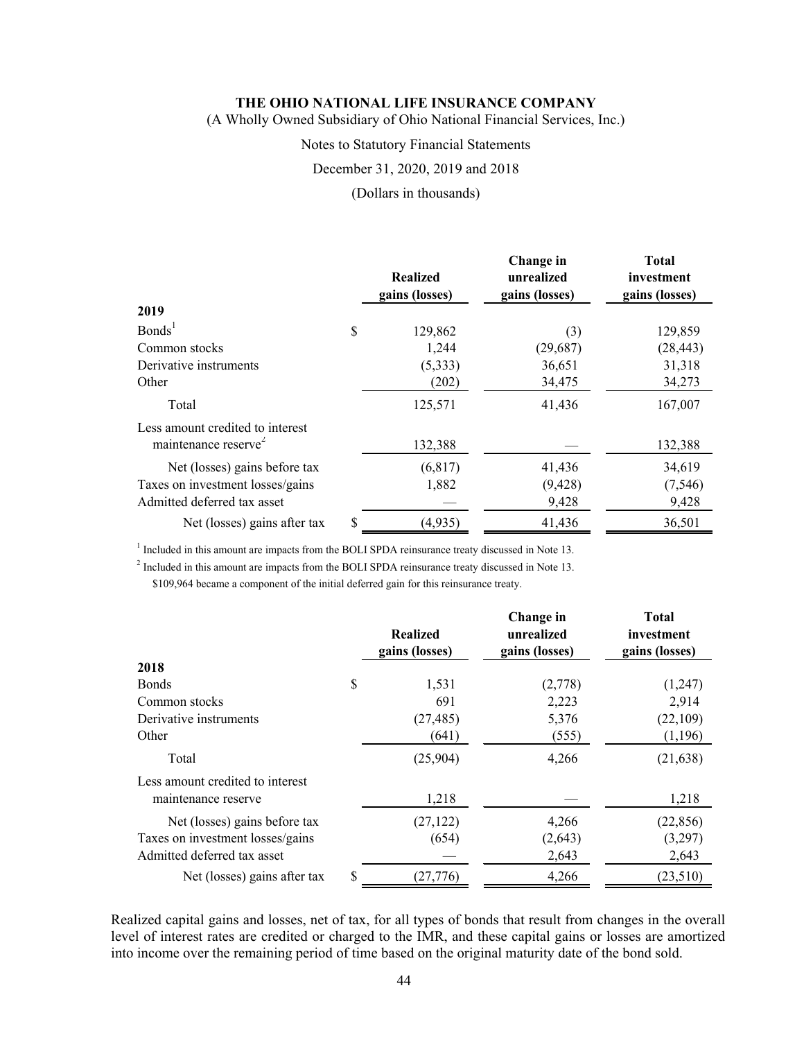**THE OHIO NATIONAL LIFE INSURANCE COMPANY**

(A Wholly Owned Subsidiary of Ohio National Financial Services, Inc.)

Notes to Statutory Financial Statements

December 31, 2020, 2019 and 2018

(Dollars in thousands)

| | Realized gains (losses) | Change in unrealized gains (losses) | Total investment gains (losses) |
|---|---|---|---|
| **2019** | | | |
| Bonds[1] | $ 129,862 | (3) | 129,859 |
| Common stocks | 1,244 | (29,687) | (28,443) |
| Derivative instruments | (5,333) | 36,651 | 31,318 |
| Other | (202) | 34,475 | 34,273 |
| Total | 125,571 | 41,436 | 167,007 |
| Less amount credited to interest maintenance reserve[2] | 132,388 | — | 132,388 |
| Net (losses) gains before tax | (6,817) | 41,436 | 34,619 |
| Taxes on investment losses/gains | 1,882 | (9,428) | (7,546) |
| Admitted deferred tax asset | — | 9,428 | 9,428 |
| Net (losses) gains after tax | $ (4,935) | 41,436 | 36,501 |

[1] Included in this amount are impacts from the BOLI SPDA reinsurance treaty discussed in Note 13.

[2] Included in this amount are impacts from the BOLI SPDA reinsurance treaty discussed in Note 13. $109,964 became a component of the initial deferred gain for this reinsurance treaty.

| | Realized gains (losses) | Change in unrealized gains (losses) | Total investment gains (losses) |
|---|---|---|---|
| **2018** | | | |
| Bonds | $ 1,531 | (2,778) | (1,247) |
| Common stocks | 691 | 2,223 | 2,914 |
| Derivative instruments | (27,485) | 5,376 | (22,109) |
| Other | (641) | (555) | (1,196) |
| Total | (25,904) | 4,266 | (21,638) |
| Less amount credited to interest maintenance reserve | 1,218 | — | 1,218 |
| Net (losses) gains before tax | (27,122) | 4,266 | (22,856) |
| Taxes on investment losses/gains | (654) | (2,643) | (3,297) |
| Admitted deferred tax asset | — | 2,643 | 2,643 |
| Net (losses) gains after tax | $ (27,776) | 4,266 | (23,510) |

Realized capital gains and losses, net of tax, for all types of bonds that result from changes in the overall level of interest rates are credited or charged to the IMR, and these capital gains or losses are amortized into income over the remaining period of time based on the original maturity date of the bond sold.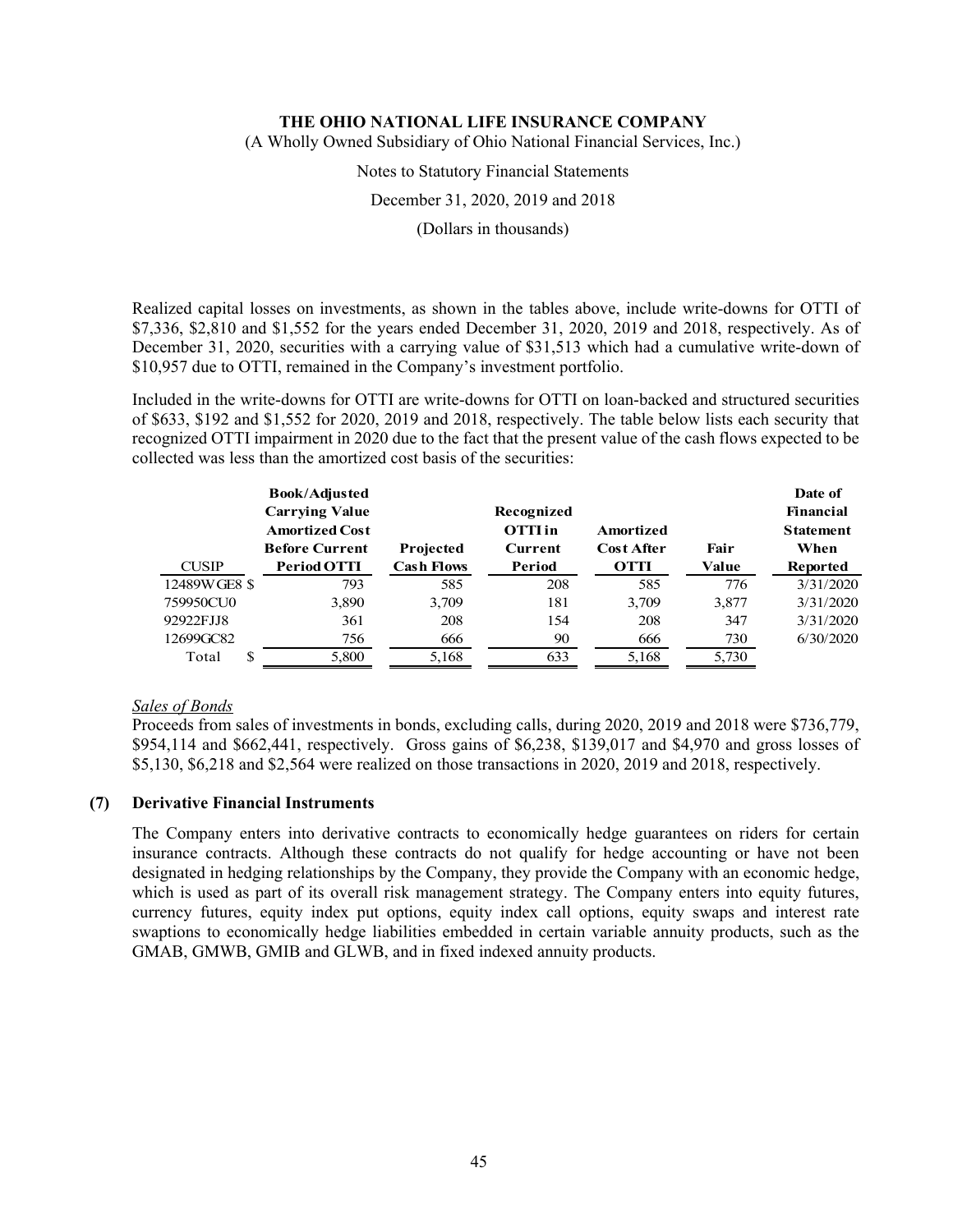Realized capital losses on investments, as shown in the tables above, include write-downs for OTTI of $7,336, $2,810 and $1,552 for the years ended December 31, 2020, 2019 and 2018, respectively. As of December 31, 2020, securities with a carrying value of $31,513 which had a cumulative write-down of $10,957 due to OTTI, remained in the Company's investment portfolio.

Included in the write-downs for OTTI are write-downs for OTTI on loan-backed and structured securities of $633, $192 and $1,552 for 2020, 2019 and 2018, respectively. The table below lists each security that recognized OTTI impairment in 2020 due to the fact that the present value of the cash flows expected to be collected was less than the amortized cost basis of the securities:

| CUSIP | Book/Adjusted Carrying Value Amortized Cost Before Current Period OTTI | Projected Cash Flows | Recognized OTTI in Current Period | Amortized Cost After OTTI | Fair Value | Date of Financial Statement When Reported |
|---|---|---|---|---|---|---|
| 12489WGE8 | $ 793 | 585 | 208 | 585 | 776 | 3/31/2020 |
| 759950CU0 | 3,890 | 3,709 | 181 | 3,709 | 3,877 | 3/31/2020 |
| 92922FJJ8 | 361 | 208 | 154 | 208 | 347 | 3/31/2020 |
| 12699GC82 | 756 | 666 | 90 | 666 | 730 | 6/30/2020 |
| Total | $ 5,800 | 5,168 | 633 | 5,168 | 5,730 | |

*Sales of Bonds*

Proceeds from sales of investments in bonds, excluding calls, during 2020, 2019 and 2018 were $736,779, $954,114 and $662,441, respectively. Gross gains of $6,238, $139,017 and $4,970 and gross losses of $5,130, $6,218 and $2,564 were realized on those transactions in 2020, 2019 and 2018, respectively.

## (7) Derivative Financial Instruments

The Company enters into derivative contracts to economically hedge guarantees on riders for certain insurance contracts. Although these contracts do not qualify for hedge accounting or have not been designated in hedging relationships by the Company, they provide the Company with an economic hedge, which is used as part of its overall risk management strategy. The Company enters into equity futures, currency futures, equity index put options, equity index call options, equity swaps and interest rate swaptions to economically hedge liabilities embedded in certain variable annuity products, such as the GMAB, GMWB, GMIB and GLWB, and in fixed indexed annuity products.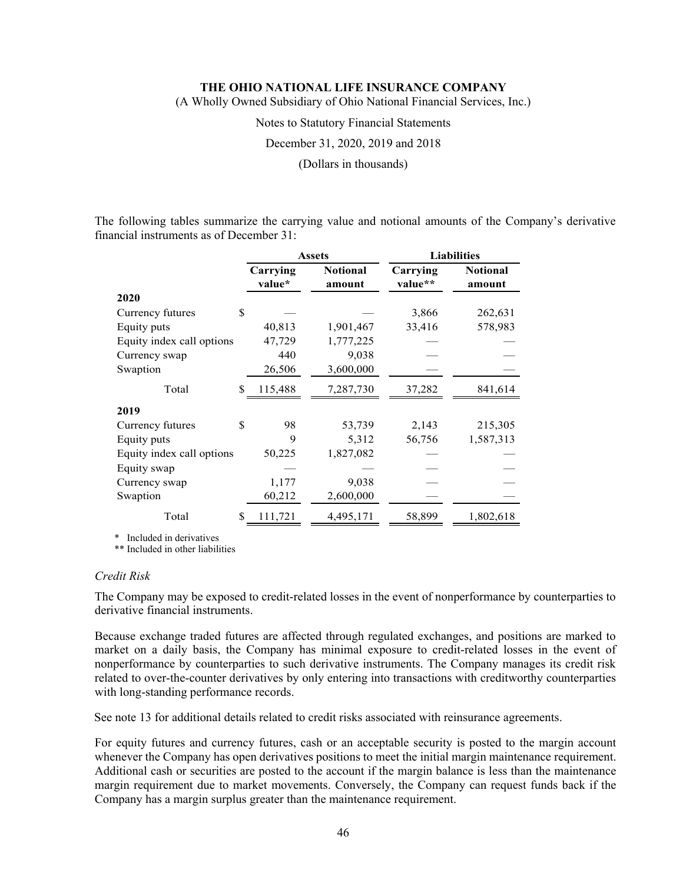The following tables summarize the carrying value and notional amounts of the Company's derivative financial instruments as of December 31:

| | Assets | | Liabilities | |
|---|---|---|---|---|
| | Carrying value* | Notional amount | Carrying value** | Notional amount |
| **2020** | | | | |
| Currency futures | $ — | — | 3,866 | 262,631 |
| Equity puts | 40,813 | 1,901,467 | 33,416 | 578,983 |
| Equity index call options | 47,729 | 1,777,225 | — | — |
| Currency swap | 440 | 9,038 | — | — |
| Swaption | 26,506 | 3,600,000 | — | — |
| Total | $ 115,488 | 7,287,730 | 37,282 | 841,614 |
| **2019** | | | | |
| Currency futures | $ 98 | 53,739 | 2,143 | 215,305 |
| Equity puts | 9 | 5,312 | 56,756 | 1,587,313 |
| Equity index call options | 50,225 | 1,827,082 | — | — |
| Equity swap | — | — | — | — |
| Currency swap | 1,177 | 9,038 | — | — |
| Swaption | 60,212 | 2,600,000 | — | — |
| Total | $ 111,721 | 4,495,171 | 58,899 | 1,802,618 |

\* Included in derivatives

** Included in other liabilities

*Credit Risk*

The Company may be exposed to credit-related losses in the event of nonperformance by counterparties to derivative financial instruments.

Because exchange traded futures are affected through regulated exchanges, and positions are marked to market on a daily basis, the Company has minimal exposure to credit-related losses in the event of nonperformance by counterparties to such derivative instruments. The Company manages its credit risk related to over-the-counter derivatives by only entering into transactions with creditworthy counterparties with long-standing performance records.

See note 13 for additional details related to credit risks associated with reinsurance agreements.

For equity futures and currency futures, cash or an acceptable security is posted to the margin account whenever the Company has open derivatives positions to meet the initial margin maintenance requirement. Additional cash or securities are posted to the account if the margin balance is less than the maintenance margin requirement due to market movements. Conversely, the Company can request funds back if the Company has a margin surplus greater than the maintenance requirement.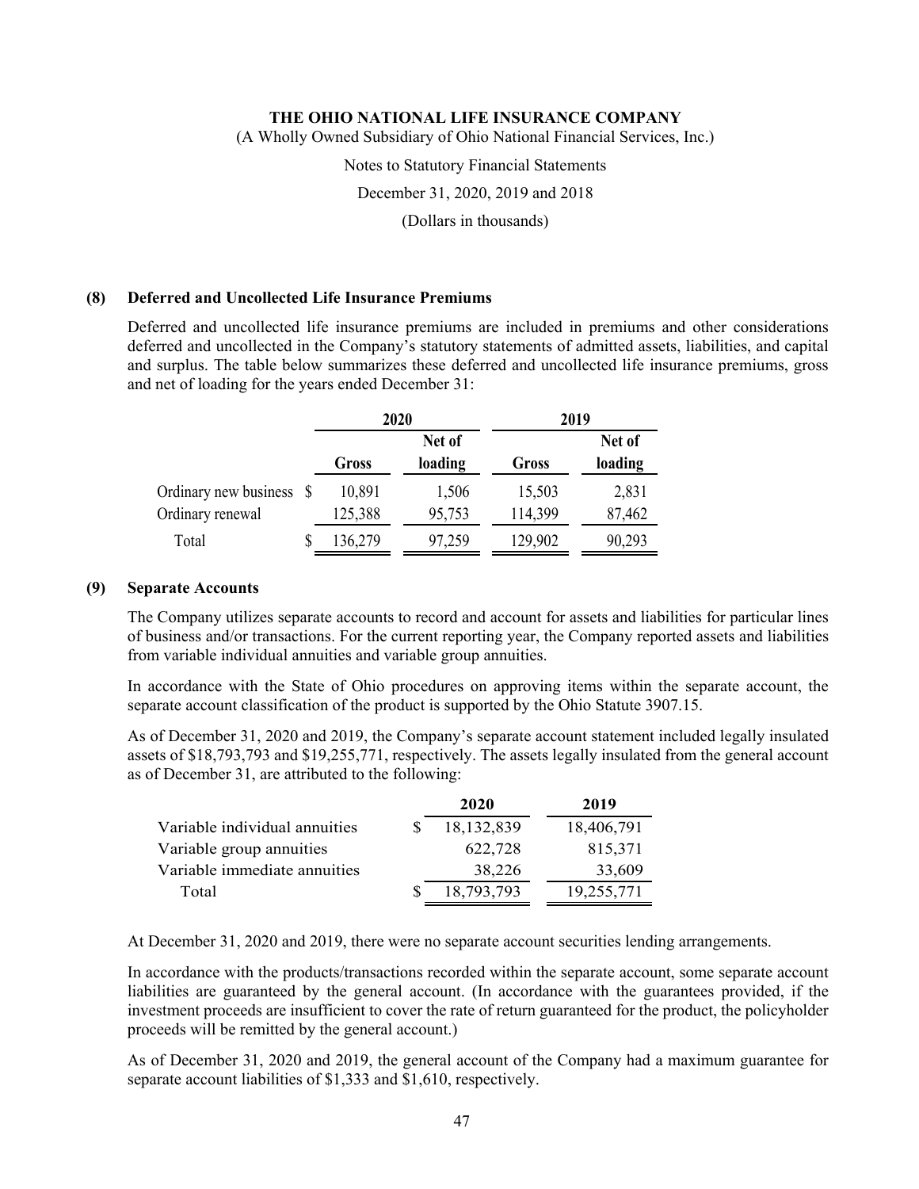## (8) Deferred and Uncollected Life Insurance Premiums

Deferred and uncollected life insurance premiums are included in premiums and other considerations deferred and uncollected in the Company's statutory statements of admitted assets, liabilities, and capital and surplus. The table below summarizes these deferred and uncollected life insurance premiums, gross and net of loading for the years ended December 31:

| | 2020 | | 2019 | |
|---|---|---|---|---|
| | Gross | Net of loading | Gross | Net of loading |
| Ordinary new business | $ 10,891 | 1,506 | 15,503 | 2,831 |
| Ordinary renewal | 125,388 | 95,753 | 114,399 | 87,462 |
| Total | $ 136,279 | 97,259 | 129,902 | 90,293 |

## (9) Separate Accounts

The Company utilizes separate accounts to record and account for assets and liabilities for particular lines of business and/or transactions. For the current reporting year, the Company reported assets and liabilities from variable individual annuities and variable group annuities.

In accordance with the State of Ohio procedures on approving items within the separate account, the separate account classification of the product is supported by the Ohio Statute 3907.15.

As of December 31, 2020 and 2019, the Company's separate account statement included legally insulated assets of $18,793,793 and $19,255,771, respectively. The assets legally insulated from the general account as of December 31, are attributed to the following:

| | 2020 | 2019 |
|---|---|---|
| Variable individual annuities | $ 18,132,839 | 18,406,791 |
| Variable group annuities | 622,728 | 815,371 |
| Variable immediate annuities | 38,226 | 33,609 |
| Total | $ 18,793,793 | 19,255,771 |

At December 31, 2020 and 2019, there were no separate account securities lending arrangements.

In accordance with the products/transactions recorded within the separate account, some separate account liabilities are guaranteed by the general account. (In accordance with the guarantees provided, if the investment proceeds are insufficient to cover the rate of return guaranteed for the product, the policyholder proceeds will be remitted by the general account.)

As of December 31, 2020 and 2019, the general account of the Company had a maximum guarantee for separate account liabilities of $1,333 and $1,610, respectively.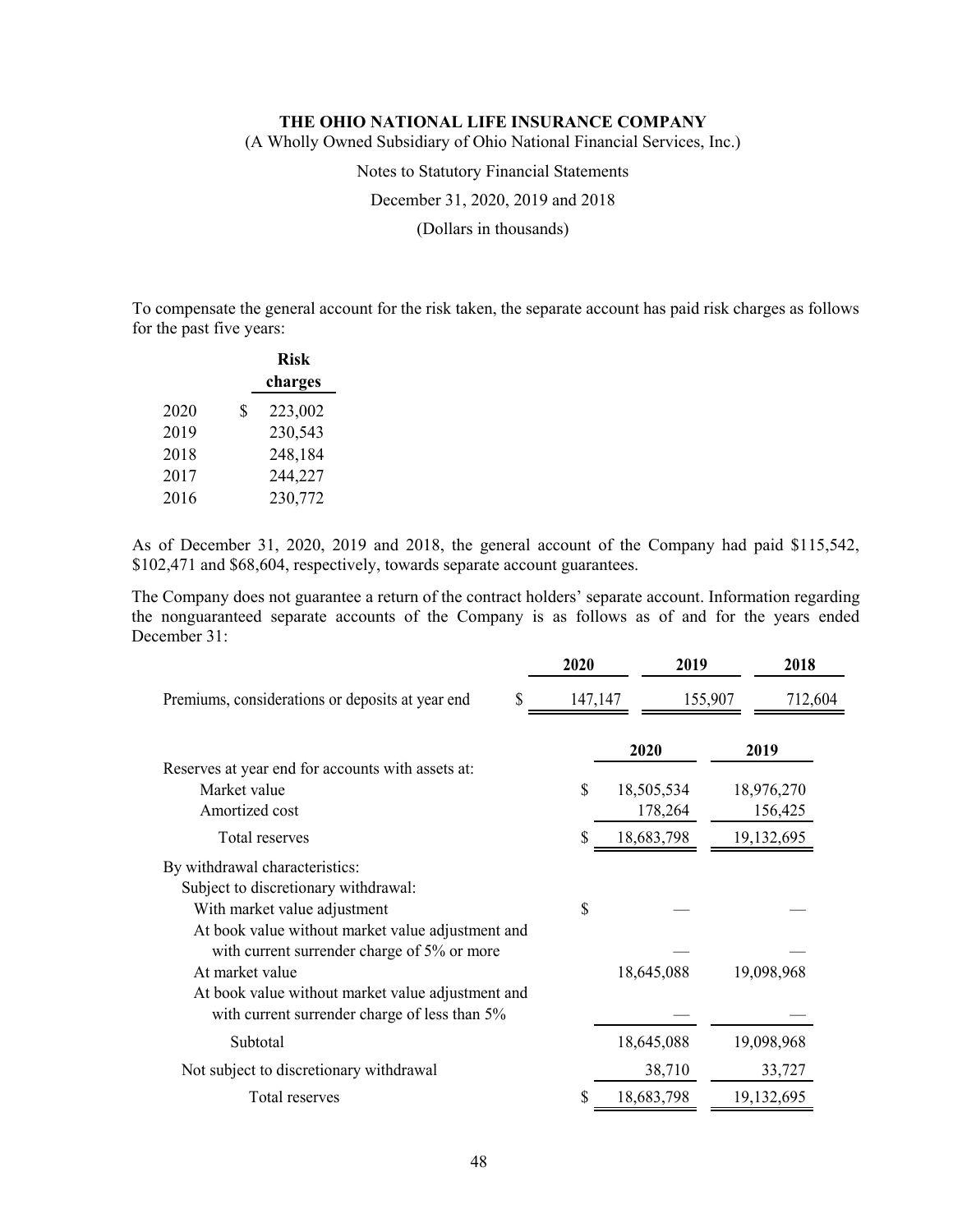To compensate the general account for the risk taken, the separate account has paid risk charges as follows for the past five years:

| | Risk charges |
|---|---|
| 2020 | $ 223,002 |
| 2019 | 230,543 |
| 2018 | 248,184 |
| 2017 | 244,227 |
| 2016 | 230,772 |

As of December 31, 2020, 2019 and 2018, the general account of the Company had paid $115,542, $102,471 and $68,604, respectively, towards separate account guarantees.

The Company does not guarantee a return of the contract holders' separate account. Information regarding the nonguaranteed separate accounts of the Company is as follows as of and for the years ended December 31:

| | 2020 | 2019 | 2018 |
|---|---|---|---|
| Premiums, considerations or deposits at year end | $ 147,147 | 155,907 | 712,604 |

| | 2020 | 2019 |
|---|---|---|
| Reserves at year end for accounts with assets at: | | |
| Market value | $ 18,505,534 | 18,976,270 |
| Amortized cost | 178,264 | 156,425 |
| Total reserves | $ 18,683,798 | 19,132,695 |
| By withdrawal characteristics: | | |
| Subject to discretionary withdrawal: | | |
| With market value adjustment | $ — | — |
| At book value without market value adjustment and with current surrender charge of 5% or more | — | — |
| At market value | 18,645,088 | 19,098,968 |
| At book value without market value adjustment and with current surrender charge of less than 5% | — | — |
| Subtotal | 18,645,088 | 19,098,968 |
| Not subject to discretionary withdrawal | 38,710 | 33,727 |
| Total reserves | $ 18,683,798 | 19,132,695 |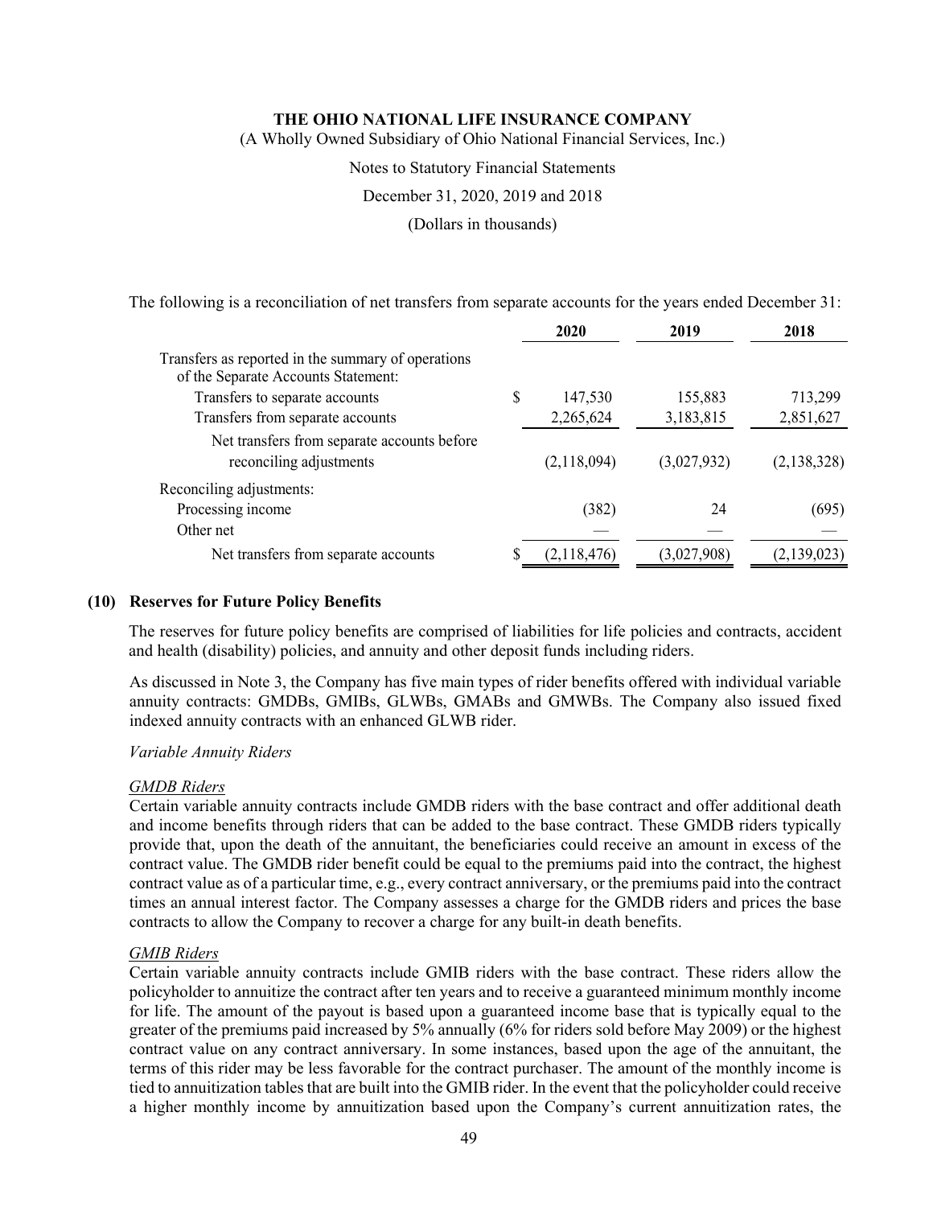The following is a reconciliation of net transfers from separate accounts for the years ended December 31:

| | 2020 | 2019 | 2018 |
|---|---|---|---|
| Transfers as reported in the summary of operations of the Separate Accounts Statement: | | | |
| Transfers to separate accounts | $ 147,530 | 155,883 | 713,299 |
| Transfers from separate accounts | 2,265,624 | 3,183,815 | 2,851,627 |
| Net transfers from separate accounts before reconciling adjustments | (2,118,094) | (3,027,932) | (2,138,328) |
| Reconciling adjustments: | | | |
| Processing income | (382) | 24 | (695) |
| Other net | — | — | — |
| Net transfers from separate accounts | $ (2,118,476) | (3,027,908) | (2,139,023) |

## (10) Reserves for Future Policy Benefits

The reserves for future policy benefits are comprised of liabilities for life policies and contracts, accident and health (disability) policies, and annuity and other deposit funds including riders.

As discussed in Note 3, the Company has five main types of rider benefits offered with individual variable annuity contracts: GMDBs, GMIBs, GLWBs, GMABs and GMWBs. The Company also issued fixed indexed annuity contracts with an enhanced GLWB rider.

*Variable Annuity Riders*

*GMDB Riders*

Certain variable annuity contracts include GMDB riders with the base contract and offer additional death and income benefits through riders that can be added to the base contract. These GMDB riders typically provide that, upon the death of the annuitant, the beneficiaries could receive an amount in excess of the contract value. The GMDB rider benefit could be equal to the premiums paid into the contract, the highest contract value as of a particular time, e.g., every contract anniversary, or the premiums paid into the contract times an annual interest factor. The Company assesses a charge for the GMDB riders and prices the base contracts to allow the Company to recover a charge for any built-in death benefits.

*GMIB Riders*

Certain variable annuity contracts include GMIB riders with the base contract. These riders allow the policyholder to annuitize the contract after ten years and to receive a guaranteed minimum monthly income for life. The amount of the payout is based upon a guaranteed income base that is typically equal to the greater of the premiums paid increased by 5% annually (6% for riders sold before May 2009) or the highest contract value on any contract anniversary. In some instances, based upon the age of the annuitant, the terms of this rider may be less favorable for the contract purchaser. The amount of the monthly income is tied to annuitization tables that are built into the GMIB rider. In the event that the policyholder could receive a higher monthly income by annuitization based upon the Company's current annuitization rates, the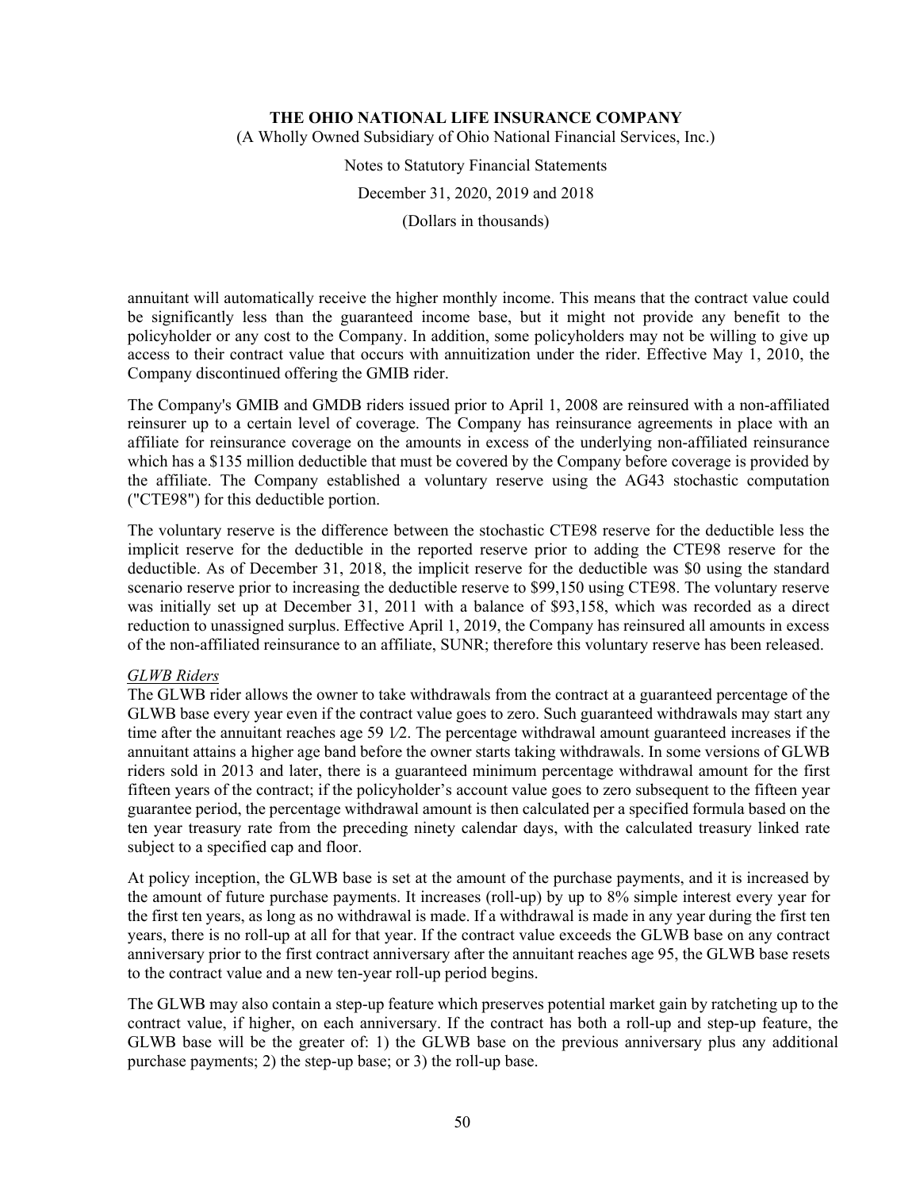annuitant will automatically receive the higher monthly income. This means that the contract value could be significantly less than the guaranteed income base, but it might not provide any benefit to the policyholder or any cost to the Company. In addition, some policyholders may not be willing to give up access to their contract value that occurs with annuitization under the rider. Effective May 1, 2010, the Company discontinued offering the GMIB rider.

The Company's GMIB and GMDB riders issued prior to April 1, 2008 are reinsured with a non-affiliated reinsurer up to a certain level of coverage. The Company has reinsurance agreements in place with an affiliate for reinsurance coverage on the amounts in excess of the underlying non-affiliated reinsurance which has a $135 million deductible that must be covered by the Company before coverage is provided by the affiliate. The Company established a voluntary reserve using the AG43 stochastic computation ("CTE98") for this deductible portion.

The voluntary reserve is the difference between the stochastic CTE98 reserve for the deductible less the implicit reserve for the deductible in the reported reserve prior to adding the CTE98 reserve for the deductible. As of December 31, 2018, the implicit reserve for the deductible was $0 using the standard scenario reserve prior to increasing the deductible reserve to $99,150 using CTE98. The voluntary reserve was initially set up at December 31, 2011 with a balance of $93,158, which was recorded as a direct reduction to unassigned surplus. Effective April 1, 2019, the Company has reinsured all amounts in excess of the non-affiliated reinsurance to an affiliate, SUNR; therefore this voluntary reserve has been released.

*GLWB Riders*

The GLWB rider allows the owner to take withdrawals from the contract at a guaranteed percentage of the GLWB base every year even if the contract value goes to zero. Such guaranteed withdrawals may start any time after the annuitant reaches age 59 1⁄2. The percentage withdrawal amount guaranteed increases if the annuitant attains a higher age band before the owner starts taking withdrawals. In some versions of GLWB riders sold in 2013 and later, there is a guaranteed minimum percentage withdrawal amount for the first fifteen years of the contract; if the policyholder's account value goes to zero subsequent to the fifteen year guarantee period, the percentage withdrawal amount is then calculated per a specified formula based on the ten year treasury rate from the preceding ninety calendar days, with the calculated treasury linked rate subject to a specified cap and floor.

At policy inception, the GLWB base is set at the amount of the purchase payments, and it is increased by the amount of future purchase payments. It increases (roll-up) by up to 8% simple interest every year for the first ten years, as long as no withdrawal is made. If a withdrawal is made in any year during the first ten years, there is no roll-up at all for that year. If the contract value exceeds the GLWB base on any contract anniversary prior to the first contract anniversary after the annuitant reaches age 95, the GLWB base resets to the contract value and a new ten-year roll-up period begins.

The GLWB may also contain a step-up feature which preserves potential market gain by ratcheting up to the contract value, if higher, on each anniversary. If the contract has both a roll-up and step-up feature, the GLWB base will be the greater of: 1) the GLWB base on the previous anniversary plus any additional purchase payments; 2) the step-up base; or 3) the roll-up base.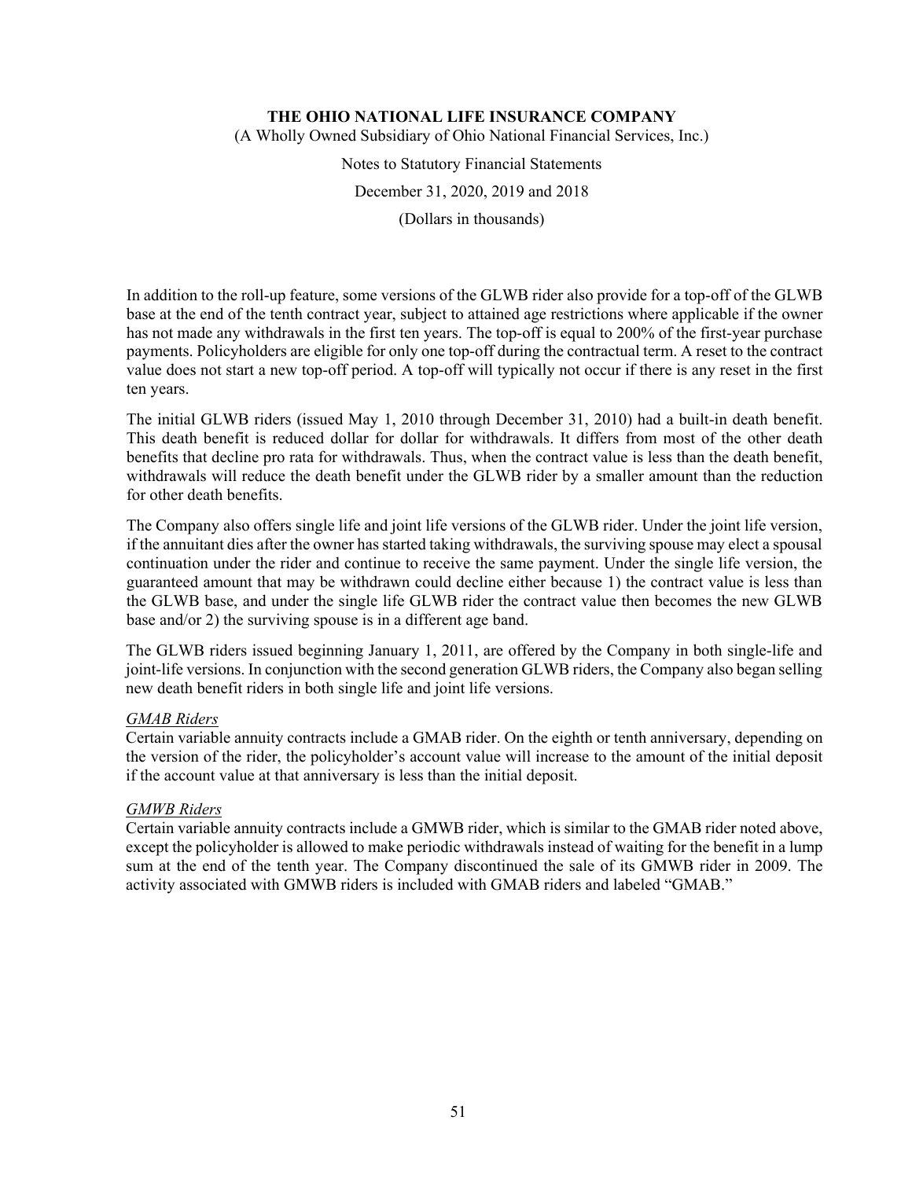In addition to the roll-up feature, some versions of the GLWB rider also provide for a top-off of the GLWB base at the end of the tenth contract year, subject to attained age restrictions where applicable if the owner has not made any withdrawals in the first ten years. The top-off is equal to 200% of the first-year purchase payments. Policyholders are eligible for only one top-off during the contractual term. A reset to the contract value does not start a new top-off period. A top-off will typically not occur if there is any reset in the first ten years.

The initial GLWB riders (issued May 1, 2010 through December 31, 2010) had a built-in death benefit. This death benefit is reduced dollar for dollar for withdrawals. It differs from most of the other death benefits that decline pro rata for withdrawals. Thus, when the contract value is less than the death benefit, withdrawals will reduce the death benefit under the GLWB rider by a smaller amount than the reduction for other death benefits.

The Company also offers single life and joint life versions of the GLWB rider. Under the joint life version, if the annuitant dies after the owner has started taking withdrawals, the surviving spouse may elect a spousal continuation under the rider and continue to receive the same payment. Under the single life version, the guaranteed amount that may be withdrawn could decline either because 1) the contract value is less than the GLWB base, and under the single life GLWB rider the contract value then becomes the new GLWB base and/or 2) the surviving spouse is in a different age band.

The GLWB riders issued beginning January 1, 2011, are offered by the Company in both single-life and joint-life versions. In conjunction with the second generation GLWB riders, the Company also began selling new death benefit riders in both single life and joint life versions.

*GMAB Riders*

Certain variable annuity contracts include a GMAB rider. On the eighth or tenth anniversary, depending on the version of the rider, the policyholder's account value will increase to the amount of the initial deposit if the account value at that anniversary is less than the initial deposit.

*GMWB Riders*

Certain variable annuity contracts include a GMWB rider, which is similar to the GMAB rider noted above, except the policyholder is allowed to make periodic withdrawals instead of waiting for the benefit in a lump sum at the end of the tenth year. The Company discontinued the sale of its GMWB rider in 2009. The activity associated with GMWB riders is included with GMAB riders and labeled "GMAB."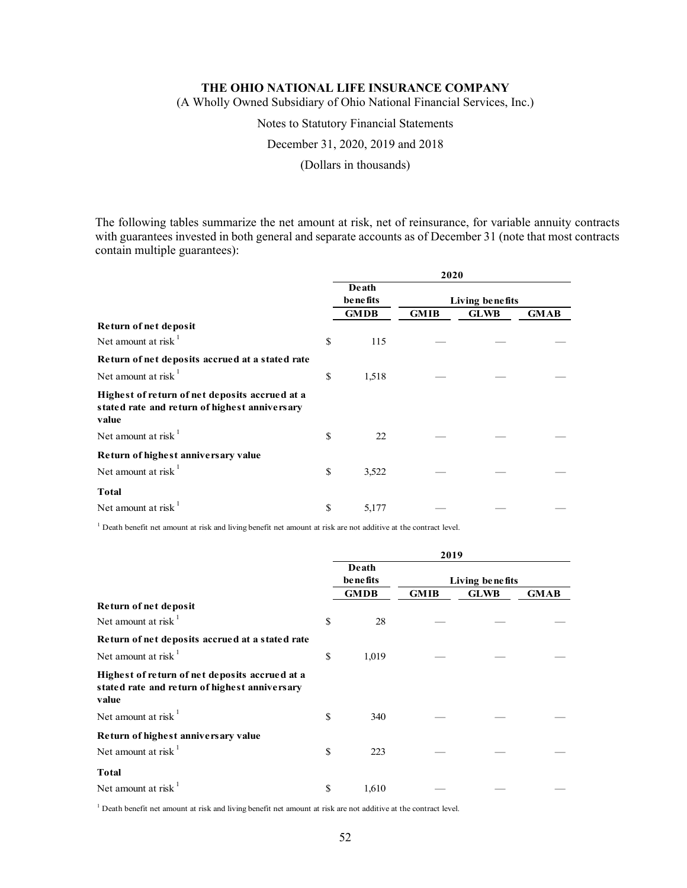The following tables summarize the net amount at risk, net of reinsurance, for variable annuity contracts with guarantees invested in both general and separate accounts as of December 31 (note that most contracts contain multiple guarantees):

| | 2020 | | | |
|---|---|---|---|---|
| | Death benefits | Living benefits | | |
| | GMDB | GMIB | GLWB | GMAB |
| **Return of net deposit** | | | | |
| Net amount at risk [1] | $ 115 | — | — | — |
| **Return of net deposits accrued at a stated rate** | | | | |
| Net amount at risk [1] | $ 1,518 | — | — | — |
| **Highest of return of net deposits accrued at a stated rate and return of highest anniversary value** | | | | |
| Net amount at risk [1] | $ 22 | — | — | — |
| **Return of highest anniversary value** | | | | |
| Net amount at risk [1] | $ 3,522 | — | — | — |
| **Total** | | | | |
| Net amount at risk [1] | $ 5,177 | — | — | — |

[1] Death benefit net amount at risk and living benefit net amount at risk are not additive at the contract level.

| | 2019 | | | |
|---|---|---|---|---|
| | Death benefits | Living benefits | | |
| | GMDB | GMIB | GLWB | GMAB |
| **Return of net deposit** | | | | |
| Net amount at risk [1] | $ 28 | — | — | — |
| **Return of net deposits accrued at a stated rate** | | | | |
| Net amount at risk [1] | $ 1,019 | — | — | — |
| **Highest of return of net deposits accrued at a stated rate and return of highest anniversary value** | | | | |
| Net amount at risk [1] | $ 340 | — | — | — |
| **Return of highest anniversary value** | | | | |
| Net amount at risk [1] | $ 223 | — | — | — |
| **Total** | | | | |
| Net amount at risk [1] | $ 1,610 | — | — | — |

[1] Death benefit net amount at risk and living benefit net amount at risk are not additive at the contract level.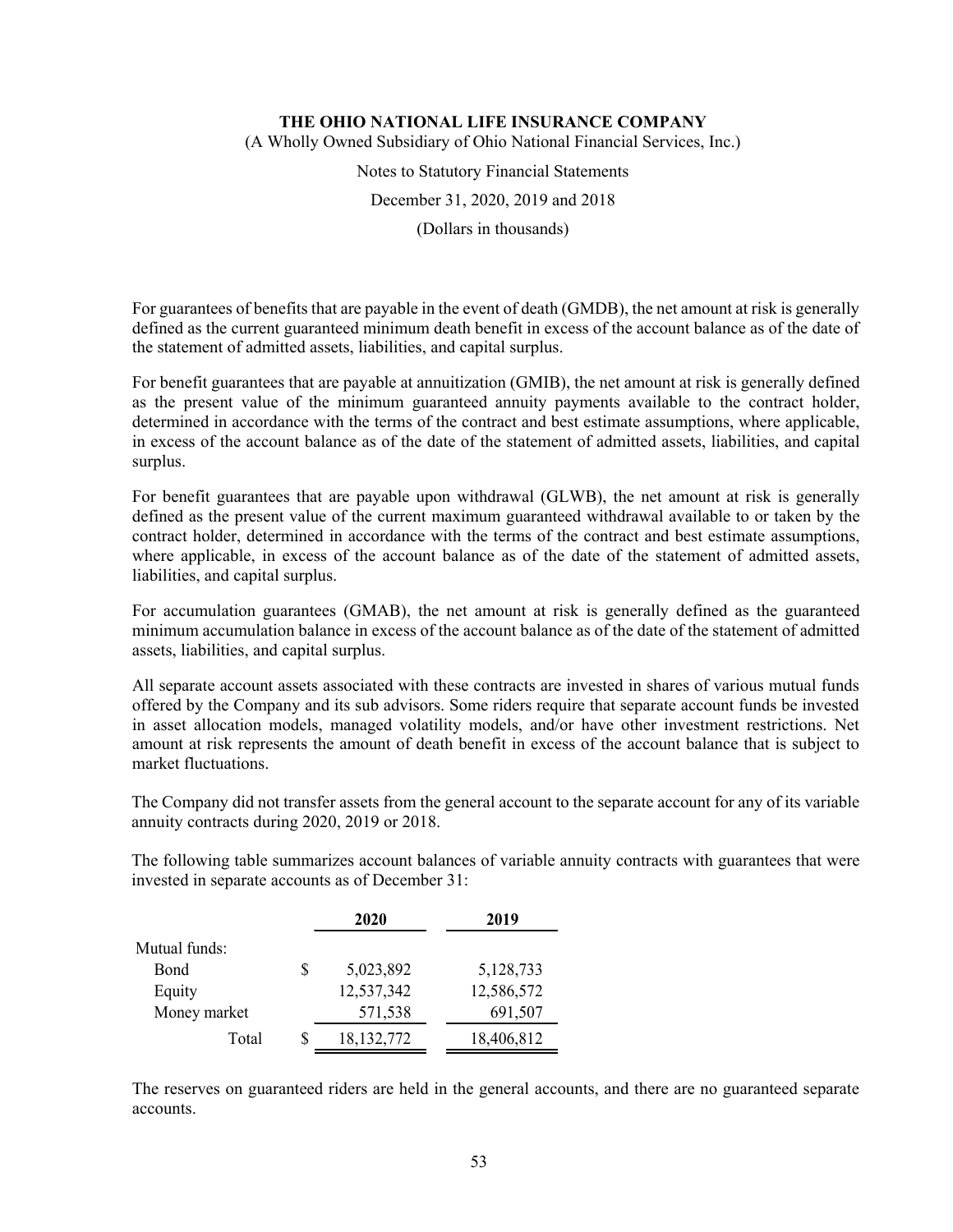For guarantees of benefits that are payable in the event of death (GMDB), the net amount at risk is generally defined as the current guaranteed minimum death benefit in excess of the account balance as of the date of the statement of admitted assets, liabilities, and capital surplus.

For benefit guarantees that are payable at annuitization (GMIB), the net amount at risk is generally defined as the present value of the minimum guaranteed annuity payments available to the contract holder, determined in accordance with the terms of the contract and best estimate assumptions, where applicable, in excess of the account balance as of the date of the statement of admitted assets, liabilities, and capital surplus.

For benefit guarantees that are payable upon withdrawal (GLWB), the net amount at risk is generally defined as the present value of the current maximum guaranteed withdrawal available to or taken by the contract holder, determined in accordance with the terms of the contract and best estimate assumptions, where applicable, in excess of the account balance as of the date of the statement of admitted assets, liabilities, and capital surplus.

For accumulation guarantees (GMAB), the net amount at risk is generally defined as the guaranteed minimum accumulation balance in excess of the account balance as of the date of the statement of admitted assets, liabilities, and capital surplus.

All separate account assets associated with these contracts are invested in shares of various mutual funds offered by the Company and its sub advisors. Some riders require that separate account funds be invested in asset allocation models, managed volatility models, and/or have other investment restrictions. Net amount at risk represents the amount of death benefit in excess of the account balance that is subject to market fluctuations.

The Company did not transfer assets from the general account to the separate account for any of its variable annuity contracts during 2020, 2019 or 2018.

The following table summarizes account balances of variable annuity contracts with guarantees that were invested in separate accounts as of December 31:

| | 2020 | 2019 |
|---|---|---|
| Mutual funds: | | |
| Bond | $ 5,023,892 | 5,128,733 |
| Equity | 12,537,342 | 12,586,572 |
| Money market | 571,538 | 691,507 |
| Total | $ 18,132,772 | 18,406,812 |

The reserves on guaranteed riders are held in the general accounts, and there are no guaranteed separate accounts.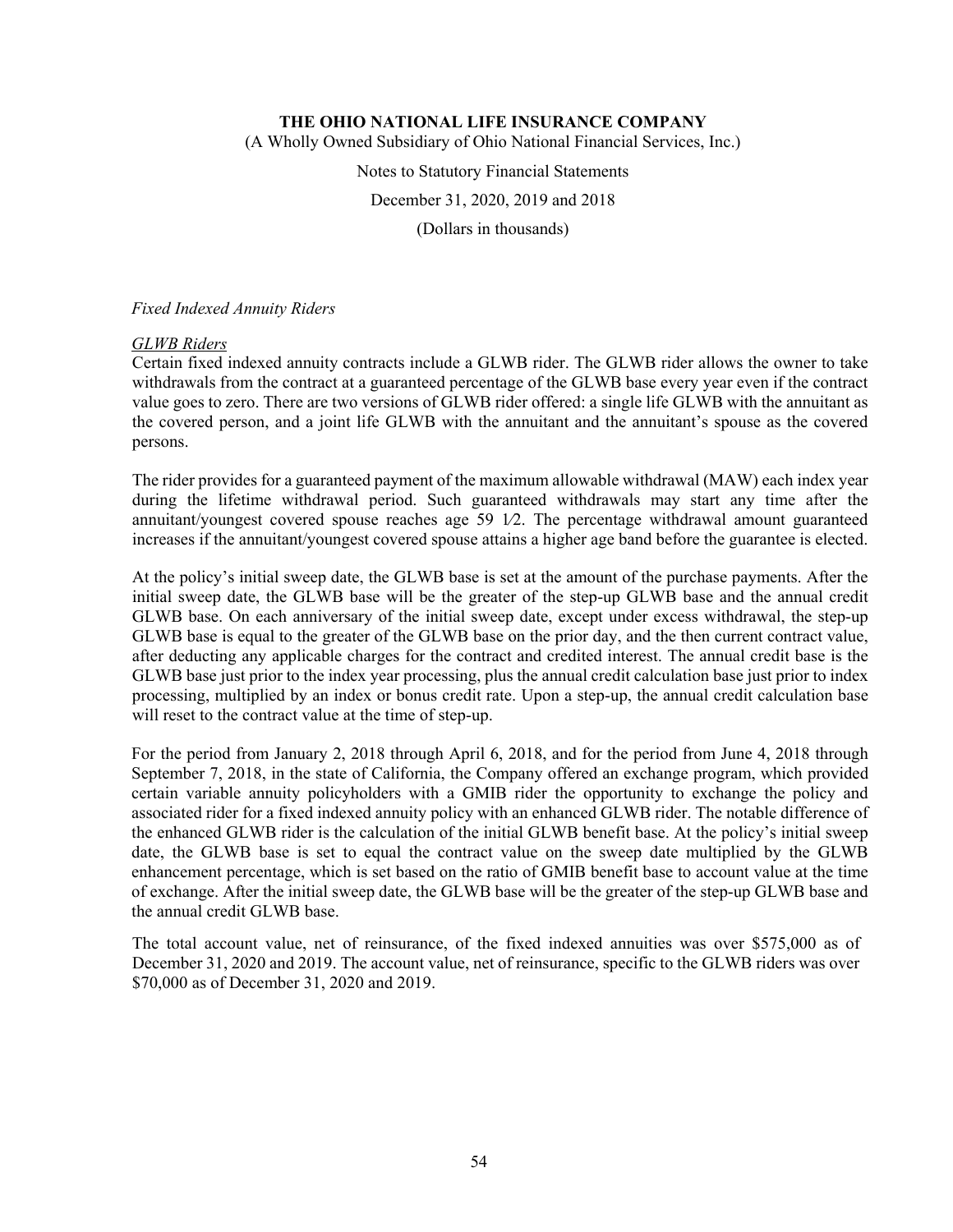*Fixed Indexed Annuity Riders*

GLWB Riders

Certain fixed indexed annuity contracts include a GLWB rider. The GLWB rider allows the owner to take withdrawals from the contract at a guaranteed percentage of the GLWB base every year even if the contract value goes to zero. There are two versions of GLWB rider offered: a single life GLWB with the annuitant as the covered person, and a joint life GLWB with the annuitant and the annuitant's spouse as the covered persons.

The rider provides for a guaranteed payment of the maximum allowable withdrawal (MAW) each index year during the lifetime withdrawal period. Such guaranteed withdrawals may start any time after the annuitant/youngest covered spouse reaches age 59 1⁄2. The percentage withdrawal amount guaranteed increases if the annuitant/youngest covered spouse attains a higher age band before the guarantee is elected.

At the policy's initial sweep date, the GLWB base is set at the amount of the purchase payments. After the initial sweep date, the GLWB base will be the greater of the step-up GLWB base and the annual credit GLWB base. On each anniversary of the initial sweep date, except under excess withdrawal, the step-up GLWB base is equal to the greater of the GLWB base on the prior day, and the then current contract value, after deducting any applicable charges for the contract and credited interest. The annual credit base is the GLWB base just prior to the index year processing, plus the annual credit calculation base just prior to index processing, multiplied by an index or bonus credit rate. Upon a step-up, the annual credit calculation base will reset to the contract value at the time of step-up.

For the period from January 2, 2018 through April 6, 2018, and for the period from June 4, 2018 through September 7, 2018, in the state of California, the Company offered an exchange program, which provided certain variable annuity policyholders with a GMIB rider the opportunity to exchange the policy and associated rider for a fixed indexed annuity policy with an enhanced GLWB rider. The notable difference of the enhanced GLWB rider is the calculation of the initial GLWB benefit base. At the policy's initial sweep date, the GLWB base is set to equal the contract value on the sweep date multiplied by the GLWB enhancement percentage, which is set based on the ratio of GMIB benefit base to account value at the time of exchange. After the initial sweep date, the GLWB base will be the greater of the step-up GLWB base and the annual credit GLWB base.

The total account value, net of reinsurance, of the fixed indexed annuities was over $575,000 as of December 31, 2020 and 2019. The account value, net of reinsurance, specific to the GLWB riders was over $70,000 as of December 31, 2020 and 2019.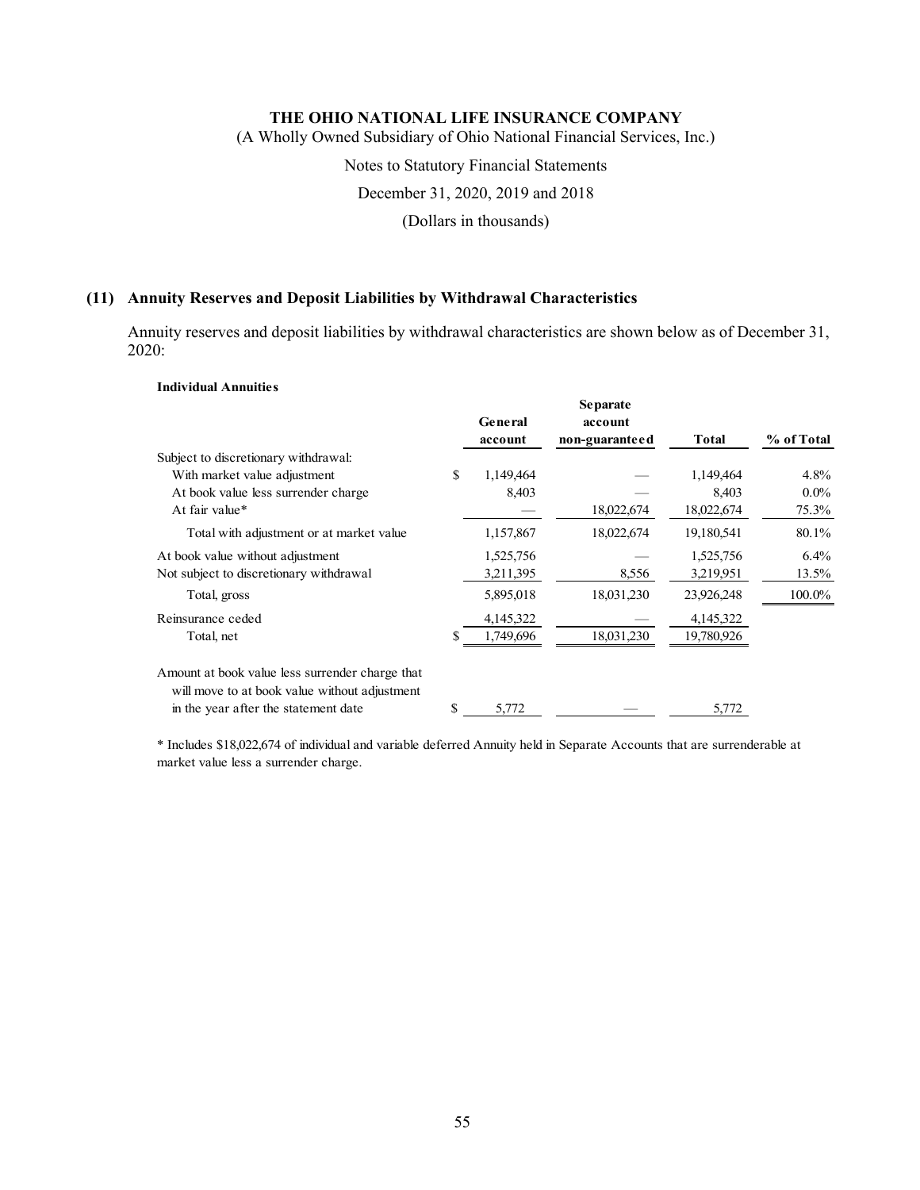## (11) Annuity Reserves and Deposit Liabilities by Withdrawal Characteristics

Annuity reserves and deposit liabilities by withdrawal characteristics are shown below as of December 31, 2020:

**Individual Annuities**

| | General account | Separate account non-guaranteed | Total | % of Total |
|---|---|---|---|---|
| Subject to discretionary withdrawal: | | | | |
| With market value adjustment | $ 1,149,464 | — | 1,149,464 | 4.8% |
| At book value less surrender charge | 8,403 | — | 8,403 | 0.0% |
| At fair value* | — | 18,022,674 | 18,022,674 | 75.3% |
| Total with adjustment or at market value | 1,157,867 | 18,022,674 | 19,180,541 | 80.1% |
| At book value without adjustment | 1,525,756 | — | 1,525,756 | 6.4% |
| Not subject to discretionary withdrawal | 3,211,395 | 8,556 | 3,219,951 | 13.5% |
| Total, gross | 5,895,018 | 18,031,230 | 23,926,248 | 100.0% |
| Reinsurance ceded | 4,145,322 | — | 4,145,322 | |
| Total, net | $ 1,749,696 | 18,031,230 | 19,780,926 | |
| Amount at book value less surrender charge that will move to at book value without adjustment in the year after the statement date | $ 5,772 | — | 5,772 | |

* Includes $18,022,674 of individual and variable deferred Annuity held in Separate Accounts that are surrenderable at market value less a surrender charge.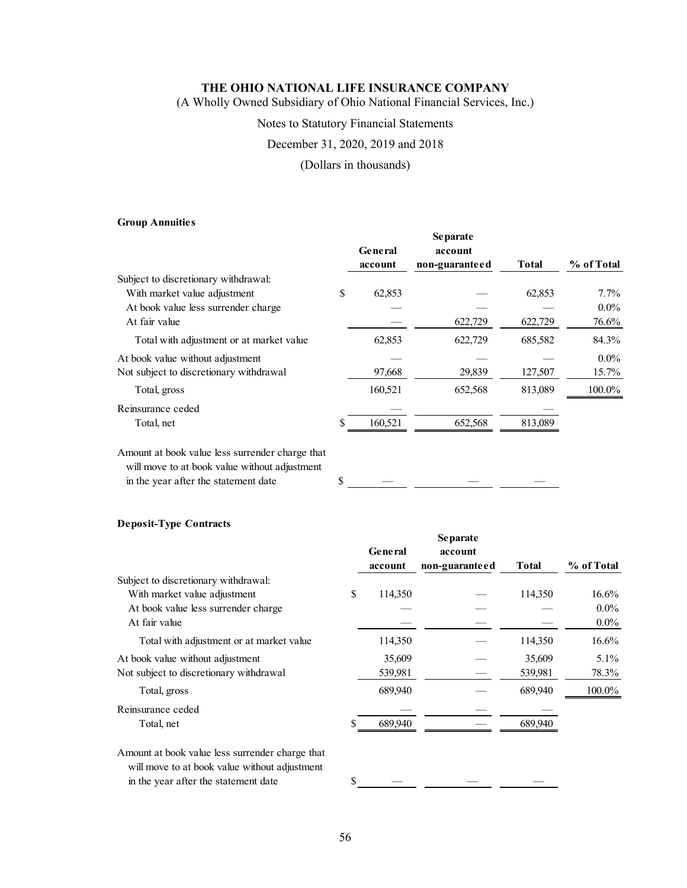**Group Annuities**

| | General account | Separate account non-guaranteed | Total | % of Total |
|---|---|---|---|---|
| Subject to discretionary withdrawal: | | | | |
| With market value adjustment | $ 62,853 | — | 62,853 | 7.7% |
| At book value less surrender charge | — | — | — | 0.0% |
| At fair value | — | 622,729 | 622,729 | 76.6% |
| Total with adjustment or at market value | 62,853 | 622,729 | 685,582 | 84.3% |
| At book value without adjustment | — | — | — | 0.0% |
| Not subject to discretionary withdrawal | 97,668 | 29,839 | 127,507 | 15.7% |
| Total, gross | 160,521 | 652,568 | 813,089 | 100.0% |
| Reinsurance ceded | — | | — | |
| Total, net | $ 160,521 | 652,568 | 813,089 | |
| Amount at book value less surrender charge that will move to at book value without adjustment in the year after the statement date | $ — | — | — | |

**Deposit-Type Contracts**

| | General account | Separate account non-guaranteed | Total | % of Total |
|---|---|---|---|---|
| Subject to discretionary withdrawal: | | | | |
| With market value adjustment | $ 114,350 | — | 114,350 | 16.6% |
| At book value less surrender charge | — | — | — | 0.0% |
| At fair value | — | — | — | 0.0% |
| Total with adjustment or at market value | 114,350 | — | 114,350 | 16.6% |
| At book value without adjustment | 35,609 | — | 35,609 | 5.1% |
| Not subject to discretionary withdrawal | 539,981 | — | 539,981 | 78.3% |
| Total, gross | 689,940 | — | 689,940 | 100.0% |
| Reinsurance ceded | — | — | — | |
| Total, net | $ 689,940 | — | 689,940 | |
| Amount at book value less surrender charge that will move to at book value without adjustment in the year after the statement date | $ — | — | — | |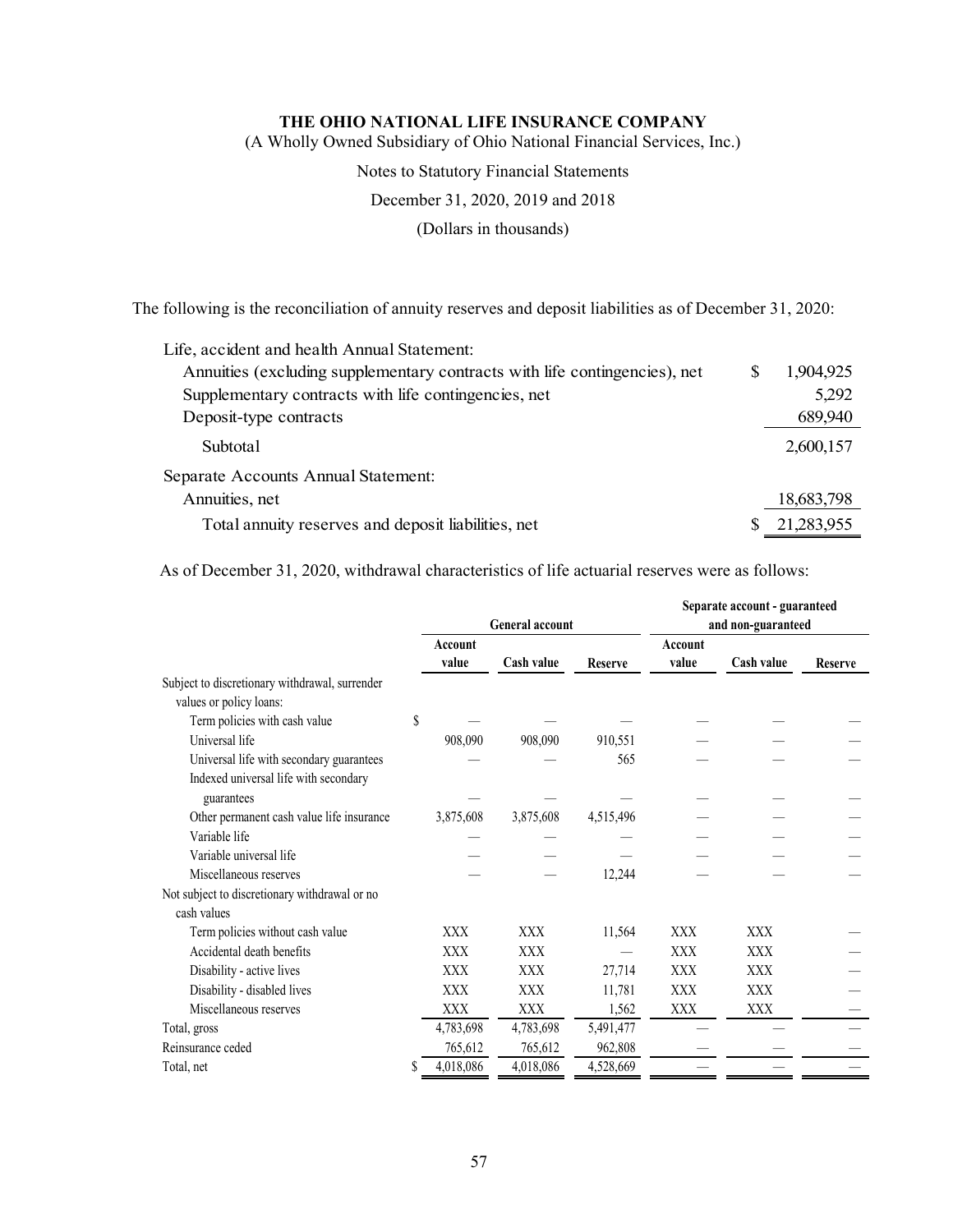The following is the reconciliation of annuity reserves and deposit liabilities as of December 31, 2020:

| | |
|---|---|
| Life, accident and health Annual Statement: | |
| Annuities (excluding supplementary contracts with life contingencies), net | $ 1,904,925 |
| Supplementary contracts with life contingencies, net | 5,292 |
| Deposit-type contracts | 689,940 |
| Subtotal | 2,600,157 |
| Separate Accounts Annual Statement: | |
| Annuities, net | 18,683,798 |
| Total annuity reserves and deposit liabilities, net | $ 21,283,955 |

As of December 31, 2020, withdrawal characteristics of life actuarial reserves were as follows:

| | General account | | | Separate account - guaranteed and non-guaranteed | | |
|---|---|---|---|---|---|---|
| | Account value | Cash value | Reserve | Account value | Cash value | Reserve |
| Subject to discretionary withdrawal, surrender values or policy loans: | | | | | | |
| Term policies with cash value | $ — | — | — | — | — | — |
| Universal life | 908,090 | 908,090 | 910,551 | — | — | — |
| Universal life with secondary guarantees | — | — | 565 | — | — | — |
| Indexed universal life with secondary guarantees | — | — | — | — | — | — |
| Other permanent cash value life insurance | 3,875,608 | 3,875,608 | 4,515,496 | — | — | — |
| Variable life | — | — | — | — | — | — |
| Variable universal life | — | — | — | — | — | — |
| Miscellaneous reserves | — | — | 12,244 | — | — | — |
| Not subject to discretionary withdrawal or no cash values | | | | | | |
| Term policies without cash value | XXX | XXX | 11,564 | XXX | XXX | — |
| Accidental death benefits | XXX | XXX | — | XXX | XXX | — |
| Disability - active lives | XXX | XXX | 27,714 | XXX | XXX | — |
| Disability - disabled lives | XXX | XXX | 11,781 | XXX | XXX | — |
| Miscellaneous reserves | XXX | XXX | 1,562 | XXX | XXX | — |
| Total, gross | 4,783,698 | 4,783,698 | 5,491,477 | — | — | — |
| Reinsurance ceded | 765,612 | 765,612 | 962,808 | — | — | — |
| Total, net | $ 4,018,086 | 4,018,086 | 4,528,669 | — | — | — |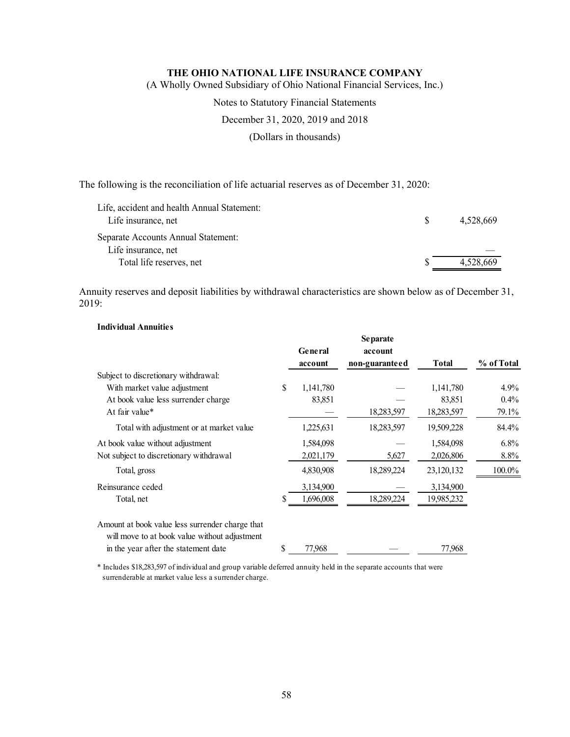The following is the reconciliation of life actuarial reserves as of December 31, 2020:

| | |
|---|---|
| Life, accident and health Annual Statement: | |
| Life insurance, net | $ 4,528,669 |
| Separate Accounts Annual Statement: | |
| Life insurance, net | — |
| Total life reserves, net | $ 4,528,669 |

Annuity reserves and deposit liabilities by withdrawal characteristics are shown below as of December 31, 2019:

**Individual Annuities**

| | General account | Separate account non-guaranteed | Total | % of Total |
|---|---|---|---|---|
| Subject to discretionary withdrawal: | | | | |
| With market value adjustment | $ 1,141,780 | — | 1,141,780 | 4.9% |
| At book value less surrender charge | 83,851 | — | 83,851 | 0.4% |
| At fair value* | — | 18,283,597 | 18,283,597 | 79.1% |
| Total with adjustment or at market value | 1,225,631 | 18,283,597 | 19,509,228 | 84.4% |
| At book value without adjustment | 1,584,098 | — | 1,584,098 | 6.8% |
| Not subject to discretionary withdrawal | 2,021,179 | 5,627 | 2,026,806 | 8.8% |
| Total, gross | 4,830,908 | 18,289,224 | 23,120,132 | 100.0% |
| Reinsurance ceded | 3,134,900 | — | 3,134,900 | |
| Total, net | $ 1,696,008 | 18,289,224 | 19,985,232 | |
| Amount at book value less surrender charge that will move to at book value without adjustment in the year after the statement date | $ 77,968 | — | 77,968 | |

* Includes $18,283,597 of individual and group variable deferred annuity held in the separate accounts that were surrenderable at market value less a surrender charge.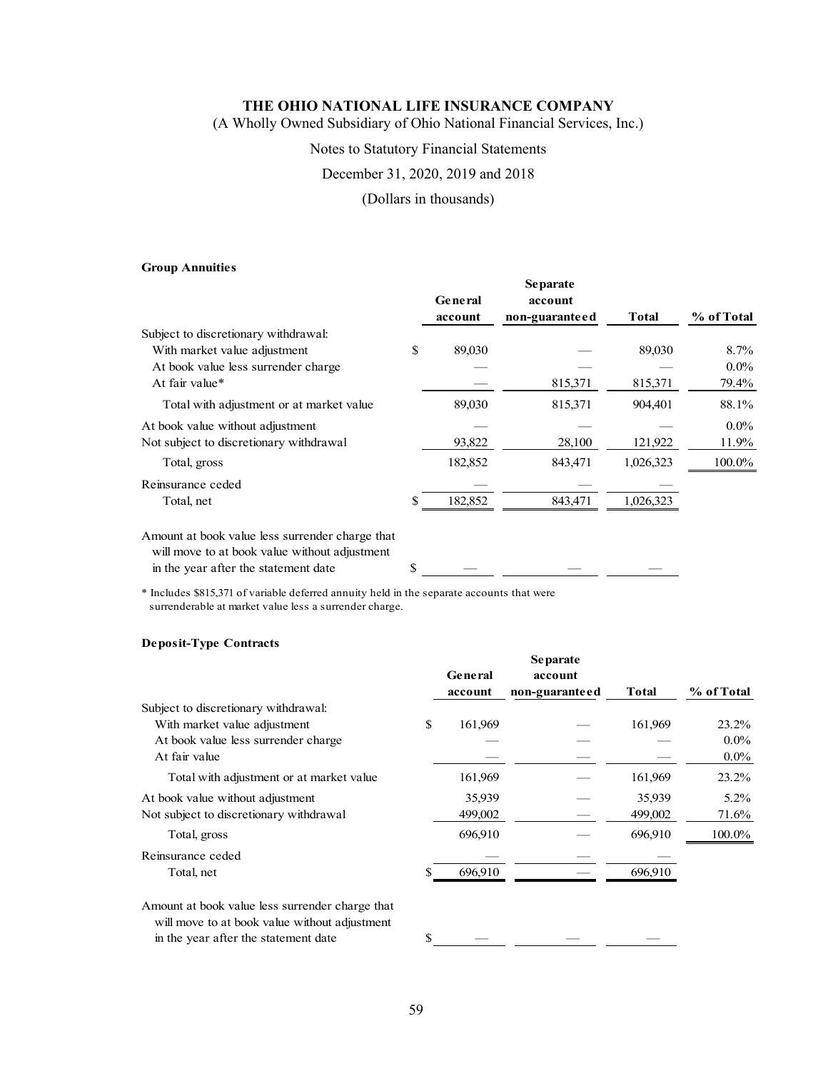**Group Annuities**

| | General account | Separate account non-guaranteed | Total | % of Total |
|---|---|---|---|---|
| Subject to discretionary withdrawal: | | | | |
| With market value adjustment | $ 89,030 | — | 89,030 | 8.7% |
| At book value less surrender charge | — | — | — | 0.0% |
| At fair value* | — | 815,371 | 815,371 | 79.4% |
| Total with adjustment or at market value | 89,030 | 815,371 | 904,401 | 88.1% |
| At book value without adjustment | — | — | — | 0.0% |
| Not subject to discretionary withdrawal | 93,822 | 28,100 | 121,922 | 11.9% |
| Total, gross | 182,852 | 843,471 | 1,026,323 | 100.0% |
| Reinsurance ceded | — | — | — | |
| Total, net | $ 182,852 | 843,471 | 1,026,323 | |
| Amount at book value less surrender charge that will move to at book value without adjustment in the year after the statement date | $ — | — | — | |

* Includes $815,371 of variable deferred annuity held in the separate accounts that were surrenderable at market value less a surrender charge.

**Deposit-Type Contracts**

| | General account | Separate account non-guaranteed | Total | % of Total |
|---|---|---|---|---|
| Subject to discretionary withdrawal: | | | | |
| With market value adjustment | $ 161,969 | — | 161,969 | 23.2% |
| At book value less surrender charge | — | — | — | 0.0% |
| At fair value | — | — | — | 0.0% |
| Total with adjustment or at market value | 161,969 | — | 161,969 | 23.2% |
| At book value without adjustment | 35,939 | — | 35,939 | 5.2% |
| Not subject to discretionary withdrawal | 499,002 | — | 499,002 | 71.6% |
| Total, gross | 696,910 | — | 696,910 | 100.0% |
| Reinsurance ceded | — | — | — | |
| Total, net | $ 696,910 | — | 696,910 | |
| Amount at book value less surrender charge that will move to at book value without adjustment in the year after the statement date | $ — | — | — | |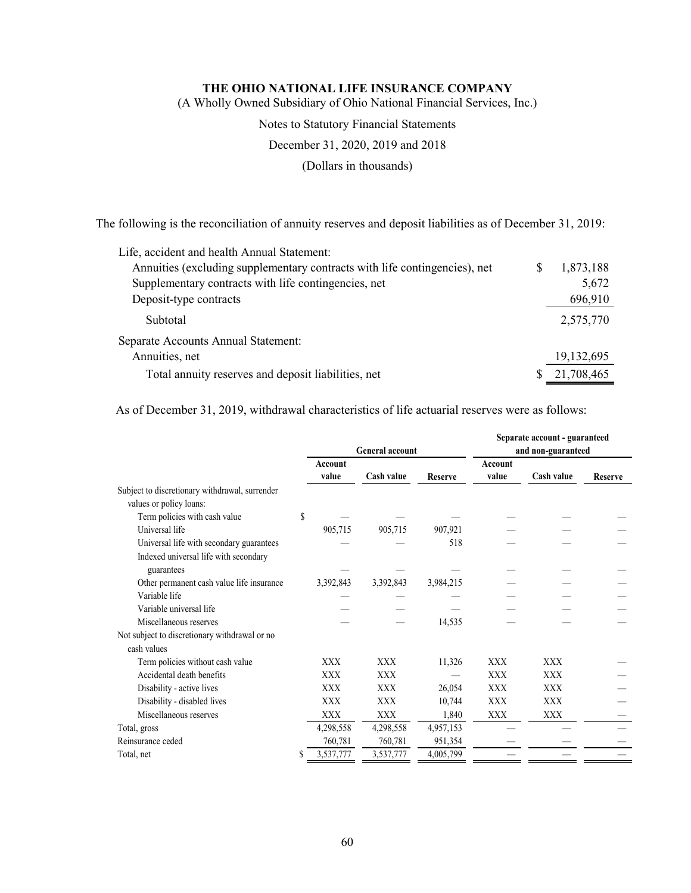The following is the reconciliation of annuity reserves and deposit liabilities as of December 31, 2019:

| | |
|---|---|
| Life, accident and health Annual Statement: | |
| Annuities (excluding supplementary contracts with life contingencies), net | $ 1,873,188 |
| Supplementary contracts with life contingencies, net | 5,672 |
| Deposit-type contracts | 696,910 |
| Subtotal | 2,575,770 |
| Separate Accounts Annual Statement: | |
| Annuities, net | 19,132,695 |
| Total annuity reserves and deposit liabilities, net | $ 21,708,465 |

As of December 31, 2019, withdrawal characteristics of life actuarial reserves were as follows:

| | General account | | | Separate account - guaranteed and non-guaranteed | | |
|---|---|---|---|---|---|---|
| | Account value | Cash value | Reserve | Account value | Cash value | Reserve |
| Subject to discretionary withdrawal, surrender values or policy loans: | | | | | | |
| Term policies with cash value | $ — | — | — | — | — | — |
| Universal life | 905,715 | 905,715 | 907,921 | — | — | — |
| Universal life with secondary guarantees | — | — | 518 | — | — | — |
| Indexed universal life with secondary guarantees | — | — | — | — | — | — |
| Other permanent cash value life insurance | 3,392,843 | 3,392,843 | 3,984,215 | — | — | — |
| Variable life | — | — | — | — | — | — |
| Variable universal life | — | — | — | — | — | — |
| Miscellaneous reserves | — | — | 14,535 | — | — | — |
| Not subject to discretionary withdrawal or no cash values | | | | | | |
| Term policies without cash value | XXX | XXX | 11,326 | XXX | XXX | — |
| Accidental death benefits | XXX | XXX | — | XXX | XXX | — |
| Disability - active lives | XXX | XXX | 26,054 | XXX | XXX | — |
| Disability - disabled lives | XXX | XXX | 10,744 | XXX | XXX | — |
| Miscellaneous reserves | XXX | XXX | 1,840 | XXX | XXX | — |
| Total, gross | 4,298,558 | 4,298,558 | 4,957,153 | — | — | — |
| Reinsurance ceded | 760,781 | 760,781 | 951,354 | — | — | — |
| Total, net | $ 3,537,777 | 3,537,777 | 4,005,799 | — | — | — |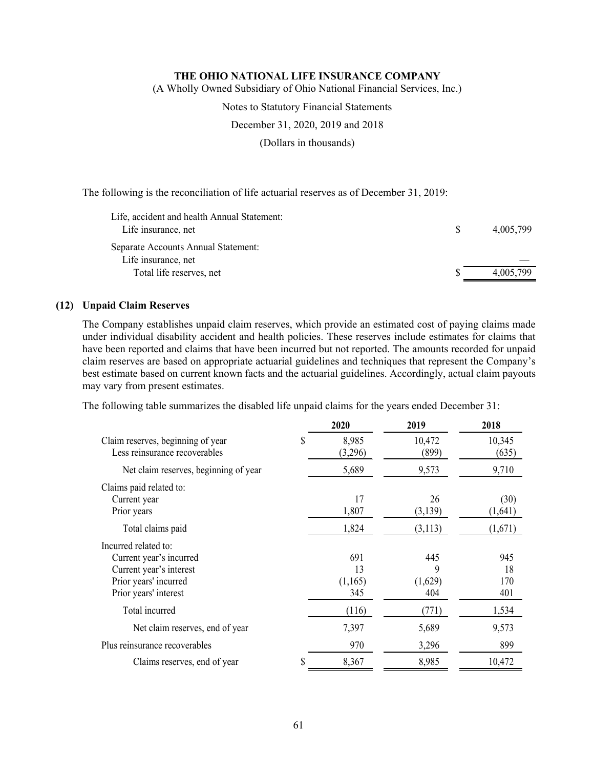The following is the reconciliation of life actuarial reserves as of December 31, 2019:

| | | |
|---|---|---|
| Life, accident and health Annual Statement: | | |
| Life insurance, net | $ | 4,005,799 |
| Separate Accounts Annual Statement: | | |
| Life insurance, net | | — |
| Total life reserves, net | $ | 4,005,799 |

## (12) Unpaid Claim Reserves

The Company establishes unpaid claim reserves, which provide an estimated cost of paying claims made under individual disability accident and health policies. These reserves include estimates for claims that have been reported and claims that have been incurred but not reported. The amounts recorded for unpaid claim reserves are based on appropriate actuarial guidelines and techniques that represent the Company's best estimate based on current known facts and the actuarial guidelines. Accordingly, actual claim payouts may vary from present estimates.

The following table summarizes the disabled life unpaid claims for the years ended December 31:

| | 2020 | 2019 | 2018 |
|---|---|---|---|
| Claim reserves, beginning of year | $ 8,985 | 10,472 | 10,345 |
| Less reinsurance recoverables | (3,296) | (899) | (635) |
| Net claim reserves, beginning of year | 5,689 | 9,573 | 9,710 |
| Claims paid related to: | | | |
| Current year | 17 | 26 | (30) |
| Prior years | 1,807 | (3,139) | (1,641) |
| Total claims paid | 1,824 | (3,113) | (1,671) |
| Incurred related to: | | | |
| Current year's incurred | 691 | 445 | 945 |
| Current year's interest | 13 | 9 | 18 |
| Prior years' incurred | (1,165) | (1,629) | 170 |
| Prior years' interest | 345 | 404 | 401 |
| Total incurred | (116) | (771) | 1,534 |
| Net claim reserves, end of year | 7,397 | 5,689 | 9,573 |
| Plus reinsurance recoverables | 970 | 3,296 | 899 |
| Claims reserves, end of year | $ 8,367 | 8,985 | 10,472 |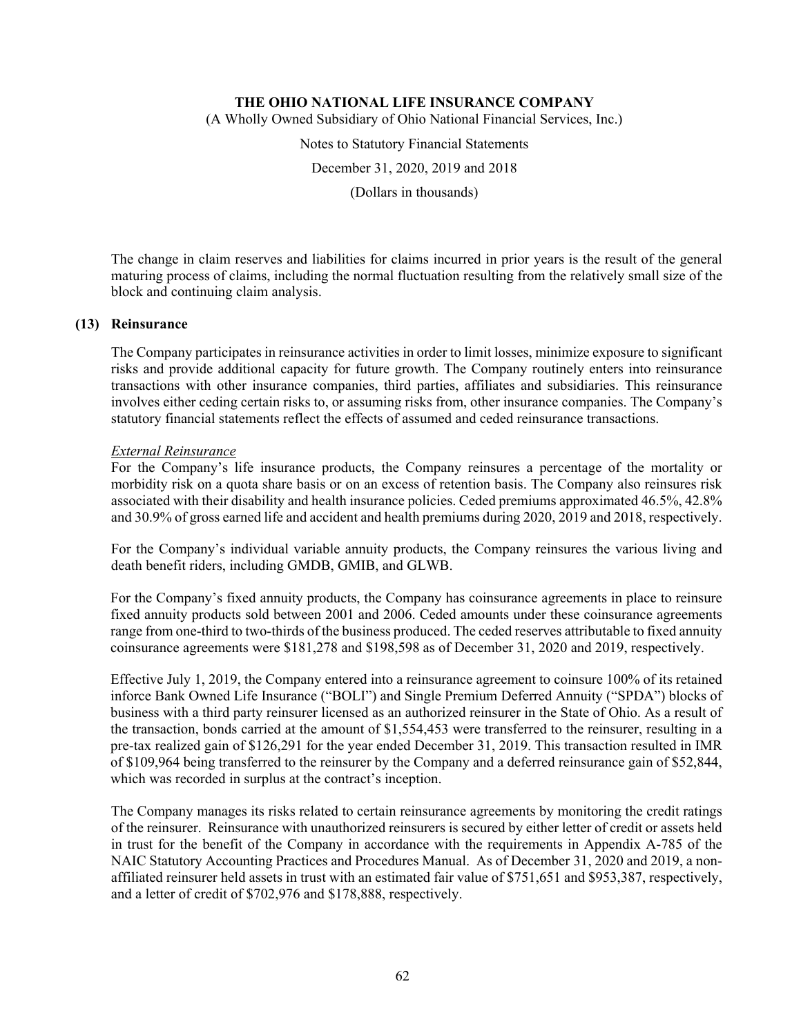The change in claim reserves and liabilities for claims incurred in prior years is the result of the general maturing process of claims, including the normal fluctuation resulting from the relatively small size of the block and continuing claim analysis.

## (13) Reinsurance

The Company participates in reinsurance activities in order to limit losses, minimize exposure to significant risks and provide additional capacity for future growth. The Company routinely enters into reinsurance transactions with other insurance companies, third parties, affiliates and subsidiaries. This reinsurance involves either ceding certain risks to, or assuming risks from, other insurance companies. The Company's statutory financial statements reflect the effects of assumed and ceded reinsurance transactions.

*External Reinsurance*

For the Company's life insurance products, the Company reinsures a percentage of the mortality or morbidity risk on a quota share basis or on an excess of retention basis. The Company also reinsures risk associated with their disability and health insurance policies. Ceded premiums approximated 46.5%, 42.8% and 30.9% of gross earned life and accident and health premiums during 2020, 2019 and 2018, respectively.

For the Company's individual variable annuity products, the Company reinsures the various living and death benefit riders, including GMDB, GMIB, and GLWB.

For the Company's fixed annuity products, the Company has coinsurance agreements in place to reinsure fixed annuity products sold between 2001 and 2006. Ceded amounts under these coinsurance agreements range from one-third to two-thirds of the business produced. The ceded reserves attributable to fixed annuity coinsurance agreements were $181,278 and $198,598 as of December 31, 2020 and 2019, respectively.

Effective July 1, 2019, the Company entered into a reinsurance agreement to coinsure 100% of its retained inforce Bank Owned Life Insurance ("BOLI") and Single Premium Deferred Annuity ("SPDA") blocks of business with a third party reinsurer licensed as an authorized reinsurer in the State of Ohio. As a result of the transaction, bonds carried at the amount of $1,554,453 were transferred to the reinsurer, resulting in a pre-tax realized gain of $126,291 for the year ended December 31, 2019. This transaction resulted in IMR of $109,964 being transferred to the reinsurer by the Company and a deferred reinsurance gain of $52,844, which was recorded in surplus at the contract's inception.

The Company manages its risks related to certain reinsurance agreements by monitoring the credit ratings of the reinsurer. Reinsurance with unauthorized reinsurers is secured by either letter of credit or assets held in trust for the benefit of the Company in accordance with the requirements in Appendix A-785 of the NAIC Statutory Accounting Practices and Procedures Manual. As of December 31, 2020 and 2019, a non-affiliated reinsurer held assets in trust with an estimated fair value of $751,651 and $953,387, respectively, and a letter of credit of $702,976 and $178,888, respectively.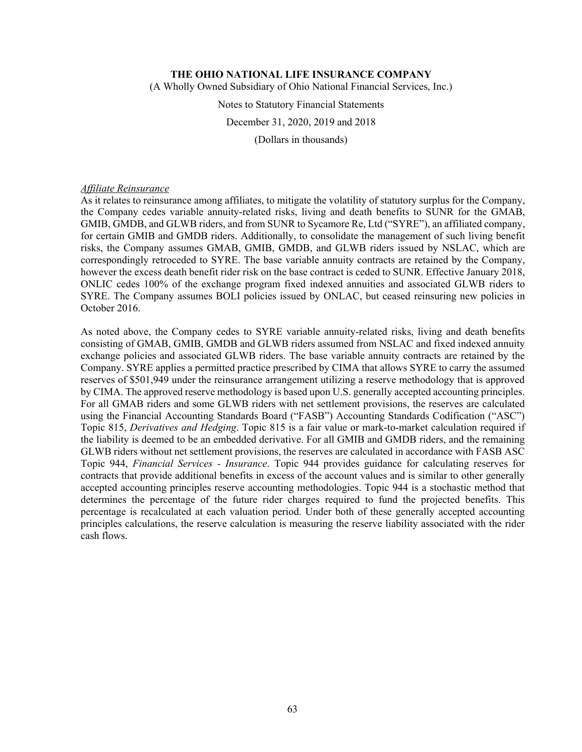*Affiliate Reinsurance*

As it relates to reinsurance among affiliates, to mitigate the volatility of statutory surplus for the Company, the Company cedes variable annuity-related risks, living and death benefits to SUNR for the GMAB, GMIB, GMDB, and GLWB riders, and from SUNR to Sycamore Re, Ltd ("SYRE"), an affiliated company, for certain GMIB and GMDB riders. Additionally, to consolidate the management of such living benefit risks, the Company assumes GMAB, GMIB, GMDB, and GLWB riders issued by NSLAC, which are correspondingly retroceded to SYRE. The base variable annuity contracts are retained by the Company, however the excess death benefit rider risk on the base contract is ceded to SUNR. Effective January 2018, ONLIC cedes 100% of the exchange program fixed indexed annuities and associated GLWB riders to SYRE. The Company assumes BOLI policies issued by ONLAC, but ceased reinsuring new policies in October 2016.

As noted above, the Company cedes to SYRE variable annuity-related risks, living and death benefits consisting of GMAB, GMIB, GMDB and GLWB riders assumed from NSLAC and fixed indexed annuity exchange policies and associated GLWB riders. The base variable annuity contracts are retained by the Company. SYRE applies a permitted practice prescribed by CIMA that allows SYRE to carry the assumed reserves of $501,949 under the reinsurance arrangement utilizing a reserve methodology that is approved by CIMA. The approved reserve methodology is based upon U.S. generally accepted accounting principles. For all GMAB riders and some GLWB riders with net settlement provisions, the reserves are calculated using the Financial Accounting Standards Board ("FASB") Accounting Standards Codification ("ASC") Topic 815, *Derivatives and Hedging*. Topic 815 is a fair value or mark-to-market calculation required if the liability is deemed to be an embedded derivative. For all GMIB and GMDB riders, and the remaining GLWB riders without net settlement provisions, the reserves are calculated in accordance with FASB ASC Topic 944, *Financial Services - Insurance*. Topic 944 provides guidance for calculating reserves for contracts that provide additional benefits in excess of the account values and is similar to other generally accepted accounting principles reserve accounting methodologies. Topic 944 is a stochastic method that determines the percentage of the future rider charges required to fund the projected benefits. This percentage is recalculated at each valuation period. Under both of these generally accepted accounting principles calculations, the reserve calculation is measuring the reserve liability associated with the rider cash flows.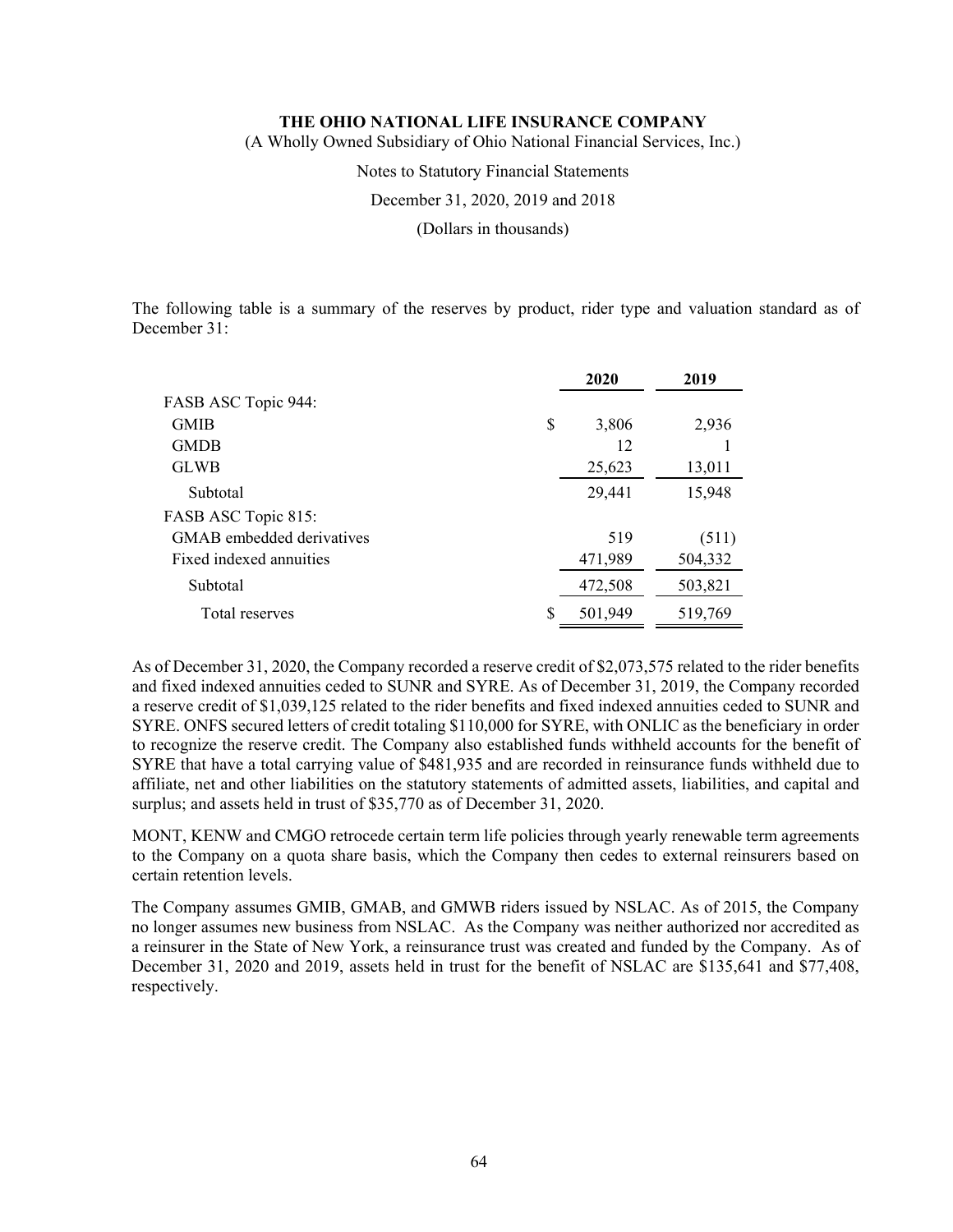The following table is a summary of the reserves by product, rider type and valuation standard as of December 31:

| | 2020 | 2019 |
|---|---|---|
| FASB ASC Topic 944: | | |
| GMIB | $ 3,806 | 2,936 |
| GMDB | 12 | 1 |
| GLWB | 25,623 | 13,011 |
| Subtotal | 29,441 | 15,948 |
| FASB ASC Topic 815: | | |
| GMAB embedded derivatives | 519 | (511) |
| Fixed indexed annuities | 471,989 | 504,332 |
| Subtotal | 472,508 | 503,821 |
| Total reserves | $ 501,949 | 519,769 |

As of December 31, 2020, the Company recorded a reserve credit of $2,073,575 related to the rider benefits and fixed indexed annuities ceded to SUNR and SYRE. As of December 31, 2019, the Company recorded a reserve credit of $1,039,125 related to the rider benefits and fixed indexed annuities ceded to SUNR and SYRE. ONFS secured letters of credit totaling $110,000 for SYRE, with ONLIC as the beneficiary in order to recognize the reserve credit. The Company also established funds withheld accounts for the benefit of SYRE that have a total carrying value of $481,935 and are recorded in reinsurance funds withheld due to affiliate, net and other liabilities on the statutory statements of admitted assets, liabilities, and capital and surplus; and assets held in trust of $35,770 as of December 31, 2020.

MONT, KENW and CMGO retrocede certain term life policies through yearly renewable term agreements to the Company on a quota share basis, which the Company then cedes to external reinsurers based on certain retention levels.

The Company assumes GMIB, GMAB, and GMWB riders issued by NSLAC. As of 2015, the Company no longer assumes new business from NSLAC. As the Company was neither authorized nor accredited as a reinsurer in the State of New York, a reinsurance trust was created and funded by the Company. As of December 31, 2020 and 2019, assets held in trust for the benefit of NSLAC are $135,641 and $77,408, respectively.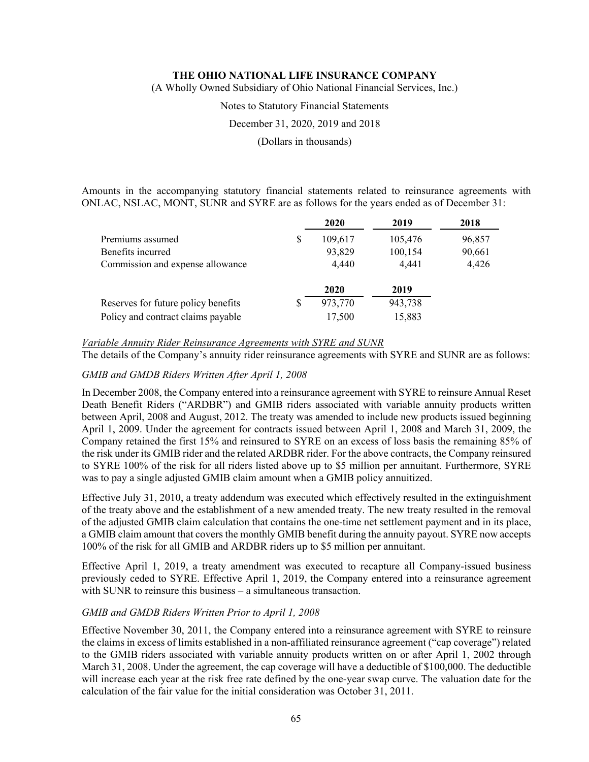Amounts in the accompanying statutory financial statements related to reinsurance agreements with ONLAC, NSLAC, MONT, SUNR and SYRE are as follows for the years ended as of December 31:

| | | 2020 | 2019 | 2018 |
|---|---|---|---|---|
| Premiums assumed | $ | 109,617 | 105,476 | 96,857 |
| Benefits incurred | | 93,829 | 100,154 | 90,661 |
| Commission and expense allowance | | 4,440 | 4,441 | 4,426 |

| | | 2020 | 2019 |
|---|---|---|---|
| Reserves for future policy benefits | $ | 973,770 | 943,738 |
| Policy and contract claims payable | | 17,500 | 15,883 |

*Variable Annuity Rider Reinsurance Agreements with SYRE and SUNR*

The details of the Company's annuity rider reinsurance agreements with SYRE and SUNR are as follows:

*GMIB and GMDB Riders Written After April 1, 2008*

In December 2008, the Company entered into a reinsurance agreement with SYRE to reinsure Annual Reset Death Benefit Riders ("ARDBR") and GMIB riders associated with variable annuity products written between April, 2008 and August, 2012. The treaty was amended to include new products issued beginning April 1, 2009. Under the agreement for contracts issued between April 1, 2008 and March 31, 2009, the Company retained the first 15% and reinsured to SYRE on an excess of loss basis the remaining 85% of the risk under its GMIB rider and the related ARDBR rider. For the above contracts, the Company reinsured to SYRE 100% of the risk for all riders listed above up to $5 million per annuitant. Furthermore, SYRE was to pay a single adjusted GMIB claim amount when a GMIB policy annuitized.

Effective July 31, 2010, a treaty addendum was executed which effectively resulted in the extinguishment of the treaty above and the establishment of a new amended treaty. The new treaty resulted in the removal of the adjusted GMIB claim calculation that contains the one-time net settlement payment and in its place, a GMIB claim amount that covers the monthly GMIB benefit during the annuity payout. SYRE now accepts 100% of the risk for all GMIB and ARDBR riders up to $5 million per annuitant.

Effective April 1, 2019, a treaty amendment was executed to recapture all Company-issued business previously ceded to SYRE. Effective April 1, 2019, the Company entered into a reinsurance agreement with SUNR to reinsure this business – a simultaneous transaction.

*GMIB and GMDB Riders Written Prior to April 1, 2008*

Effective November 30, 2011, the Company entered into a reinsurance agreement with SYRE to reinsure the claims in excess of limits established in a non-affiliated reinsurance agreement ("cap coverage") related to the GMIB riders associated with variable annuity products written on or after April 1, 2002 through March 31, 2008. Under the agreement, the cap coverage will have a deductible of $100,000. The deductible will increase each year at the risk free rate defined by the one-year swap curve. The valuation date for the calculation of the fair value for the initial consideration was October 31, 2011.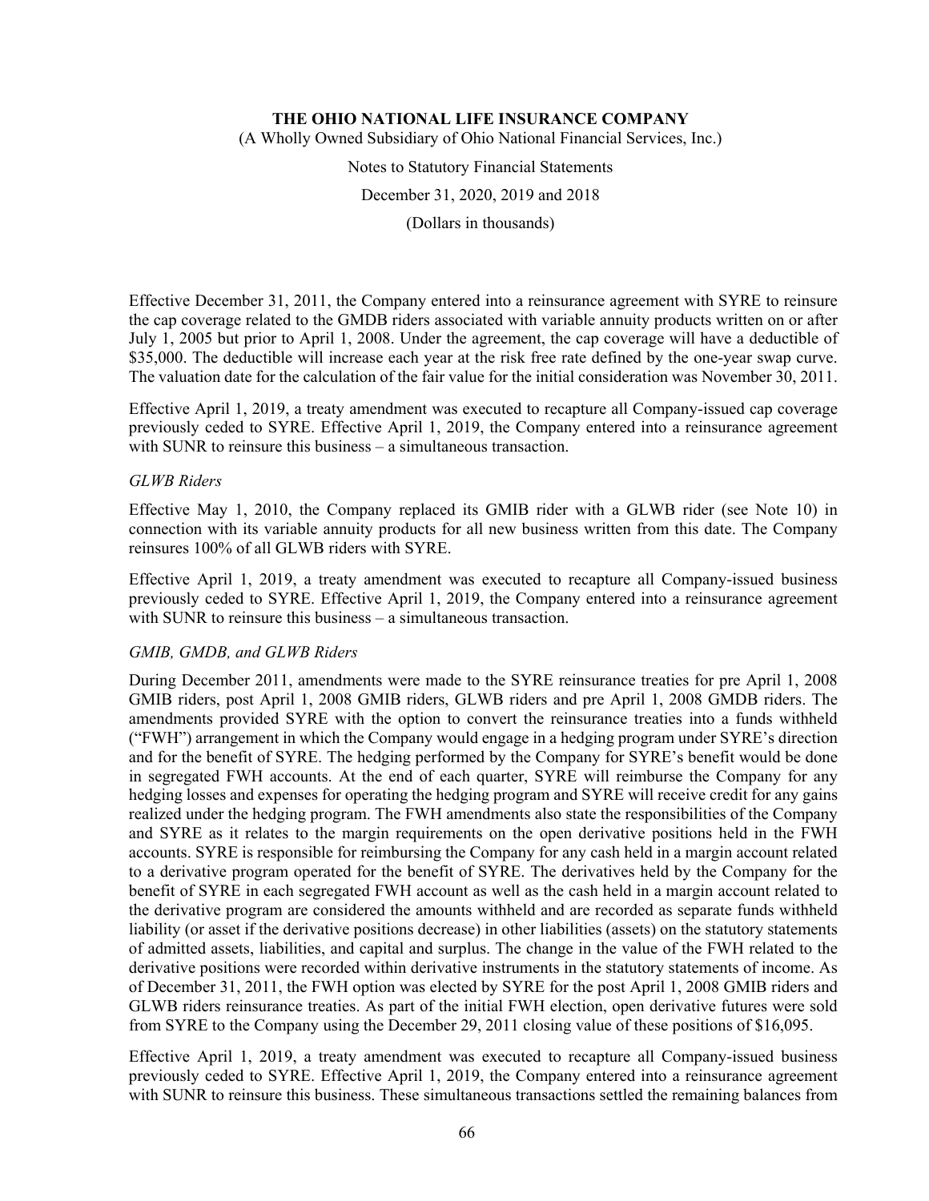Effective December 31, 2011, the Company entered into a reinsurance agreement with SYRE to reinsure the cap coverage related to the GMDB riders associated with variable annuity products written on or after July 1, 2005 but prior to April 1, 2008. Under the agreement, the cap coverage will have a deductible of $35,000. The deductible will increase each year at the risk free rate defined by the one-year swap curve. The valuation date for the calculation of the fair value for the initial consideration was November 30, 2011.

Effective April 1, 2019, a treaty amendment was executed to recapture all Company-issued cap coverage previously ceded to SYRE. Effective April 1, 2019, the Company entered into a reinsurance agreement with SUNR to reinsure this business – a simultaneous transaction.

*GLWB Riders*

Effective May 1, 2010, the Company replaced its GMIB rider with a GLWB rider (see Note 10) in connection with its variable annuity products for all new business written from this date. The Company reinsures 100% of all GLWB riders with SYRE.

Effective April 1, 2019, a treaty amendment was executed to recapture all Company-issued business previously ceded to SYRE. Effective April 1, 2019, the Company entered into a reinsurance agreement with SUNR to reinsure this business – a simultaneous transaction.

*GMIB, GMDB, and GLWB Riders*

During December 2011, amendments were made to the SYRE reinsurance treaties for pre April 1, 2008 GMIB riders, post April 1, 2008 GMIB riders, GLWB riders and pre April 1, 2008 GMDB riders. The amendments provided SYRE with the option to convert the reinsurance treaties into a funds withheld ("FWH") arrangement in which the Company would engage in a hedging program under SYRE's direction and for the benefit of SYRE. The hedging performed by the Company for SYRE's benefit would be done in segregated FWH accounts. At the end of each quarter, SYRE will reimburse the Company for any hedging losses and expenses for operating the hedging program and SYRE will receive credit for any gains realized under the hedging program. The FWH amendments also state the responsibilities of the Company and SYRE as it relates to the margin requirements on the open derivative positions held in the FWH accounts. SYRE is responsible for reimbursing the Company for any cash held in a margin account related to a derivative program operated for the benefit of SYRE. The derivatives held by the Company for the benefit of SYRE in each segregated FWH account as well as the cash held in a margin account related to the derivative program are considered the amounts withheld and are recorded as separate funds withheld liability (or asset if the derivative positions decrease) in other liabilities (assets) on the statutory statements of admitted assets, liabilities, and capital and surplus. The change in the value of the FWH related to the derivative positions were recorded within derivative instruments in the statutory statements of income. As of December 31, 2011, the FWH option was elected by SYRE for the post April 1, 2008 GMIB riders and GLWB riders reinsurance treaties. As part of the initial FWH election, open derivative futures were sold from SYRE to the Company using the December 29, 2011 closing value of these positions of $16,095.

Effective April 1, 2019, a treaty amendment was executed to recapture all Company-issued business previously ceded to SYRE. Effective April 1, 2019, the Company entered into a reinsurance agreement with SUNR to reinsure this business. These simultaneous transactions settled the remaining balances from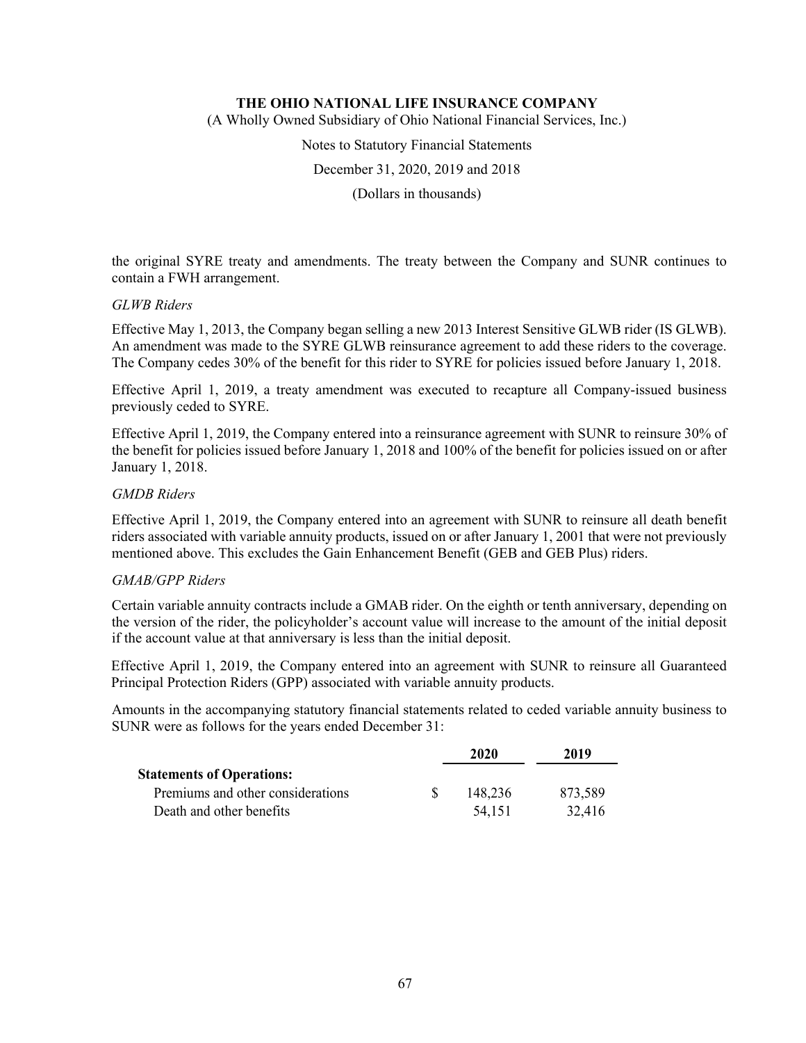the original SYRE treaty and amendments. The treaty between the Company and SUNR continues to contain a FWH arrangement.

*GLWB Riders*

Effective May 1, 2013, the Company began selling a new 2013 Interest Sensitive GLWB rider (IS GLWB). An amendment was made to the SYRE GLWB reinsurance agreement to add these riders to the coverage. The Company cedes 30% of the benefit for this rider to SYRE for policies issued before January 1, 2018.

Effective April 1, 2019, a treaty amendment was executed to recapture all Company-issued business previously ceded to SYRE.

Effective April 1, 2019, the Company entered into a reinsurance agreement with SUNR to reinsure 30% of the benefit for policies issued before January 1, 2018 and 100% of the benefit for policies issued on or after January 1, 2018.

*GMDB Riders*

Effective April 1, 2019, the Company entered into an agreement with SUNR to reinsure all death benefit riders associated with variable annuity products, issued on or after January 1, 2001 that were not previously mentioned above. This excludes the Gain Enhancement Benefit (GEB and GEB Plus) riders.

*GMAB/GPP Riders*

Certain variable annuity contracts include a GMAB rider. On the eighth or tenth anniversary, depending on the version of the rider, the policyholder's account value will increase to the amount of the initial deposit if the account value at that anniversary is less than the initial deposit.

Effective April 1, 2019, the Company entered into an agreement with SUNR to reinsure all Guaranteed Principal Protection Riders (GPP) associated with variable annuity products.

Amounts in the accompanying statutory financial statements related to ceded variable annuity business to SUNR were as follows for the years ended December 31:

| | 2020 | 2019 |
|---|---|---|
| **Statements of Operations:** | | |
| Premiums and other considerations | $ 148,236 | 873,589 |
| Death and other benefits | 54,151 | 32,416 |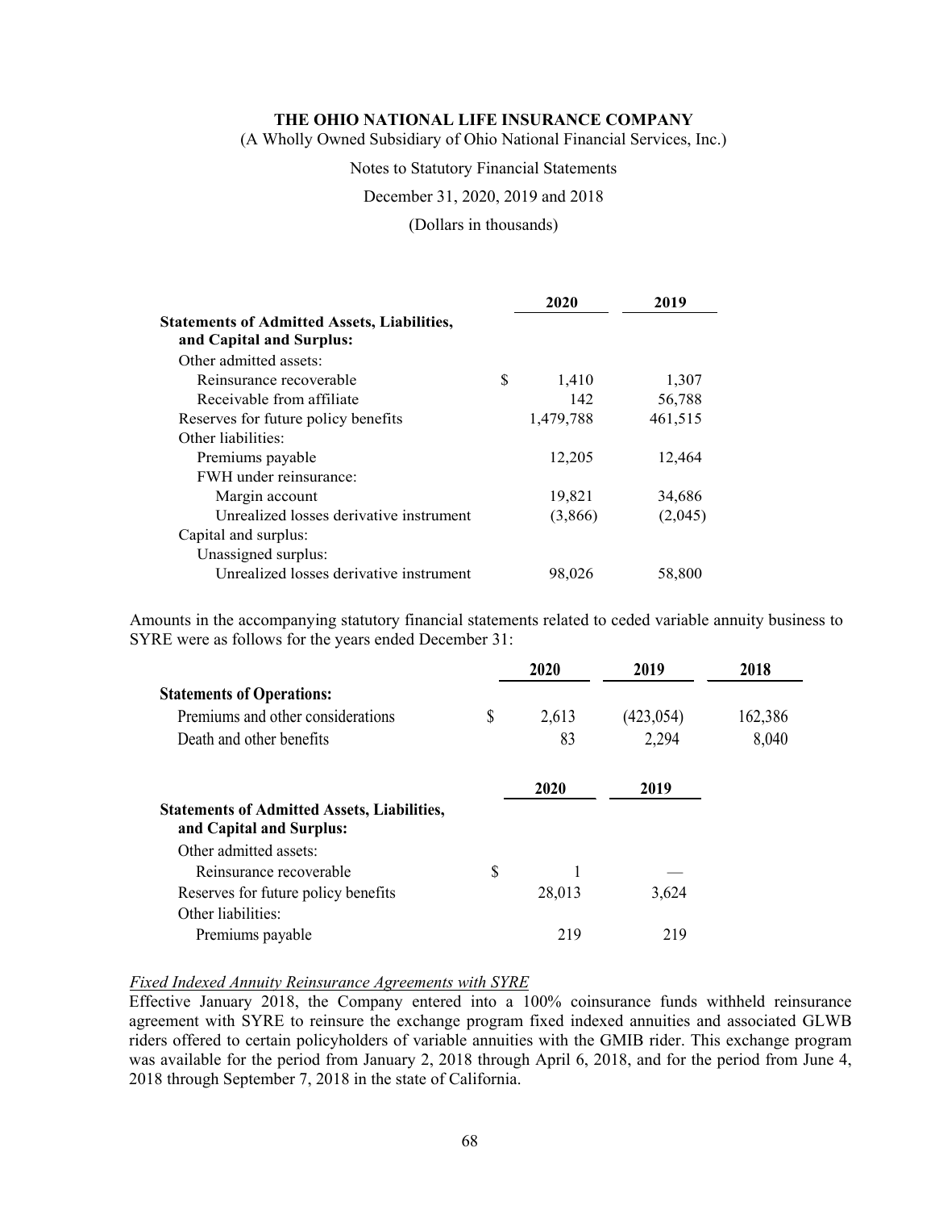|  | 2020 | 2019 |
| --- | --- | --- |
| **Statements of Admitted Assets, Liabilities, and Capital and Surplus:** |  |  |
| Other admitted assets: |  |  |
| Reinsurance recoverable | $ 1,410 | 1,307 |
| Receivable from affiliate | 142 | 56,788 |
| Reserves for future policy benefits | 1,479,788 | 461,515 |
| Other liabilities: |  |  |
| Premiums payable | 12,205 | 12,464 |
| FWH under reinsurance: |  |  |
| Margin account | 19,821 | 34,686 |
| Unrealized losses derivative instrument | (3,866) | (2,045) |
| Capital and surplus: |  |  |
| Unassigned surplus: |  |  |
| Unrealized losses derivative instrument | 98,026 | 58,800 |

Amounts in the accompanying statutory financial statements related to ceded variable annuity business to SYRE were as follows for the years ended December 31:

|  | 2020 | 2019 | 2018 |
| --- | --- | --- | --- |
| **Statements of Operations:** |  |  |  |
| Premiums and other considerations | $ 2,613 | (423,054) | 162,386 |
| Death and other benefits | 83 | 2,294 | 8,040 |

|  | 2020 | 2019 |
| --- | --- | --- |
| **Statements of Admitted Assets, Liabilities, and Capital and Surplus:** |  |  |
| Other admitted assets: |  |  |
| Reinsurance recoverable | $ 1 | — |
| Reserves for future policy benefits | 28,013 | 3,624 |
| Other liabilities: |  |  |
| Premiums payable | 219 | 219 |

*Fixed Indexed Annuity Reinsurance Agreements with SYRE*

Effective January 2018, the Company entered into a 100% coinsurance funds withheld reinsurance agreement with SYRE to reinsure the exchange program fixed indexed annuities and associated GLWB riders offered to certain policyholders of variable annuities with the GMIB rider. This exchange program was available for the period from January 2, 2018 through April 6, 2018, and for the period from June 4, 2018 through September 7, 2018 in the state of California.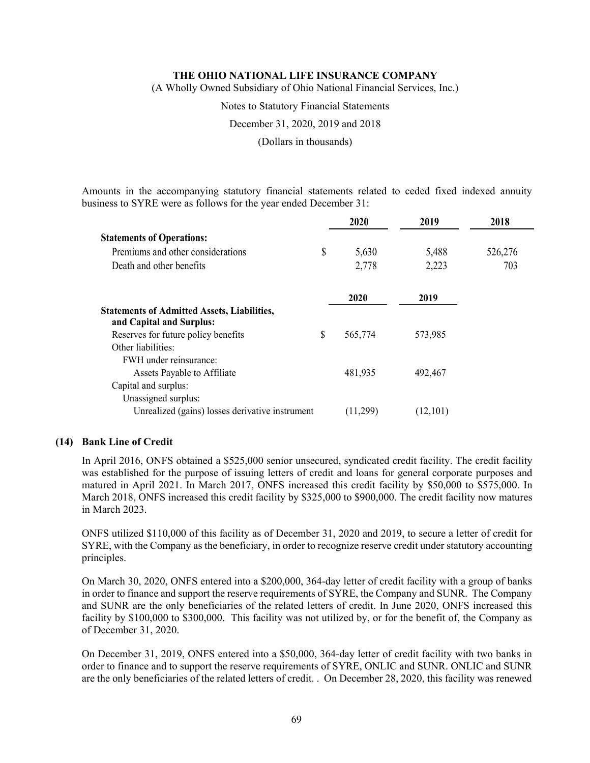Amounts in the accompanying statutory financial statements related to ceded fixed indexed annuity business to SYRE were as follows for the year ended December 31:

| | 2020 | 2019 | 2018 |
|---|---|---|---|
| **Statements of Operations:** | | | |
| Premiums and other considerations | $ 5,630 | 5,488 | 526,276 |
| Death and other benefits | 2,778 | 2,223 | 703 |

| | 2020 | 2019 |
|---|---|---|
| **Statements of Admitted Assets, Liabilities, and Capital and Surplus:** | | |
| Reserves for future policy benefits | $ 565,774 | 573,985 |
| Other liabilities: | | |
| FWH under reinsurance: | | |
| Assets Payable to Affiliate | 481,935 | 492,467 |
| Capital and surplus: | | |
| Unassigned surplus: | | |
| Unrealized (gains) losses derivative instrument | (11,299) | (12,101) |

## (14) Bank Line of Credit

In April 2016, ONFS obtained a $525,000 senior unsecured, syndicated credit facility. The credit facility was established for the purpose of issuing letters of credit and loans for general corporate purposes and matured in April 2021. In March 2017, ONFS increased this credit facility by $50,000 to $575,000. In March 2018, ONFS increased this credit facility by $325,000 to $900,000. The credit facility now matures in March 2023.

ONFS utilized $110,000 of this facility as of December 31, 2020 and 2019, to secure a letter of credit for SYRE, with the Company as the beneficiary, in order to recognize reserve credit under statutory accounting principles.

On March 30, 2020, ONFS entered into a $200,000, 364-day letter of credit facility with a group of banks in order to finance and support the reserve requirements of SYRE, the Company and SUNR. The Company and SUNR are the only beneficiaries of the related letters of credit. In June 2020, ONFS increased this facility by $100,000 to $300,000. This facility was not utilized by, or for the benefit of, the Company as of December 31, 2020.

On December 31, 2019, ONFS entered into a $50,000, 364-day letter of credit facility with two banks in order to finance and to support the reserve requirements of SYRE, ONLIC and SUNR. ONLIC and SUNR are the only beneficiaries of the related letters of credit. . On December 28, 2020, this facility was renewed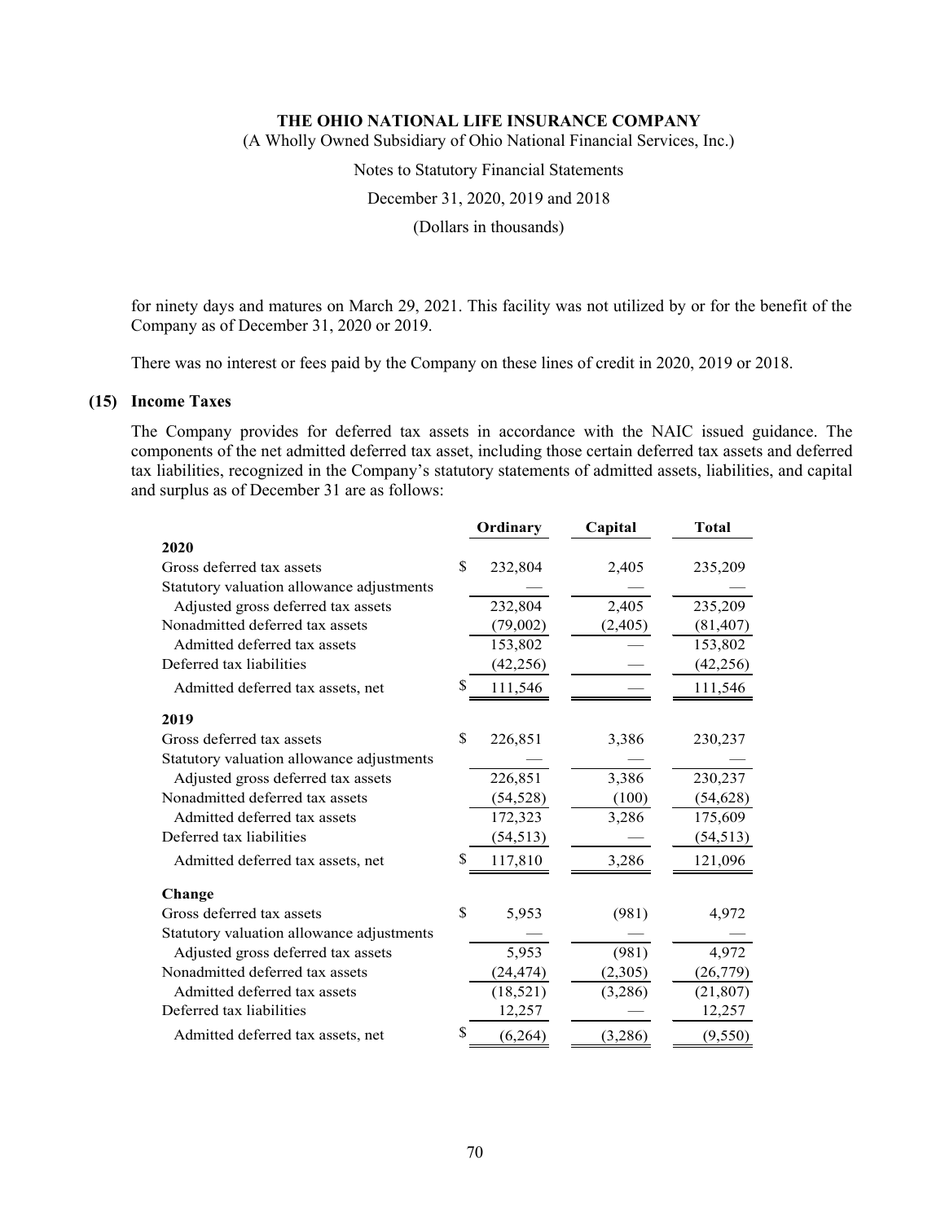for ninety days and matures on March 29, 2021. This facility was not utilized by or for the benefit of the Company as of December 31, 2020 or 2019.

There was no interest or fees paid by the Company on these lines of credit in 2020, 2019 or 2018.

## (15) Income Taxes

The Company provides for deferred tax assets in accordance with the NAIC issued guidance. The components of the net admitted deferred tax asset, including those certain deferred tax assets and deferred tax liabilities, recognized in the Company's statutory statements of admitted assets, liabilities, and capital and surplus as of December 31 are as follows:

| | Ordinary | Capital | Total |
|---|---|---|---|
| **2020** | | | |
| Gross deferred tax assets | $ 232,804 | 2,405 | 235,209 |
| Statutory valuation allowance adjustments | — | — | — |
| Adjusted gross deferred tax assets | 232,804 | 2,405 | 235,209 |
| Nonadmitted deferred tax assets | (79,002) | (2,405) | (81,407) |
| Admitted deferred tax assets | 153,802 | — | 153,802 |
| Deferred tax liabilities | (42,256) | — | (42,256) |
| Admitted deferred tax assets, net | $ 111,546 | — | 111,546 |
| **2019** | | | |
| Gross deferred tax assets | $ 226,851 | 3,386 | 230,237 |
| Statutory valuation allowance adjustments | — | — | — |
| Adjusted gross deferred tax assets | 226,851 | 3,386 | 230,237 |
| Nonadmitted deferred tax assets | (54,528) | (100) | (54,628) |
| Admitted deferred tax assets | 172,323 | 3,286 | 175,609 |
| Deferred tax liabilities | (54,513) | — | (54,513) |
| Admitted deferred tax assets, net | $ 117,810 | 3,286 | 121,096 |
| **Change** | | | |
| Gross deferred tax assets | $ 5,953 | (981) | 4,972 |
| Statutory valuation allowance adjustments | — | — | — |
| Adjusted gross deferred tax assets | 5,953 | (981) | 4,972 |
| Nonadmitted deferred tax assets | (24,474) | (2,305) | (26,779) |
| Admitted deferred tax assets | (18,521) | (3,286) | (21,807) |
| Deferred tax liabilities | 12,257 | — | 12,257 |
| Admitted deferred tax assets, net | $ (6,264) | (3,286) | (9,550) |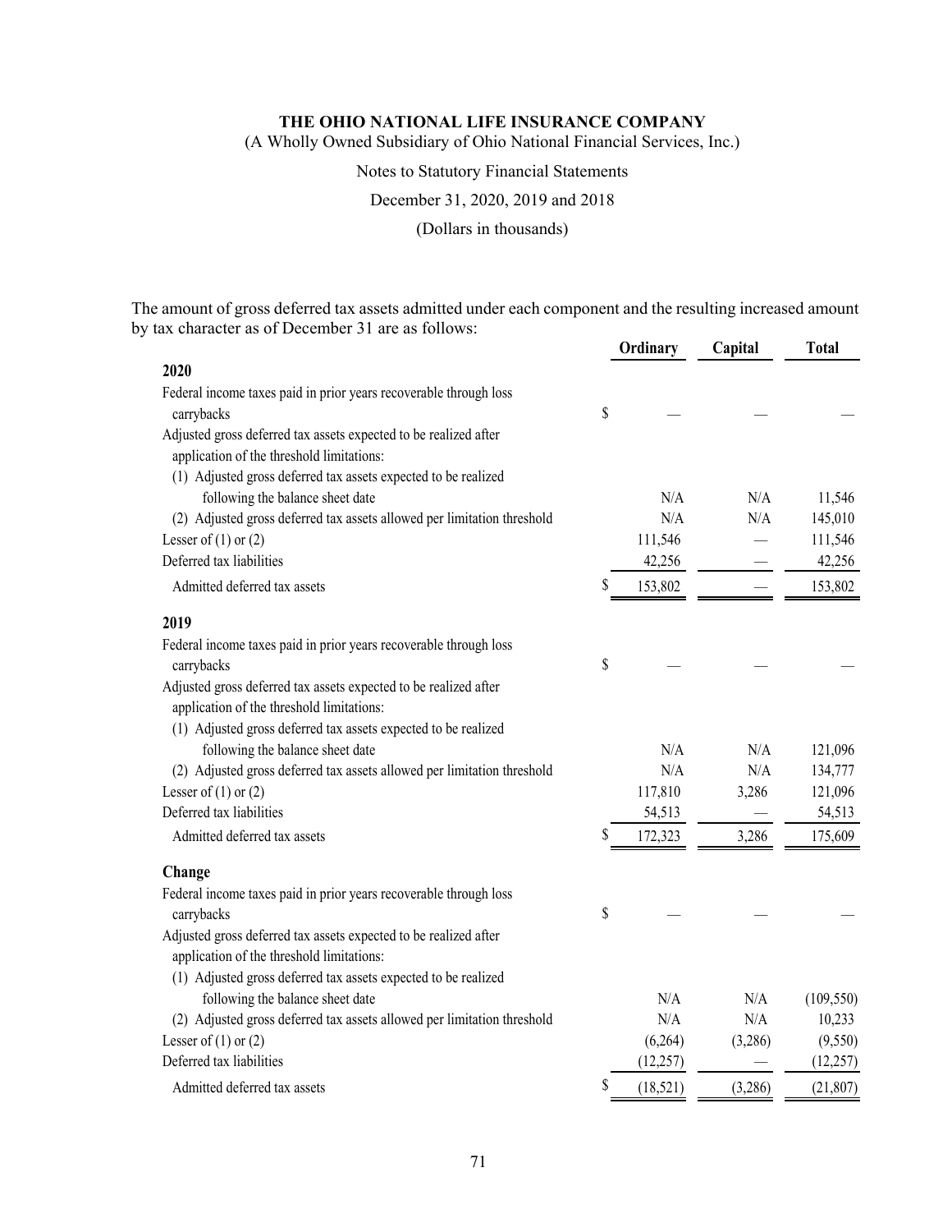The amount of gross deferred tax assets admitted under each component and the resulting increased amount by tax character as of December 31 are as follows:

| | Ordinary | Capital | Total |
|---|---|---|---|
| **2020** | | | |
| Federal income taxes paid in prior years recoverable through loss carrybacks | $ — | — | — |
| Adjusted gross deferred tax assets expected to be realized after application of the threshold limitations: | | | |
| (1) Adjusted gross deferred tax assets expected to be realized following the balance sheet date | N/A | N/A | 11,546 |
| (2) Adjusted gross deferred tax assets allowed per limitation threshold | N/A | N/A | 145,010 |
| Lesser of (1) or (2) | 111,546 | — | 111,546 |
| Deferred tax liabilities | 42,256 | — | 42,256 |
| Admitted deferred tax assets | $ 153,802 | — | 153,802 |
| **2019** | | | |
| Federal income taxes paid in prior years recoverable through loss carrybacks | $ — | — | — |
| Adjusted gross deferred tax assets expected to be realized after application of the threshold limitations: | | | |
| (1) Adjusted gross deferred tax assets expected to be realized following the balance sheet date | N/A | N/A | 121,096 |
| (2) Adjusted gross deferred tax assets allowed per limitation threshold | N/A | N/A | 134,777 |
| Lesser of (1) or (2) | 117,810 | 3,286 | 121,096 |
| Deferred tax liabilities | 54,513 | — | 54,513 |
| Admitted deferred tax assets | $ 172,323 | 3,286 | 175,609 |
| **Change** | | | |
| Federal income taxes paid in prior years recoverable through loss carrybacks | $ — | — | — |
| Adjusted gross deferred tax assets expected to be realized after application of the threshold limitations: | | | |
| (1) Adjusted gross deferred tax assets expected to be realized following the balance sheet date | N/A | N/A | (109,550) |
| (2) Adjusted gross deferred tax assets allowed per limitation threshold | N/A | N/A | 10,233 |
| Lesser of (1) or (2) | (6,264) | (3,286) | (9,550) |
| Deferred tax liabilities | (12,257) | — | (12,257) |
| Admitted deferred tax assets | $ (18,521) | (3,286) | (21,807) |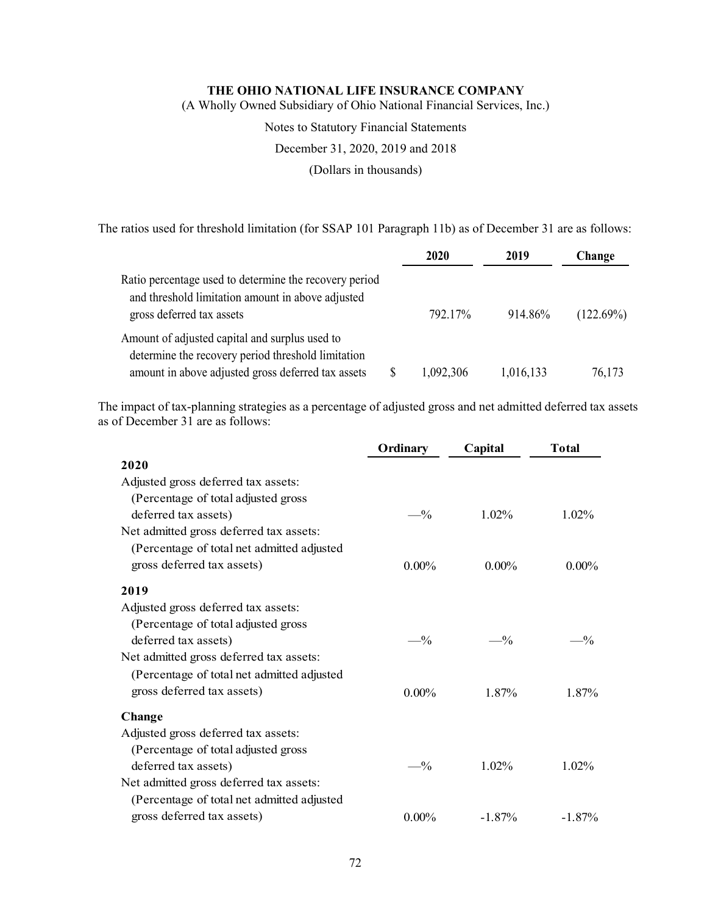The ratios used for threshold limitation (for SSAP 101 Paragraph 11b) as of December 31 are as follows:

| | 2020 | 2019 | Change |
|---|---|---|---|
| Ratio percentage used to determine the recovery period and threshold limitation amount in above adjusted gross deferred tax assets | 792.17% | 914.86% | (122.69%) |
| Amount of adjusted capital and surplus used to determine the recovery period threshold limitation amount in above adjusted gross deferred tax assets | $ 1,092,306 | 1,016,133 | 76,173 |

The impact of tax-planning strategies as a percentage of adjusted gross and net admitted deferred tax assets as of December 31 are as follows:

| | Ordinary | Capital | Total |
|---|---|---|---|
| **2020** | | | |
| Adjusted gross deferred tax assets: (Percentage of total adjusted gross deferred tax assets) | —% | 1.02% | 1.02% |
| Net admitted gross deferred tax assets: (Percentage of total net admitted adjusted gross deferred tax assets) | 0.00% | 0.00% | 0.00% |
| **2019** | | | |
| Adjusted gross deferred tax assets: (Percentage of total adjusted gross deferred tax assets) | —% | —% | —% |
| Net admitted gross deferred tax assets: (Percentage of total net admitted adjusted gross deferred tax assets) | 0.00% | 1.87% | 1.87% |
| **Change** | | | |
| Adjusted gross deferred tax assets: (Percentage of total adjusted gross deferred tax assets) | —% | 1.02% | 1.02% |
| Net admitted gross deferred tax assets: (Percentage of total net admitted adjusted gross deferred tax assets) | 0.00% | -1.87% | -1.87% |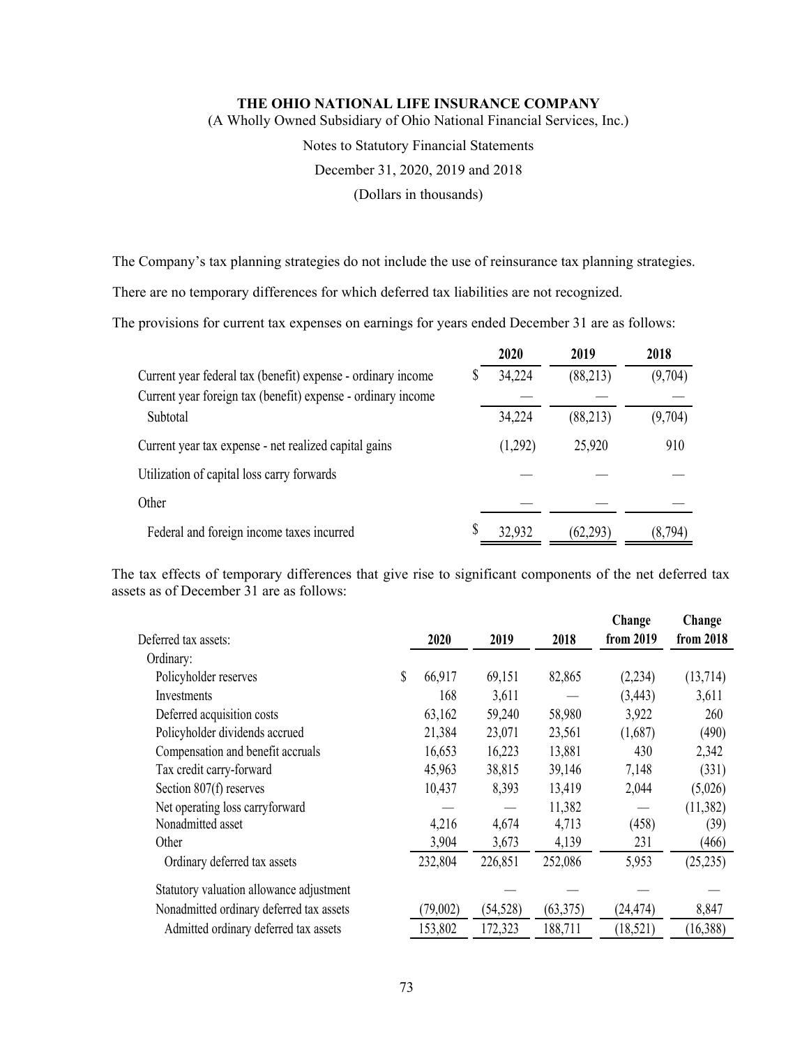The Company's tax planning strategies do not include the use of reinsurance tax planning strategies.

There are no temporary differences for which deferred tax liabilities are not recognized.

The provisions for current tax expenses on earnings for years ended December 31 are as follows:

| | 2020 | 2019 | 2018 |
|---|---|---|---|
| Current year federal tax (benefit) expense - ordinary income | $ 34,224 | (88,213) | (9,704) |
| Current year foreign tax (benefit) expense - ordinary income | — | — | — |
| Subtotal | 34,224 | (88,213) | (9,704) |
| Current year tax expense - net realized capital gains | (1,292) | 25,920 | 910 |
| Utilization of capital loss carry forwards | — | — | — |
| Other | — | — | — |
| Federal and foreign income taxes incurred | $ 32,932 | (62,293) | (8,794) |

The tax effects of temporary differences that give rise to significant components of the net deferred tax assets as of December 31 are as follows:

| Deferred tax assets: | 2020 | 2019 | 2018 | Change from 2019 | Change from 2018 |
|---|---|---|---|---|---|
| Ordinary: | | | | | |
| Policyholder reserves | $ 66,917 | 69,151 | 82,865 | (2,234) | (13,714) |
| Investments | 168 | 3,611 | — | (3,443) | 3,611 |
| Deferred acquisition costs | 63,162 | 59,240 | 58,980 | 3,922 | 260 |
| Policyholder dividends accrued | 21,384 | 23,071 | 23,561 | (1,687) | (490) |
| Compensation and benefit accruals | 16,653 | 16,223 | 13,881 | 430 | 2,342 |
| Tax credit carry-forward | 45,963 | 38,815 | 39,146 | 7,148 | (331) |
| Section 807(f) reserves | 10,437 | 8,393 | 13,419 | 2,044 | (5,026) |
| Net operating loss carryforward | — | — | 11,382 | — | (11,382) |
| Nonadmitted asset | 4,216 | 4,674 | 4,713 | (458) | (39) |
| Other | 3,904 | 3,673 | 4,139 | 231 | (466) |
| Ordinary deferred tax assets | 232,804 | 226,851 | 252,086 | 5,953 | (25,235) |
| Statutory valuation allowance adjustment | — | — | — | — | — |
| Nonadmitted ordinary deferred tax assets | (79,002) | (54,528) | (63,375) | (24,474) | 8,847 |
| Admitted ordinary deferred tax assets | 153,802 | 172,323 | 188,711 | (18,521) | (16,388) |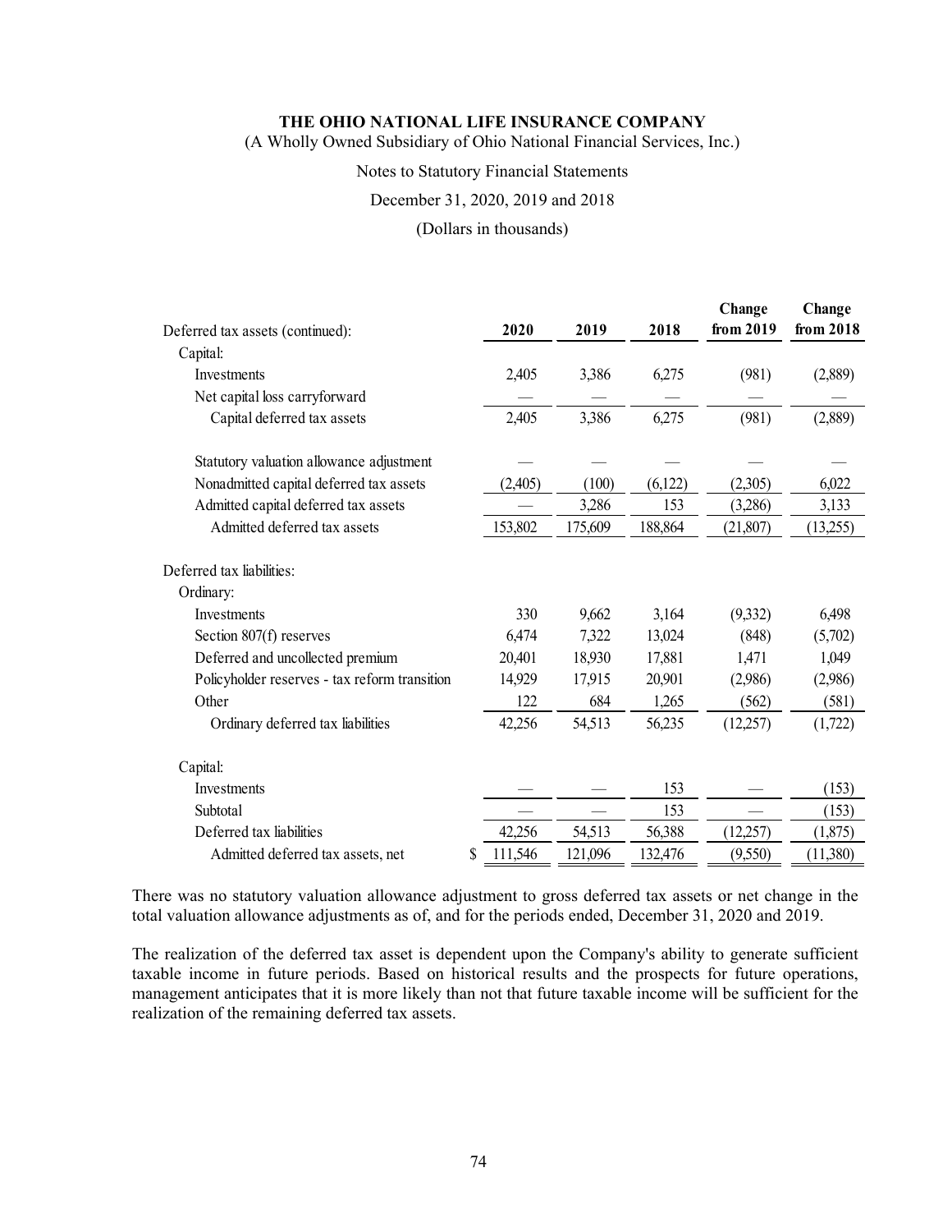**THE OHIO NATIONAL LIFE INSURANCE COMPANY**

(A Wholly Owned Subsidiary of Ohio National Financial Services, Inc.)

Notes to Statutory Financial Statements

December 31, 2020, 2019 and 2018

(Dollars in thousands)

| Deferred tax assets (continued): | 2020 | 2019 | 2018 | Change from 2019 | Change from 2018 |
|---|---|---|---|---|---|
| Capital: | | | | | |
| Investments | 2,405 | 3,386 | 6,275 | (981) | (2,889) |
| Net capital loss carryforward | — | — | — | — | — |
| Capital deferred tax assets | 2,405 | 3,386 | 6,275 | (981) | (2,889) |
| | | | | | |
| Statutory valuation allowance adjustment | — | — | — | — | — |
| Nonadmitted capital deferred tax assets | (2,405) | (100) | (6,122) | (2,305) | 6,022 |
| Admitted capital deferred tax assets | — | 3,286 | 153 | (3,286) | 3,133 |
| Admitted deferred tax assets | 153,802 | 175,609 | 188,864 | (21,807) | (13,255) |
| | | | | | |
| Deferred tax liabilities: | | | | | |
| Ordinary: | | | | | |
| Investments | 330 | 9,662 | 3,164 | (9,332) | 6,498 |
| Section 807(f) reserves | 6,474 | 7,322 | 13,024 | (848) | (5,702) |
| Deferred and uncollected premium | 20,401 | 18,930 | 17,881 | 1,471 | 1,049 |
| Policyholder reserves - tax reform transition | 14,929 | 17,915 | 20,901 | (2,986) | (2,986) |
| Other | 122 | 684 | 1,265 | (562) | (581) |
| Ordinary deferred tax liabilities | 42,256 | 54,513 | 56,235 | (12,257) | (1,722) |
| | | | | | |
| Capital: | | | | | |
| Investments | — | — | 153 | — | (153) |
| Subtotal | — | — | 153 | — | (153) |
| Deferred tax liabilities | 42,256 | 54,513 | 56,388 | (12,257) | (1,875) |
| Admitted deferred tax assets, net | $ 111,546 | 121,096 | 132,476 | (9,550) | (11,380) |

There was no statutory valuation allowance adjustment to gross deferred tax assets or net change in the total valuation allowance adjustments as of, and for the periods ended, December 31, 2020 and 2019.

The realization of the deferred tax asset is dependent upon the Company's ability to generate sufficient taxable income in future periods. Based on historical results and the prospects for future operations, management anticipates that it is more likely than not that future taxable income will be sufficient for the realization of the remaining deferred tax assets.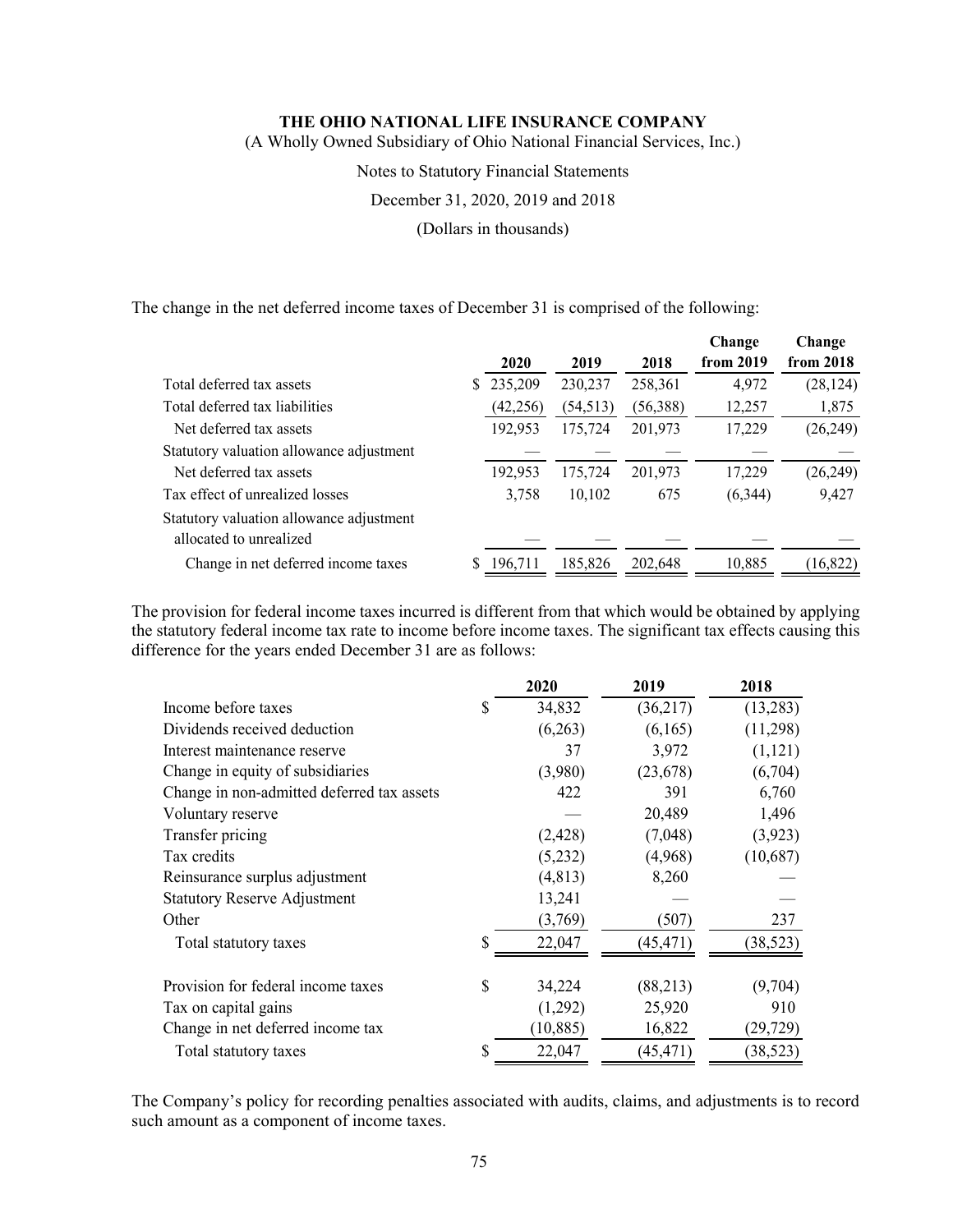THE OHIO NATIONAL LIFE INSURANCE COMPANY

(A Wholly Owned Subsidiary of Ohio National Financial Services, Inc.)

Notes to Statutory Financial Statements

December 31, 2020, 2019 and 2018

(Dollars in thousands)

The change in the net deferred income taxes of December 31 is comprised of the following:

| | 2020 | 2019 | 2018 | Change from 2019 | Change from 2018 |
|---|---|---|---|---|---|
| Total deferred tax assets | $ 235,209 | 230,237 | 258,361 | 4,972 | (28,124) |
| Total deferred tax liabilities | (42,256) | (54,513) | (56,388) | 12,257 | 1,875 |
| Net deferred tax assets | 192,953 | 175,724 | 201,973 | 17,229 | (26,249) |
| Statutory valuation allowance adjustment | — | — | — | — | — |
| Net deferred tax assets | 192,953 | 175,724 | 201,973 | 17,229 | (26,249) |
| Tax effect of unrealized losses | 3,758 | 10,102 | 675 | (6,344) | 9,427 |
| Statutory valuation allowance adjustment allocated to unrealized | — | — | — | — | — |
| Change in net deferred income taxes | $ 196,711 | 185,826 | 202,648 | 10,885 | (16,822) |

The provision for federal income taxes incurred is different from that which would be obtained by applying the statutory federal income tax rate to income before income taxes. The significant tax effects causing this difference for the years ended December 31 are as follows:

| | 2020 | 2019 | 2018 |
|---|---|---|---|
| Income before taxes | $ 34,832 | (36,217) | (13,283) |
| Dividends received deduction | (6,263) | (6,165) | (11,298) |
| Interest maintenance reserve | 37 | 3,972 | (1,121) |
| Change in equity of subsidiaries | (3,980) | (23,678) | (6,704) |
| Change in non-admitted deferred tax assets | 422 | 391 | 6,760 |
| Voluntary reserve | — | 20,489 | 1,496 |
| Transfer pricing | (2,428) | (7,048) | (3,923) |
| Tax credits | (5,232) | (4,968) | (10,687) |
| Reinsurance surplus adjustment | (4,813) | 8,260 | — |
| Statutory Reserve Adjustment | 13,241 | — | — |
| Other | (3,769) | (507) | 237 |
| Total statutory taxes | $ 22,047 | (45,471) | (38,523) |
| | | | |
| Provision for federal income taxes | $ 34,224 | (88,213) | (9,704) |
| Tax on capital gains | (1,292) | 25,920 | 910 |
| Change in net deferred income tax | (10,885) | 16,822 | (29,729) |
| Total statutory taxes | $ 22,047 | (45,471) | (38,523) |

The Company's policy for recording penalties associated with audits, claims, and adjustments is to record such amount as a component of income taxes.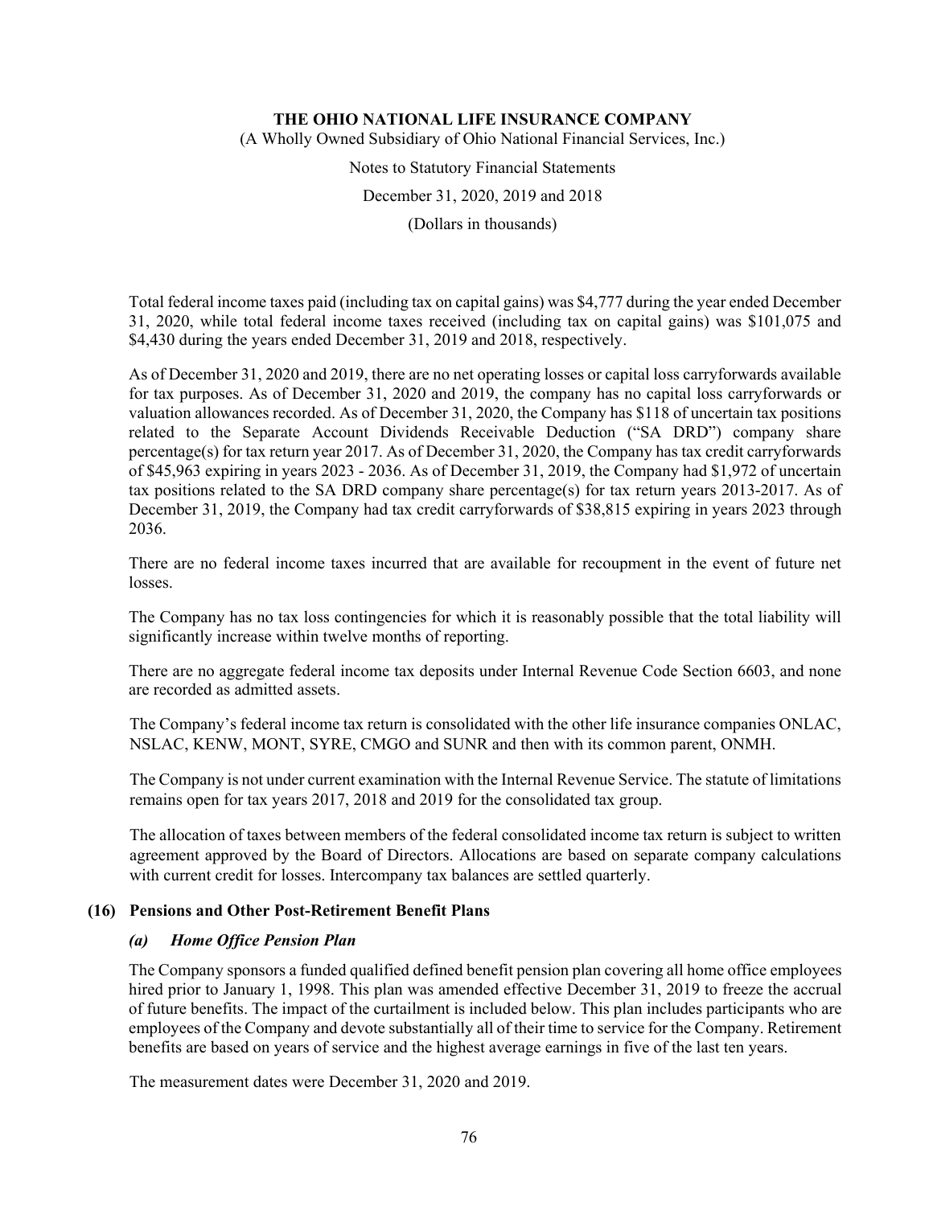Total federal income taxes paid (including tax on capital gains) was $4,777 during the year ended December 31, 2020, while total federal income taxes received (including tax on capital gains) was $101,075 and $4,430 during the years ended December 31, 2019 and 2018, respectively.

As of December 31, 2020 and 2019, there are no net operating losses or capital loss carryforwards available for tax purposes. As of December 31, 2020 and 2019, the company has no capital loss carryforwards or valuation allowances recorded. As of December 31, 2020, the Company has $118 of uncertain tax positions related to the Separate Account Dividends Receivable Deduction ("SA DRD") company share percentage(s) for tax return year 2017. As of December 31, 2020, the Company has tax credit carryforwards of $45,963 expiring in years 2023 - 2036. As of December 31, 2019, the Company had $1,972 of uncertain tax positions related to the SA DRD company share percentage(s) for tax return years 2013-2017. As of December 31, 2019, the Company had tax credit carryforwards of $38,815 expiring in years 2023 through 2036.

There are no federal income taxes incurred that are available for recoupment in the event of future net losses.

The Company has no tax loss contingencies for which it is reasonably possible that the total liability will significantly increase within twelve months of reporting.

There are no aggregate federal income tax deposits under Internal Revenue Code Section 6603, and none are recorded as admitted assets.

The Company's federal income tax return is consolidated with the other life insurance companies ONLAC, NSLAC, KENW, MONT, SYRE, CMGO and SUNR and then with its common parent, ONMH.

The Company is not under current examination with the Internal Revenue Service. The statute of limitations remains open for tax years 2017, 2018 and 2019 for the consolidated tax group.

The allocation of taxes between members of the federal consolidated income tax return is subject to written agreement approved by the Board of Directors. Allocations are based on separate company calculations with current credit for losses. Intercompany tax balances are settled quarterly.

## (16) Pensions and Other Post-Retirement Benefit Plans

### *(a) Home Office Pension Plan*

The Company sponsors a funded qualified defined benefit pension plan covering all home office employees hired prior to January 1, 1998. This plan was amended effective December 31, 2019 to freeze the accrual of future benefits. The impact of the curtailment is included below. This plan includes participants who are employees of the Company and devote substantially all of their time to service for the Company. Retirement benefits are based on years of service and the highest average earnings in five of the last ten years.

The measurement dates were December 31, 2020 and 2019.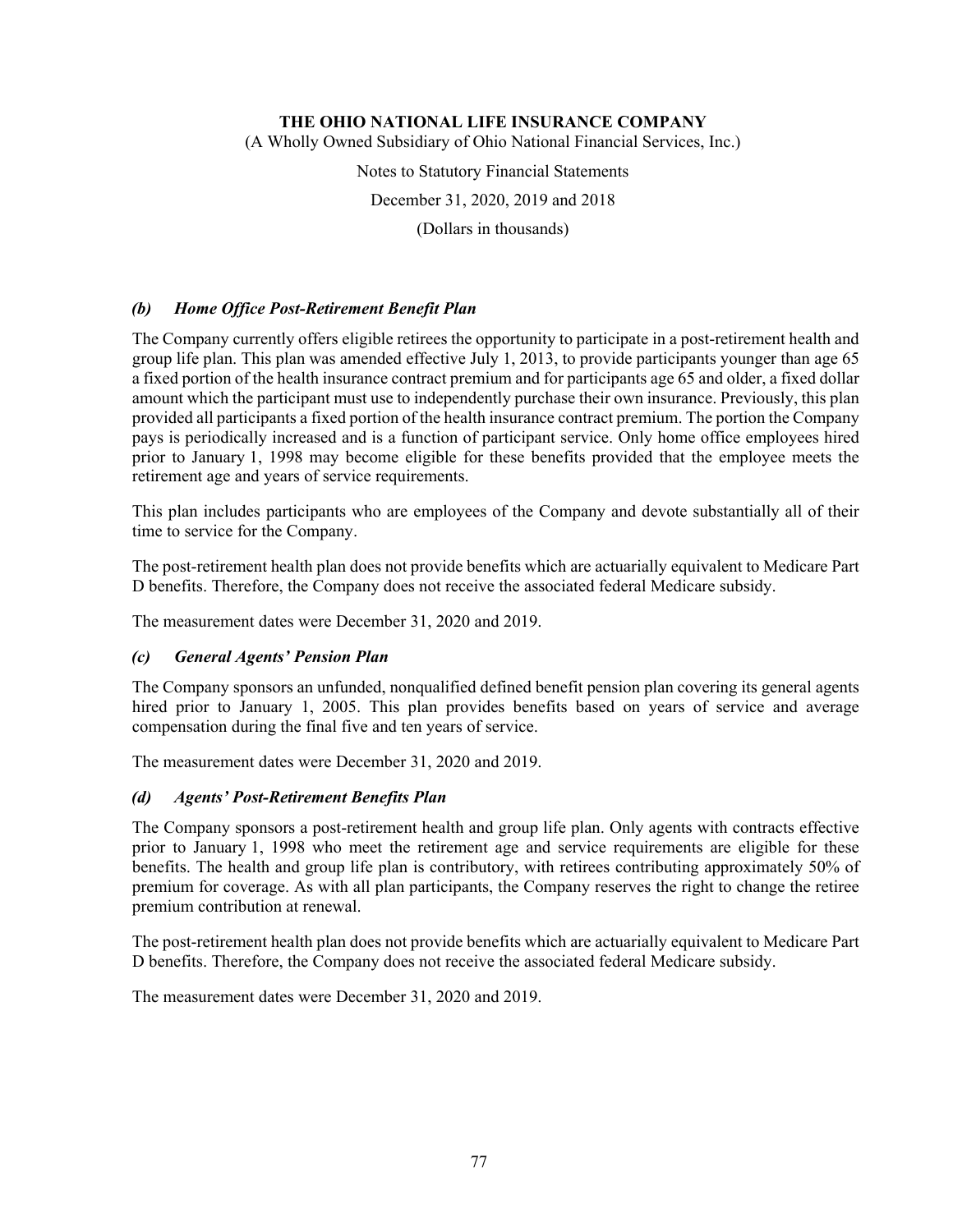### *(b) Home Office Post-Retirement Benefit Plan*

The Company currently offers eligible retirees the opportunity to participate in a post-retirement health and group life plan. This plan was amended effective July 1, 2013, to provide participants younger than age 65 a fixed portion of the health insurance contract premium and for participants age 65 and older, a fixed dollar amount which the participant must use to independently purchase their own insurance. Previously, this plan provided all participants a fixed portion of the health insurance contract premium. The portion the Company pays is periodically increased and is a function of participant service. Only home office employees hired prior to January 1, 1998 may become eligible for these benefits provided that the employee meets the retirement age and years of service requirements.

This plan includes participants who are employees of the Company and devote substantially all of their time to service for the Company.

The post-retirement health plan does not provide benefits which are actuarially equivalent to Medicare Part D benefits. Therefore, the Company does not receive the associated federal Medicare subsidy.

The measurement dates were December 31, 2020 and 2019.

### *(c) General Agents' Pension Plan*

The Company sponsors an unfunded, nonqualified defined benefit pension plan covering its general agents hired prior to January 1, 2005. This plan provides benefits based on years of service and average compensation during the final five and ten years of service.

The measurement dates were December 31, 2020 and 2019.

### *(d) Agents' Post-Retirement Benefits Plan*

The Company sponsors a post-retirement health and group life plan. Only agents with contracts effective prior to January 1, 1998 who meet the retirement age and service requirements are eligible for these benefits. The health and group life plan is contributory, with retirees contributing approximately 50% of premium for coverage. As with all plan participants, the Company reserves the right to change the retiree premium contribution at renewal.

The post-retirement health plan does not provide benefits which are actuarially equivalent to Medicare Part D benefits. Therefore, the Company does not receive the associated federal Medicare subsidy.

The measurement dates were December 31, 2020 and 2019.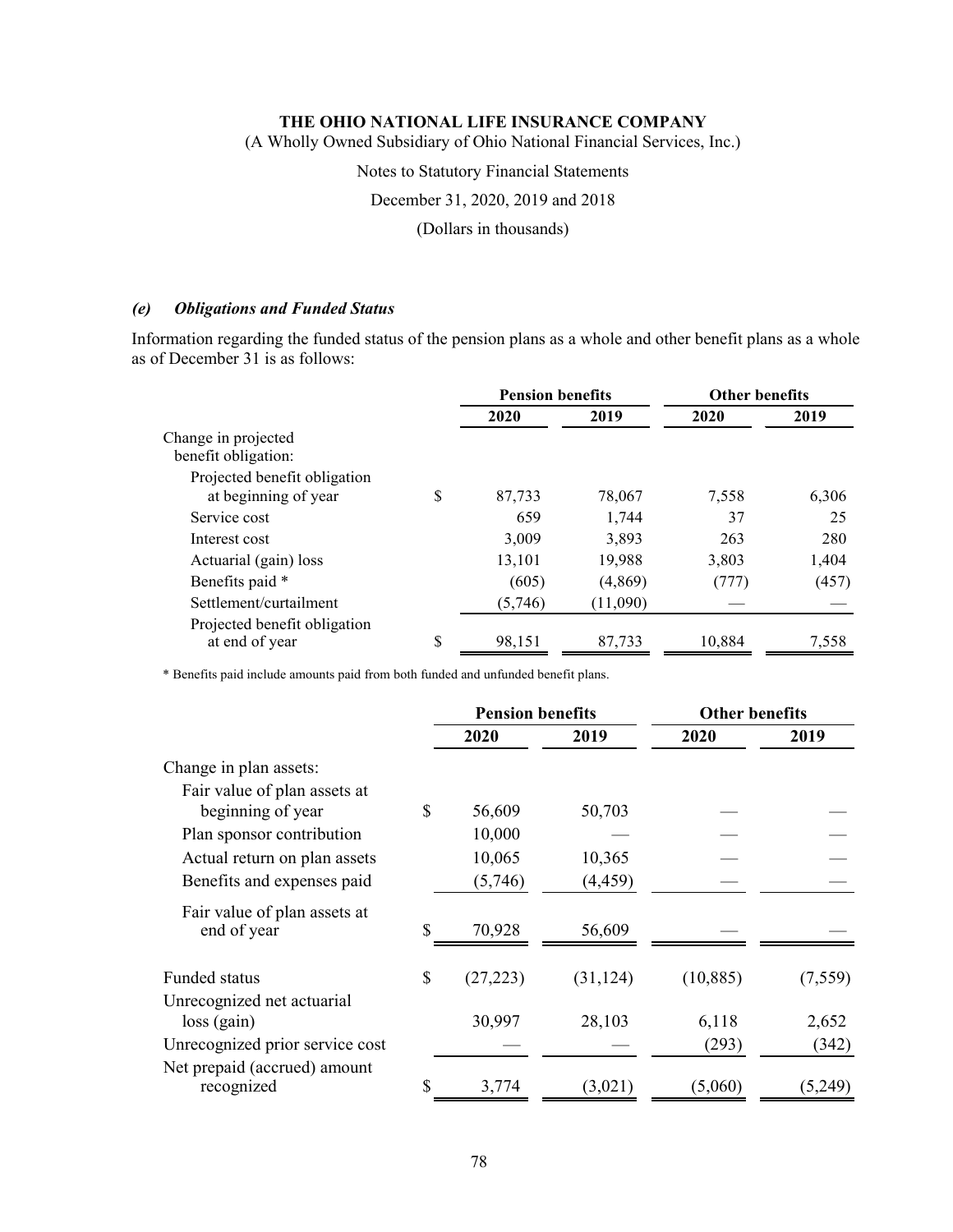THE OHIO NATIONAL LIFE INSURANCE COMPANY

(A Wholly Owned Subsidiary of Ohio National Financial Services, Inc.)

Notes to Statutory Financial Statements

December 31, 2020, 2019 and 2018

(Dollars in thousands)

### *(e) Obligations and Funded Status*

Information regarding the funded status of the pension plans as a whole and other benefit plans as a whole as of December 31 is as follows:

| | Pension benefits | | Other benefits | |
|---|---|---|---|---|
| | 2020 | 2019 | 2020 | 2019 |
| Change in projected benefit obligation: | | | | |
| Projected benefit obligation at beginning of year | $ 87,733 | 78,067 | 7,558 | 6,306 |
| Service cost | 659 | 1,744 | 37 | 25 |
| Interest cost | 3,009 | 3,893 | 263 | 280 |
| Actuarial (gain) loss | 13,101 | 19,988 | 3,803 | 1,404 |
| Benefits paid * | (605) | (4,869) | (777) | (457) |
| Settlement/curtailment | (5,746) | (11,090) | — | — |
| Projected benefit obligation at end of year | $ 98,151 | 87,733 | 10,884 | 7,558 |

\* Benefits paid include amounts paid from both funded and unfunded benefit plans.

| | Pension benefits | | Other benefits | |
|---|---|---|---|---|
| | 2020 | 2019 | 2020 | 2019 |
| Change in plan assets: | | | | |
| Fair value of plan assets at beginning of year | $ 56,609 | 50,703 | — | — |
| Plan sponsor contribution | 10,000 | — | — | — |
| Actual return on plan assets | 10,065 | 10,365 | — | — |
| Benefits and expenses paid | (5,746) | (4,459) | — | — |
| Fair value of plan assets at end of year | $ 70,928 | 56,609 | — | — |
| Funded status | $ (27,223) | (31,124) | (10,885) | (7,559) |
| Unrecognized net actuarial loss (gain) | 30,997 | 28,103 | 6,118 | 2,652 |
| Unrecognized prior service cost | — | — | (293) | (342) |
| Net prepaid (accrued) amount recognized | $ 3,774 | (3,021) | (5,060) | (5,249) |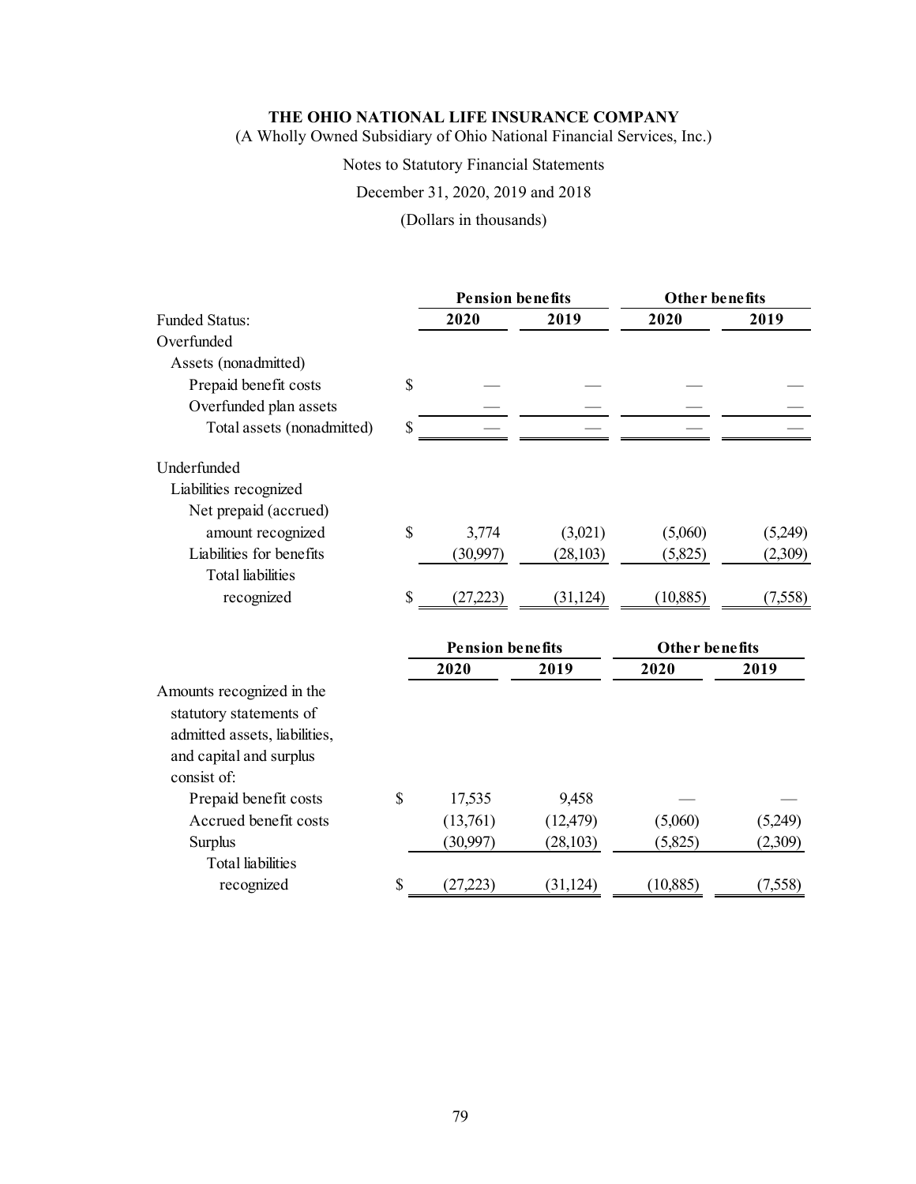**THE OHIO NATIONAL LIFE INSURANCE COMPANY**
(A Wholly Owned Subsidiary of Ohio National Financial Services, Inc.)

Notes to Statutory Financial Statements

December 31, 2020, 2019 and 2018

(Dollars in thousands)

| | Pension benefits | | Other benefits | |
|---|---|---|---|---|
| Funded Status: | 2020 | 2019 | 2020 | 2019 |
| Overfunded | | | | |
| Assets (nonadmitted) | | | | |
| Prepaid benefit costs | $ — | — | — | — |
| Overfunded plan assets | — | — | — | — |
| Total assets (nonadmitted) | $ — | — | — | — |
| | | | | |
| Underfunded | | | | |
| Liabilities recognized | | | | |
| Net prepaid (accrued) amount recognized | $ 3,774 | (3,021) | (5,060) | (5,249) |
| Liabilities for benefits | (30,997) | (28,103) | (5,825) | (2,309) |
| Total liabilities recognized | $ (27,223) | (31,124) | (10,885) | (7,558) |

| | Pension benefits | | Other benefits | |
|---|---|---|---|---|
| | 2020 | 2019 | 2020 | 2019 |
| Amounts recognized in the statutory statements of admitted assets, liabilities, and capital and surplus consist of: | | | | |
| Prepaid benefit costs | $ 17,535 | 9,458 | — | — |
| Accrued benefit costs | (13,761) | (12,479) | (5,060) | (5,249) |
| Surplus | (30,997) | (28,103) | (5,825) | (2,309) |
| Total liabilities recognized | $ (27,223) | (31,124) | (10,885) | (7,558) |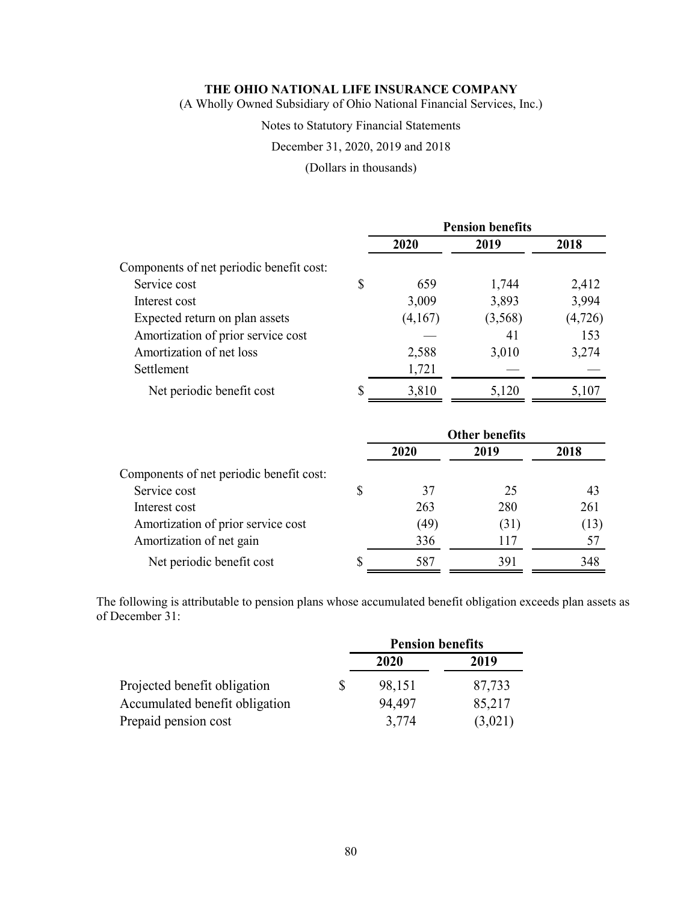**THE OHIO NATIONAL LIFE INSURANCE COMPANY**
(A Wholly Owned Subsidiary of Ohio National Financial Services, Inc.)

Notes to Statutory Financial Statements

December 31, 2020, 2019 and 2018

(Dollars in thousands)

| | Pension benefits | | |
|---|---|---|---|
| | **2020** | **2019** | **2018** |
| Components of net periodic benefit cost: | | | |
| Service cost | $ 659 | 1,744 | 2,412 |
| Interest cost | 3,009 | 3,893 | 3,994 |
| Expected return on plan assets | (4,167) | (3,568) | (4,726) |
| Amortization of prior service cost | — | 41 | 153 |
| Amortization of net loss | 2,588 | 3,010 | 3,274 |
| Settlement | 1,721 | — | — |
| Net periodic benefit cost | $ 3,810 | 5,120 | 5,107 |

| | Other benefits | | |
|---|---|---|---|
| | **2020** | **2019** | **2018** |
| Components of net periodic benefit cost: | | | |
| Service cost | $ 37 | 25 | 43 |
| Interest cost | 263 | 280 | 261 |
| Amortization of prior service cost | (49) | (31) | (13) |
| Amortization of net gain | 336 | 117 | 57 |
| Net periodic benefit cost | $ 587 | 391 | 348 |

The following is attributable to pension plans whose accumulated benefit obligation exceeds plan assets as of December 31:

| | Pension benefits | |
|---|---|---|
| | **2020** | **2019** |
| Projected benefit obligation | $ 98,151 | 87,733 |
| Accumulated benefit obligation | 94,497 | 85,217 |
| Prepaid pension cost | 3,774 | (3,021) |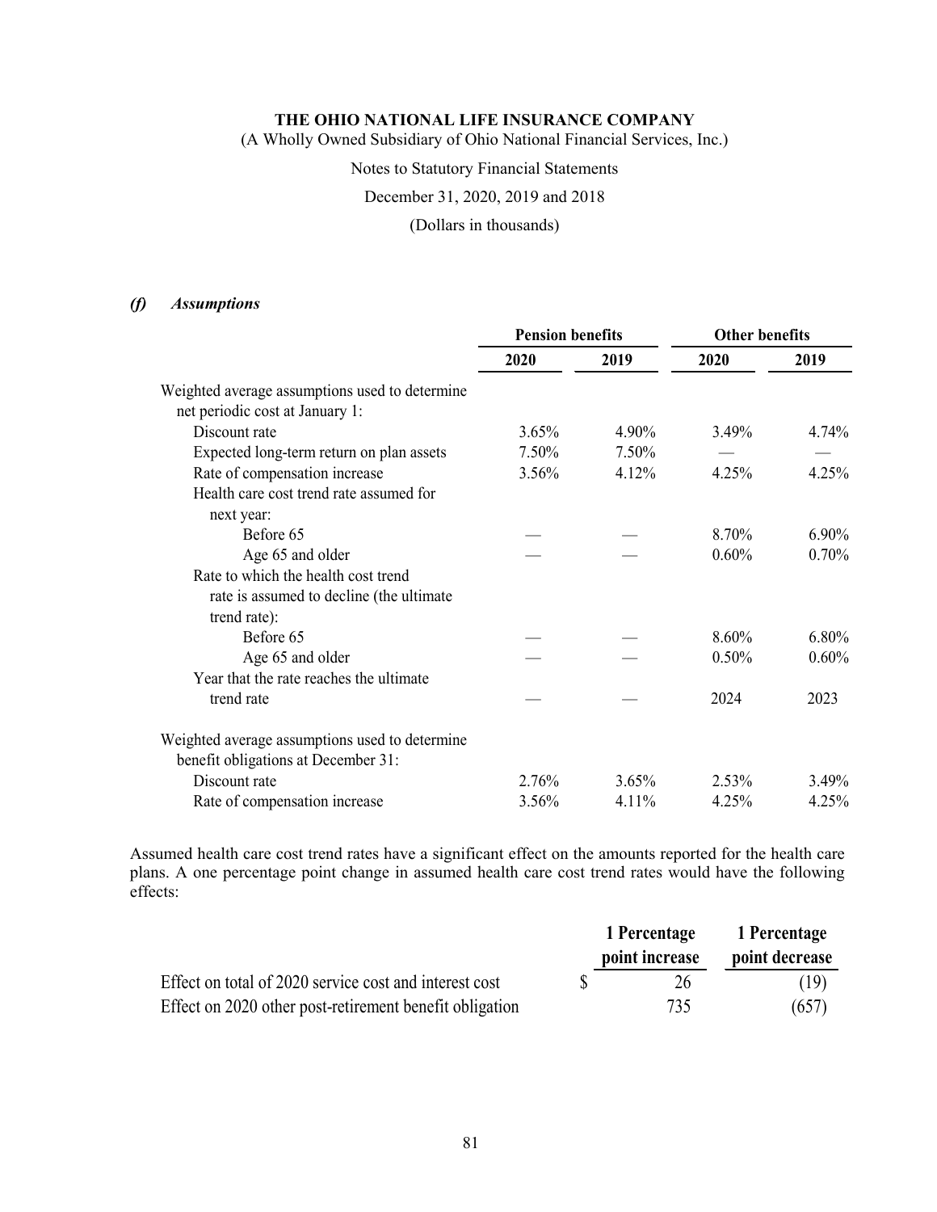### *(f) Assumptions*

| | Pension benefits | | Other benefits | |
|---|---|---|---|---|
| | 2020 | 2019 | 2020 | 2019 |
| Weighted average assumptions used to determine net periodic cost at January 1: | | | | |
| Discount rate | 3.65% | 4.90% | 3.49% | 4.74% |
| Expected long-term return on plan assets | 7.50% | 7.50% | — | — |
| Rate of compensation increase | 3.56% | 4.12% | 4.25% | 4.25% |
| Health care cost trend rate assumed for next year: | | | | |
| Before 65 | — | — | 8.70% | 6.90% |
| Age 65 and older | — | — | 0.60% | 0.70% |
| Rate to which the health cost trend rate is assumed to decline (the ultimate trend rate): | | | | |
| Before 65 | — | — | 8.60% | 6.80% |
| Age 65 and older | — | — | 0.50% | 0.60% |
| Year that the rate reaches the ultimate trend rate | — | — | 2024 | 2023 |
| Weighted average assumptions used to determine benefit obligations at December 31: | | | | |
| Discount rate | 2.76% | 3.65% | 2.53% | 3.49% |
| Rate of compensation increase | 3.56% | 4.11% | 4.25% | 4.25% |

Assumed health care cost trend rates have a significant effect on the amounts reported for the health care plans. A one percentage point change in assumed health care cost trend rates would have the following effects:

| | 1 Percentage point increase | 1 Percentage point decrease |
|---|---|---|
| Effect on total of 2020 service cost and interest cost | $ 26 | (19) |
| Effect on 2020 other post-retirement benefit obligation | 735 | (657) |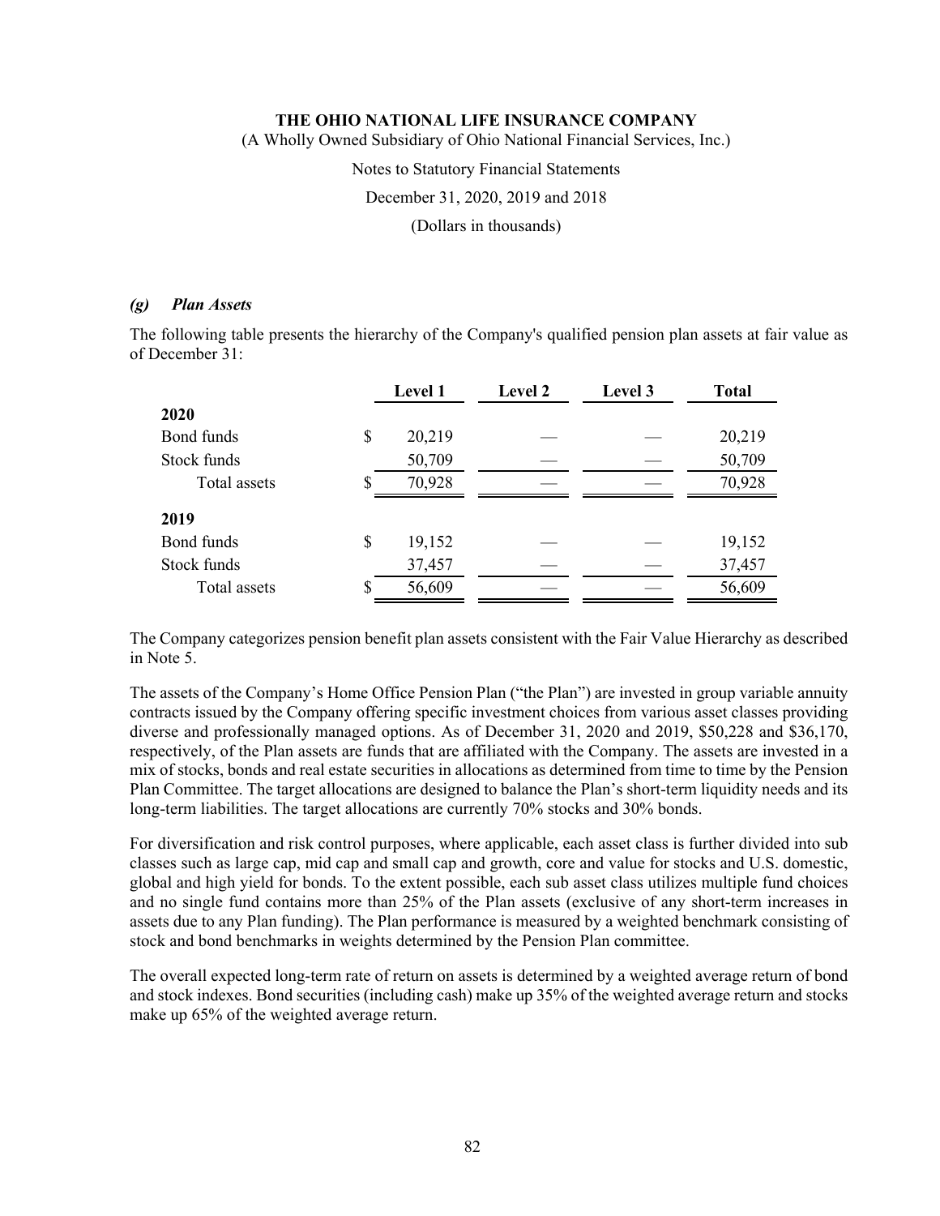#### *(g) Plan Assets*

The following table presents the hierarchy of the Company's qualified pension plan assets at fair value as of December 31:

| | Level 1 | Level 2 | Level 3 | Total |
|---|---|---|---|---|
| **2020** | | | | |
| Bond funds | $ 20,219 | — | — | 20,219 |
| Stock funds | 50,709 | — | — | 50,709 |
| Total assets | $ 70,928 | — | — | 70,928 |
| **2019** | | | | |
| Bond funds | $ 19,152 | — | — | 19,152 |
| Stock funds | 37,457 | — | — | 37,457 |
| Total assets | $ 56,609 | — | — | 56,609 |

The Company categorizes pension benefit plan assets consistent with the Fair Value Hierarchy as described in Note 5.

The assets of the Company's Home Office Pension Plan ("the Plan") are invested in group variable annuity contracts issued by the Company offering specific investment choices from various asset classes providing diverse and professionally managed options. As of December 31, 2020 and 2019, $50,228 and $36,170, respectively, of the Plan assets are funds that are affiliated with the Company. The assets are invested in a mix of stocks, bonds and real estate securities in allocations as determined from time to time by the Pension Plan Committee. The target allocations are designed to balance the Plan's short-term liquidity needs and its long-term liabilities. The target allocations are currently 70% stocks and 30% bonds.

For diversification and risk control purposes, where applicable, each asset class is further divided into sub classes such as large cap, mid cap and small cap and growth, core and value for stocks and U.S. domestic, global and high yield for bonds. To the extent possible, each sub asset class utilizes multiple fund choices and no single fund contains more than 25% of the Plan assets (exclusive of any short-term increases in assets due to any Plan funding). The Plan performance is measured by a weighted benchmark consisting of stock and bond benchmarks in weights determined by the Pension Plan committee.

The overall expected long-term rate of return on assets is determined by a weighted average return of bond and stock indexes. Bond securities (including cash) make up 35% of the weighted average return and stocks make up 65% of the weighted average return.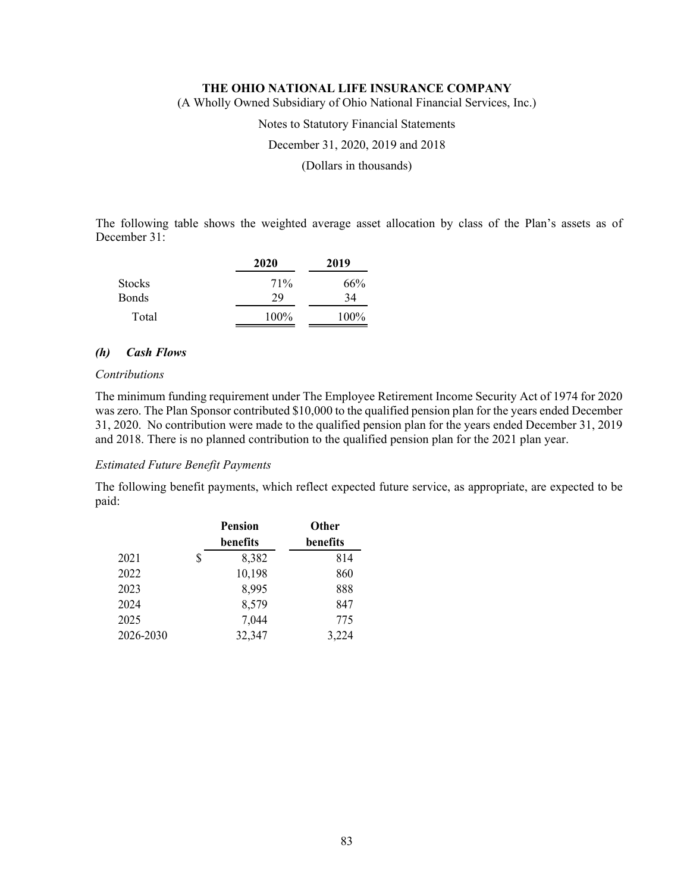The following table shows the weighted average asset allocation by class of the Plan's assets as of December 31:

| | 2020 | 2019 |
|---|---|---|
| Stocks | 71% | 66% |
| Bonds | 29 | 34 |
| Total | 100% | 100% |

### *(h) Cash Flows*

*Contributions*

The minimum funding requirement under The Employee Retirement Income Security Act of 1974 for 2020 was zero. The Plan Sponsor contributed $10,000 to the qualified pension plan for the years ended December 31, 2020. No contribution were made to the qualified pension plan for the years ended December 31, 2019 and 2018. There is no planned contribution to the qualified pension plan for the 2021 plan year.

*Estimated Future Benefit Payments*

The following benefit payments, which reflect expected future service, as appropriate, are expected to be paid:

| | Pension benefits | Other benefits |
|---|---|---|
| 2021 | $ 8,382 | 814 |
| 2022 | 10,198 | 860 |
| 2023 | 8,995 | 888 |
| 2024 | 8,579 | 847 |
| 2025 | 7,044 | 775 |
| 2026-2030 | 32,347 | 3,224 |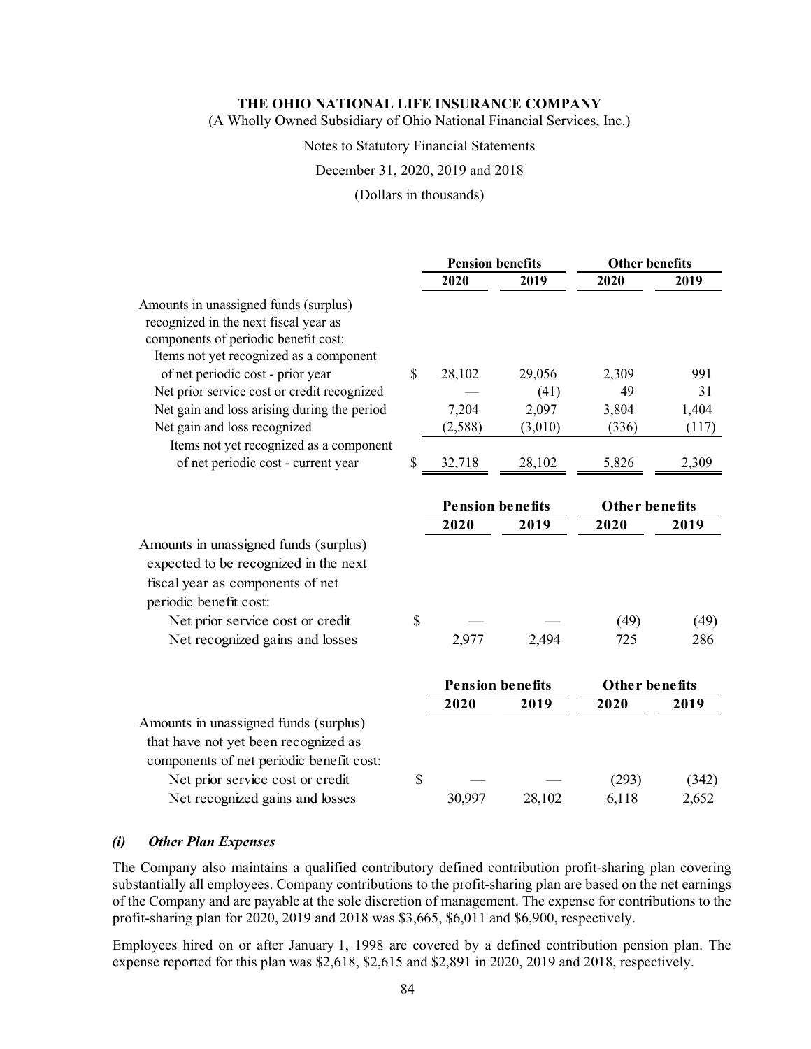| | Pension benefits | | Other benefits | |
|---|---|---|---|---|
| | 2020 | 2019 | 2020 | 2019 |
| Amounts in unassigned funds (surplus) recognized in the next fiscal year as components of periodic benefit cost: | | | | |
| Items not yet recognized as a component of net periodic cost - prior year | $ 28,102 | 29,056 | 2,309 | 991 |
| Net prior service cost or credit recognized | — | (41) | 49 | 31 |
| Net gain and loss arising during the period | 7,204 | 2,097 | 3,804 | 1,404 |
| Net gain and loss recognized | (2,588) | (3,010) | (336) | (117) |
| Items not yet recognized as a component of net periodic cost - current year | $ 32,718 | 28,102 | 5,826 | 2,309 |

| | Pension benefits | | Other benefits | |
|---|---|---|---|---|
| | 2020 | 2019 | 2020 | 2019 |
| Amounts in unassigned funds (surplus) expected to be recognized in the next fiscal year as components of net periodic benefit cost: | | | | |
| Net prior service cost or credit | $ — | — | (49) | (49) |
| Net recognized gains and losses | 2,977 | 2,494 | 725 | 286 |

| | Pension benefits | | Other benefits | |
|---|---|---|---|---|
| | 2020 | 2019 | 2020 | 2019 |
| Amounts in unassigned funds (surplus) that have not yet been recognized as components of net periodic benefit cost: | | | | |
| Net prior service cost or credit | $ — | — | (293) | (342) |
| Net recognized gains and losses | 30,997 | 28,102 | 6,118 | 2,652 |

### *(i) Other Plan Expenses*

The Company also maintains a qualified contributory defined contribution profit-sharing plan covering substantially all employees. Company contributions to the profit-sharing plan are based on the net earnings of the Company and are payable at the sole discretion of management. The expense for contributions to the profit-sharing plan for 2020, 2019 and 2018 was $3,665, $6,011 and $6,900, respectively.

Employees hired on or after January 1, 1998 are covered by a defined contribution pension plan. The expense reported for this plan was $2,618, $2,615 and $2,891 in 2020, 2019 and 2018, respectively.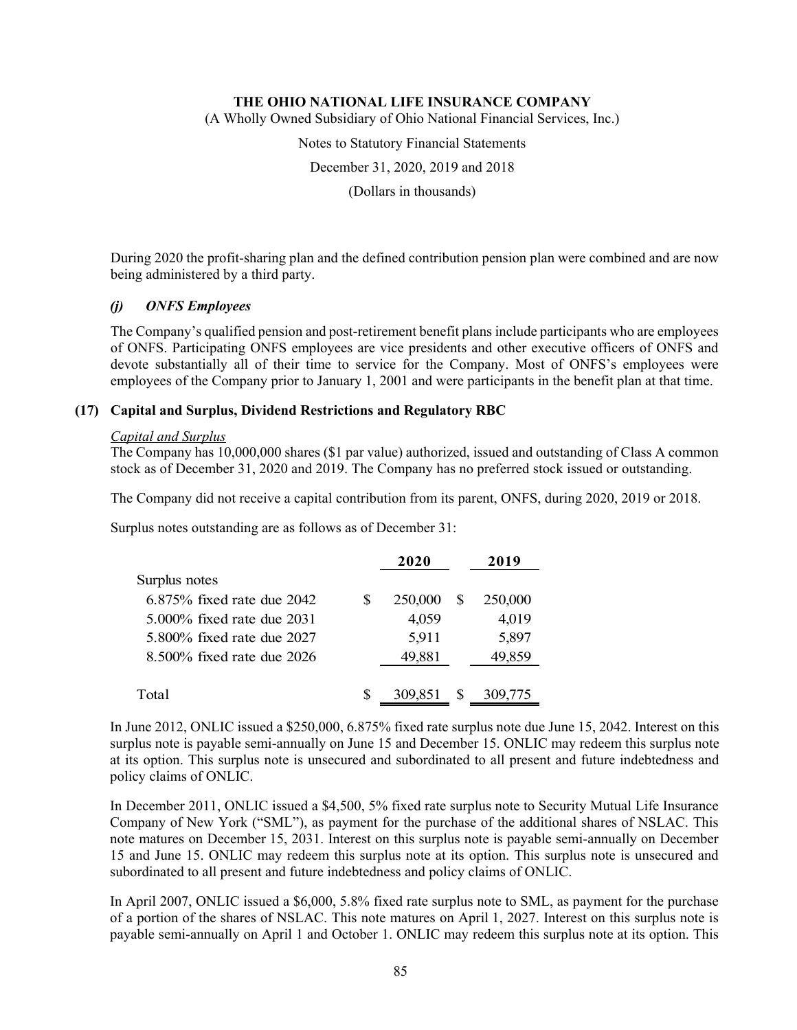During 2020 the profit-sharing plan and the defined contribution pension plan were combined and are now being administered by a third party.

### *(j) ONFS Employees*

The Company's qualified pension and post-retirement benefit plans include participants who are employees of ONFS. Participating ONFS employees are vice presidents and other executive officers of ONFS and devote substantially all of their time to service for the Company. Most of ONFS's employees were employees of the Company prior to January 1, 2001 and were participants in the benefit plan at that time.

## (17) Capital and Surplus, Dividend Restrictions and Regulatory RBC

*Capital and Surplus*

The Company has 10,000,000 shares ($1 par value) authorized, issued and outstanding of Class A common stock as of December 31, 2020 and 2019. The Company has no preferred stock issued or outstanding.

The Company did not receive a capital contribution from its parent, ONFS, during 2020, 2019 or 2018.

Surplus notes outstanding are as follows as of December 31:

| | 2020 | 2019 |
|---|---|---|
| Surplus notes | | |
| 6.875% fixed rate due 2042 | $ 250,000 | $ 250,000 |
| 5.000% fixed rate due 2031 | 4,059 | 4,019 |
| 5.800% fixed rate due 2027 | 5,911 | 5,897 |
| 8.500% fixed rate due 2026 | 49,881 | 49,859 |
| Total | $ 309,851 | $ 309,775 |

In June 2012, ONLIC issued a $250,000, 6.875% fixed rate surplus note due June 15, 2042. Interest on this surplus note is payable semi-annually on June 15 and December 15. ONLIC may redeem this surplus note at its option. This surplus note is unsecured and subordinated to all present and future indebtedness and policy claims of ONLIC.

In December 2011, ONLIC issued a $4,500, 5% fixed rate surplus note to Security Mutual Life Insurance Company of New York ("SML"), as payment for the purchase of the additional shares of NSLAC. This note matures on December 15, 2031. Interest on this surplus note is payable semi-annually on December 15 and June 15. ONLIC may redeem this surplus note at its option. This surplus note is unsecured and subordinated to all present and future indebtedness and policy claims of ONLIC.

In April 2007, ONLIC issued a $6,000, 5.8% fixed rate surplus note to SML, as payment for the purchase of a portion of the shares of NSLAC. This note matures on April 1, 2027. Interest on this surplus note is payable semi-annually on April 1 and October 1. ONLIC may redeem this surplus note at its option. This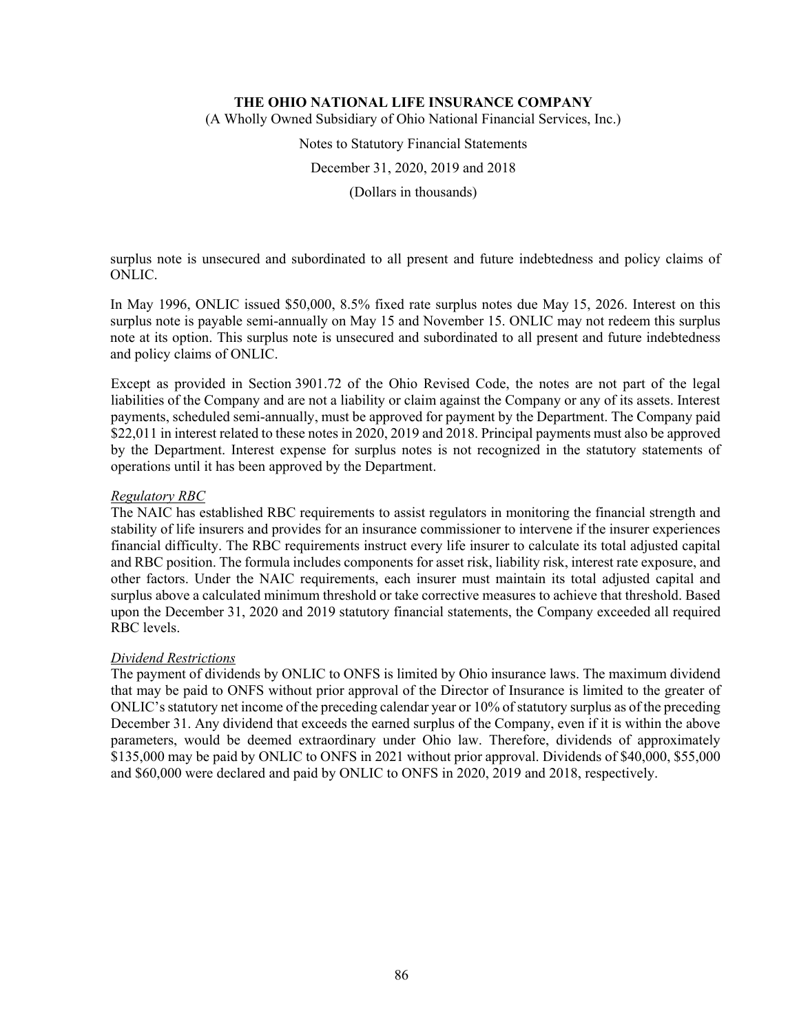surplus note is unsecured and subordinated to all present and future indebtedness and policy claims of ONLIC.

In May 1996, ONLIC issued \$50,000, 8.5% fixed rate surplus notes due May 15, 2026. Interest on this surplus note is payable semi-annually on May 15 and November 15. ONLIC may not redeem this surplus note at its option. This surplus note is unsecured and subordinated to all present and future indebtedness and policy claims of ONLIC.

Except as provided in Section 3901.72 of the Ohio Revised Code, the notes are not part of the legal liabilities of the Company and are not a liability or claim against the Company or any of its assets. Interest payments, scheduled semi-annually, must be approved for payment by the Department. The Company paid \$22,011 in interest related to these notes in 2020, 2019 and 2018. Principal payments must also be approved by the Department. Interest expense for surplus notes is not recognized in the statutory statements of operations until it has been approved by the Department.

*Regulatory RBC*

The NAIC has established RBC requirements to assist regulators in monitoring the financial strength and stability of life insurers and provides for an insurance commissioner to intervene if the insurer experiences financial difficulty. The RBC requirements instruct every life insurer to calculate its total adjusted capital and RBC position. The formula includes components for asset risk, liability risk, interest rate exposure, and other factors. Under the NAIC requirements, each insurer must maintain its total adjusted capital and surplus above a calculated minimum threshold or take corrective measures to achieve that threshold. Based upon the December 31, 2020 and 2019 statutory financial statements, the Company exceeded all required RBC levels.

*Dividend Restrictions*

The payment of dividends by ONLIC to ONFS is limited by Ohio insurance laws. The maximum dividend that may be paid to ONFS without prior approval of the Director of Insurance is limited to the greater of ONLIC's statutory net income of the preceding calendar year or 10% of statutory surplus as of the preceding December 31. Any dividend that exceeds the earned surplus of the Company, even if it is within the above parameters, would be deemed extraordinary under Ohio law. Therefore, dividends of approximately \$135,000 may be paid by ONLIC to ONFS in 2021 without prior approval. Dividends of \$40,000, \$55,000 and \$60,000 were declared and paid by ONLIC to ONFS in 2020, 2019 and 2018, respectively.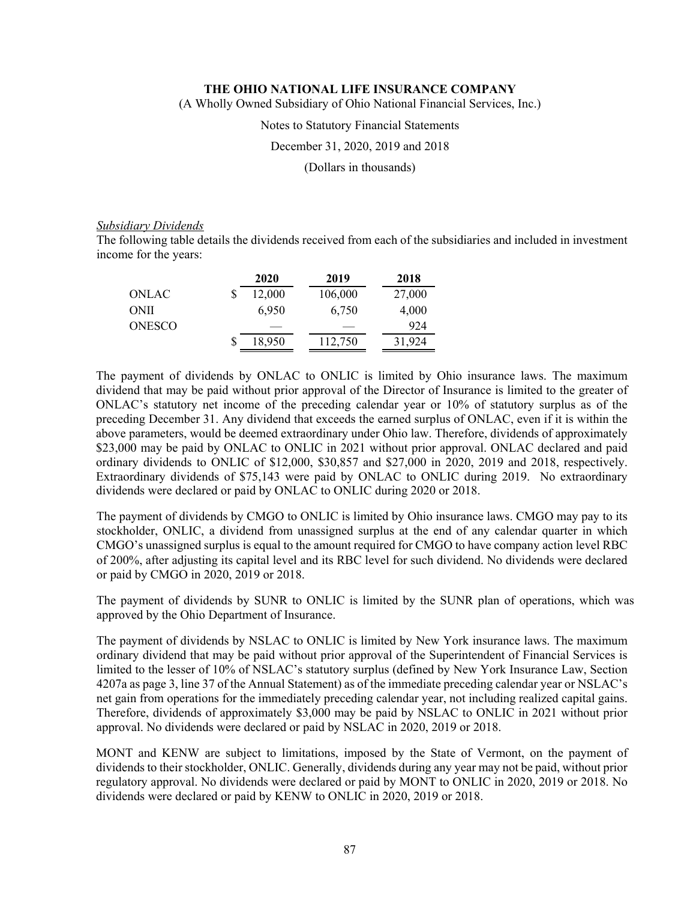*Subsidiary Dividends*

The following table details the dividends received from each of the subsidiaries and included in investment income for the years:

| | 2020 | 2019 | 2018 |
|---|---|---|---|
| ONLAC | $ 12,000 | 106,000 | 27,000 |
| ONII | 6,950 | 6,750 | 4,000 |
| ONESCO | — | — | 924 |
| | $ 18,950 | 112,750 | 31,924 |

The payment of dividends by ONLAC to ONLIC is limited by Ohio insurance laws. The maximum dividend that may be paid without prior approval of the Director of Insurance is limited to the greater of ONLAC's statutory net income of the preceding calendar year or 10% of statutory surplus as of the preceding December 31. Any dividend that exceeds the earned surplus of ONLAC, even if it is within the above parameters, would be deemed extraordinary under Ohio law. Therefore, dividends of approximately $23,000 may be paid by ONLAC to ONLIC in 2021 without prior approval. ONLAC declared and paid ordinary dividends to ONLIC of $12,000, $30,857 and $27,000 in 2020, 2019 and 2018, respectively. Extraordinary dividends of $75,143 were paid by ONLAC to ONLIC during 2019. No extraordinary dividends were declared or paid by ONLAC to ONLIC during 2020 or 2018.

The payment of dividends by CMGO to ONLIC is limited by Ohio insurance laws. CMGO may pay to its stockholder, ONLIC, a dividend from unassigned surplus at the end of any calendar quarter in which CMGO's unassigned surplus is equal to the amount required for CMGO to have company action level RBC of 200%, after adjusting its capital level and its RBC level for such dividend. No dividends were declared or paid by CMGO in 2020, 2019 or 2018.

The payment of dividends by SUNR to ONLIC is limited by the SUNR plan of operations, which was approved by the Ohio Department of Insurance.

The payment of dividends by NSLAC to ONLIC is limited by New York insurance laws. The maximum ordinary dividend that may be paid without prior approval of the Superintendent of Financial Services is limited to the lesser of 10% of NSLAC's statutory surplus (defined by New York Insurance Law, Section 4207a as page 3, line 37 of the Annual Statement) as of the immediate preceding calendar year or NSLAC's net gain from operations for the immediately preceding calendar year, not including realized capital gains. Therefore, dividends of approximately $3,000 may be paid by NSLAC to ONLIC in 2021 without prior approval. No dividends were declared or paid by NSLAC in 2020, 2019 or 2018.

MONT and KENW are subject to limitations, imposed by the State of Vermont, on the payment of dividends to their stockholder, ONLIC. Generally, dividends during any year may not be paid, without prior regulatory approval. No dividends were declared or paid by MONT to ONLIC in 2020, 2019 or 2018. No dividends were declared or paid by KENW to ONLIC in 2020, 2019 or 2018.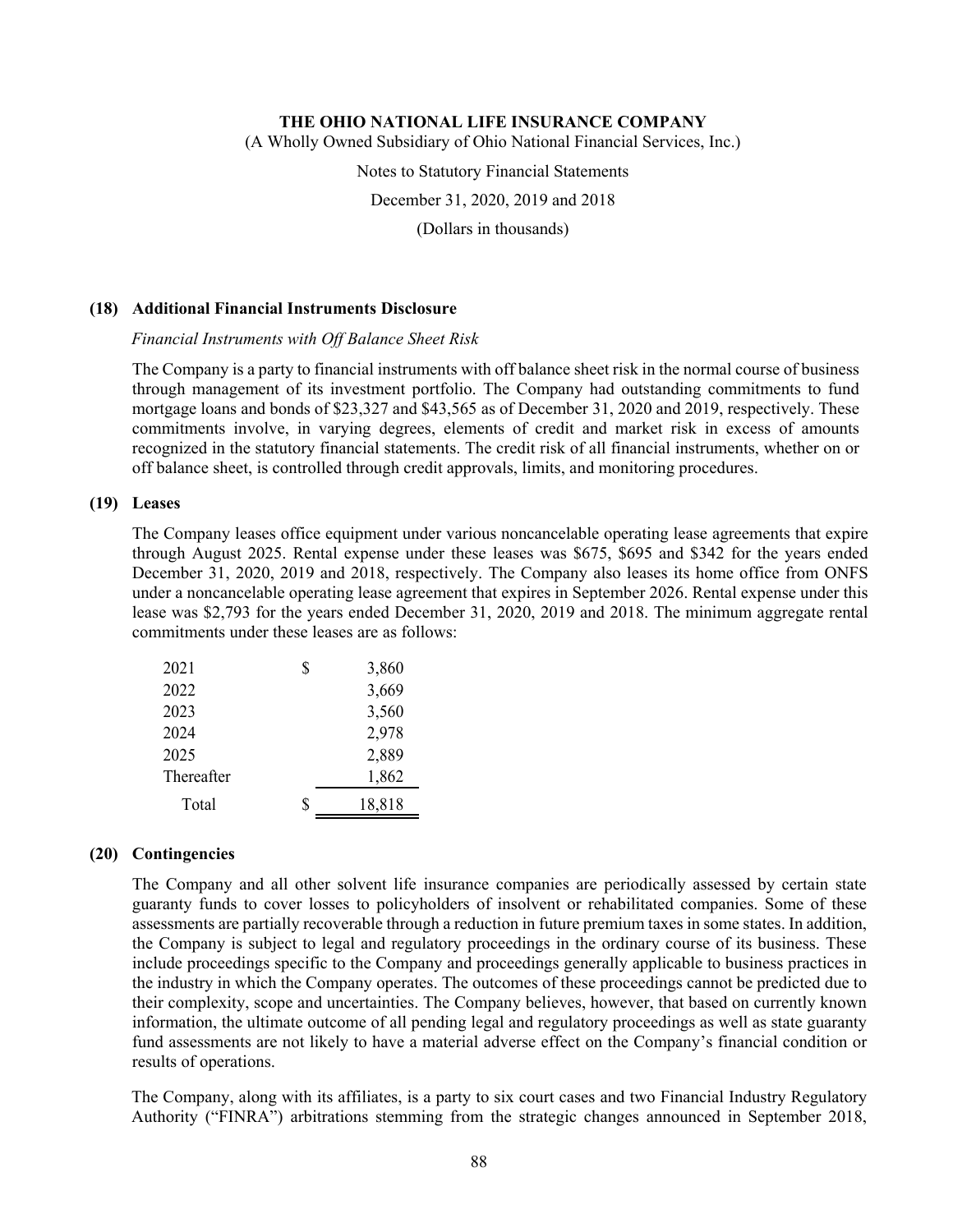### (18) Additional Financial Instruments Disclosure

*Financial Instruments with Off Balance Sheet Risk*

The Company is a party to financial instruments with off balance sheet risk in the normal course of business through management of its investment portfolio. The Company had outstanding commitments to fund mortgage loans and bonds of $23,327 and $43,565 as of December 31, 2020 and 2019, respectively. These commitments involve, in varying degrees, elements of credit and market risk in excess of amounts recognized in the statutory financial statements. The credit risk of all financial instruments, whether on or off balance sheet, is controlled through credit approvals, limits, and monitoring procedures.

### (19) Leases

The Company leases office equipment under various noncancelable operating lease agreements that expire through August 2025. Rental expense under these leases was $675, $695 and $342 for the years ended December 31, 2020, 2019 and 2018, respectively. The Company also leases its home office from ONFS under a noncancelable operating lease agreement that expires in September 2026. Rental expense under this lease was $2,793 for the years ended December 31, 2020, 2019 and 2018. The minimum aggregate rental commitments under these leases are as follows:

| | |
|---|---|
| 2021 | $ 3,860 |
| 2022 | 3,669 |
| 2023 | 3,560 |
| 2024 | 2,978 |
| 2025 | 2,889 |
| Thereafter | 1,862 |
| Total | $ 18,818 |

### (20) Contingencies

The Company and all other solvent life insurance companies are periodically assessed by certain state guaranty funds to cover losses to policyholders of insolvent or rehabilitated companies. Some of these assessments are partially recoverable through a reduction in future premium taxes in some states. In addition, the Company is subject to legal and regulatory proceedings in the ordinary course of its business. These include proceedings specific to the Company and proceedings generally applicable to business practices in the industry in which the Company operates. The outcomes of these proceedings cannot be predicted due to their complexity, scope and uncertainties. The Company believes, however, that based on currently known information, the ultimate outcome of all pending legal and regulatory proceedings as well as state guaranty fund assessments are not likely to have a material adverse effect on the Company's financial condition or results of operations.

The Company, along with its affiliates, is a party to six court cases and two Financial Industry Regulatory Authority ("FINRA") arbitrations stemming from the strategic changes announced in September 2018,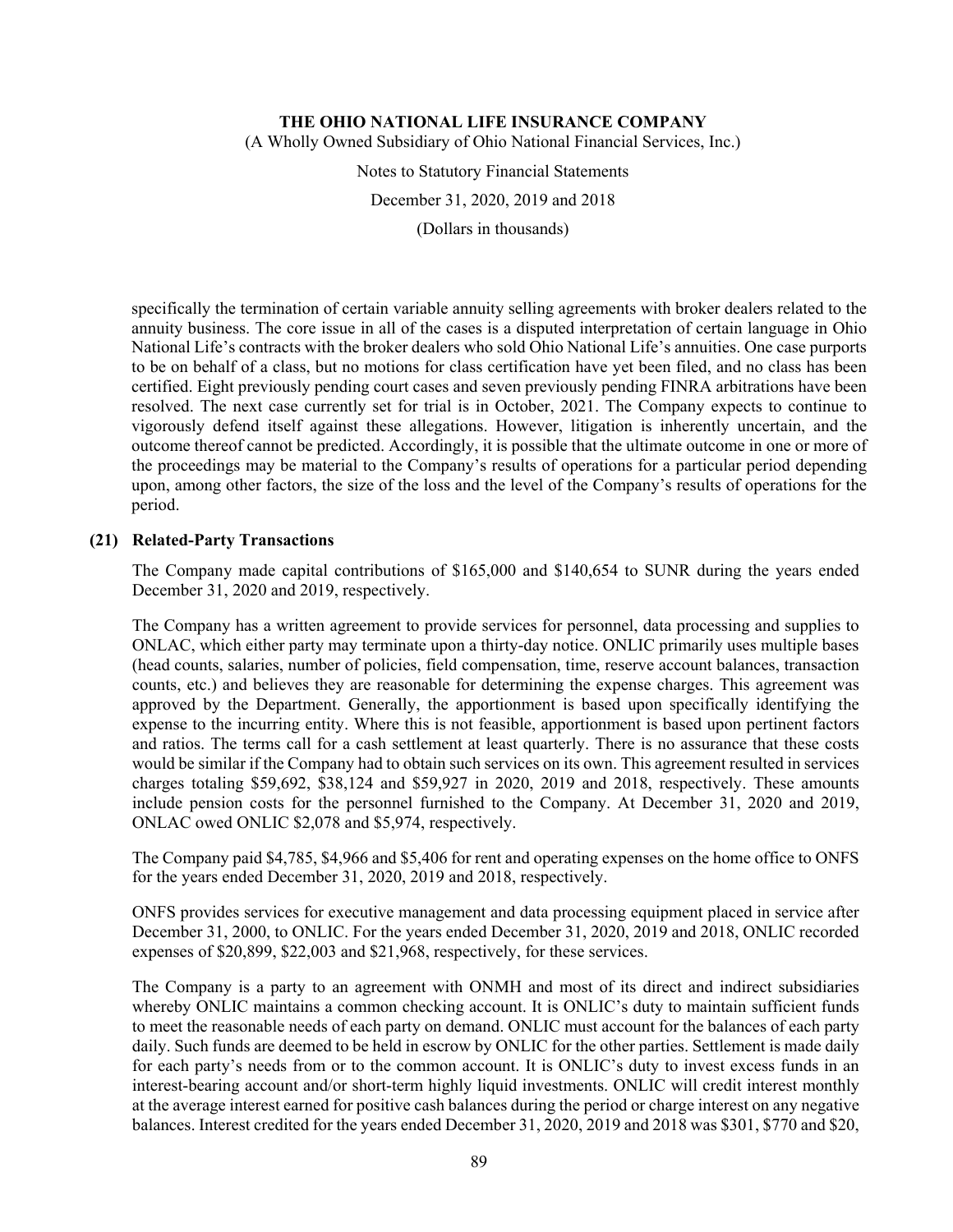specifically the termination of certain variable annuity selling agreements with broker dealers related to the annuity business. The core issue in all of the cases is a disputed interpretation of certain language in Ohio National Life's contracts with the broker dealers who sold Ohio National Life's annuities. One case purports to be on behalf of a class, but no motions for class certification have yet been filed, and no class has been certified. Eight previously pending court cases and seven previously pending FINRA arbitrations have been resolved. The next case currently set for trial is in October, 2021. The Company expects to continue to vigorously defend itself against these allegations. However, litigation is inherently uncertain, and the outcome thereof cannot be predicted. Accordingly, it is possible that the ultimate outcome in one or more of the proceedings may be material to the Company's results of operations for a particular period depending upon, among other factors, the size of the loss and the level of the Company's results of operations for the period.

## (21) Related-Party Transactions

The Company made capital contributions of $165,000 and $140,654 to SUNR during the years ended December 31, 2020 and 2019, respectively.

The Company has a written agreement to provide services for personnel, data processing and supplies to ONLAC, which either party may terminate upon a thirty-day notice. ONLIC primarily uses multiple bases (head counts, salaries, number of policies, field compensation, time, reserve account balances, transaction counts, etc.) and believes they are reasonable for determining the expense charges. This agreement was approved by the Department. Generally, the apportionment is based upon specifically identifying the expense to the incurring entity. Where this is not feasible, apportionment is based upon pertinent factors and ratios. The terms call for a cash settlement at least quarterly. There is no assurance that these costs would be similar if the Company had to obtain such services on its own. This agreement resulted in services charges totaling $59,692, $38,124 and $59,927 in 2020, 2019 and 2018, respectively. These amounts include pension costs for the personnel furnished to the Company. At December 31, 2020 and 2019, ONLAC owed ONLIC $2,078 and $5,974, respectively.

The Company paid $4,785, $4,966 and $5,406 for rent and operating expenses on the home office to ONFS for the years ended December 31, 2020, 2019 and 2018, respectively.

ONFS provides services for executive management and data processing equipment placed in service after December 31, 2000, to ONLIC. For the years ended December 31, 2020, 2019 and 2018, ONLIC recorded expenses of $20,899, $22,003 and $21,968, respectively, for these services.

The Company is a party to an agreement with ONMH and most of its direct and indirect subsidiaries whereby ONLIC maintains a common checking account. It is ONLIC's duty to maintain sufficient funds to meet the reasonable needs of each party on demand. ONLIC must account for the balances of each party daily. Such funds are deemed to be held in escrow by ONLIC for the other parties. Settlement is made daily for each party's needs from or to the common account. It is ONLIC's duty to invest excess funds in an interest-bearing account and/or short-term highly liquid investments. ONLIC will credit interest monthly at the average interest earned for positive cash balances during the period or charge interest on any negative balances. Interest credited for the years ended December 31, 2020, 2019 and 2018 was $301, $770 and $20,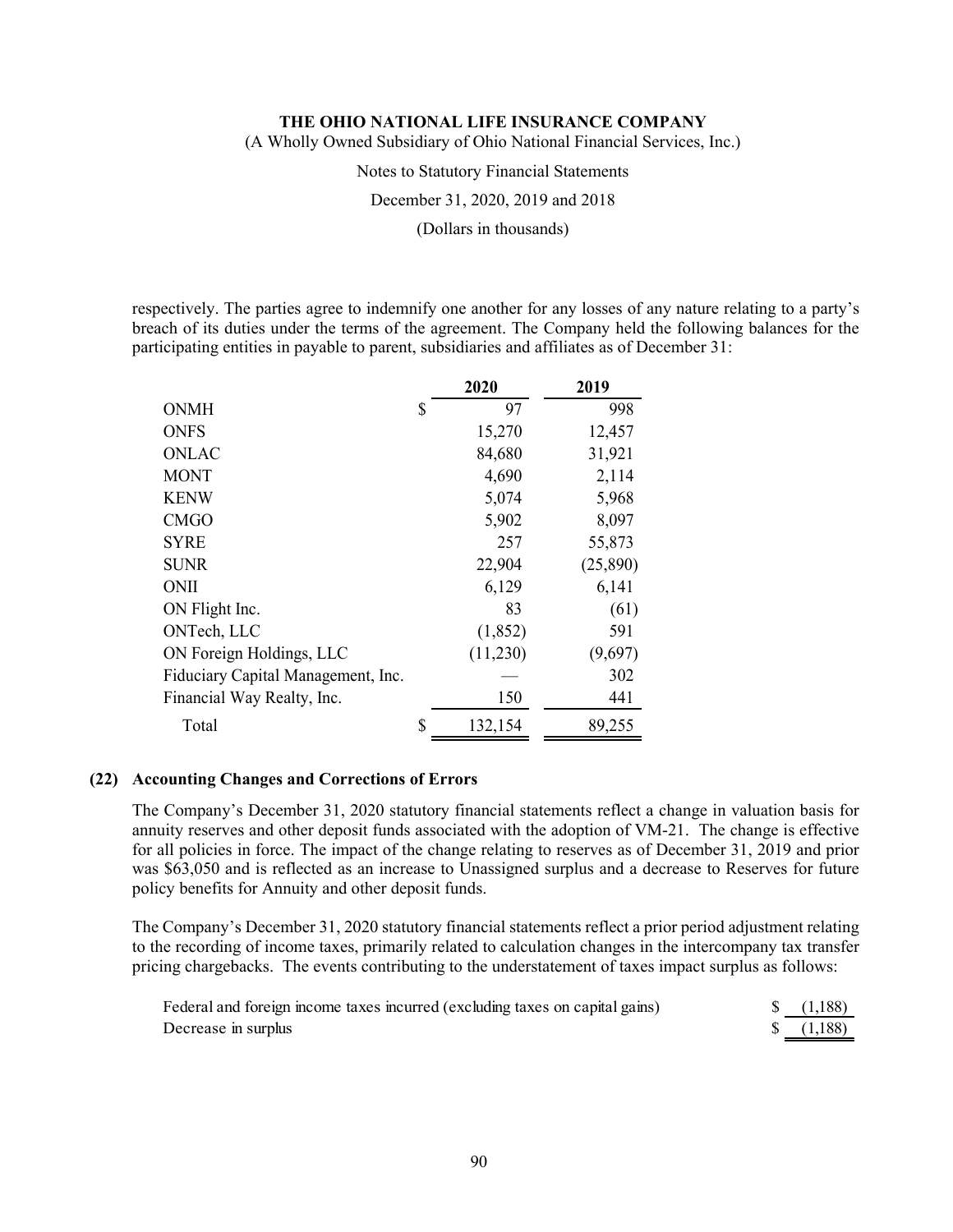respectively. The parties agree to indemnify one another for any losses of any nature relating to a party's breach of its duties under the terms of the agreement. The Company held the following balances for the participating entities in payable to parent, subsidiaries and affiliates as of December 31:

| | 2020 | 2019 |
|---|---|---|
| ONMH | $ 97 | 998 |
| ONFS | 15,270 | 12,457 |
| ONLAC | 84,680 | 31,921 |
| MONT | 4,690 | 2,114 |
| KENW | 5,074 | 5,968 |
| CMGO | 5,902 | 8,097 |
| SYRE | 257 | 55,873 |
| SUNR | 22,904 | (25,890) |
| ONII | 6,129 | 6,141 |
| ON Flight Inc. | 83 | (61) |
| ONTech, LLC | (1,852) | 591 |
| ON Foreign Holdings, LLC | (11,230) | (9,697) |
| Fiduciary Capital Management, Inc. | — | 302 |
| Financial Way Realty, Inc. | 150 | 441 |
| Total | $ 132,154 | 89,255 |

## (22) Accounting Changes and Corrections of Errors

The Company's December 31, 2020 statutory financial statements reflect a change in valuation basis for annuity reserves and other deposit funds associated with the adoption of VM-21. The change is effective for all policies in force. The impact of the change relating to reserves as of December 31, 2019 and prior was $63,050 and is reflected as an increase to Unassigned surplus and a decrease to Reserves for future policy benefits for Annuity and other deposit funds.

The Company's December 31, 2020 statutory financial statements reflect a prior period adjustment relating to the recording of income taxes, primarily related to calculation changes in the intercompany tax transfer pricing chargebacks. The events contributing to the understatement of taxes impact surplus as follows:

| | |
|---|---|
| Federal and foreign income taxes incurred (excluding taxes on capital gains) | $ (1,188) |
| Decrease in surplus | $ (1,188) |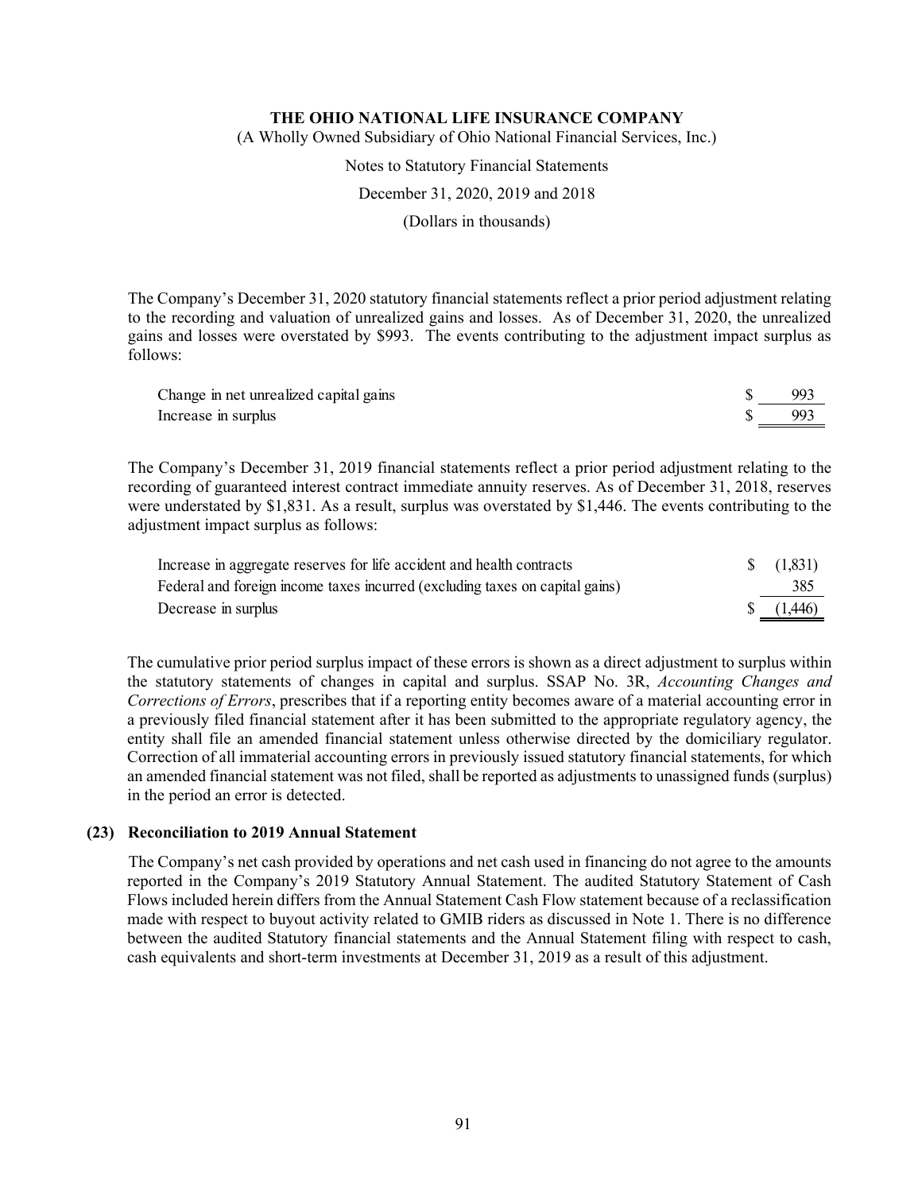The Company's December 31, 2020 statutory financial statements reflect a prior period adjustment relating to the recording and valuation of unrealized gains and losses. As of December 31, 2020, the unrealized gains and losses were overstated by $993. The events contributing to the adjustment impact surplus as follows:

| | |
|---|---|
| Change in net unrealized capital gains | $ 993 |
| Increase in surplus | $ 993 |

The Company's December 31, 2019 financial statements reflect a prior period adjustment relating to the recording of guaranteed interest contract immediate annuity reserves. As of December 31, 2018, reserves were understated by $1,831. As a result, surplus was overstated by $1,446. The events contributing to the adjustment impact surplus as follows:

| | |
|---|---|
| Increase in aggregate reserves for life accident and health contracts | $ (1,831) |
| Federal and foreign income taxes incurred (excluding taxes on capital gains) | 385 |
| Decrease in surplus | $ (1,446) |

The cumulative prior period surplus impact of these errors is shown as a direct adjustment to surplus within the statutory statements of changes in capital and surplus. SSAP No. 3R, *Accounting Changes and Corrections of Errors*, prescribes that if a reporting entity becomes aware of a material accounting error in a previously filed financial statement after it has been submitted to the appropriate regulatory agency, the entity shall file an amended financial statement unless otherwise directed by the domiciliary regulator. Correction of all immaterial accounting errors in previously issued statutory financial statements, for which an amended financial statement was not filed, shall be reported as adjustments to unassigned funds (surplus) in the period an error is detected.

### (23) Reconciliation to 2019 Annual Statement

The Company's net cash provided by operations and net cash used in financing do not agree to the amounts reported in the Company's 2019 Statutory Annual Statement. The audited Statutory Statement of Cash Flows included herein differs from the Annual Statement Cash Flow statement because of a reclassification made with respect to buyout activity related to GMIB riders as discussed in Note 1. There is no difference between the audited Statutory financial statements and the Annual Statement filing with respect to cash, cash equivalents and short-term investments at December 31, 2019 as a result of this adjustment.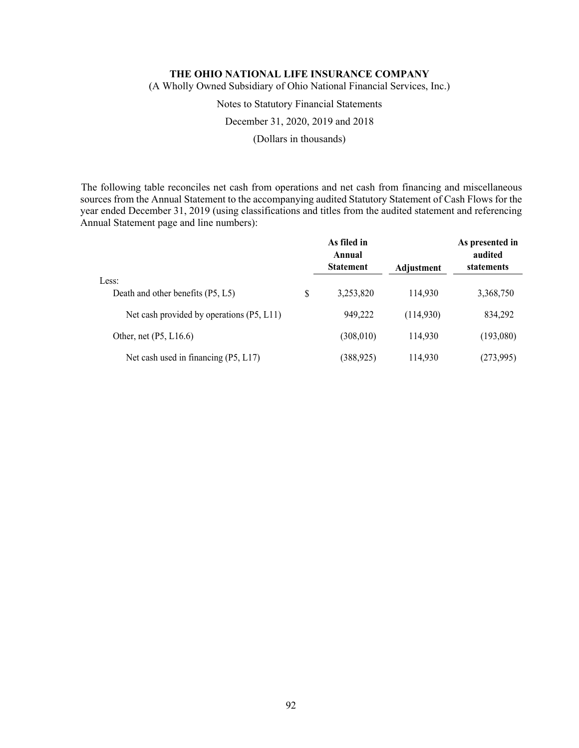The following table reconciles net cash from operations and net cash from financing and miscellaneous sources from the Annual Statement to the accompanying audited Statutory Statement of Cash Flows for the year ended December 31, 2019 (using classifications and titles from the audited statement and referencing Annual Statement page and line numbers):

| | As filed in Annual Statement | Adjustment | As presented in audited statements |
|---|---|---|---|
| Less: | | | |
| Death and other benefits (P5, L5) | $ 3,253,820 | 114,930 | 3,368,750 |
| Net cash provided by operations (P5, L11) | 949,222 | (114,930) | 834,292 |
| Other, net (P5, L16.6) | (308,010) | 114,930 | (193,080) |
| Net cash used in financing (P5, L17) | (388,925) | 114,930 | (273,995) |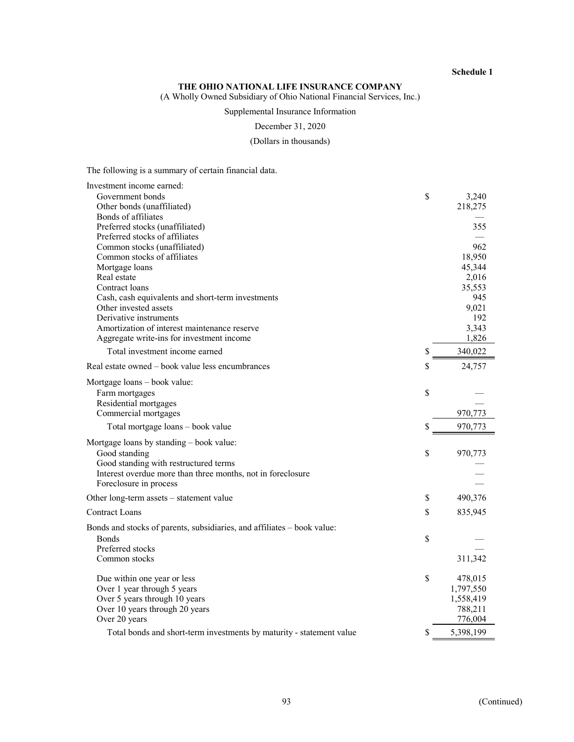**Schedule 1**

**THE OHIO NATIONAL LIFE INSURANCE COMPANY**

(A Wholly Owned Subsidiary of Ohio National Financial Services, Inc.)

Supplemental Insurance Information

December 31, 2020

(Dollars in thousands)

The following is a summary of certain financial data.

| | | |
|---|---|---|
| Investment income earned: | | |
| Government bonds | $ | 3,240 |
| Other bonds (unaffiliated) | | 218,275 |
| Bonds of affiliates | | — |
| Preferred stocks (unaffiliated) | | 355 |
| Preferred stocks of affiliates | | — |
| Common stocks (unaffiliated) | | 962 |
| Common stocks of affiliates | | 18,950 |
| Mortgage loans | | 45,344 |
| Real estate | | 2,016 |
| Contract loans | | 35,553 |
| Cash, cash equivalents and short-term investments | | 945 |
| Other invested assets | | 9,021 |
| Derivative instruments | | 192 |
| Amortization of interest maintenance reserve | | 3,343 |
| Aggregate write-ins for investment income | | 1,826 |
| Total investment income earned | $ | 340,022 |
| Real estate owned – book value less encumbrances | $ | 24,757 |
| Mortgage loans – book value: | | |
| Farm mortgages | $ | — |
| Residential mortgages | | — |
| Commercial mortgages | | 970,773 |
| Total mortgage loans – book value | $ | 970,773 |
| Mortgage loans by standing – book value: | | |
| Good standing | $ | 970,773 |
| Good standing with restructured terms | | — |
| Interest overdue more than three months, not in foreclosure | | — |
| Foreclosure in process | | — |
| Other long-term assets – statement value | $ | 490,376 |
| Contract Loans | $ | 835,945 |
| Bonds and stocks of parents, subsidiaries, and affiliates – book value: | | |
| Bonds | $ | — |
| Preferred stocks | | — |
| Common stocks | | 311,342 |
| Due within one year or less | $ | 478,015 |
| Over 1 year through 5 years | | 1,797,550 |
| Over 5 years through 10 years | | 1,558,419 |
| Over 10 years through 20 years | | 788,211 |
| Over 20 years | | 776,004 |
| Total bonds and short-term investments by maturity - statement value | $ | 5,398,199 |

(Continued)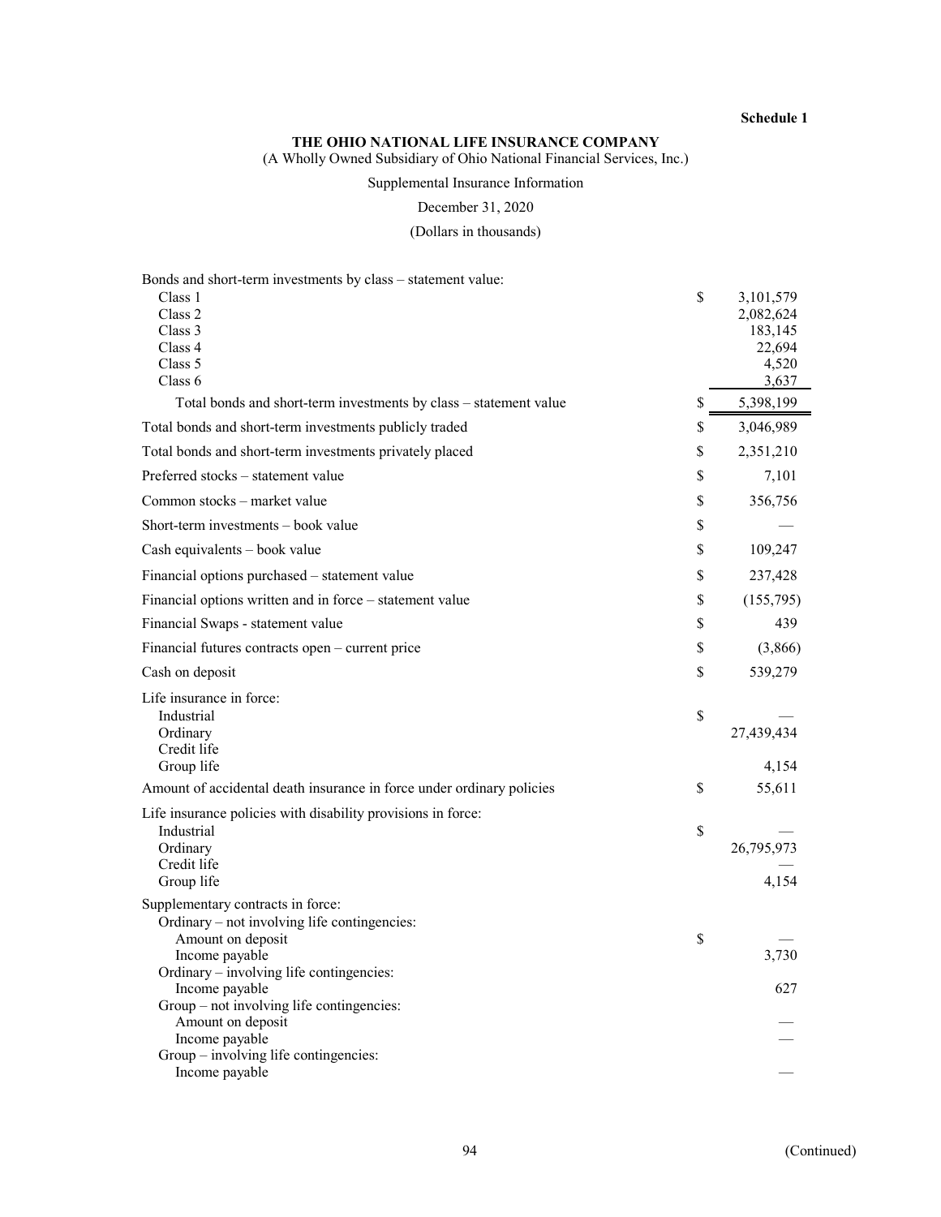**Schedule 1**

**THE OHIO NATIONAL LIFE INSURANCE COMPANY**

(A Wholly Owned Subsidiary of Ohio National Financial Services, Inc.)

Supplemental Insurance Information

December 31, 2020

(Dollars in thousands)

| | | |
|---|---|---|
| Bonds and short-term investments by class – statement value: | | |
| Class 1 | $ | 3,101,579 |
| Class 2 | | 2,082,624 |
| Class 3 | | 183,145 |
| Class 4 | | 22,694 |
| Class 5 | | 4,520 |
| Class 6 | | 3,637 |
| Total bonds and short-term investments by class – statement value | $ | 5,398,199 |
| Total bonds and short-term investments publicly traded | $ | 3,046,989 |
| Total bonds and short-term investments privately placed | $ | 2,351,210 |
| Preferred stocks – statement value | $ | 7,101 |
| Common stocks – market value | $ | 356,756 |
| Short-term investments – book value | $ | — |
| Cash equivalents – book value | $ | 109,247 |
| Financial options purchased – statement value | $ | 237,428 |
| Financial options written and in force – statement value | $ | (155,795) |
| Financial Swaps - statement value | $ | 439 |
| Financial futures contracts open – current price | $ | (3,866) |
| Cash on deposit | $ | 539,279 |
| Life insurance in force: | | |
| Industrial | $ | — |
| Ordinary | | 27,439,434 |
| Credit life | | |
| Group life | | 4,154 |
| Amount of accidental death insurance in force under ordinary policies | $ | 55,611 |
| Life insurance policies with disability provisions in force: | | |
| Industrial | $ | — |
| Ordinary | | 26,795,973 |
| Credit life | | — |
| Group life | | 4,154 |
| Supplementary contracts in force: | | |
| Ordinary – not involving life contingencies: | | |
| Amount on deposit | $ | — |
| Income payable | | 3,730 |
| Ordinary – involving life contingencies: | | |
| Income payable | | 627 |
| Group – not involving life contingencies: | | |
| Amount on deposit | | — |
| Income payable | | — |
| Group – involving life contingencies: | | |
| Income payable | | — |

(Continued)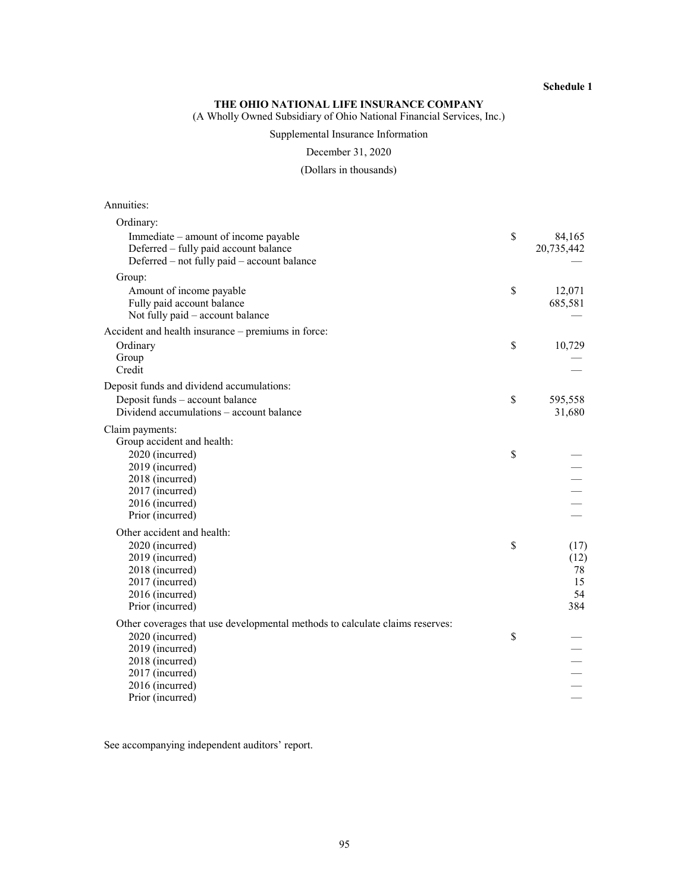**Schedule 1**

**THE OHIO NATIONAL LIFE INSURANCE COMPANY**

(A Wholly Owned Subsidiary of Ohio National Financial Services, Inc.)

Supplemental Insurance Information

December 31, 2020

(Dollars in thousands)

| | | |
|---|---|---|
| Annuities: | | |
| Ordinary: | | |
| Immediate – amount of income payable | $ | 84,165 |
| Deferred – fully paid account balance | | 20,735,442 |
| Deferred – not fully paid – account balance | | — |
| Group: | | |
| Amount of income payable | $ | 12,071 |
| Fully paid account balance | | 685,581 |
| Not fully paid – account balance | | — |
| Accident and health insurance – premiums in force: | | |
| Ordinary | $ | 10,729 |
| Group | | — |
| Credit | | — |
| Deposit funds and dividend accumulations: | | |
| Deposit funds – account balance | $ | 595,558 |
| Dividend accumulations – account balance | | 31,680 |
| Claim payments: | | |
| Group accident and health: | | |
| 2020 (incurred) | $ | — |
| 2019 (incurred) | | — |
| 2018 (incurred) | | — |
| 2017 (incurred) | | — |
| 2016 (incurred) | | — |
| Prior (incurred) | | — |
| Other accident and health: | | |
| 2020 (incurred) | $ | (17) |
| 2019 (incurred) | | (12) |
| 2018 (incurred) | | 78 |
| 2017 (incurred) | | 15 |
| 2016 (incurred) | | 54 |
| Prior (incurred) | | 384 |
| Other coverages that use developmental methods to calculate claims reserves: | | |
| 2020 (incurred) | $ | — |
| 2019 (incurred) | | — |
| 2018 (incurred) | | — |
| 2017 (incurred) | | — |
| 2016 (incurred) | | — |
| Prior (incurred) | | — |

See accompanying independent auditors' report.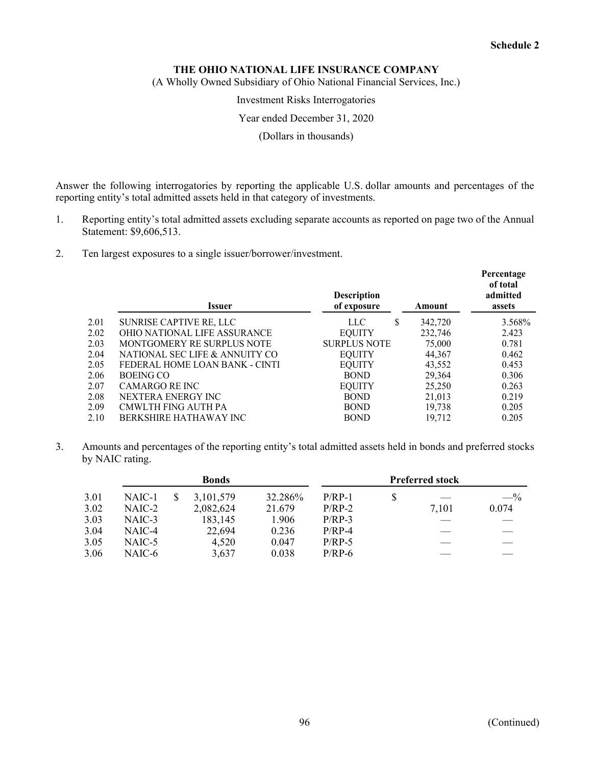**Schedule 2**

**THE OHIO NATIONAL LIFE INSURANCE COMPANY**

(A Wholly Owned Subsidiary of Ohio National Financial Services, Inc.)

Investment Risks Interrogatories

Year ended December 31, 2020

(Dollars in thousands)

Answer the following interrogatories by reporting the applicable U.S. dollar amounts and percentages of the reporting entity's total admitted assets held in that category of investments.

1. Reporting entity's total admitted assets excluding separate accounts as reported on page two of the Annual Statement: $9,606,513.

2. Ten largest exposures to a single issuer/borrower/investment.

| | Issuer | Description of exposure | Amount | Percentage of total admitted assets |
|---|---|---|---|---|
| 2.01 | SUNRISE CAPTIVE RE, LLC | LLC | $ 342,720 | 3.568% |
| 2.02 | OHIO NATIONAL LIFE ASSURANCE | EQUITY | 232,746 | 2.423 |
| 2.03 | MONTGOMERY RE SURPLUS NOTE | SURPLUS NOTE | 75,000 | 0.781 |
| 2.04 | NATIONAL SEC LIFE & ANNUITY CO | EQUITY | 44,367 | 0.462 |
| 2.05 | FEDERAL HOME LOAN BANK - CINTI | EQUITY | 43,552 | 0.453 |
| 2.06 | BOEING CO | BOND | 29,364 | 0.306 |
| 2.07 | CAMARGO RE INC | EQUITY | 25,250 | 0.263 |
| 2.08 | NEXTERA ENERGY INC | BOND | 21,013 | 0.219 |
| 2.09 | CMWLTH FING AUTH PA | BOND | 19,738 | 0.205 |
| 2.10 | BERKSHIRE HATHAWAY INC | BOND | 19,712 | 0.205 |

3. Amounts and percentages of the reporting entity's total admitted assets held in bonds and preferred stocks by NAIC rating.

| | Bonds | | | Preferred stock | | |
|---|---|---|---|---|---|---|
| 3.01 | NAIC-1 | $ 3,101,579 | 32.286% | P/RP-1 | $ — | —% |
| 3.02 | NAIC-2 | 2,082,624 | 21.679 | P/RP-2 | 7,101 | 0.074 |
| 3.03 | NAIC-3 | 183,145 | 1.906 | P/RP-3 | — | — |
| 3.04 | NAIC-4 | 22,694 | 0.236 | P/RP-4 | — | — |
| 3.05 | NAIC-5 | 4,520 | 0.047 | P/RP-5 | — | — |
| 3.06 | NAIC-6 | 3,637 | 0.038 | P/RP-6 | — | — |

(Continued)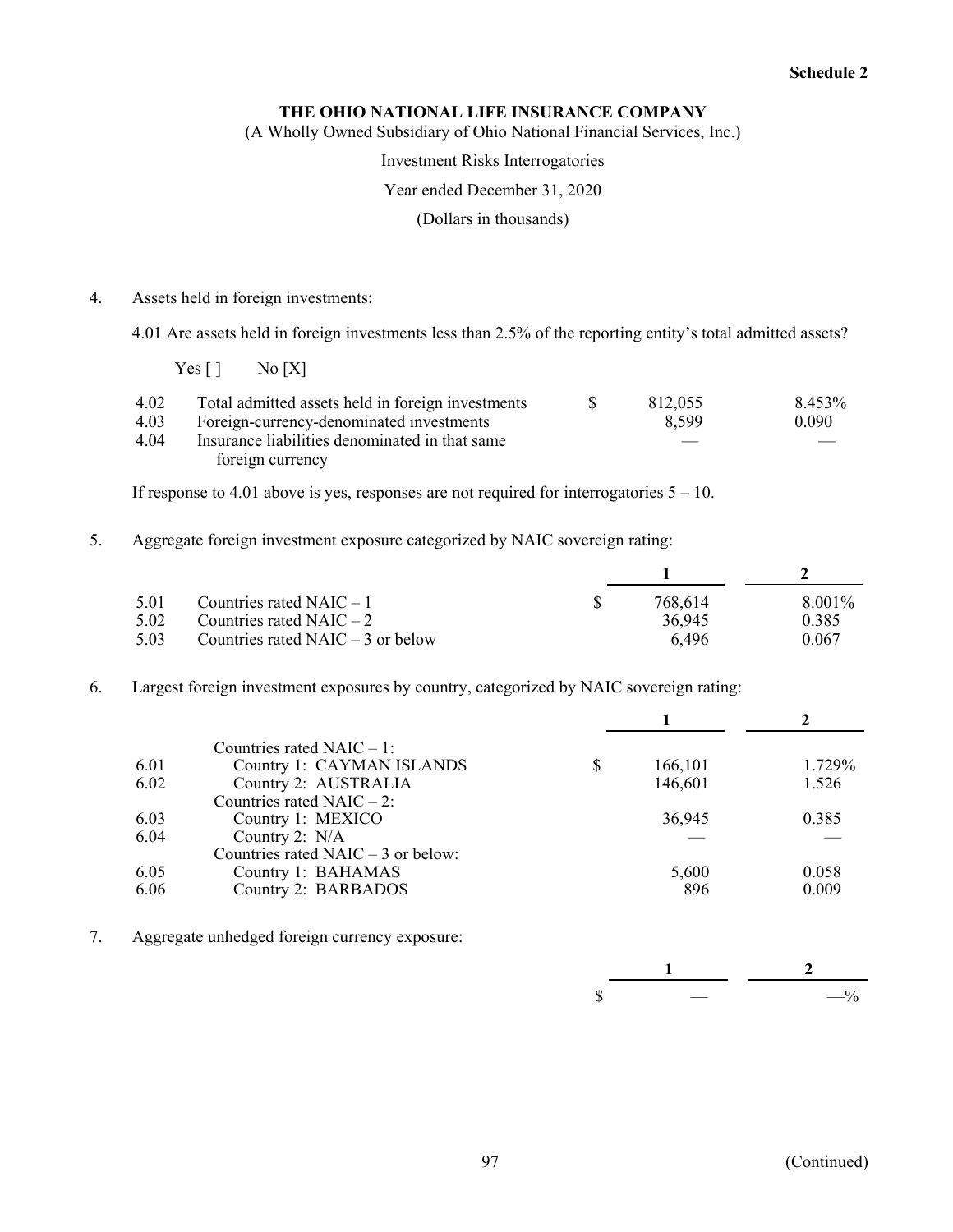Schedule 2

**THE OHIO NATIONAL LIFE INSURANCE COMPANY**

(A Wholly Owned Subsidiary of Ohio National Financial Services, Inc.)

Investment Risks Interrogatories

Year ended December 31, 2020

(Dollars in thousands)

4. Assets held in foreign investments:

   4.01 Are assets held in foreign investments less than 2.5% of the reporting entity's total admitted assets?

   Yes [ ]   No [X]

| | | | |
|---|---|---|---|
| 4.02 | Total admitted assets held in foreign investments | $ 812,055 | 8.453% |
| 4.03 | Foreign-currency-denominated investments | 8,599 | 0.090 |
| 4.04 | Insurance liabilities denominated in that same foreign currency | — | — |

   If response to 4.01 above is yes, responses are not required for interrogatories 5 – 10.

5. Aggregate foreign investment exposure categorized by NAIC sovereign rating:

| | | 1 | 2 |
|---|---|---|---|
| 5.01 | Countries rated NAIC – 1 | $ 768,614 | 8.001% |
| 5.02 | Countries rated NAIC – 2 | 36,945 | 0.385 |
| 5.03 | Countries rated NAIC – 3 or below | 6,496 | 0.067 |

6. Largest foreign investment exposures by country, categorized by NAIC sovereign rating:

| | | 1 | 2 |
|---|---|---|---|
| | Countries rated NAIC – 1: | | |
| 6.01 | Country 1: CAYMAN ISLANDS | $ 166,101 | 1.729% |
| 6.02 | Country 2: AUSTRALIA | 146,601 | 1.526 |
| | Countries rated NAIC – 2: | | |
| 6.03 | Country 1: MEXICO | 36,945 | 0.385 |
| 6.04 | Country 2: N/A | — | — |
| | Countries rated NAIC – 3 or below: | | |
| 6.05 | Country 1: BAHAMAS | 5,600 | 0.058 |
| 6.06 | Country 2: BARBADOS | 896 | 0.009 |

7. Aggregate unhedged foreign currency exposure:

| 1 | 2 |
|---|---|
| $ — | —% |

(Continued)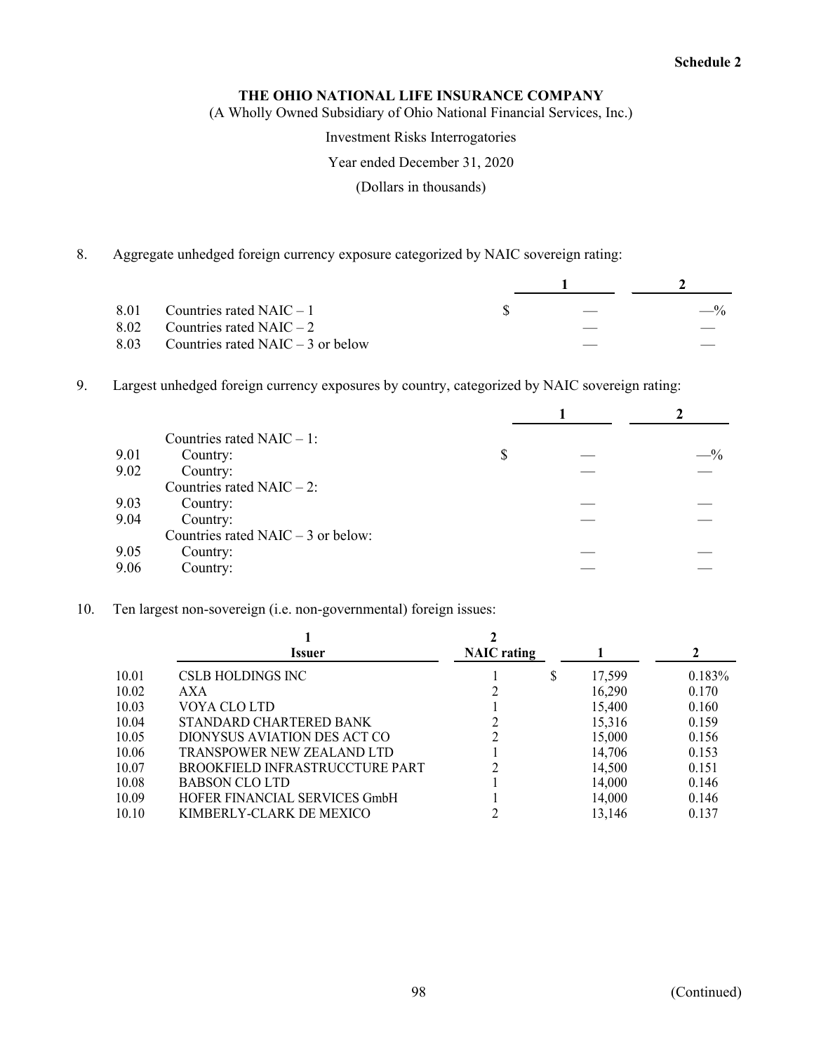**Schedule 2**

**THE OHIO NATIONAL LIFE INSURANCE COMPANY**

(A Wholly Owned Subsidiary of Ohio National Financial Services, Inc.)

Investment Risks Interrogatories

Year ended December 31, 2020

(Dollars in thousands)

8. Aggregate unhedged foreign currency exposure categorized by NAIC sovereign rating:

| | | 1 | 2 |
|---|---|---|---|
| 8.01 | Countries rated NAIC – 1 | $ — | —% |
| 8.02 | Countries rated NAIC – 2 | — | — |
| 8.03 | Countries rated NAIC – 3 or below | — | — |

9. Largest unhedged foreign currency exposures by country, categorized by NAIC sovereign rating:

| | | 1 | 2 |
|---|---|---|---|
| | Countries rated NAIC – 1: | | |
| 9.01 | Country: | $ — | —% |
| 9.02 | Country: | — | — |
| | Countries rated NAIC – 2: | | |
| 9.03 | Country: | — | — |
| 9.04 | Country: | — | — |
| | Countries rated NAIC – 3 or below: | | |
| 9.05 | Country: | — | — |
| 9.06 | Country: | — | — |

10. Ten largest non-sovereign (i.e. non-governmental) foreign issues:

| | 1<br>Issuer | 2<br>NAIC rating | 1 | 2 |
|---|---|---|---|---|
| 10.01 | CSLB HOLDINGS INC | 1 | $ 17,599 | 0.183% |
| 10.02 | AXA | 2 | 16,290 | 0.170 |
| 10.03 | VOYA CLO LTD | 1 | 15,400 | 0.160 |
| 10.04 | STANDARD CHARTERED BANK | 2 | 15,316 | 0.159 |
| 10.05 | DIONYSUS AVIATION DES ACT CO | 2 | 15,000 | 0.156 |
| 10.06 | TRANSPOWER NEW ZEALAND LTD | 1 | 14,706 | 0.153 |
| 10.07 | BROOKFIELD INFRASTRUCCTURE PART | 2 | 14,500 | 0.151 |
| 10.08 | BABSON CLO LTD | 1 | 14,000 | 0.146 |
| 10.09 | HOFER FINANCIAL SERVICES GmbH | 1 | 14,000 | 0.146 |
| 10.10 | KIMBERLY-CLARK DE MEXICO | 2 | 13,146 | 0.137 |

(Continued)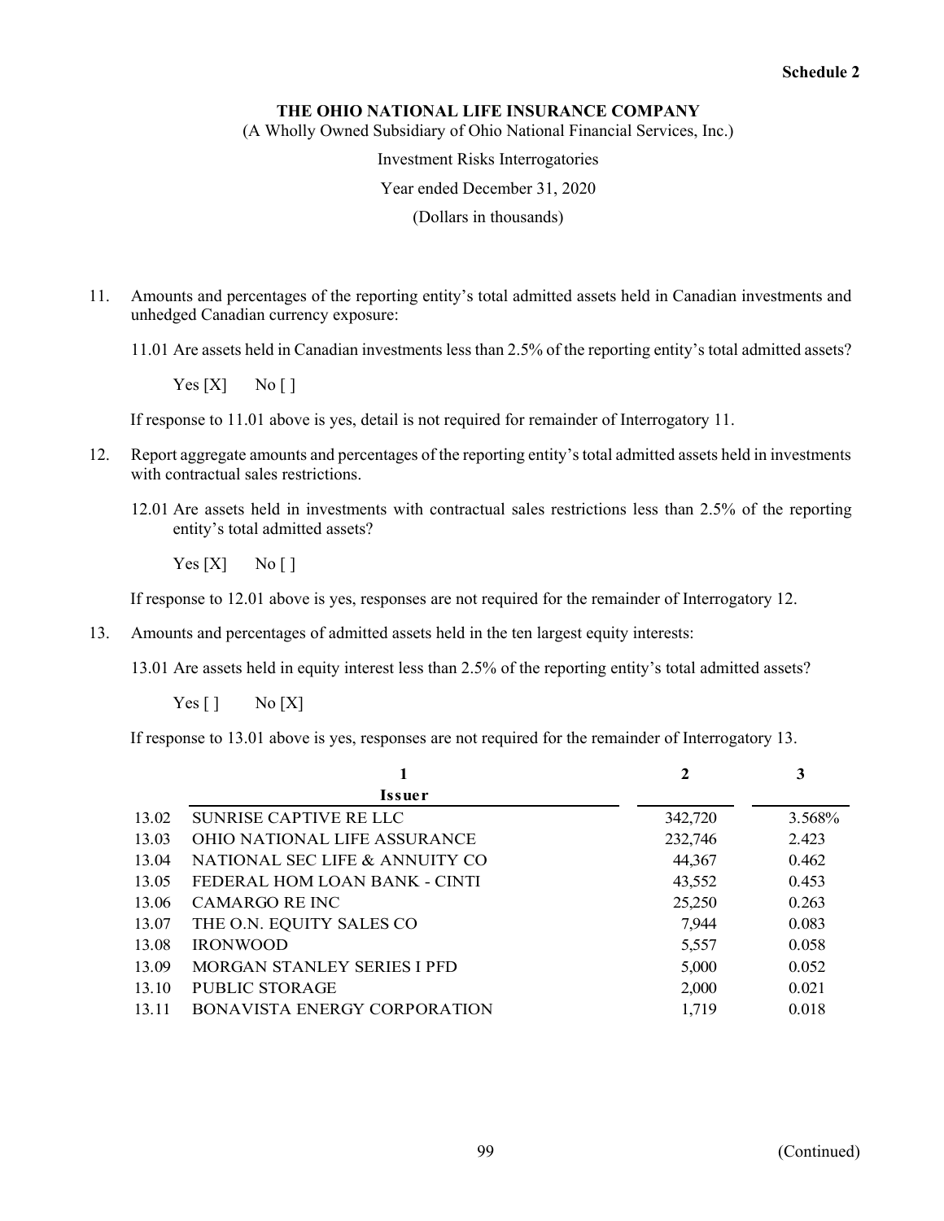**Schedule 2**

**THE OHIO NATIONAL LIFE INSURANCE COMPANY**

(A Wholly Owned Subsidiary of Ohio National Financial Services, Inc.)

Investment Risks Interrogatories

Year ended December 31, 2020

(Dollars in thousands)

11. Amounts and percentages of the reporting entity's total admitted assets held in Canadian investments and unhedged Canadian currency exposure:

    11.01 Are assets held in Canadian investments less than 2.5% of the reporting entity's total admitted assets?

    Yes [X] No [ ]

    If response to 11.01 above is yes, detail is not required for remainder of Interrogatory 11.

12. Report aggregate amounts and percentages of the reporting entity's total admitted assets held in investments with contractual sales restrictions.

    12.01 Are assets held in investments with contractual sales restrictions less than 2.5% of the reporting entity's total admitted assets?

    Yes [X] No [ ]

    If response to 12.01 above is yes, responses are not required for the remainder of Interrogatory 12.

13. Amounts and percentages of admitted assets held in the ten largest equity interests:

    13.01 Are assets held in equity interest less than 2.5% of the reporting entity's total admitted assets?

    Yes [ ] No [X]

    If response to 13.01 above is yes, responses are not required for the remainder of Interrogatory 13.

| | 1<br>Issuer | 2 | 3 |
|---|---|---|---|
| 13.02 | SUNRISE CAPTIVE RE LLC | 342,720 | 3.568% |
| 13.03 | OHIO NATIONAL LIFE ASSURANCE | 232,746 | 2.423 |
| 13.04 | NATIONAL SEC LIFE & ANNUITY CO | 44,367 | 0.462 |
| 13.05 | FEDERAL HOM LOAN BANK - CINTI | 43,552 | 0.453 |
| 13.06 | CAMARGO RE INC | 25,250 | 0.263 |
| 13.07 | THE O.N. EQUITY SALES CO | 7,944 | 0.083 |
| 13.08 | IRONWOOD | 5,557 | 0.058 |
| 13.09 | MORGAN STANLEY SERIES I PFD | 5,000 | 0.052 |
| 13.10 | PUBLIC STORAGE | 2,000 | 0.021 |
| 13.11 | BONAVISTA ENERGY CORPORATION | 1,719 | 0.018 |

(Continued)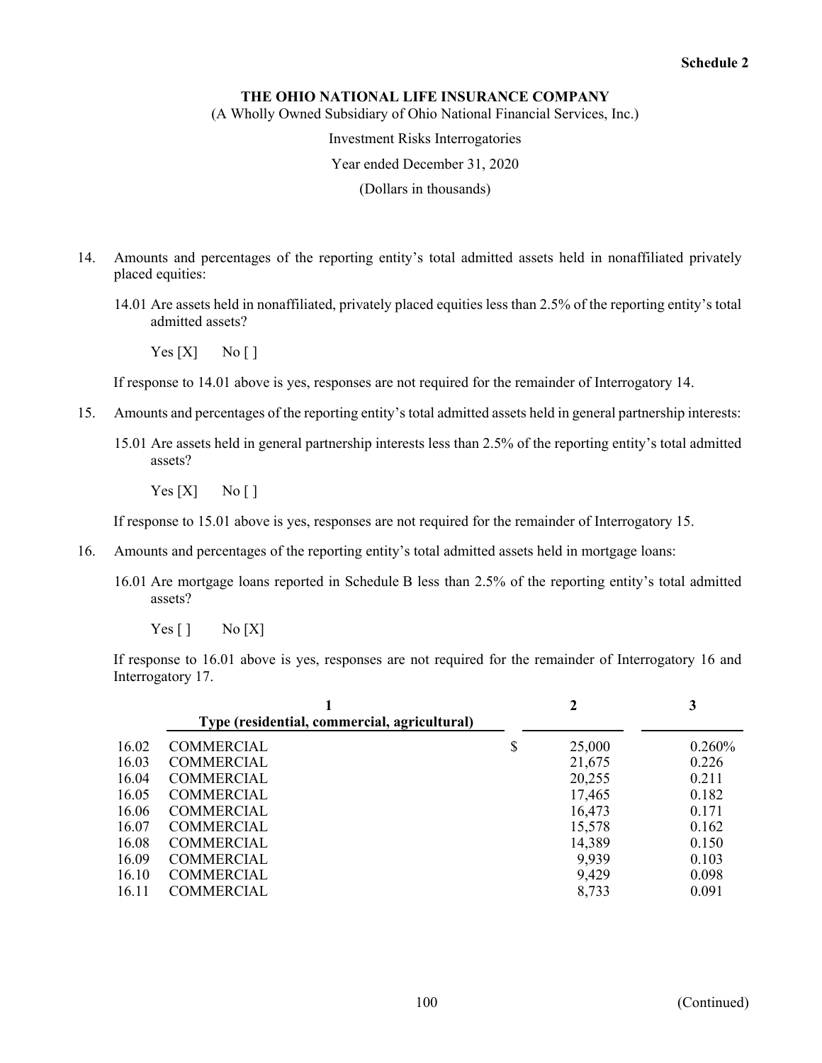Schedule 2

**THE OHIO NATIONAL LIFE INSURANCE COMPANY**

(A Wholly Owned Subsidiary of Ohio National Financial Services, Inc.)

Investment Risks Interrogatories

Year ended December 31, 2020

(Dollars in thousands)

14. Amounts and percentages of the reporting entity's total admitted assets held in nonaffiliated privately placed equities:

    14.01 Are assets held in nonaffiliated, privately placed equities less than 2.5% of the reporting entity's total admitted assets?

    Yes [X]     No [ ]

    If response to 14.01 above is yes, responses are not required for the remainder of Interrogatory 14.

15. Amounts and percentages of the reporting entity's total admitted assets held in general partnership interests:

    15.01 Are assets held in general partnership interests less than 2.5% of the reporting entity's total admitted assets?

    Yes [X]     No [ ]

    If response to 15.01 above is yes, responses are not required for the remainder of Interrogatory 15.

16. Amounts and percentages of the reporting entity's total admitted assets held in mortgage loans:

    16.01 Are mortgage loans reported in Schedule B less than 2.5% of the reporting entity's total admitted assets?

    Yes [ ]     No [X]

    If response to 16.01 above is yes, responses are not required for the remainder of Interrogatory 16 and Interrogatory 17.

| | 1<br>Type (residential, commercial, agricultural) | 2 | 3 |
|---|---|---|---|
| 16.02 | COMMERCIAL | $ 25,000 | 0.260% |
| 16.03 | COMMERCIAL | 21,675 | 0.226 |
| 16.04 | COMMERCIAL | 20,255 | 0.211 |
| 16.05 | COMMERCIAL | 17,465 | 0.182 |
| 16.06 | COMMERCIAL | 16,473 | 0.171 |
| 16.07 | COMMERCIAL | 15,578 | 0.162 |
| 16.08 | COMMERCIAL | 14,389 | 0.150 |
| 16.09 | COMMERCIAL | 9,939 | 0.103 |
| 16.10 | COMMERCIAL | 9,429 | 0.098 |
| 16.11 | COMMERCIAL | 8,733 | 0.091 |

(Continued)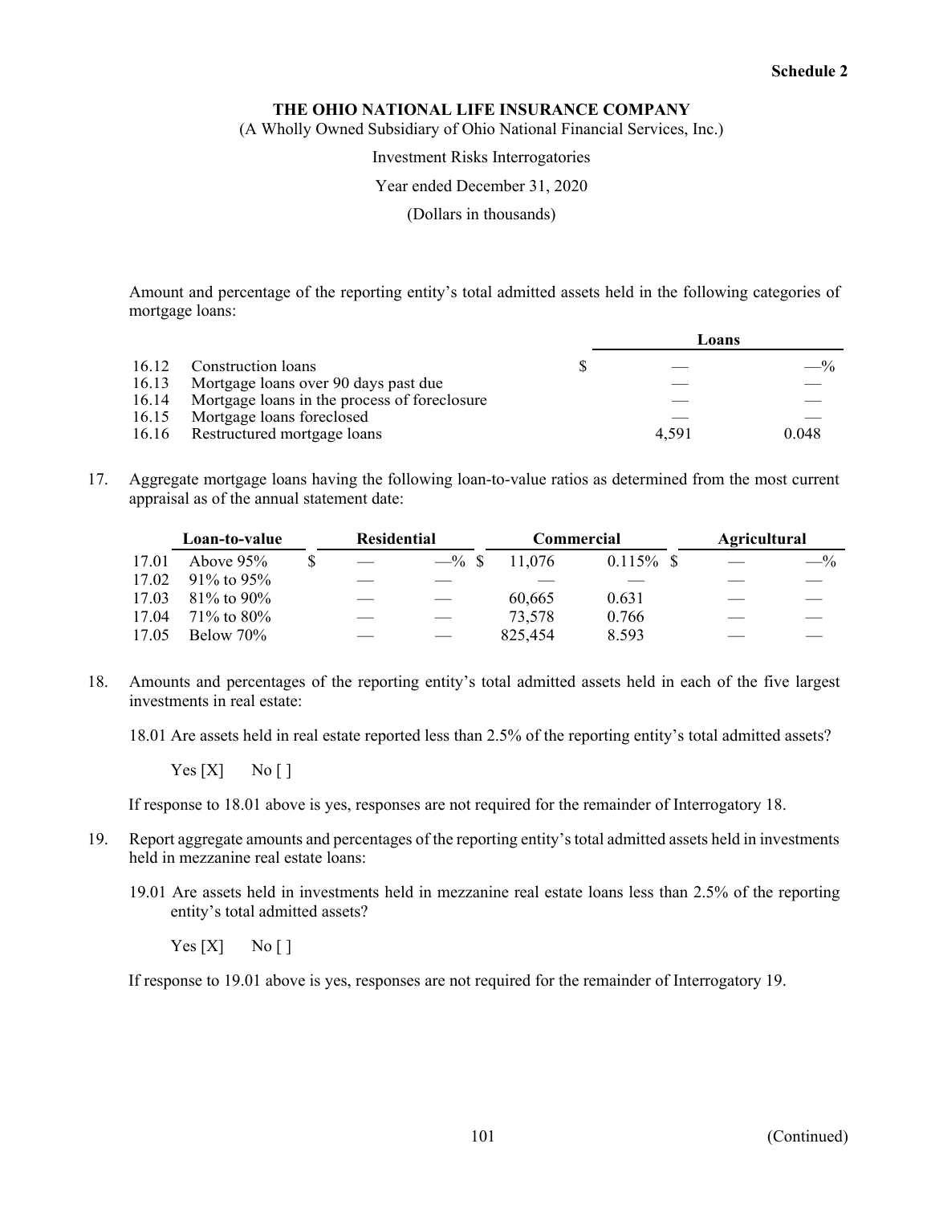**Schedule 2**

**THE OHIO NATIONAL LIFE INSURANCE COMPANY**

(A Wholly Owned Subsidiary of Ohio National Financial Services, Inc.)

Investment Risks Interrogatories

Year ended December 31, 2020

(Dollars in thousands)

Amount and percentage of the reporting entity's total admitted assets held in the following categories of mortgage loans:

| | | Loans | |
|---|---|---|---|
| 16.12 | Construction loans | $ — | —% |
| 16.13 | Mortgage loans over 90 days past due | — | — |
| 16.14 | Mortgage loans in the process of foreclosure | — | — |
| 16.15 | Mortgage loans foreclosed | — | — |
| 16.16 | Restructured mortgage loans | 4,591 | 0.048 |

17. Aggregate mortgage loans having the following loan-to-value ratios as determined from the most current appraisal as of the annual statement date:

| | Loan-to-value | Residential | | Commercial | | Agricultural | |
|---|---|---|---|---|---|---|---|
| 17.01 | Above 95% | $ — | —% | $ 11,076 | 0.115% | $ — | —% |
| 17.02 | 91% to 95% | — | — | — | — | — | — |
| 17.03 | 81% to 90% | — | — | 60,665 | 0.631 | — | — |
| 17.04 | 71% to 80% | — | — | 73,578 | 0.766 | — | — |
| 17.05 | Below 70% | — | — | 825,454 | 8.593 | — | — |

18. Amounts and percentages of the reporting entity's total admitted assets held in each of the five largest investments in real estate:

    18.01 Are assets held in real estate reported less than 2.5% of the reporting entity's total admitted assets?

    Yes [X]    No [ ]

    If response to 18.01 above is yes, responses are not required for the remainder of Interrogatory 18.

19. Report aggregate amounts and percentages of the reporting entity's total admitted assets held in investments held in mezzanine real estate loans:

    19.01 Are assets held in investments held in mezzanine real estate loans less than 2.5% of the reporting entity's total admitted assets?

    Yes [X]    No [ ]

    If response to 19.01 above is yes, responses are not required for the remainder of Interrogatory 19.

(Continued)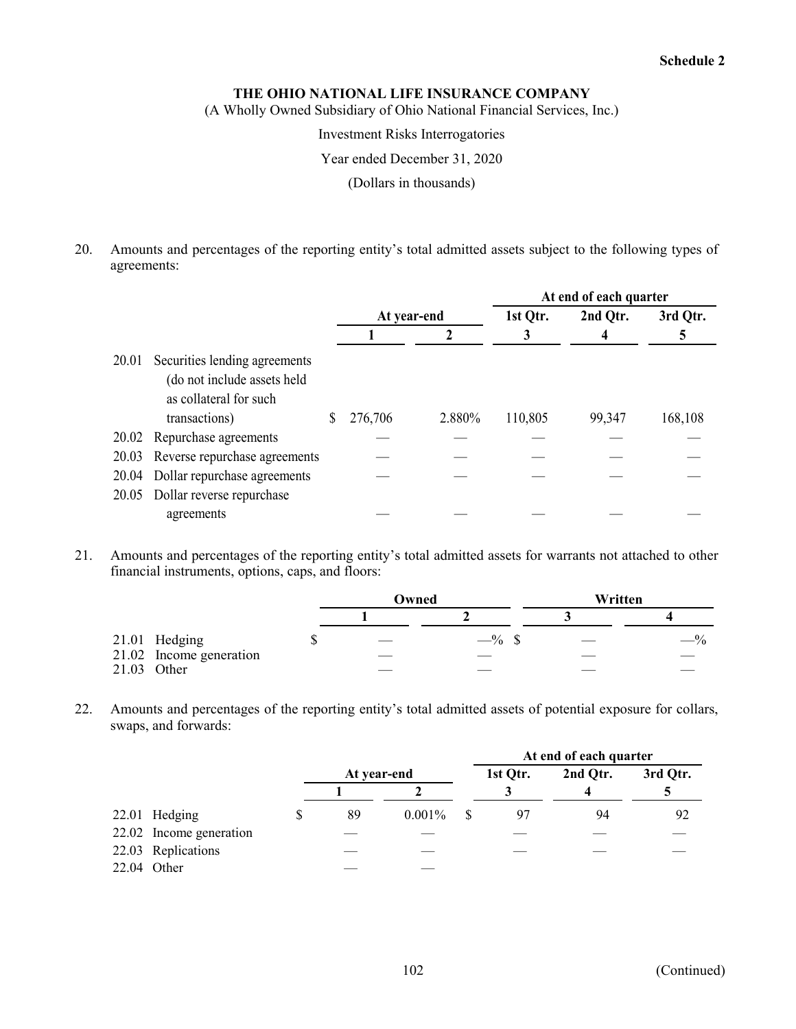**Schedule 2**

**THE OHIO NATIONAL LIFE INSURANCE COMPANY**

(A Wholly Owned Subsidiary of Ohio National Financial Services, Inc.)

Investment Risks Interrogatories

Year ended December 31, 2020

(Dollars in thousands)

20. Amounts and percentages of the reporting entity's total admitted assets subject to the following types of agreements:

| | | At year-end | | At end of each quarter | | |
|---|---|---|---|---|---|---|
| | | | | 1st Qtr. | 2nd Qtr. | 3rd Qtr. |
| | | 1 | 2 | 3 | 4 | 5 |
| 20.01 | Securities lending agreements (do not include assets held as collateral for such transactions) | $ 276,706 | 2.880% | 110,805 | 99,347 | 168,108 |
| 20.02 | Repurchase agreements | — | — | — | — | — |
| 20.03 | Reverse repurchase agreements | — | — | — | — | — |
| 20.04 | Dollar repurchase agreements | — | — | — | — | — |
| 20.05 | Dollar reverse repurchase agreements | — | — | — | — | — |

21. Amounts and percentages of the reporting entity's total admitted assets for warrants not attached to other financial instruments, options, caps, and floors:

| | | Owned | | Written | |
|---|---|---|---|---|---|
| | | 1 | 2 | 3 | 4 |
| 21.01 | Hedging | $ — | —% | $ — | —% |
| 21.02 | Income generation | — | — | — | — |
| 21.03 | Other | — | — | — | — |

22. Amounts and percentages of the reporting entity's total admitted assets of potential exposure for collars, swaps, and forwards:

| | | At year-end | | At end of each quarter | | |
|---|---|---|---|---|---|---|
| | | | | 1st Qtr. | 2nd Qtr. | 3rd Qtr. |
| | | 1 | 2 | 3 | 4 | 5 |
| 22.01 | Hedging | $ 89 | 0.001% | $ 97 | 94 | 92 |
| 22.02 | Income generation | — | — | — | — | — |
| 22.03 | Replications | — | — | — | — | — |
| 22.04 | Other | — | — | | | |

(Continued)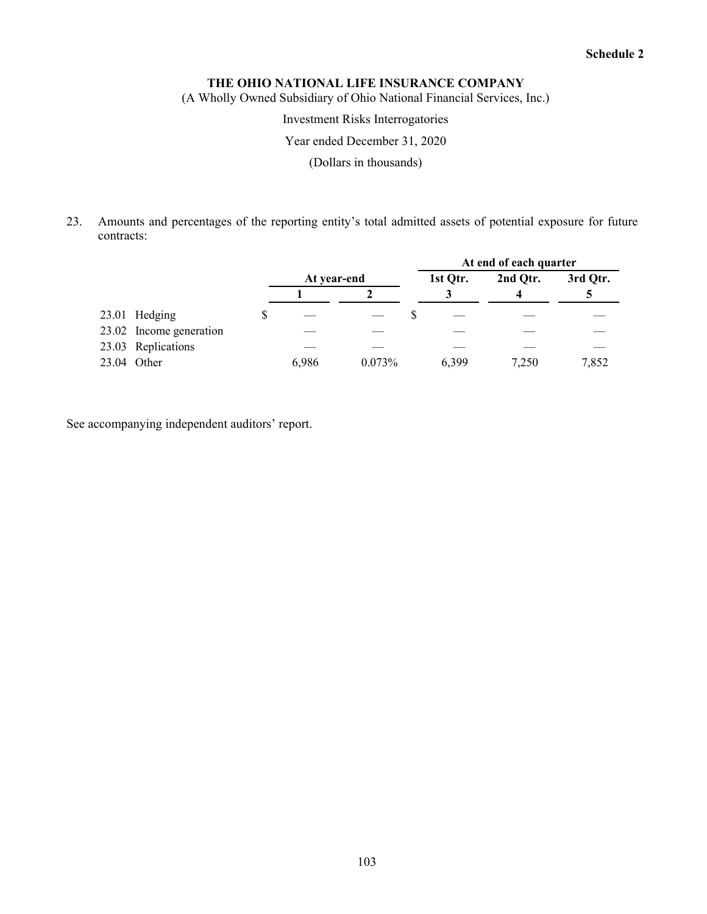Schedule 2

**THE OHIO NATIONAL LIFE INSURANCE COMPANY**

(A Wholly Owned Subsidiary of Ohio National Financial Services, Inc.)

Investment Risks Interrogatories

Year ended December 31, 2020

(Dollars in thousands)

23. Amounts and percentages of the reporting entity's total admitted assets of potential exposure for future contracts:

| | At year-end | | At end of each quarter | | |
|---|---|---|---|---|---|
| | | | 1st Qtr. | 2nd Qtr. | 3rd Qtr. |
| | 1 | 2 | 3 | 4 | 5 |
| 23.01 Hedging | $ — | — | $ — | — | — |
| 23.02 Income generation | — | — | — | — | — |
| 23.03 Replications | — | — | — | — | — |
| 23.04 Other | 6,986 | 0.073% | 6,399 | 7,250 | 7,852 |

See accompanying independent auditors' report.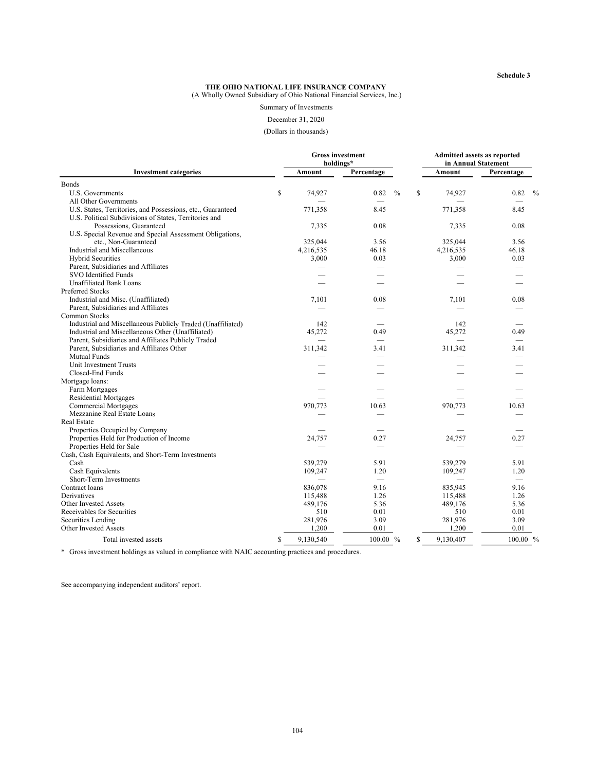**Schedule 3**

**THE OHIO NATIONAL LIFE INSURANCE COMPANY**
(A Wholly Owned Subsidiary of Ohio National Financial Services, Inc.)

Summary of Investments

December 31, 2020

(Dollars in thousands)

| Investment categories | Gross investment holdings* Amount | Gross investment holdings* Percentage | Admitted assets as reported in Annual Statement Amount | Admitted assets as reported in Annual Statement Percentage |
|---|---|---|---|---|
| Bonds | | | | |
| U.S. Governments | $ 74,927 | 0.82 % | $ 74,927 | 0.82 % |
| All Other Governments | — | — | — | — |
| U.S. States, Territories, and Possessions, etc., Guaranteed | 771,358 | 8.45 | 771,358 | 8.45 |
| U.S. Political Subdivisions of States, Territories and Possessions, Guaranteed | 7,335 | 0.08 | 7,335 | 0.08 |
| U.S. Special Revenue and Special Assessment Obligations, etc., Non-Guaranteed | 325,044 | 3.56 | 325,044 | 3.56 |
| Industrial and Miscellaneous | 4,216,535 | 46.18 | 4,216,535 | 46.18 |
| Hybrid Securities | 3,000 | 0.03 | 3,000 | 0.03 |
| Parent, Subsidiaries and Affiliates | — | — | — | — |
| SVO Identified Funds | — | — | — | — |
| Unaffiliated Bank Loans | — | — | — | — |
| Preferred Stocks | | | | |
| Industrial and Misc. (Unaffiliated) | 7,101 | 0.08 | 7,101 | 0.08 |
| Parent, Subsidiaries and Affiliates | — | — | — | — |
| Common Stocks | | | | |
| Industrial and Miscellaneous Publicly Traded (Unaffiliated) | 142 | — | 142 | — |
| Industrial and Miscellaneous Other (Unaffiliated) | 45,272 | 0.49 | 45,272 | 0.49 |
| Parent, Subsidiaries and Affiliates Publicly Traded | — | — | — | — |
| Parent, Subsidiaries and Affiliates Other | 311,342 | 3.41 | 311,342 | 3.41 |
| Mutual Funds | — | — | — | — |
| Unit Investment Trusts | — | — | — | — |
| Closed-End Funds | — | — | — | — |
| Mortgage loans: | | | | |
| Farm Mortgages | — | — | — | — |
| Residential Mortgages | — | — | — | — |
| Commercial Mortgages | 970,773 | 10.63 | 970,773 | 10.63 |
| Mezzanine Real Estate Loans | — | — | — | — |
| Real Estate | | | | |
| Properties Occupied by Company | — | — | — | — |
| Properties Held for Production of Income | 24,757 | 0.27 | 24,757 | 0.27 |
| Properties Held for Sale | — | — | — | — |
| Cash, Cash Equivalents, and Short-Term Investments | | | | |
| Cash | 539,279 | 5.91 | 539,279 | 5.91 |
| Cash Equivalents | 109,247 | 1.20 | 109,247 | 1.20 |
| Short-Term Investments | — | — | — | — |
| Contract loans | 836,078 | 9.16 | 835,945 | 9.16 |
| Derivatives | 115,488 | 1.26 | 115,488 | 1.26 |
| Other Invested Assets | 489,176 | 5.36 | 489,176 | 5.36 |
| Receivables for Securities | 510 | 0.01 | 510 | 0.01 |
| Securities Lending | 281,976 | 3.09 | 281,976 | 3.09 |
| Other Invested Assets | 1,200 | 0.01 | 1,200 | 0.01 |
| Total invested assets | $ 9,130,540 | 100.00 % | $ 9,130,407 | 100.00 % |

\* Gross investment holdings as valued in compliance with NAIC accounting practices and procedures.

See accompanying independent auditors' report.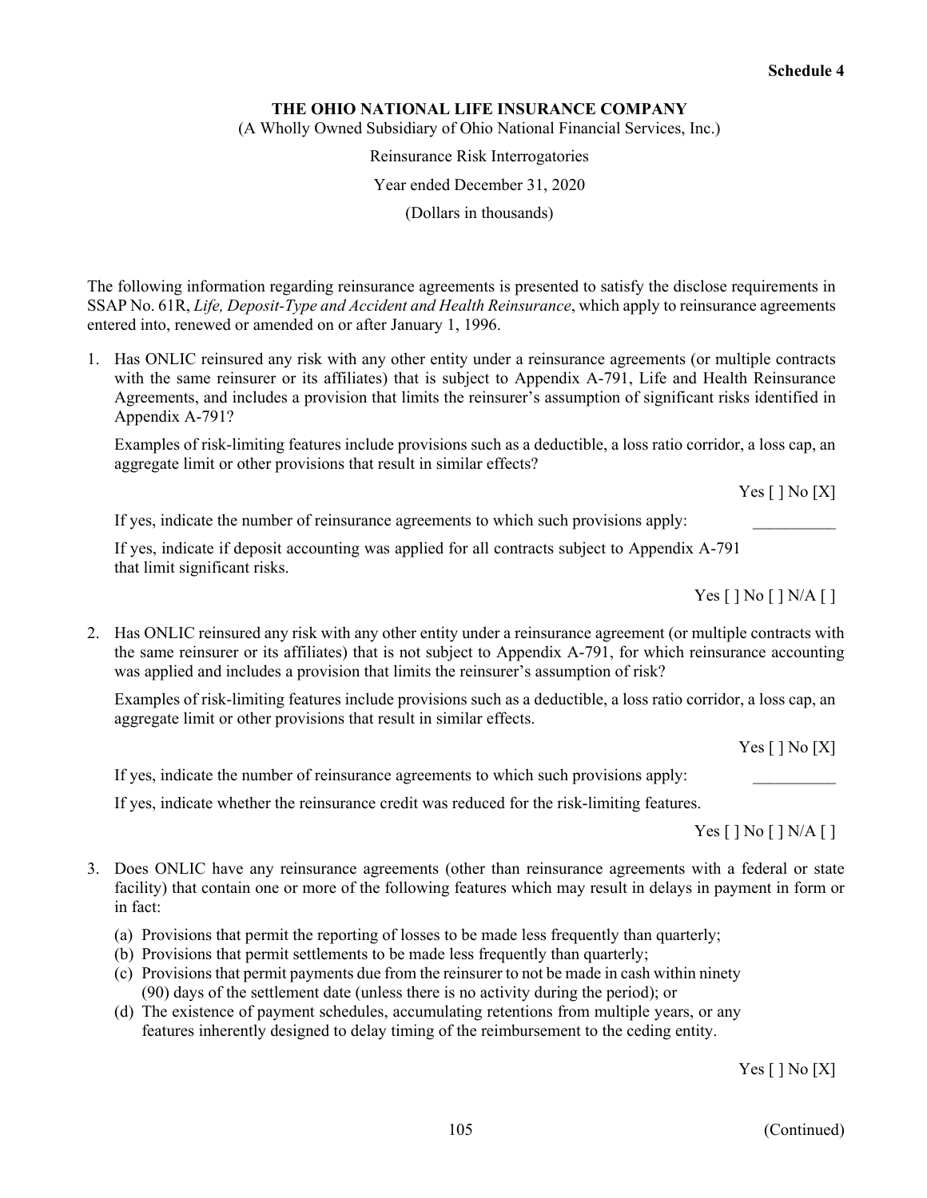**Schedule 4**

**THE OHIO NATIONAL LIFE INSURANCE COMPANY**

(A Wholly Owned Subsidiary of Ohio National Financial Services, Inc.)

Reinsurance Risk Interrogatories

Year ended December 31, 2020

(Dollars in thousands)

The following information regarding reinsurance agreements is presented to satisfy the disclose requirements in SSAP No. 61R, *Life, Deposit-Type and Accident and Health Reinsurance*, which apply to reinsurance agreements entered into, renewed or amended on or after January 1, 1996.

1. Has ONLIC reinsured any risk with any other entity under a reinsurance agreements (or multiple contracts with the same reinsurer or its affiliates) that is subject to Appendix A-791, Life and Health Reinsurance Agreements, and includes a provision that limits the reinsurer's assumption of significant risks identified in Appendix A-791?

   Examples of risk-limiting features include provisions such as a deductible, a loss ratio corridor, a loss cap, an aggregate limit or other provisions that result in similar effects?

   Yes [ ] No [X]

   If yes, indicate the number of reinsurance agreements to which such provisions apply: __________

   If yes, indicate if deposit accounting was applied for all contracts subject to Appendix A-791 that limit significant risks.

   Yes [ ] No [ ] N/A [ ]

2. Has ONLIC reinsured any risk with any other entity under a reinsurance agreement (or multiple contracts with the same reinsurer or its affiliates) that is not subject to Appendix A-791, for which reinsurance accounting was applied and includes a provision that limits the reinsurer's assumption of risk?

   Examples of risk-limiting features include provisions such as a deductible, a loss ratio corridor, a loss cap, an aggregate limit or other provisions that result in similar effects.

   Yes [ ] No [X]

   If yes, indicate the number of reinsurance agreements to which such provisions apply: __________

   If yes, indicate whether the reinsurance credit was reduced for the risk-limiting features.

   Yes [ ] No [ ] N/A [ ]

3. Does ONLIC have any reinsurance agreements (other than reinsurance agreements with a federal or state facility) that contain one or more of the following features which may result in delays in payment in form or in fact:

   (a) Provisions that permit the reporting of losses to be made less frequently than quarterly;
   (b) Provisions that permit settlements to be made less frequently than quarterly;
   (c) Provisions that permit payments due from the reinsurer to not be made in cash within ninety (90) days of the settlement date (unless there is no activity during the period); or
   (d) The existence of payment schedules, accumulating retentions from multiple years, or any features inherently designed to delay timing of the reimbursement to the ceding entity.

   Yes [ ] No [X]

(Continued)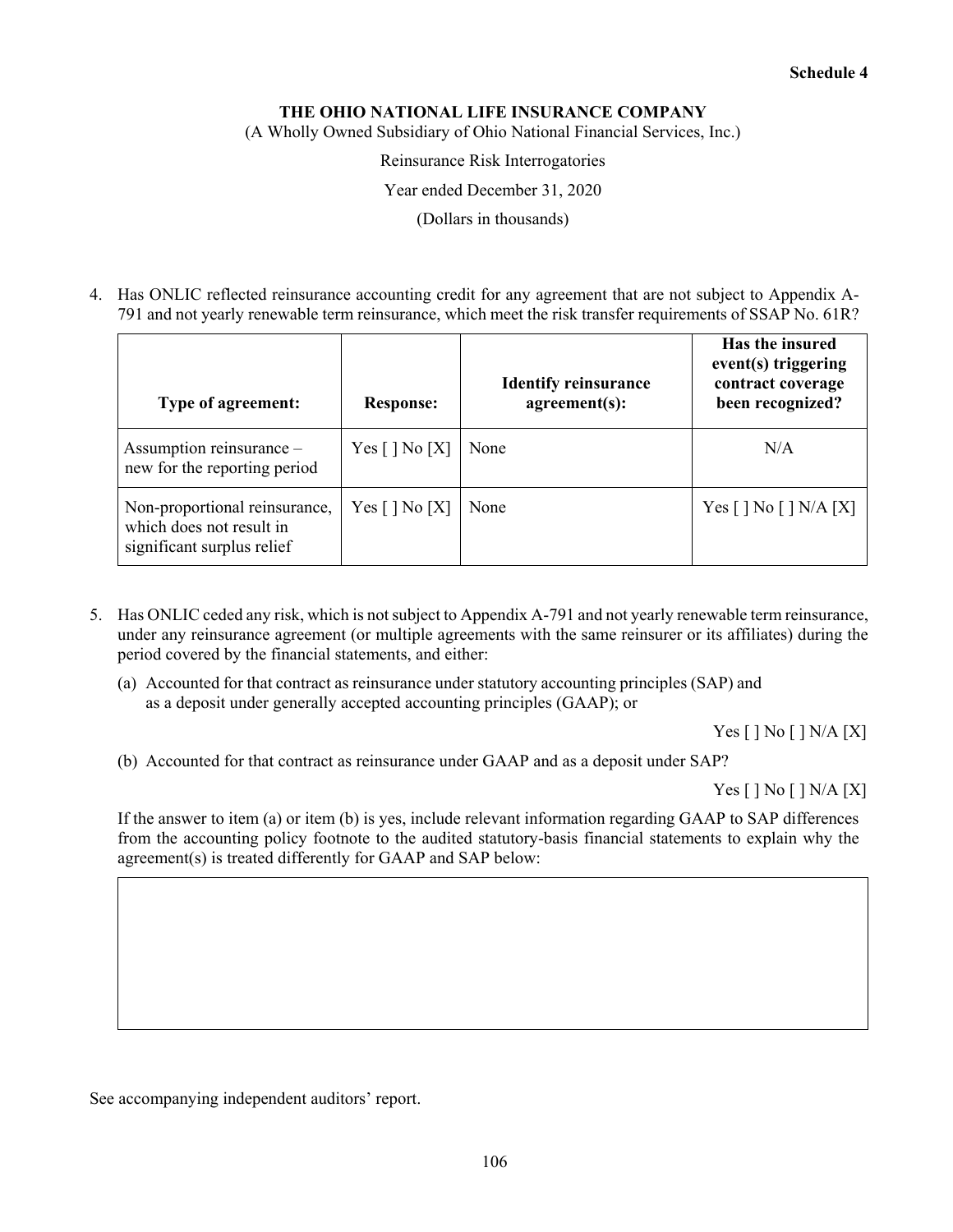**Schedule 4**

**THE OHIO NATIONAL LIFE INSURANCE COMPANY**

(A Wholly Owned Subsidiary of Ohio National Financial Services, Inc.)

Reinsurance Risk Interrogatories

Year ended December 31, 2020

(Dollars in thousands)

4. Has ONLIC reflected reinsurance accounting credit for any agreement that are not subject to Appendix A-791 and not yearly renewable term reinsurance, which meet the risk transfer requirements of SSAP No. 61R?

| **Type of agreement:** | **Response:** | **Identify reinsurance agreement(s):** | **Has the insured event(s) triggering contract coverage been recognized?** |
|---|---|---|---|
| Assumption reinsurance – new for the reporting period | Yes [ ] No [X] | None | N/A |
| Non-proportional reinsurance, which does not result in significant surplus relief | Yes [ ] No [X] | None | Yes [ ] No [ ] N/A [X] |

5. Has ONLIC ceded any risk, which is not subject to Appendix A-791 and not yearly renewable term reinsurance, under any reinsurance agreement (or multiple agreements with the same reinsurer or its affiliates) during the period covered by the financial statements, and either:

   (a) Accounted for that contract as reinsurance under statutory accounting principles (SAP) and as a deposit under generally accepted accounting principles (GAAP); or

   Yes [ ] No [ ] N/A [X]

   (b) Accounted for that contract as reinsurance under GAAP and as a deposit under SAP?

   Yes [ ] No [ ] N/A [X]

   If the answer to item (a) or item (b) is yes, include relevant information regarding GAAP to SAP differences from the accounting policy footnote to the audited statutory-basis financial statements to explain why the agreement(s) is treated differently for GAAP and SAP below:

See accompanying independent auditors' report.